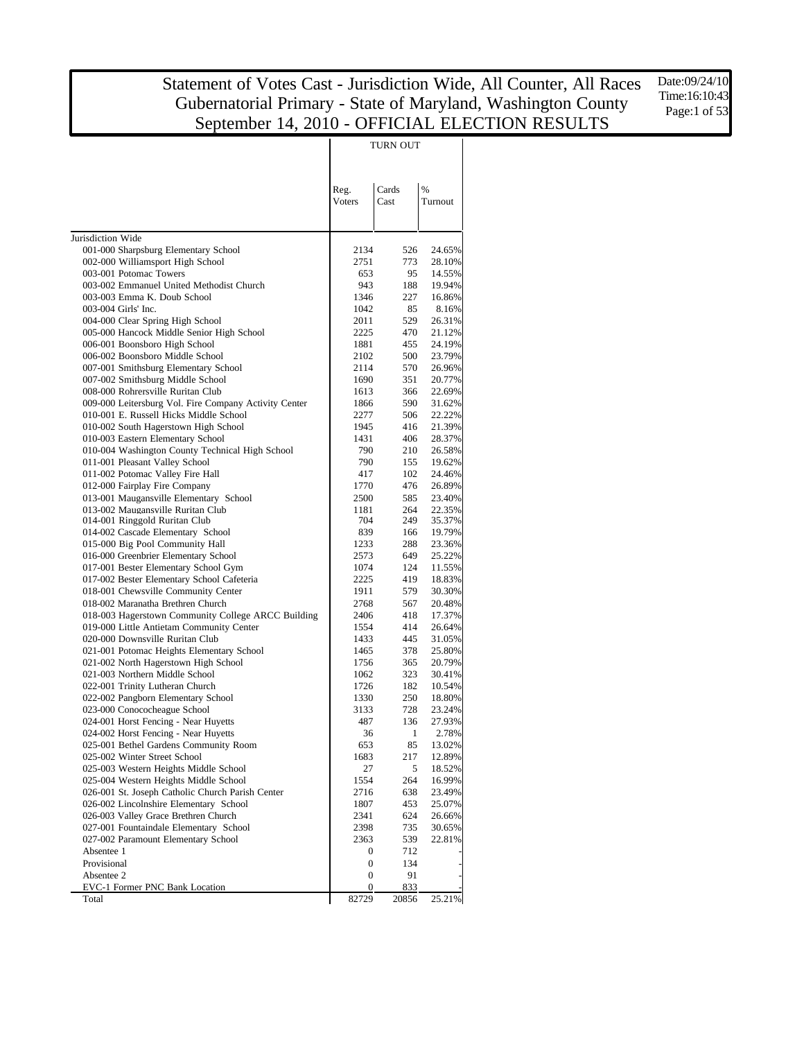# Statement of Votes Cast - Jurisdiction Wide, All Counter, All Races
## Gubernatorial Primary - State of Maryland, Washington County
## September 14, 2010 - OFFICIAL ELECTION RESULTS

Date:09/24/10
Time:16:10:43

| | TURN OUT | | |
|---|---|---|---|
| | Reg. Voters | Cards Cast | % Turnout |
| Jurisdiction Wide | | | |
| 001-000 Sharpsburg Elementary School | 2134 | 526 | 24.65% |
| 002-000 Williamsport High School | 2751 | 773 | 28.10% |
| 003-001 Potomac Towers | 653 | 95 | 14.55% |
| 003-002 Emmanuel United Methodist Church | 943 | 188 | 19.94% |
| 003-003 Emma K. Doub School | 1346 | 227 | 16.86% |
| 003-004 Girls' Inc. | 1042 | 85 | 8.16% |
| 004-000 Clear Spring High School | 2011 | 529 | 26.31% |
| 005-000 Hancock Middle Senior High School | 2225 | 470 | 21.12% |
| 006-001 Boonsboro High School | 1881 | 455 | 24.19% |
| 006-002 Boonsboro Middle School | 2102 | 500 | 23.79% |
| 007-001 Smithsburg Elementary School | 2114 | 570 | 26.96% |
| 007-002 Smithsburg Middle School | 1690 | 351 | 20.77% |
| 008-000 Rohrersville Ruritan Club | 1613 | 366 | 22.69% |
| 009-000 Leitersburg Vol. Fire Company Activity Center | 1866 | 590 | 31.62% |
| 010-001 E. Russell Hicks Middle School | 2277 | 506 | 22.22% |
| 010-002 South Hagerstown High School | 1945 | 416 | 21.39% |
| 010-003 Eastern Elementary School | 1431 | 406 | 28.37% |
| 010-004 Washington County Technical High School | 790 | 210 | 26.58% |
| 011-001 Pleasant Valley School | 790 | 155 | 19.62% |
| 011-002 Potomac Valley Fire Hall | 417 | 102 | 24.46% |
| 012-000 Fairplay Fire Company | 1770 | 476 | 26.89% |
| 013-001 Maugansville Elementary School | 2500 | 585 | 23.40% |
| 013-002 Maugansville Ruritan Club | 1181 | 264 | 22.35% |
| 014-001 Ringgold Ruritan Club | 704 | 249 | 35.37% |
| 014-002 Cascade Elementary School | 839 | 166 | 19.79% |
| 015-000 Big Pool Community Hall | 1233 | 288 | 23.36% |
| 016-000 Greenbrier Elementary School | 2573 | 649 | 25.22% |
| 017-001 Bester Elementary School Gym | 1074 | 124 | 11.55% |
| 017-002 Bester Elementary School Cafeteria | 2225 | 419 | 18.83% |
| 018-001 Chewsville Community Center | 1911 | 579 | 30.30% |
| 018-002 Maranatha Brethren Church | 2768 | 567 | 20.48% |
| 018-003 Hagerstown Community College ARCC Building | 2406 | 418 | 17.37% |
| 019-000 Little Antietam Community Center | 1554 | 414 | 26.64% |
| 020-000 Downsville Ruritan Club | 1433 | 445 | 31.05% |
| 021-001 Potomac Heights Elementary School | 1465 | 378 | 25.80% |
| 021-002 North Hagerstown High School | 1756 | 365 | 20.79% |
| 021-003 Northern Middle School | 1062 | 323 | 30.41% |
| 022-001 Trinity Lutheran Church | 1726 | 182 | 10.54% |
| 022-002 Pangborn Elementary School | 1330 | 250 | 18.80% |
| 023-000 Conococheague School | 3133 | 728 | 23.24% |
| 024-001 Horst Fencing - Near Huyetts | 487 | 136 | 27.93% |
| 024-002 Horst Fencing - Near Huyetts | 36 | 1 | 2.78% |
| 025-001 Bethel Gardens Community Room | 653 | 85 | 13.02% |
| 025-002 Winter Street School | 1683 | 217 | 12.89% |
| 025-003 Western Heights Middle School | 27 | 5 | 18.52% |
| 025-004 Western Heights Middle School | 1554 | 264 | 16.99% |
| 026-001 St. Joseph Catholic Church Parish Center | 2716 | 638 | 23.49% |
| 026-002 Lincolnshire Elementary School | 1807 | 453 | 25.07% |
| 026-003 Valley Grace Brethren Church | 2341 | 624 | 26.66% |
| 027-001 Fountaindale Elementary School | 2398 | 735 | 30.65% |
| 027-002 Paramount Elementary School | 2363 | 539 | 22.81% |
| Absentee 1 | 0 | 712 | - |
| Provisional | 0 | 134 | - |
| Absentee 2 | 0 | 91 | - |
| EVC-1 Former PNC Bank Location | 0 | 833 | - |
| Total | 82729 | 20856 | 25.21% |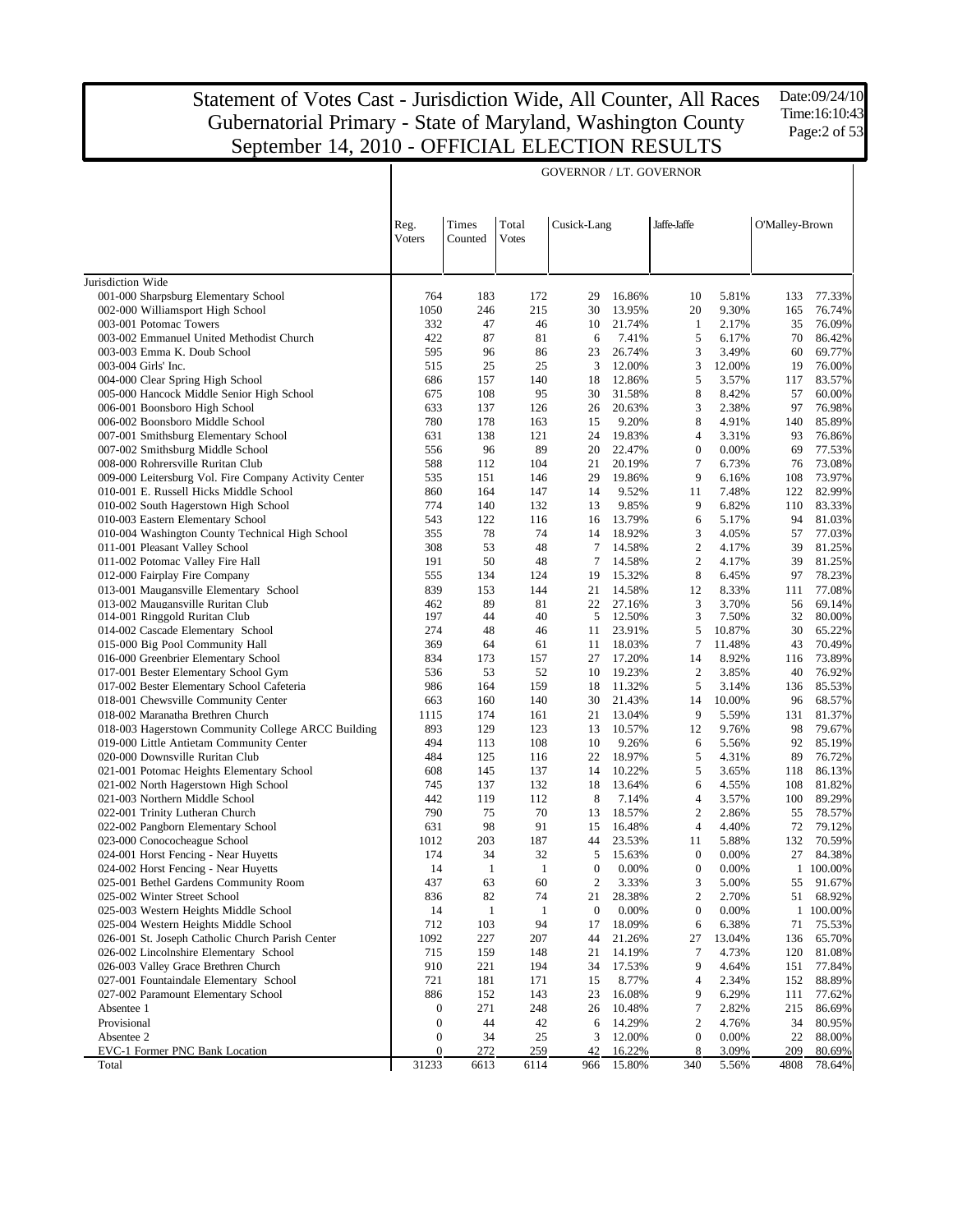# Statement of Votes Cast - Jurisdiction Wide, All Counter, All Races
# Gubernatorial Primary - State of Maryland, Washington County
# September 14, 2010 - OFFICIAL ELECTION RESULTS

Date:09/24/10
Time:16:10:43

| | Reg. Voters | Times Counted | Total Votes | GOVERNOR / LT. GOVERNOR | | | | | |
|---|---|---|---|---|---|---|---|---|---|
| | | | | Cusick-Lang | | Jaffe-Jaffe | | O'Malley-Brown | |
| **Jurisdiction Wide** | | | | | | | | | |
| 001-000 Sharpsburg Elementary School | 764 | 183 | 172 | 29 | 16.86% | 10 | 5.81% | 133 | 77.33% |
| 002-000 Williamsport High School | 1050 | 246 | 215 | 30 | 13.95% | 20 | 9.30% | 165 | 76.74% |
| 003-001 Potomac Towers | 332 | 47 | 46 | 10 | 21.74% | 1 | 2.17% | 35 | 76.09% |
| 003-002 Emmanuel United Methodist Church | 422 | 87 | 81 | 6 | 7.41% | 5 | 6.17% | 70 | 86.42% |
| 003-003 Emma K. Doub School | 595 | 96 | 86 | 23 | 26.74% | 3 | 3.49% | 60 | 69.77% |
| 003-004 Girls' Inc. | 515 | 25 | 25 | 3 | 12.00% | 3 | 12.00% | 19 | 76.00% |
| 004-000 Clear Spring High School | 686 | 157 | 140 | 18 | 12.86% | 5 | 3.57% | 117 | 83.57% |
| 005-000 Hancock Middle Senior High School | 675 | 108 | 95 | 30 | 31.58% | 8 | 8.42% | 57 | 60.00% |
| 006-001 Boonsboro High School | 633 | 137 | 126 | 26 | 20.63% | 3 | 2.38% | 97 | 76.98% |
| 006-002 Boonsboro Middle School | 780 | 178 | 163 | 15 | 9.20% | 8 | 4.91% | 140 | 85.89% |
| 007-001 Smithsburg Elementary School | 631 | 138 | 121 | 24 | 19.83% | 4 | 3.31% | 93 | 76.86% |
| 007-002 Smithsburg Middle School | 556 | 96 | 89 | 20 | 22.47% | 0 | 0.00% | 69 | 77.53% |
| 008-000 Rohrersville Ruritan Club | 588 | 112 | 104 | 21 | 20.19% | 7 | 6.73% | 76 | 73.08% |
| 009-000 Leitersburg Vol. Fire Company Activity Center | 535 | 151 | 146 | 29 | 19.86% | 9 | 6.16% | 108 | 73.97% |
| 010-001 E. Russell Hicks Middle School | 860 | 164 | 147 | 14 | 9.52% | 11 | 7.48% | 122 | 82.99% |
| 010-002 South Hagerstown High School | 774 | 140 | 132 | 13 | 9.85% | 9 | 6.82% | 110 | 83.33% |
| 010-003 Eastern Elementary School | 543 | 122 | 116 | 16 | 13.79% | 6 | 5.17% | 94 | 81.03% |
| 010-004 Washington County Technical High School | 355 | 78 | 74 | 14 | 18.92% | 3 | 4.05% | 57 | 77.03% |
| 011-001 Pleasant Valley School | 308 | 53 | 48 | 7 | 14.58% | 2 | 4.17% | 39 | 81.25% |
| 011-002 Potomac Valley Fire Hall | 191 | 50 | 48 | 7 | 14.58% | 2 | 4.17% | 39 | 81.25% |
| 012-000 Fairplay Fire Company | 555 | 134 | 124 | 19 | 15.32% | 8 | 6.45% | 97 | 78.23% |
| 013-001 Maugansville Elementary School | 839 | 153 | 144 | 21 | 14.58% | 12 | 8.33% | 111 | 77.08% |
| 013-002 Maugansville Ruritan Club | 462 | 89 | 81 | 22 | 27.16% | 3 | 3.70% | 56 | 69.14% |
| 014-001 Ringgold Ruritan Club | 197 | 44 | 40 | 5 | 12.50% | 3 | 7.50% | 32 | 80.00% |
| 014-002 Cascade Elementary School | 274 | 48 | 46 | 11 | 23.91% | 5 | 10.87% | 30 | 65.22% |
| 015-000 Big Pool Community Hall | 369 | 64 | 61 | 11 | 18.03% | 7 | 11.48% | 43 | 70.49% |
| 016-000 Greenbrier Elementary School | 834 | 173 | 157 | 27 | 17.20% | 14 | 8.92% | 116 | 73.89% |
| 017-001 Bester Elementary School Gym | 536 | 53 | 52 | 10 | 19.23% | 2 | 3.85% | 40 | 76.92% |
| 017-002 Bester Elementary School Cafeteria | 986 | 164 | 159 | 18 | 11.32% | 5 | 3.14% | 136 | 85.53% |
| 018-001 Chewsville Community Center | 663 | 160 | 140 | 30 | 21.43% | 14 | 10.00% | 96 | 68.57% |
| 018-002 Maranatha Brethren Church | 1115 | 174 | 161 | 21 | 13.04% | 9 | 5.59% | 131 | 81.37% |
| 018-003 Hagerstown Community College ARCC Building | 893 | 129 | 123 | 13 | 10.57% | 12 | 9.76% | 98 | 79.67% |
| 019-000 Little Antietam Community Center | 494 | 113 | 108 | 10 | 9.26% | 6 | 5.56% | 92 | 85.19% |
| 020-000 Downsville Ruritan Club | 484 | 125 | 116 | 22 | 18.97% | 5 | 4.31% | 89 | 76.72% |
| 021-001 Potomac Heights Elementary School | 608 | 145 | 137 | 14 | 10.22% | 5 | 3.65% | 118 | 86.13% |
| 021-002 North Hagerstown High School | 745 | 137 | 132 | 18 | 13.64% | 6 | 4.55% | 108 | 81.82% |
| 021-003 Northern Middle School | 442 | 119 | 112 | 8 | 7.14% | 4 | 3.57% | 100 | 89.29% |
| 022-001 Trinity Lutheran Church | 790 | 75 | 70 | 13 | 18.57% | 2 | 2.86% | 55 | 78.57% |
| 022-002 Pangborn Elementary School | 631 | 98 | 91 | 15 | 16.48% | 4 | 4.40% | 72 | 79.12% |
| 023-000 Conococheague School | 1012 | 203 | 187 | 44 | 23.53% | 11 | 5.88% | 132 | 70.59% |
| 024-001 Horst Fencing - Near Huyetts | 174 | 34 | 32 | 5 | 15.63% | 0 | 0.00% | 27 | 84.38% |
| 024-002 Horst Fencing - Near Huyetts | 14 | 1 | 1 | 0 | 0.00% | 0 | 0.00% | 1 | 100.00% |
| 025-001 Bethel Gardens Community Room | 437 | 63 | 60 | 2 | 3.33% | 3 | 5.00% | 55 | 91.67% |
| 025-002 Winter Street School | 836 | 82 | 74 | 21 | 28.38% | 2 | 2.70% | 51 | 68.92% |
| 025-003 Western Heights Middle School | 14 | 1 | 1 | 0 | 0.00% | 0 | 0.00% | 1 | 100.00% |
| 025-004 Western Heights Middle School | 712 | 103 | 94 | 17 | 18.09% | 6 | 6.38% | 71 | 75.53% |
| 026-001 St. Joseph Catholic Church Parish Center | 1092 | 227 | 207 | 44 | 21.26% | 27 | 13.04% | 136 | 65.70% |
| 026-002 Lincolnshire Elementary School | 715 | 159 | 148 | 21 | 14.19% | 7 | 4.73% | 120 | 81.08% |
| 026-003 Valley Grace Brethren Church | 910 | 221 | 194 | 34 | 17.53% | 9 | 4.64% | 151 | 77.84% |
| 027-001 Fountaindale Elementary School | 721 | 181 | 171 | 15 | 8.77% | 4 | 2.34% | 152 | 88.89% |
| 027-002 Paramount Elementary School | 886 | 152 | 143 | 23 | 16.08% | 9 | 6.29% | 111 | 77.62% |
| Absentee 1 | 0 | 271 | 248 | 26 | 10.48% | 7 | 2.82% | 215 | 86.69% |
| Provisional | 0 | 44 | 42 | 6 | 14.29% | 2 | 4.76% | 34 | 80.95% |
| Absentee 2 | 0 | 34 | 25 | 3 | 12.00% | 0 | 0.00% | 22 | 88.00% |
| EVC-1 Former PNC Bank Location | 0 | 272 | 259 | 42 | 16.22% | 8 | 3.09% | 209 | 80.69% |
| Total | 31233 | 6613 | 6114 | 966 | 15.80% | 340 | 5.56% | 4808 | 78.64% |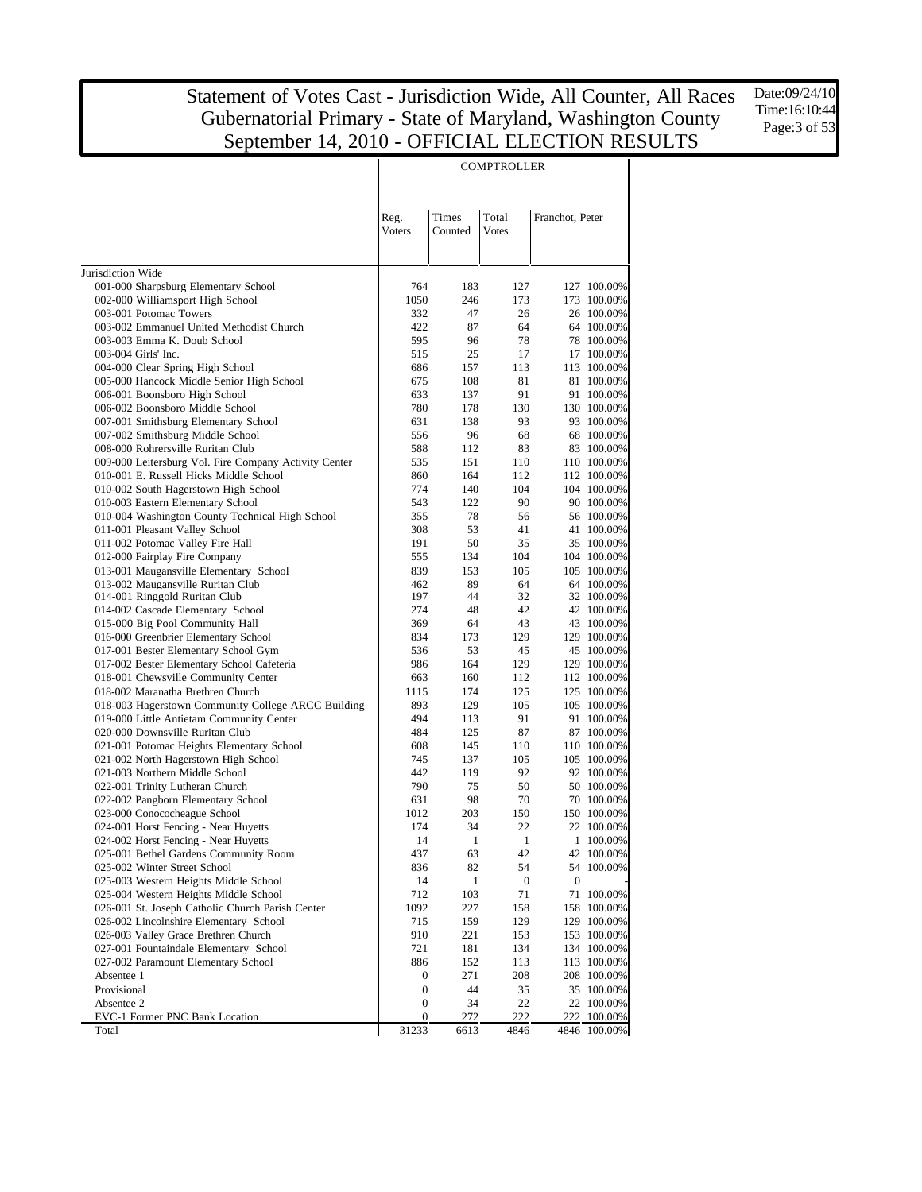# Statement of Votes Cast - Jurisdiction Wide, All Counter, All Races
## Gubernatorial Primary - State of Maryland, Washington County
## September 14, 2010 - OFFICIAL ELECTION RESULTS

Date:09/24/10
Time:16:10:44

| | COMPTROLLER | | | | |
|---|---|---|---|---|---|
| | Reg. Voters | Times Counted | Total Votes | Franchot, Peter | |
| Jurisdiction Wide | | | | | |
| 001-000 Sharpsburg Elementary School | 764 | 183 | 127 | 127 | 100.00% |
| 002-000 Williamsport High School | 1050 | 246 | 173 | 173 | 100.00% |
| 003-001 Potomac Towers | 332 | 47 | 26 | 26 | 100.00% |
| 003-002 Emmanuel United Methodist Church | 422 | 87 | 64 | 64 | 100.00% |
| 003-003 Emma K. Doub School | 595 | 96 | 78 | 78 | 100.00% |
| 003-004 Girls' Inc. | 515 | 25 | 17 | 17 | 100.00% |
| 004-000 Clear Spring High School | 686 | 157 | 113 | 113 | 100.00% |
| 005-000 Hancock Middle Senior High School | 675 | 108 | 81 | 81 | 100.00% |
| 006-001 Boonsboro High School | 633 | 137 | 91 | 91 | 100.00% |
| 006-002 Boonsboro Middle School | 780 | 178 | 130 | 130 | 100.00% |
| 007-001 Smithsburg Elementary School | 631 | 138 | 93 | 93 | 100.00% |
| 007-002 Smithsburg Middle School | 556 | 96 | 68 | 68 | 100.00% |
| 008-000 Rohrersville Ruritan Club | 588 | 112 | 83 | 83 | 100.00% |
| 009-000 Leitersburg Vol. Fire Company Activity Center | 535 | 151 | 110 | 110 | 100.00% |
| 010-001 E. Russell Hicks Middle School | 860 | 164 | 112 | 112 | 100.00% |
| 010-002 South Hagerstown High School | 774 | 140 | 104 | 104 | 100.00% |
| 010-003 Eastern Elementary School | 543 | 122 | 90 | 90 | 100.00% |
| 010-004 Washington County Technical High School | 355 | 78 | 56 | 56 | 100.00% |
| 011-001 Pleasant Valley School | 308 | 53 | 41 | 41 | 100.00% |
| 011-002 Potomac Valley Fire Hall | 191 | 50 | 35 | 35 | 100.00% |
| 012-000 Fairplay Fire Company | 555 | 134 | 104 | 104 | 100.00% |
| 013-001 Maugansville Elementary School | 839 | 153 | 105 | 105 | 100.00% |
| 013-002 Maugansville Ruritan Club | 462 | 89 | 64 | 64 | 100.00% |
| 014-001 Ringgold Ruritan Club | 197 | 44 | 32 | 32 | 100.00% |
| 014-002 Cascade Elementary School | 274 | 48 | 42 | 42 | 100.00% |
| 015-000 Big Pool Community Hall | 369 | 64 | 43 | 43 | 100.00% |
| 016-000 Greenbrier Elementary School | 834 | 173 | 129 | 129 | 100.00% |
| 017-001 Bester Elementary School Gym | 536 | 53 | 45 | 45 | 100.00% |
| 017-002 Bester Elementary School Cafeteria | 986 | 164 | 129 | 129 | 100.00% |
| 018-001 Chewsville Community Center | 663 | 160 | 112 | 112 | 100.00% |
| 018-002 Maranatha Brethren Church | 1115 | 174 | 125 | 125 | 100.00% |
| 018-003 Hagerstown Community College ARCC Building | 893 | 129 | 105 | 105 | 100.00% |
| 019-000 Little Antietam Community Center | 494 | 113 | 91 | 91 | 100.00% |
| 020-000 Downsville Ruritan Club | 484 | 125 | 87 | 87 | 100.00% |
| 021-001 Potomac Heights Elementary School | 608 | 145 | 110 | 110 | 100.00% |
| 021-002 North Hagerstown High School | 745 | 137 | 105 | 105 | 100.00% |
| 021-003 Northern Middle School | 442 | 119 | 92 | 92 | 100.00% |
| 022-001 Trinity Lutheran Church | 790 | 75 | 50 | 50 | 100.00% |
| 022-002 Pangborn Elementary School | 631 | 98 | 70 | 70 | 100.00% |
| 023-000 Conococheague School | 1012 | 203 | 150 | 150 | 100.00% |
| 024-001 Horst Fencing - Near Huyetts | 174 | 34 | 22 | 22 | 100.00% |
| 024-002 Horst Fencing - Near Huyetts | 14 | 1 | 1 | 1 | 100.00% |
| 025-001 Bethel Gardens Community Room | 437 | 63 | 42 | 42 | 100.00% |
| 025-002 Winter Street School | 836 | 82 | 54 | 54 | 100.00% |
| 025-003 Western Heights Middle School | 14 | 1 | 0 | 0 | - |
| 025-004 Western Heights Middle School | 712 | 103 | 71 | 71 | 100.00% |
| 026-001 St. Joseph Catholic Church Parish Center | 1092 | 227 | 158 | 158 | 100.00% |
| 026-002 Lincolnshire Elementary School | 715 | 159 | 129 | 129 | 100.00% |
| 026-003 Valley Grace Brethren Church | 910 | 221 | 153 | 153 | 100.00% |
| 027-001 Fountaindale Elementary School | 721 | 181 | 134 | 134 | 100.00% |
| 027-002 Paramount Elementary School | 886 | 152 | 113 | 113 | 100.00% |
| Absentee 1 | 0 | 271 | 208 | 208 | 100.00% |
| Provisional | 0 | 44 | 35 | 35 | 100.00% |
| Absentee 2 | 0 | 34 | 22 | 22 | 100.00% |
| EVC-1 Former PNC Bank Location | 0 | 272 | 222 | 222 | 100.00% |
| Total | 31233 | 6613 | 4846 | 4846 | 100.00% |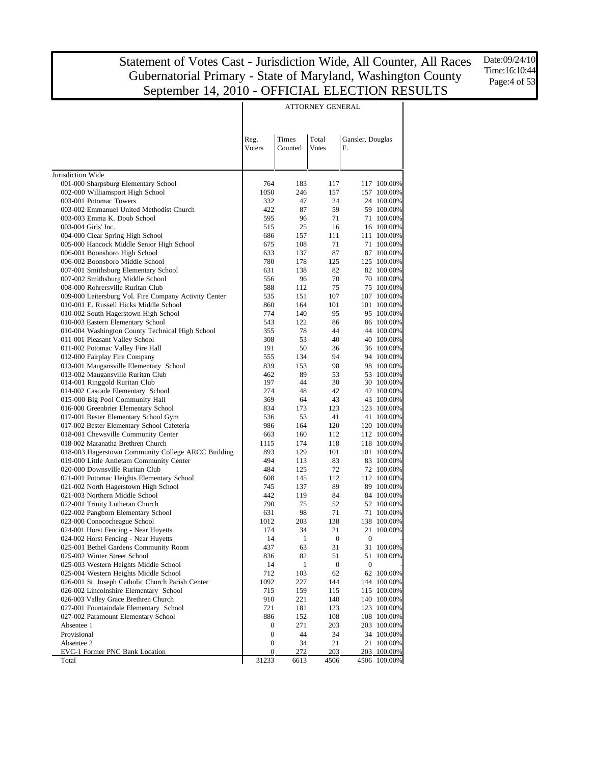# Statement of Votes Cast - Jurisdiction Wide, All Counter, All Races
## Gubernatorial Primary - State of Maryland, Washington County
## September 14, 2010 - OFFICIAL ELECTION RESULTS

Date:09/24/10
Time:16:10:44

| | ATTORNEY GENERAL | | | | |
|---|---|---|---|---|---|
| | Reg. Voters | Times Counted | Total Votes | Gansler, Douglas F. | |
| Jurisdiction Wide | | | | | |
| 001-000 Sharpsburg Elementary School | 764 | 183 | 117 | 117 | 100.00% |
| 002-000 Williamsport High School | 1050 | 246 | 157 | 157 | 100.00% |
| 003-001 Potomac Towers | 332 | 47 | 24 | 24 | 100.00% |
| 003-002 Emmanuel United Methodist Church | 422 | 87 | 59 | 59 | 100.00% |
| 003-003 Emma K. Doub School | 595 | 96 | 71 | 71 | 100.00% |
| 003-004 Girls' Inc. | 515 | 25 | 16 | 16 | 100.00% |
| 004-000 Clear Spring High School | 686 | 157 | 111 | 111 | 100.00% |
| 005-000 Hancock Middle Senior High School | 675 | 108 | 71 | 71 | 100.00% |
| 006-001 Boonsboro High School | 633 | 137 | 87 | 87 | 100.00% |
| 006-002 Boonsboro Middle School | 780 | 178 | 125 | 125 | 100.00% |
| 007-001 Smithsburg Elementary School | 631 | 138 | 82 | 82 | 100.00% |
| 007-002 Smithsburg Middle School | 556 | 96 | 70 | 70 | 100.00% |
| 008-000 Rohrersville Ruritan Club | 588 | 112 | 75 | 75 | 100.00% |
| 009-000 Leitersburg Vol. Fire Company Activity Center | 535 | 151 | 107 | 107 | 100.00% |
| 010-001 E. Russell Hicks Middle School | 860 | 164 | 101 | 101 | 100.00% |
| 010-002 South Hagerstown High School | 774 | 140 | 95 | 95 | 100.00% |
| 010-003 Eastern Elementary School | 543 | 122 | 86 | 86 | 100.00% |
| 010-004 Washington County Technical High School | 355 | 78 | 44 | 44 | 100.00% |
| 011-001 Pleasant Valley School | 308 | 53 | 40 | 40 | 100.00% |
| 011-002 Potomac Valley Fire Hall | 191 | 50 | 36 | 36 | 100.00% |
| 012-000 Fairplay Fire Company | 555 | 134 | 94 | 94 | 100.00% |
| 013-001 Maugansville Elementary School | 839 | 153 | 98 | 98 | 100.00% |
| 013-002 Maugansville Ruritan Club | 462 | 89 | 53 | 53 | 100.00% |
| 014-001 Ringgold Ruritan Club | 197 | 44 | 30 | 30 | 100.00% |
| 014-002 Cascade Elementary School | 274 | 48 | 42 | 42 | 100.00% |
| 015-000 Big Pool Community Hall | 369 | 64 | 43 | 43 | 100.00% |
| 016-000 Greenbrier Elementary School | 834 | 173 | 123 | 123 | 100.00% |
| 017-001 Bester Elementary School Gym | 536 | 53 | 41 | 41 | 100.00% |
| 017-002 Bester Elementary School Cafeteria | 986 | 164 | 120 | 120 | 100.00% |
| 018-001 Chewsville Community Center | 663 | 160 | 112 | 112 | 100.00% |
| 018-002 Maranatha Brethren Church | 1115 | 174 | 118 | 118 | 100.00% |
| 018-003 Hagerstown Community College ARCC Building | 893 | 129 | 101 | 101 | 100.00% |
| 019-000 Little Antietam Community Center | 494 | 113 | 83 | 83 | 100.00% |
| 020-000 Downsville Ruritan Club | 484 | 125 | 72 | 72 | 100.00% |
| 021-001 Potomac Heights Elementary School | 608 | 145 | 112 | 112 | 100.00% |
| 021-002 North Hagerstown High School | 745 | 137 | 89 | 89 | 100.00% |
| 021-003 Northern Middle School | 442 | 119 | 84 | 84 | 100.00% |
| 022-001 Trinity Lutheran Church | 790 | 75 | 52 | 52 | 100.00% |
| 022-002 Pangborn Elementary School | 631 | 98 | 71 | 71 | 100.00% |
| 023-000 Conococheague School | 1012 | 203 | 138 | 138 | 100.00% |
| 024-001 Horst Fencing - Near Huyetts | 174 | 34 | 21 | 21 | 100.00% |
| 024-002 Horst Fencing - Near Huyetts | 14 | 1 | 0 | 0 | - |
| 025-001 Bethel Gardens Community Room | 437 | 63 | 31 | 31 | 100.00% |
| 025-002 Winter Street School | 836 | 82 | 51 | 51 | 100.00% |
| 025-003 Western Heights Middle School | 14 | 1 | 0 | 0 | - |
| 025-004 Western Heights Middle School | 712 | 103 | 62 | 62 | 100.00% |
| 026-001 St. Joseph Catholic Church Parish Center | 1092 | 227 | 144 | 144 | 100.00% |
| 026-002 Lincolnshire Elementary School | 715 | 159 | 115 | 115 | 100.00% |
| 026-003 Valley Grace Brethren Church | 910 | 221 | 140 | 140 | 100.00% |
| 027-001 Fountaindale Elementary School | 721 | 181 | 123 | 123 | 100.00% |
| 027-002 Paramount Elementary School | 886 | 152 | 108 | 108 | 100.00% |
| Absentee 1 | 0 | 271 | 203 | 203 | 100.00% |
| Provisional | 0 | 44 | 34 | 34 | 100.00% |
| Absentee 2 | 0 | 34 | 21 | 21 | 100.00% |
| EVC-1 Former PNC Bank Location | 0 | 272 | 203 | 203 | 100.00% |
| Total | 31233 | 6613 | 4506 | 4506 | 100.00% |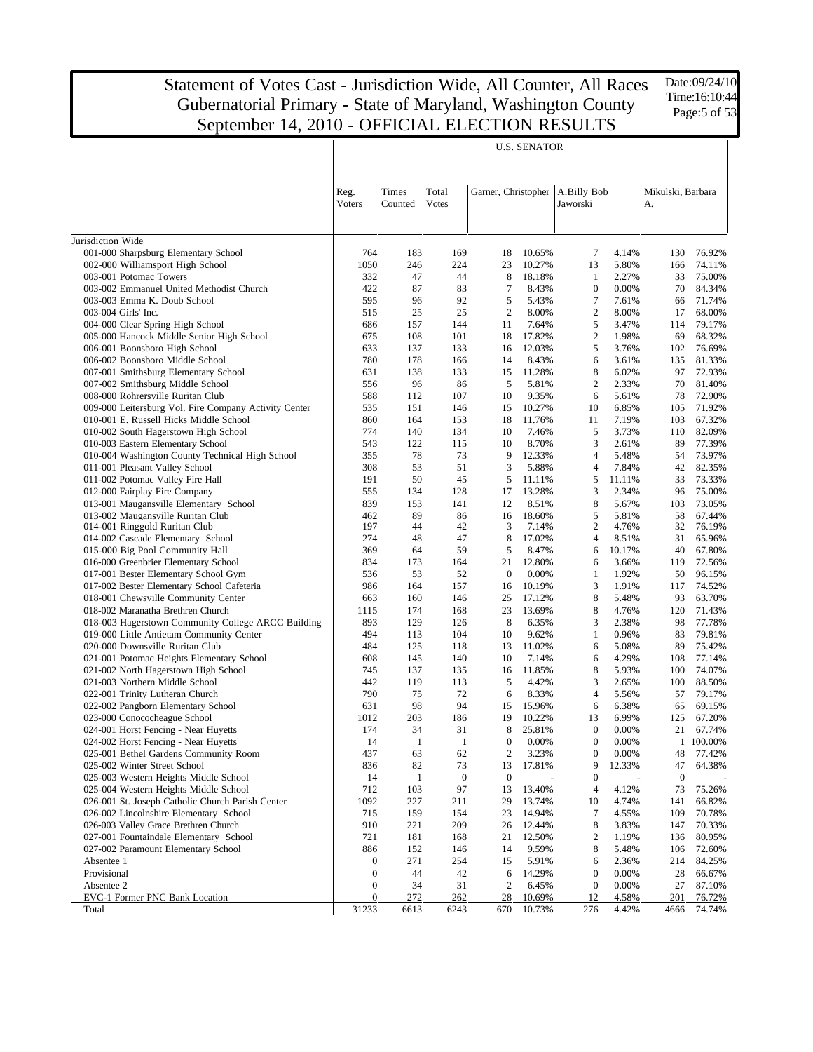# Statement of Votes Cast - Jurisdiction Wide, All Counter, All Races
## Gubernatorial Primary - State of Maryland, Washington County
## September 14, 2010 - OFFICIAL ELECTION RESULTS

Date:09/24/10
Time:16:10:44

**U.S. SENATOR**

| | Reg. Voters | Times Counted | Total Votes | Garner, Christopher | | A.Billy Bob Jaworski | | Mikulski, Barbara A. | |
|---|---|---|---|---|---|---|---|---|---|
| Jurisdiction Wide | | | | | | | | | |
| 001-000 Sharpsburg Elementary School | 764 | 183 | 169 | 18 | 10.65% | 7 | 4.14% | 130 | 76.92% |
| 002-000 Williamsport High School | 1050 | 246 | 224 | 23 | 10.27% | 13 | 5.80% | 166 | 74.11% |
| 003-001 Potomac Towers | 332 | 47 | 44 | 8 | 18.18% | 1 | 2.27% | 33 | 75.00% |
| 003-002 Emmanuel United Methodist Church | 422 | 87 | 83 | 7 | 8.43% | 0 | 0.00% | 70 | 84.34% |
| 003-003 Emma K. Doub School | 595 | 96 | 92 | 5 | 5.43% | 7 | 7.61% | 66 | 71.74% |
| 003-004 Girls' Inc. | 515 | 25 | 25 | 2 | 8.00% | 2 | 8.00% | 17 | 68.00% |
| 004-000 Clear Spring High School | 686 | 157 | 144 | 11 | 7.64% | 5 | 3.47% | 114 | 79.17% |
| 005-000 Hancock Middle Senior High School | 675 | 108 | 101 | 18 | 17.82% | 2 | 1.98% | 69 | 68.32% |
| 006-001 Boonsboro High School | 633 | 137 | 133 | 16 | 12.03% | 5 | 3.76% | 102 | 76.69% |
| 006-002 Boonsboro Middle School | 780 | 178 | 166 | 14 | 8.43% | 6 | 3.61% | 135 | 81.33% |
| 007-001 Smithsburg Elementary School | 631 | 138 | 133 | 15 | 11.28% | 8 | 6.02% | 97 | 72.93% |
| 007-002 Smithsburg Middle School | 556 | 96 | 86 | 5 | 5.81% | 2 | 2.33% | 70 | 81.40% |
| 008-000 Rohrersville Ruritan Club | 588 | 112 | 107 | 10 | 9.35% | 6 | 5.61% | 78 | 72.90% |
| 009-000 Leitersburg Vol. Fire Company Activity Center | 535 | 151 | 146 | 15 | 10.27% | 10 | 6.85% | 105 | 71.92% |
| 010-001 E. Russell Hicks Middle School | 860 | 164 | 153 | 18 | 11.76% | 11 | 7.19% | 103 | 67.32% |
| 010-002 South Hagerstown High School | 774 | 140 | 134 | 10 | 7.46% | 5 | 3.73% | 110 | 82.09% |
| 010-003 Eastern Elementary School | 543 | 122 | 115 | 10 | 8.70% | 3 | 2.61% | 89 | 77.39% |
| 010-004 Washington County Technical High School | 355 | 78 | 73 | 9 | 12.33% | 4 | 5.48% | 54 | 73.97% |
| 011-001 Pleasant Valley School | 308 | 53 | 51 | 3 | 5.88% | 4 | 7.84% | 42 | 82.35% |
| 011-002 Potomac Valley Fire Hall | 191 | 50 | 45 | 5 | 11.11% | 5 | 11.11% | 33 | 73.33% |
| 012-000 Fairplay Fire Company | 555 | 134 | 128 | 17 | 13.28% | 3 | 2.34% | 96 | 75.00% |
| 013-001 Maugansville Elementary School | 839 | 153 | 141 | 12 | 8.51% | 8 | 5.67% | 103 | 73.05% |
| 013-002 Maugansville Ruritan Club | 462 | 89 | 86 | 16 | 18.60% | 5 | 5.81% | 58 | 67.44% |
| 014-001 Ringgold Ruritan Club | 197 | 44 | 42 | 3 | 7.14% | 2 | 4.76% | 32 | 76.19% |
| 014-002 Cascade Elementary School | 274 | 48 | 47 | 8 | 17.02% | 4 | 8.51% | 31 | 65.96% |
| 015-000 Big Pool Community Hall | 369 | 64 | 59 | 5 | 8.47% | 6 | 10.17% | 40 | 67.80% |
| 016-000 Greenbrier Elementary School | 834 | 173 | 164 | 21 | 12.80% | 6 | 3.66% | 119 | 72.56% |
| 017-001 Bester Elementary School Gym | 536 | 53 | 52 | 0 | 0.00% | 1 | 1.92% | 50 | 96.15% |
| 017-002 Bester Elementary School Cafeteria | 986 | 164 | 157 | 16 | 10.19% | 3 | 1.91% | 117 | 74.52% |
| 018-001 Chewsville Community Center | 663 | 160 | 146 | 25 | 17.12% | 8 | 5.48% | 93 | 63.70% |
| 018-002 Maranatha Brethren Church | 1115 | 174 | 168 | 23 | 13.69% | 8 | 4.76% | 120 | 71.43% |
| 018-003 Hagerstown Community College ARCC Building | 893 | 129 | 126 | 8 | 6.35% | 3 | 2.38% | 98 | 77.78% |
| 019-000 Little Antietam Community Center | 494 | 113 | 104 | 10 | 9.62% | 1 | 0.96% | 83 | 79.81% |
| 020-000 Downsville Ruritan Club | 484 | 125 | 118 | 13 | 11.02% | 6 | 5.08% | 89 | 75.42% |
| 021-001 Potomac Heights Elementary School | 608 | 145 | 140 | 10 | 7.14% | 6 | 4.29% | 108 | 77.14% |
| 021-002 North Hagerstown High School | 745 | 137 | 135 | 16 | 11.85% | 8 | 5.93% | 100 | 74.07% |
| 021-003 Northern Middle School | 442 | 119 | 113 | 5 | 4.42% | 3 | 2.65% | 100 | 88.50% |
| 022-001 Trinity Lutheran Church | 790 | 75 | 72 | 6 | 8.33% | 4 | 5.56% | 57 | 79.17% |
| 022-002 Pangborn Elementary School | 631 | 98 | 94 | 15 | 15.96% | 6 | 6.38% | 65 | 69.15% |
| 023-000 Conococheague School | 1012 | 203 | 186 | 19 | 10.22% | 13 | 6.99% | 125 | 67.20% |
| 024-001 Horst Fencing - Near Huyetts | 174 | 34 | 31 | 8 | 25.81% | 0 | 0.00% | 21 | 67.74% |
| 024-002 Horst Fencing - Near Huyetts | 14 | 1 | 1 | 0 | 0.00% | 0 | 0.00% | 1 | 100.00% |
| 025-001 Bethel Gardens Community Room | 437 | 63 | 62 | 2 | 3.23% | 0 | 0.00% | 48 | 77.42% |
| 025-002 Winter Street School | 836 | 82 | 73 | 13 | 17.81% | 9 | 12.33% | 47 | 64.38% |
| 025-003 Western Heights Middle School | 14 | 1 | 0 | 0 | - | 0 | - | 0 | - |
| 025-004 Western Heights Middle School | 712 | 103 | 97 | 13 | 13.40% | 4 | 4.12% | 73 | 75.26% |
| 026-001 St. Joseph Catholic Church Parish Center | 1092 | 227 | 211 | 29 | 13.74% | 10 | 4.74% | 141 | 66.82% |
| 026-002 Lincolnshire Elementary School | 715 | 159 | 154 | 23 | 14.94% | 7 | 4.55% | 109 | 70.78% |
| 026-003 Valley Grace Brethren Church | 910 | 221 | 209 | 26 | 12.44% | 8 | 3.83% | 147 | 70.33% |
| 027-001 Fountaindale Elementary School | 721 | 181 | 168 | 21 | 12.50% | 2 | 1.19% | 136 | 80.95% |
| 027-002 Paramount Elementary School | 886 | 152 | 146 | 14 | 9.59% | 8 | 5.48% | 106 | 72.60% |
| Absentee 1 | 0 | 271 | 254 | 15 | 5.91% | 6 | 2.36% | 214 | 84.25% |
| Provisional | 0 | 44 | 42 | 6 | 14.29% | 0 | 0.00% | 28 | 66.67% |
| Absentee 2 | 0 | 34 | 31 | 2 | 6.45% | 0 | 0.00% | 27 | 87.10% |
| EVC-1 Former PNC Bank Location | 0 | 272 | 262 | 28 | 10.69% | 12 | 4.58% | 201 | 76.72% |
| Total | 31233 | 6613 | 6243 | 670 | 10.73% | 276 | 4.42% | 4666 | 74.74% |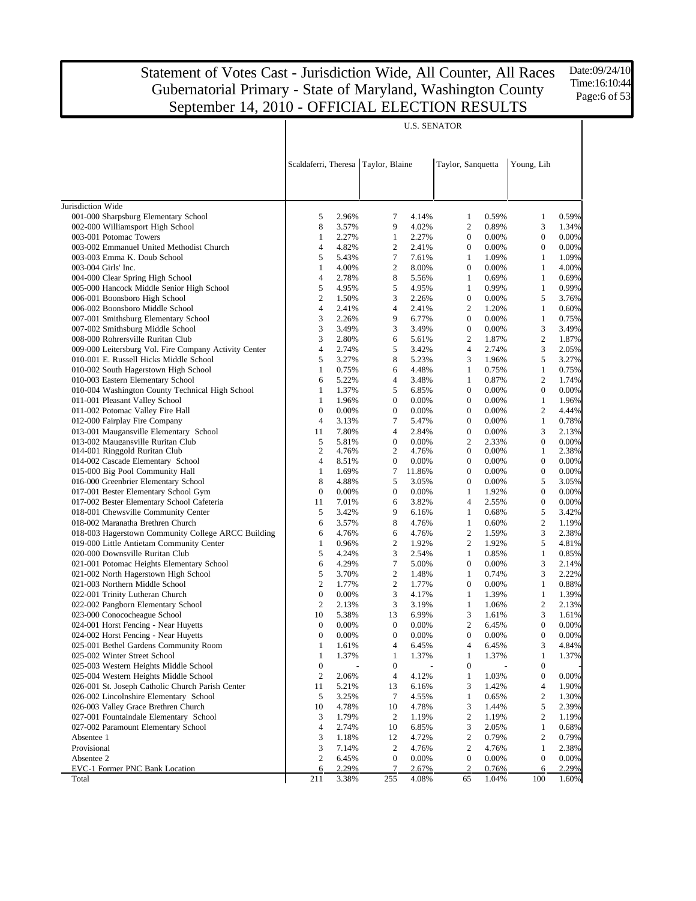# Statement of Votes Cast - Jurisdiction Wide, All Counter, All Races
## Gubernatorial Primary - State of Maryland, Washington County
## September 14, 2010 - OFFICIAL ELECTION RESULTS

Date:09/24/10
Time:16:10:44

| | U.S. SENATOR | | | | | | | |
|---|---|---|---|---|---|---|---|---|
| | Scaldaferri, Theresa | | Taylor, Blaine | | Taylor, Sanquetta | | Young, Lih | |
| Jurisdiction Wide | | | | | | | | |
| 001-000 Sharpsburg Elementary School | 5 | 2.96% | 7 | 4.14% | 1 | 0.59% | 1 | 0.59% |
| 002-000 Williamsport High School | 8 | 3.57% | 9 | 4.02% | 2 | 0.89% | 3 | 1.34% |
| 003-001 Potomac Towers | 1 | 2.27% | 1 | 2.27% | 0 | 0.00% | 0 | 0.00% |
| 003-002 Emmanuel United Methodist Church | 4 | 4.82% | 2 | 2.41% | 0 | 0.00% | 0 | 0.00% |
| 003-003 Emma K. Doub School | 5 | 5.43% | 7 | 7.61% | 1 | 1.09% | 1 | 1.09% |
| 003-004 Girls' Inc. | 1 | 4.00% | 2 | 8.00% | 0 | 0.00% | 1 | 4.00% |
| 004-000 Clear Spring High School | 4 | 2.78% | 8 | 5.56% | 1 | 0.69% | 1 | 0.69% |
| 005-000 Hancock Middle Senior High School | 5 | 4.95% | 5 | 4.95% | 1 | 0.99% | 1 | 0.99% |
| 006-001 Boonsboro High School | 2 | 1.50% | 3 | 2.26% | 0 | 0.00% | 5 | 3.76% |
| 006-002 Boonsboro Middle School | 4 | 2.41% | 4 | 2.41% | 2 | 1.20% | 1 | 0.60% |
| 007-001 Smithsburg Elementary School | 3 | 2.26% | 9 | 6.77% | 0 | 0.00% | 1 | 0.75% |
| 007-002 Smithsburg Middle School | 3 | 3.49% | 3 | 3.49% | 0 | 0.00% | 3 | 3.49% |
| 008-000 Rohrersville Ruritan Club | 3 | 2.80% | 6 | 5.61% | 2 | 1.87% | 2 | 1.87% |
| 009-000 Leitersburg Vol. Fire Company Activity Center | 4 | 2.74% | 5 | 3.42% | 4 | 2.74% | 3 | 2.05% |
| 010-001 E. Russell Hicks Middle School | 5 | 3.27% | 8 | 5.23% | 3 | 1.96% | 5 | 3.27% |
| 010-002 South Hagerstown High School | 1 | 0.75% | 6 | 4.48% | 1 | 0.75% | 1 | 0.75% |
| 010-003 Eastern Elementary School | 6 | 5.22% | 4 | 3.48% | 1 | 0.87% | 2 | 1.74% |
| 010-004 Washington County Technical High School | 1 | 1.37% | 5 | 6.85% | 0 | 0.00% | 0 | 0.00% |
| 011-001 Pleasant Valley School | 1 | 1.96% | 0 | 0.00% | 0 | 0.00% | 1 | 1.96% |
| 011-002 Potomac Valley Fire Hall | 0 | 0.00% | 0 | 0.00% | 0 | 0.00% | 2 | 4.44% |
| 012-000 Fairplay Fire Company | 4 | 3.13% | 7 | 5.47% | 0 | 0.00% | 1 | 0.78% |
| 013-001 Maugansville Elementary School | 11 | 7.80% | 4 | 2.84% | 0 | 0.00% | 3 | 2.13% |
| 013-002 Maugansville Ruritan Club | 5 | 5.81% | 0 | 0.00% | 2 | 2.33% | 0 | 0.00% |
| 014-001 Ringgold Ruritan Club | 2 | 4.76% | 2 | 4.76% | 0 | 0.00% | 1 | 2.38% |
| 014-002 Cascade Elementary School | 4 | 8.51% | 0 | 0.00% | 0 | 0.00% | 0 | 0.00% |
| 015-000 Big Pool Community Hall | 1 | 1.69% | 7 | 11.86% | 0 | 0.00% | 0 | 0.00% |
| 016-000 Greenbrier Elementary School | 8 | 4.88% | 5 | 3.05% | 0 | 0.00% | 5 | 3.05% |
| 017-001 Bester Elementary School Gym | 0 | 0.00% | 0 | 0.00% | 1 | 1.92% | 0 | 0.00% |
| 017-002 Bester Elementary School Cafeteria | 11 | 7.01% | 6 | 3.82% | 4 | 2.55% | 0 | 0.00% |
| 018-001 Chewsville Community Center | 5 | 3.42% | 9 | 6.16% | 1 | 0.68% | 5 | 3.42% |
| 018-002 Maranatha Brethren Church | 6 | 3.57% | 8 | 4.76% | 1 | 0.60% | 2 | 1.19% |
| 018-003 Hagerstown Community College ARCC Building | 6 | 4.76% | 6 | 4.76% | 2 | 1.59% | 3 | 2.38% |
| 019-000 Little Antietam Community Center | 1 | 0.96% | 2 | 1.92% | 2 | 1.92% | 5 | 4.81% |
| 020-000 Downsville Ruritan Club | 5 | 4.24% | 3 | 2.54% | 1 | 0.85% | 1 | 0.85% |
| 021-001 Potomac Heights Elementary School | 6 | 4.29% | 7 | 5.00% | 0 | 0.00% | 3 | 2.14% |
| 021-002 North Hagerstown High School | 5 | 3.70% | 2 | 1.48% | 1 | 0.74% | 3 | 2.22% |
| 021-003 Northern Middle School | 2 | 1.77% | 2 | 1.77% | 0 | 0.00% | 1 | 0.88% |
| 022-001 Trinity Lutheran Church | 0 | 0.00% | 3 | 4.17% | 1 | 1.39% | 1 | 1.39% |
| 022-002 Pangborn Elementary School | 2 | 2.13% | 3 | 3.19% | 1 | 1.06% | 2 | 2.13% |
| 023-000 Conococheague School | 10 | 5.38% | 13 | 6.99% | 3 | 1.61% | 3 | 1.61% |
| 024-001 Horst Fencing - Near Huyetts | 0 | 0.00% | 0 | 0.00% | 2 | 6.45% | 0 | 0.00% |
| 024-002 Horst Fencing - Near Huyetts | 0 | 0.00% | 0 | 0.00% | 0 | 0.00% | 0 | 0.00% |
| 025-001 Bethel Gardens Community Room | 1 | 1.61% | 4 | 6.45% | 4 | 6.45% | 3 | 4.84% |
| 025-002 Winter Street School | 1 | 1.37% | 1 | 1.37% | 1 | 1.37% | 1 | 1.37% |
| 025-003 Western Heights Middle School | 0 | - | 0 | - | 0 | - | 0 | - |
| 025-004 Western Heights Middle School | 2 | 2.06% | 4 | 4.12% | 1 | 1.03% | 0 | 0.00% |
| 026-001 St. Joseph Catholic Church Parish Center | 11 | 5.21% | 13 | 6.16% | 3 | 1.42% | 4 | 1.90% |
| 026-002 Lincolnshire Elementary School | 5 | 3.25% | 7 | 4.55% | 1 | 0.65% | 2 | 1.30% |
| 026-003 Valley Grace Brethren Church | 10 | 4.78% | 10 | 4.78% | 3 | 1.44% | 5 | 2.39% |
| 027-001 Fountaindale Elementary School | 3 | 1.79% | 2 | 1.19% | 2 | 1.19% | 2 | 1.19% |
| 027-002 Paramount Elementary School | 4 | 2.74% | 10 | 6.85% | 3 | 2.05% | 1 | 0.68% |
| Absentee 1 | 3 | 1.18% | 12 | 4.72% | 2 | 0.79% | 2 | 0.79% |
| Provisional | 3 | 7.14% | 2 | 4.76% | 2 | 4.76% | 1 | 2.38% |
| Absentee 2 | 2 | 6.45% | 0 | 0.00% | 0 | 0.00% | 0 | 0.00% |
| EVC-1 Former PNC Bank Location | 6 | 2.29% | 7 | 2.67% | 2 | 0.76% | 6 | 2.29% |
| Total | 211 | 3.38% | 255 | 4.08% | 65 | 1.04% | 100 | 1.60% |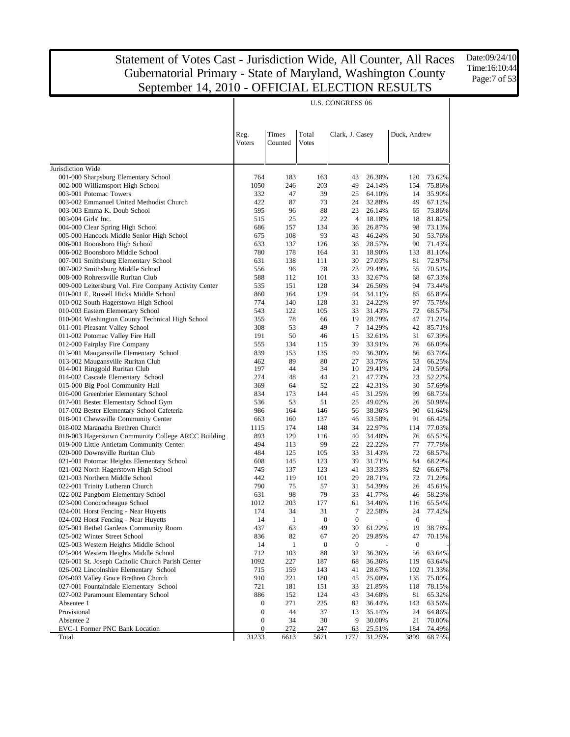# Statement of Votes Cast - Jurisdiction Wide, All Counter, All Races
## Gubernatorial Primary - State of Maryland, Washington County
## September 14, 2010 - OFFICIAL ELECTION RESULTS

Date:09/24/10
Time:16:10:44

| | U.S. CONGRESS 06 | | | | | | |
|---|---|---|---|---|---|---|---|
| | Reg. Voters | Times Counted | Total Votes | Clark, J. Casey | | Duck, Andrew | |
| Jurisdiction Wide | | | | | | | |
| 001-000 Sharpsburg Elementary School | 764 | 183 | 163 | 43 | 26.38% | 120 | 73.62% |
| 002-000 Williamsport High School | 1050 | 246 | 203 | 49 | 24.14% | 154 | 75.86% |
| 003-001 Potomac Towers | 332 | 47 | 39 | 25 | 64.10% | 14 | 35.90% |
| 003-002 Emmanuel United Methodist Church | 422 | 87 | 73 | 24 | 32.88% | 49 | 67.12% |
| 003-003 Emma K. Doub School | 595 | 96 | 88 | 23 | 26.14% | 65 | 73.86% |
| 003-004 Girls' Inc. | 515 | 25 | 22 | 4 | 18.18% | 18 | 81.82% |
| 004-000 Clear Spring High School | 686 | 157 | 134 | 36 | 26.87% | 98 | 73.13% |
| 005-000 Hancock Middle Senior High School | 675 | 108 | 93 | 43 | 46.24% | 50 | 53.76% |
| 006-001 Boonsboro High School | 633 | 137 | 126 | 36 | 28.57% | 90 | 71.43% |
| 006-002 Boonsboro Middle School | 780 | 178 | 164 | 31 | 18.90% | 133 | 81.10% |
| 007-001 Smithsburg Elementary School | 631 | 138 | 111 | 30 | 27.03% | 81 | 72.97% |
| 007-002 Smithsburg Middle School | 556 | 96 | 78 | 23 | 29.49% | 55 | 70.51% |
| 008-000 Rohrersville Ruritan Club | 588 | 112 | 101 | 33 | 32.67% | 68 | 67.33% |
| 009-000 Leitersburg Vol. Fire Company Activity Center | 535 | 151 | 128 | 34 | 26.56% | 94 | 73.44% |
| 010-001 E. Russell Hicks Middle School | 860 | 164 | 129 | 44 | 34.11% | 85 | 65.89% |
| 010-002 South Hagerstown High School | 774 | 140 | 128 | 31 | 24.22% | 97 | 75.78% |
| 010-003 Eastern Elementary School | 543 | 122 | 105 | 33 | 31.43% | 72 | 68.57% |
| 010-004 Washington County Technical High School | 355 | 78 | 66 | 19 | 28.79% | 47 | 71.21% |
| 011-001 Pleasant Valley School | 308 | 53 | 49 | 7 | 14.29% | 42 | 85.71% |
| 011-002 Potomac Valley Fire Hall | 191 | 50 | 46 | 15 | 32.61% | 31 | 67.39% |
| 012-000 Fairplay Fire Company | 555 | 134 | 115 | 39 | 33.91% | 76 | 66.09% |
| 013-001 Maugansville Elementary School | 839 | 153 | 135 | 49 | 36.30% | 86 | 63.70% |
| 013-002 Maugansville Ruritan Club | 462 | 89 | 80 | 27 | 33.75% | 53 | 66.25% |
| 014-001 Ringgold Ruritan Club | 197 | 44 | 34 | 10 | 29.41% | 24 | 70.59% |
| 014-002 Cascade Elementary School | 274 | 48 | 44 | 21 | 47.73% | 23 | 52.27% |
| 015-000 Big Pool Community Hall | 369 | 64 | 52 | 22 | 42.31% | 30 | 57.69% |
| 016-000 Greenbrier Elementary School | 834 | 173 | 144 | 45 | 31.25% | 99 | 68.75% |
| 017-001 Bester Elementary School Gym | 536 | 53 | 51 | 25 | 49.02% | 26 | 50.98% |
| 017-002 Bester Elementary School Cafeteria | 986 | 164 | 146 | 56 | 38.36% | 90 | 61.64% |
| 018-001 Chewsville Community Center | 663 | 160 | 137 | 46 | 33.58% | 91 | 66.42% |
| 018-002 Maranatha Brethren Church | 1115 | 174 | 148 | 34 | 22.97% | 114 | 77.03% |
| 018-003 Hagerstown Community College ARCC Building | 893 | 129 | 116 | 40 | 34.48% | 76 | 65.52% |
| 019-000 Little Antietam Community Center | 494 | 113 | 99 | 22 | 22.22% | 77 | 77.78% |
| 020-000 Downsville Ruritan Club | 484 | 125 | 105 | 33 | 31.43% | 72 | 68.57% |
| 021-001 Potomac Heights Elementary School | 608 | 145 | 123 | 39 | 31.71% | 84 | 68.29% |
| 021-002 North Hagerstown High School | 745 | 137 | 123 | 41 | 33.33% | 82 | 66.67% |
| 021-003 Northern Middle School | 442 | 119 | 101 | 29 | 28.71% | 72 | 71.29% |
| 022-001 Trinity Lutheran Church | 790 | 75 | 57 | 31 | 54.39% | 26 | 45.61% |
| 022-002 Pangborn Elementary School | 631 | 98 | 79 | 33 | 41.77% | 46 | 58.23% |
| 023-000 Conococheague School | 1012 | 203 | 177 | 61 | 34.46% | 116 | 65.54% |
| 024-001 Horst Fencing - Near Huyetts | 174 | 34 | 31 | 7 | 22.58% | 24 | 77.42% |
| 024-002 Horst Fencing - Near Huyetts | 14 | 1 | 0 | 0 | - | 0 | - |
| 025-001 Bethel Gardens Community Room | 437 | 63 | 49 | 30 | 61.22% | 19 | 38.78% |
| 025-002 Winter Street School | 836 | 82 | 67 | 20 | 29.85% | 47 | 70.15% |
| 025-003 Western Heights Middle School | 14 | 1 | 0 | 0 | - | 0 | - |
| 025-004 Western Heights Middle School | 712 | 103 | 88 | 32 | 36.36% | 56 | 63.64% |
| 026-001 St. Joseph Catholic Church Parish Center | 1092 | 227 | 187 | 68 | 36.36% | 119 | 63.64% |
| 026-002 Lincolnshire Elementary School | 715 | 159 | 143 | 41 | 28.67% | 102 | 71.33% |
| 026-003 Valley Grace Brethren Church | 910 | 221 | 180 | 45 | 25.00% | 135 | 75.00% |
| 027-001 Fountaindale Elementary School | 721 | 181 | 151 | 33 | 21.85% | 118 | 78.15% |
| 027-002 Paramount Elementary School | 886 | 152 | 124 | 43 | 34.68% | 81 | 65.32% |
| Absentee 1 | 0 | 271 | 225 | 82 | 36.44% | 143 | 63.56% |
| Provisional | 0 | 44 | 37 | 13 | 35.14% | 24 | 64.86% |
| Absentee 2 | 0 | 34 | 30 | 9 | 30.00% | 21 | 70.00% |
| EVC-1 Former PNC Bank Location | 0 | 272 | 247 | 63 | 25.51% | 184 | 74.49% |
| Total | 31233 | 6613 | 5671 | 1772 | 31.25% | 3899 | 68.75% |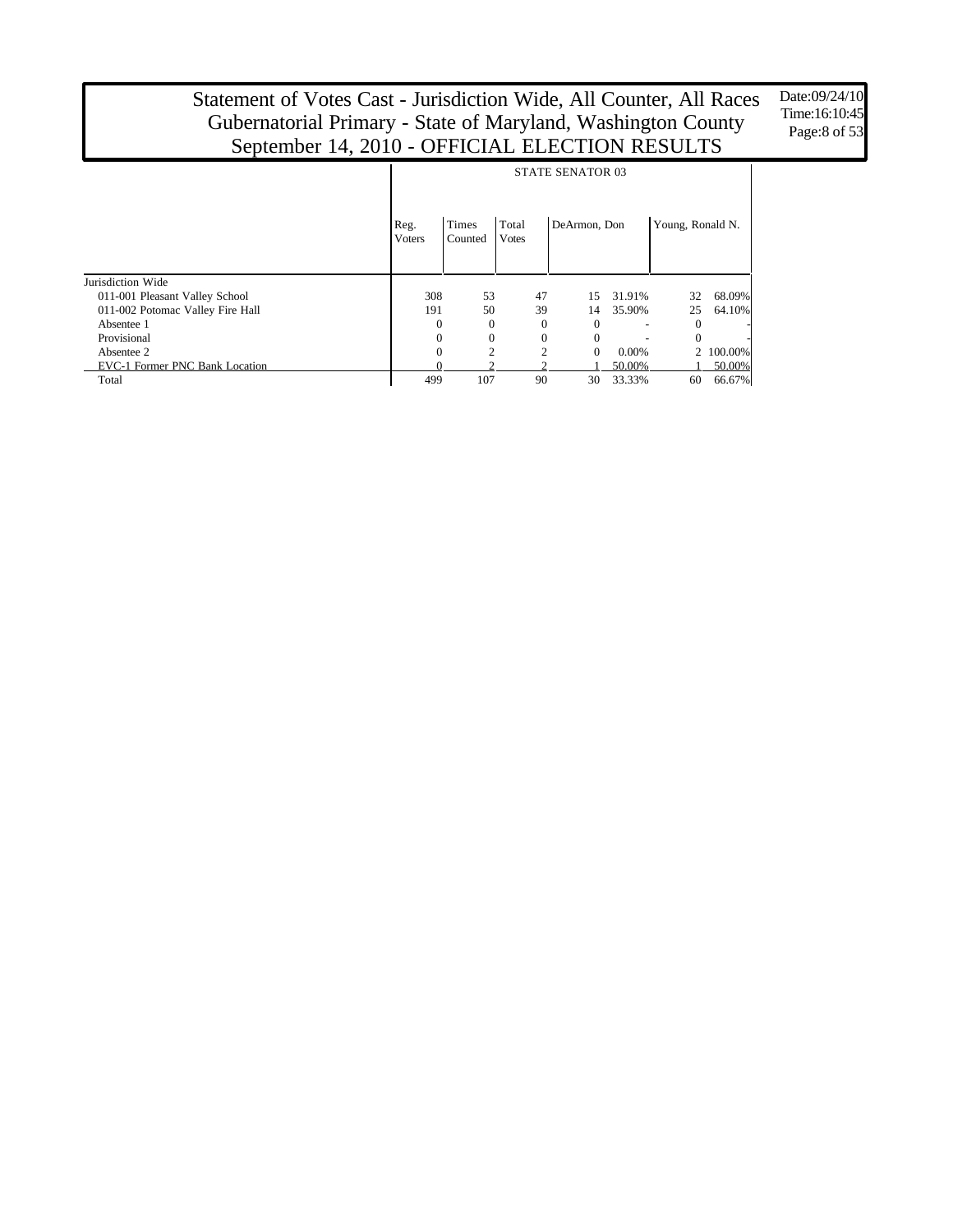# Statement of Votes Cast - Jurisdiction Wide, All Counter, All Races
## Gubernatorial Primary - State of Maryland, Washington County
## September 14, 2010 - OFFICIAL ELECTION RESULTS

Date:09/24/10
Time:16:10:45

| | STATE SENATOR 03 | | | | | | |
|---|---|---|---|---|---|---|---|
| | Reg. Voters | Times Counted | Total Votes | DeArmon, Don | | Young, Ronald N. | |
| Jurisdiction Wide | | | | | | | |
| 011-001 Pleasant Valley School | 308 | 53 | 47 | 15 | 31.91% | 32 | 68.09% |
| 011-002 Potomac Valley Fire Hall | 191 | 50 | 39 | 14 | 35.90% | 25 | 64.10% |
| Absentee 1 | 0 | 0 | 0 | 0 | - | 0 | - |
| Provisional | 0 | 0 | 0 | 0 | - | 0 | - |
| Absentee 2 | 0 | 2 | 2 | 0 | 0.00% | 2 | 100.00% |
| EVC-1 Former PNC Bank Location | 0 | 2 | 2 | 1 | 50.00% | 1 | 50.00% |
| Total | 499 | 107 | 90 | 30 | 33.33% | 60 | 66.67% |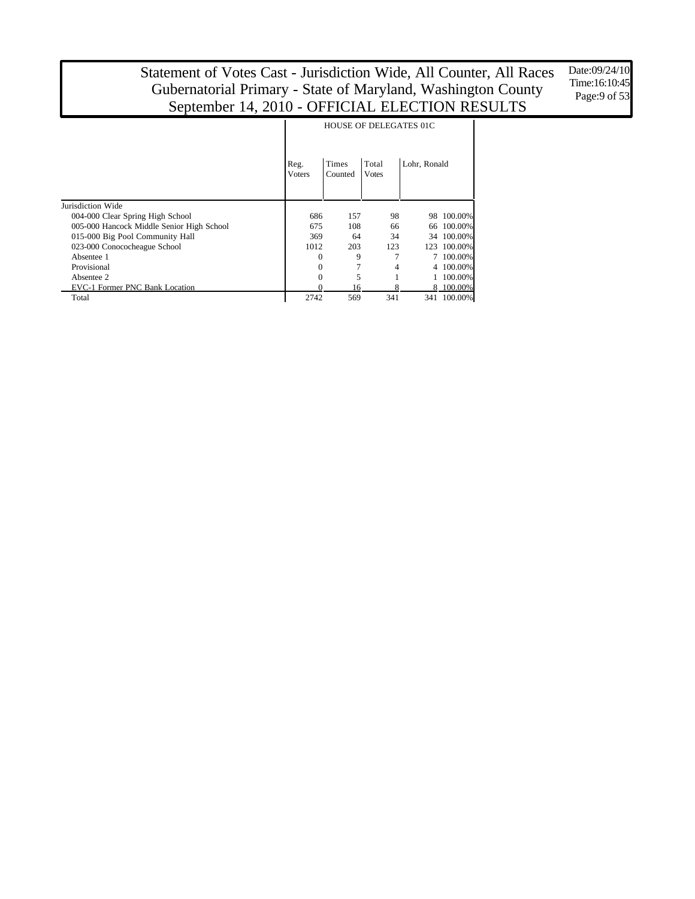# Statement of Votes Cast - Jurisdiction Wide, All Counter, All Races
# Gubernatorial Primary - State of Maryland, Washington County
# September 14, 2010 - OFFICIAL ELECTION RESULTS

Date:09/24/10
Time:16:10:45

| | HOUSE OF DELEGATES 01C | | | | |
|---|---|---|---|---|---|
| | Reg. Voters | Times Counted | Total Votes | Lohr, Ronald | |
| Jurisdiction Wide | | | | | |
| 004-000 Clear Spring High School | 686 | 157 | 98 | 98 | 100.00% |
| 005-000 Hancock Middle Senior High School | 675 | 108 | 66 | 66 | 100.00% |
| 015-000 Big Pool Community Hall | 369 | 64 | 34 | 34 | 100.00% |
| 023-000 Conococheague School | 1012 | 203 | 123 | 123 | 100.00% |
| Absentee 1 | 0 | 9 | 7 | 7 | 100.00% |
| Provisional | 0 | 7 | 4 | 4 | 100.00% |
| Absentee 2 | 0 | 5 | 1 | 1 | 100.00% |
| EVC-1 Former PNC Bank Location | 0 | 16 | 8 | 8 | 100.00% |
| Total | 2742 | 569 | 341 | 341 | 100.00% |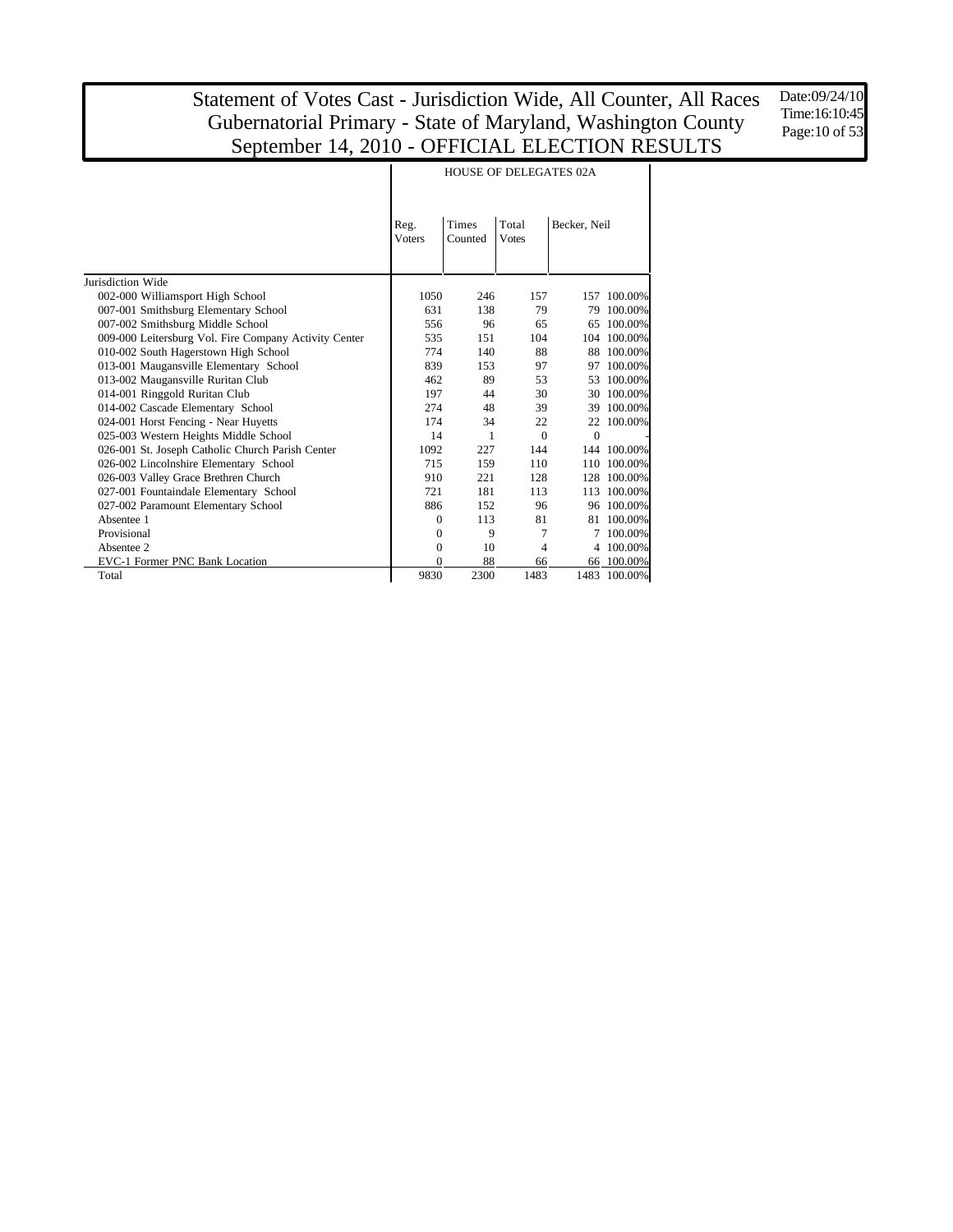# Statement of Votes Cast - Jurisdiction Wide, All Counter, All Races
# Gubernatorial Primary - State of Maryland, Washington County
# September 14, 2010 - OFFICIAL ELECTION RESULTS

Date:09/24/10
Time:16:10:45

| | HOUSE OF DELEGATES 02A | | | | |
|---|---|---|---|---|---|
| | Reg. Voters | Times Counted | Total Votes | Becker, Neil | |
| Jurisdiction Wide | | | | | |
| 002-000 Williamsport High School | 1050 | 246 | 157 | 157 | 100.00% |
| 007-001 Smithsburg Elementary School | 631 | 138 | 79 | 79 | 100.00% |
| 007-002 Smithsburg Middle School | 556 | 96 | 65 | 65 | 100.00% |
| 009-000 Leitersburg Vol. Fire Company Activity Center | 535 | 151 | 104 | 104 | 100.00% |
| 010-002 South Hagerstown High School | 774 | 140 | 88 | 88 | 100.00% |
| 013-001 Maugansville Elementary School | 839 | 153 | 97 | 97 | 100.00% |
| 013-002 Maugansville Ruritan Club | 462 | 89 | 53 | 53 | 100.00% |
| 014-001 Ringgold Ruritan Club | 197 | 44 | 30 | 30 | 100.00% |
| 014-002 Cascade Elementary School | 274 | 48 | 39 | 39 | 100.00% |
| 024-001 Horst Fencing - Near Huyetts | 174 | 34 | 22 | 22 | 100.00% |
| 025-003 Western Heights Middle School | 14 | 1 | 0 | 0 | - |
| 026-001 St. Joseph Catholic Church Parish Center | 1092 | 227 | 144 | 144 | 100.00% |
| 026-002 Lincolnshire Elementary School | 715 | 159 | 110 | 110 | 100.00% |
| 026-003 Valley Grace Brethren Church | 910 | 221 | 128 | 128 | 100.00% |
| 027-001 Fountaindale Elementary School | 721 | 181 | 113 | 113 | 100.00% |
| 027-002 Paramount Elementary School | 886 | 152 | 96 | 96 | 100.00% |
| Absentee 1 | 0 | 113 | 81 | 81 | 100.00% |
| Provisional | 0 | 9 | 7 | 7 | 100.00% |
| Absentee 2 | 0 | 10 | 4 | 4 | 100.00% |
| EVC-1 Former PNC Bank Location | 0 | 88 | 66 | 66 | 100.00% |
| Total | 9830 | 2300 | 1483 | 1483 | 100.00% |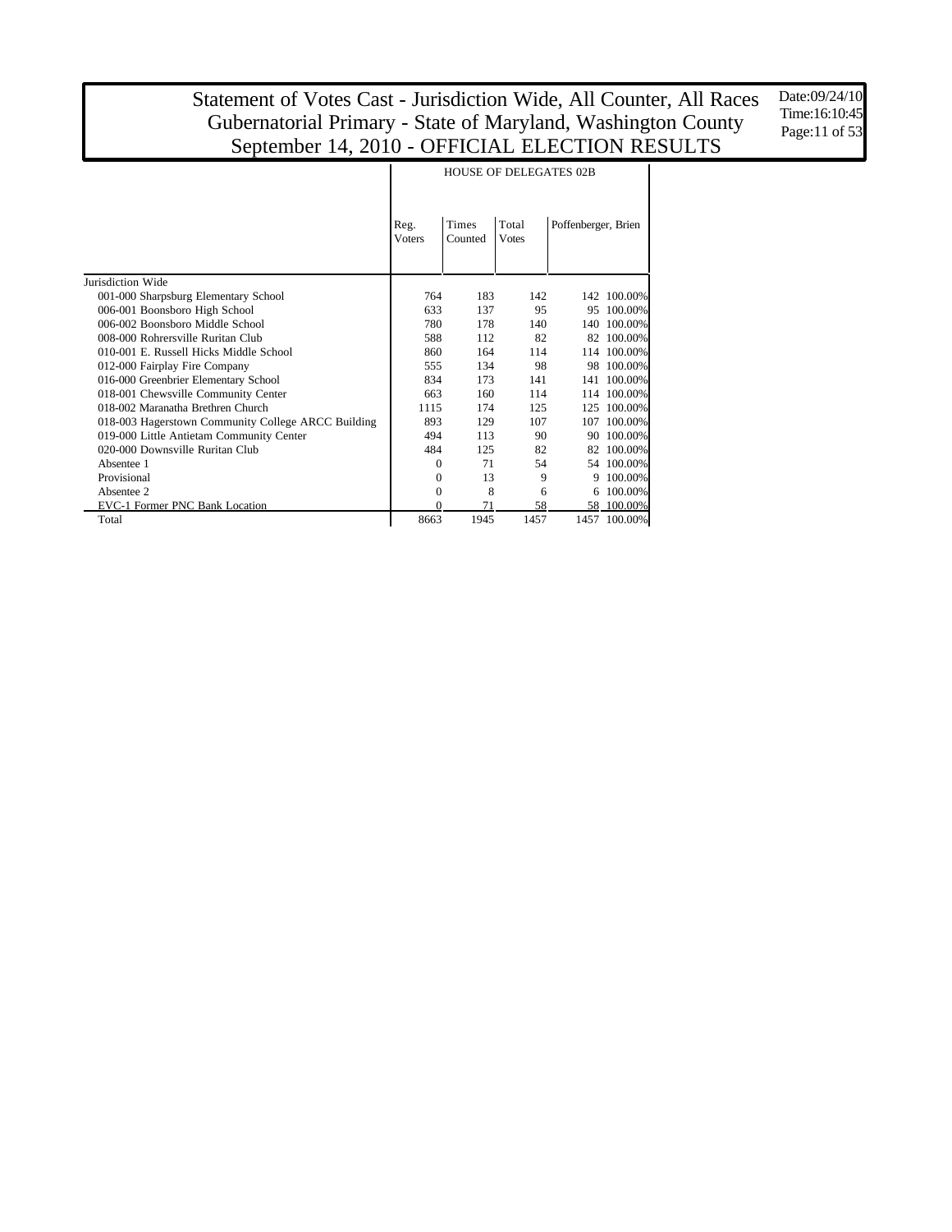# Statement of Votes Cast - Jurisdiction Wide, All Counter, All Races
# Gubernatorial Primary - State of Maryland, Washington County
# September 14, 2010 - OFFICIAL ELECTION RESULTS

Date:09/24/10
Time:16:10:45

| | HOUSE OF DELEGATES 02B | | | | |
|---|---|---|---|---|---|
| | Reg. Voters | Times Counted | Total Votes | Poffenberger, Brien | |
| Jurisdiction Wide | | | | | |
| 001-000 Sharpsburg Elementary School | 764 | 183 | 142 | 142 | 100.00% |
| 006-001 Boonsboro High School | 633 | 137 | 95 | 95 | 100.00% |
| 006-002 Boonsboro Middle School | 780 | 178 | 140 | 140 | 100.00% |
| 008-000 Rohrersville Ruritan Club | 588 | 112 | 82 | 82 | 100.00% |
| 010-001 E. Russell Hicks Middle School | 860 | 164 | 114 | 114 | 100.00% |
| 012-000 Fairplay Fire Company | 555 | 134 | 98 | 98 | 100.00% |
| 016-000 Greenbrier Elementary School | 834 | 173 | 141 | 141 | 100.00% |
| 018-001 Chewsville Community Center | 663 | 160 | 114 | 114 | 100.00% |
| 018-002 Maranatha Brethren Church | 1115 | 174 | 125 | 125 | 100.00% |
| 018-003 Hagerstown Community College ARCC Building | 893 | 129 | 107 | 107 | 100.00% |
| 019-000 Little Antietam Community Center | 494 | 113 | 90 | 90 | 100.00% |
| 020-000 Downsville Ruritan Club | 484 | 125 | 82 | 82 | 100.00% |
| Absentee 1 | 0 | 71 | 54 | 54 | 100.00% |
| Provisional | 0 | 13 | 9 | 9 | 100.00% |
| Absentee 2 | 0 | 8 | 6 | 6 | 100.00% |
| EVC-1 Former PNC Bank Location | 0 | 71 | 58 | 58 | 100.00% |
| Total | 8663 | 1945 | 1457 | 1457 | 100.00% |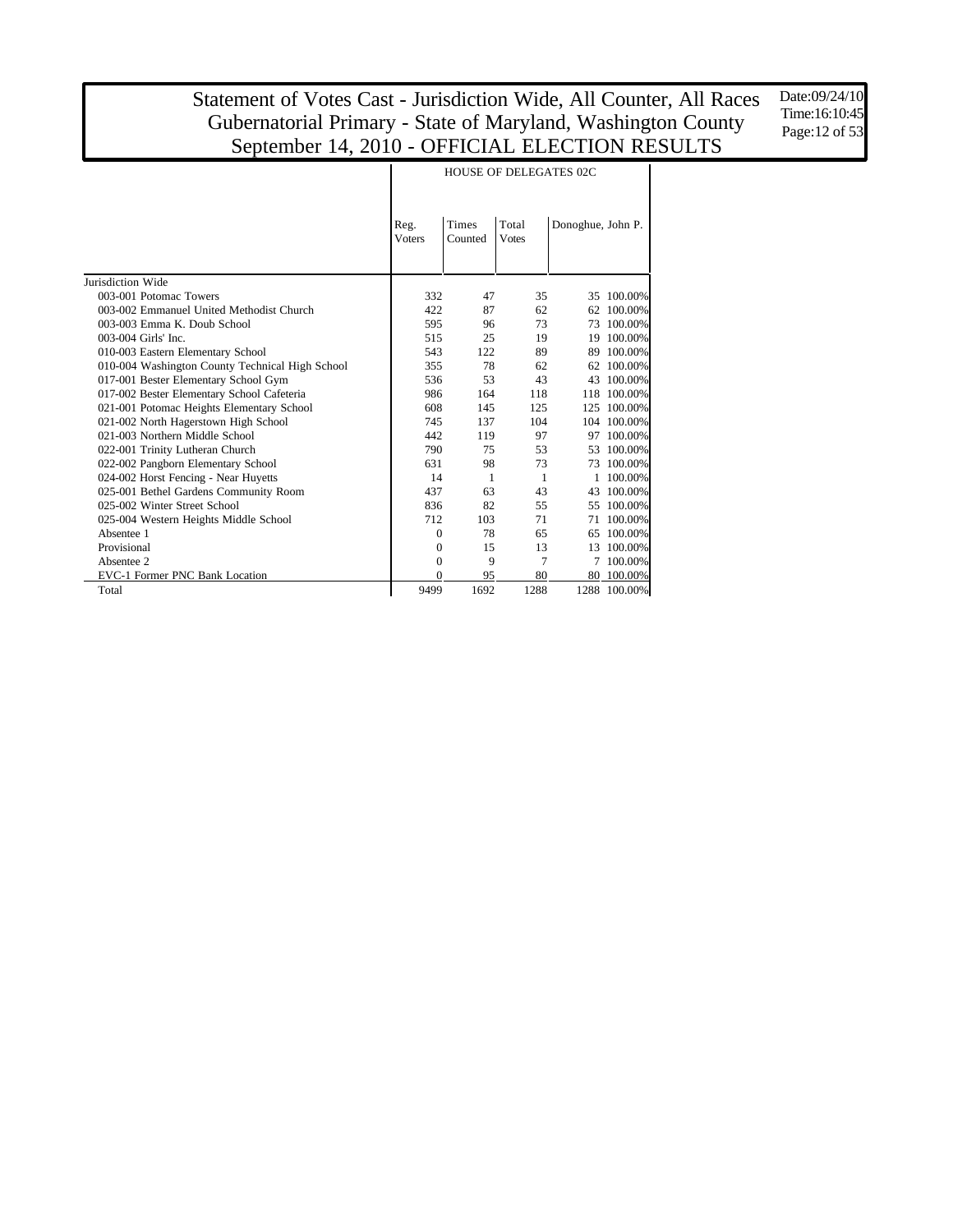# Statement of Votes Cast - Jurisdiction Wide, All Counter, All Races
## Gubernatorial Primary - State of Maryland, Washington County
## September 14, 2010 - OFFICIAL ELECTION RESULTS

Date:09/24/10
Time:16:10:45

| | HOUSE OF DELEGATES 02C | | | | |
|---|---|---|---|---|---|
| | Reg. Voters | Times Counted | Total Votes | Donoghue, John P. | |
| Jurisdiction Wide | | | | | |
| 003-001 Potomac Towers | 332 | 47 | 35 | 35 | 100.00% |
| 003-002 Emmanuel United Methodist Church | 422 | 87 | 62 | 62 | 100.00% |
| 003-003 Emma K. Doub School | 595 | 96 | 73 | 73 | 100.00% |
| 003-004 Girls' Inc. | 515 | 25 | 19 | 19 | 100.00% |
| 010-003 Eastern Elementary School | 543 | 122 | 89 | 89 | 100.00% |
| 010-004 Washington County Technical High School | 355 | 78 | 62 | 62 | 100.00% |
| 017-001 Bester Elementary School Gym | 536 | 53 | 43 | 43 | 100.00% |
| 017-002 Bester Elementary School Cafeteria | 986 | 164 | 118 | 118 | 100.00% |
| 021-001 Potomac Heights Elementary School | 608 | 145 | 125 | 125 | 100.00% |
| 021-002 North Hagerstown High School | 745 | 137 | 104 | 104 | 100.00% |
| 021-003 Northern Middle School | 442 | 119 | 97 | 97 | 100.00% |
| 022-001 Trinity Lutheran Church | 790 | 75 | 53 | 53 | 100.00% |
| 022-002 Pangborn Elementary School | 631 | 98 | 73 | 73 | 100.00% |
| 024-002 Horst Fencing - Near Huyetts | 14 | 1 | 1 | 1 | 100.00% |
| 025-001 Bethel Gardens Community Room | 437 | 63 | 43 | 43 | 100.00% |
| 025-002 Winter Street School | 836 | 82 | 55 | 55 | 100.00% |
| 025-004 Western Heights Middle School | 712 | 103 | 71 | 71 | 100.00% |
| Absentee 1 | 0 | 78 | 65 | 65 | 100.00% |
| Provisional | 0 | 15 | 13 | 13 | 100.00% |
| Absentee 2 | 0 | 9 | 7 | 7 | 100.00% |
| EVC-1 Former PNC Bank Location | 0 | 95 | 80 | 80 | 100.00% |
| Total | 9499 | 1692 | 1288 | 1288 | 100.00% |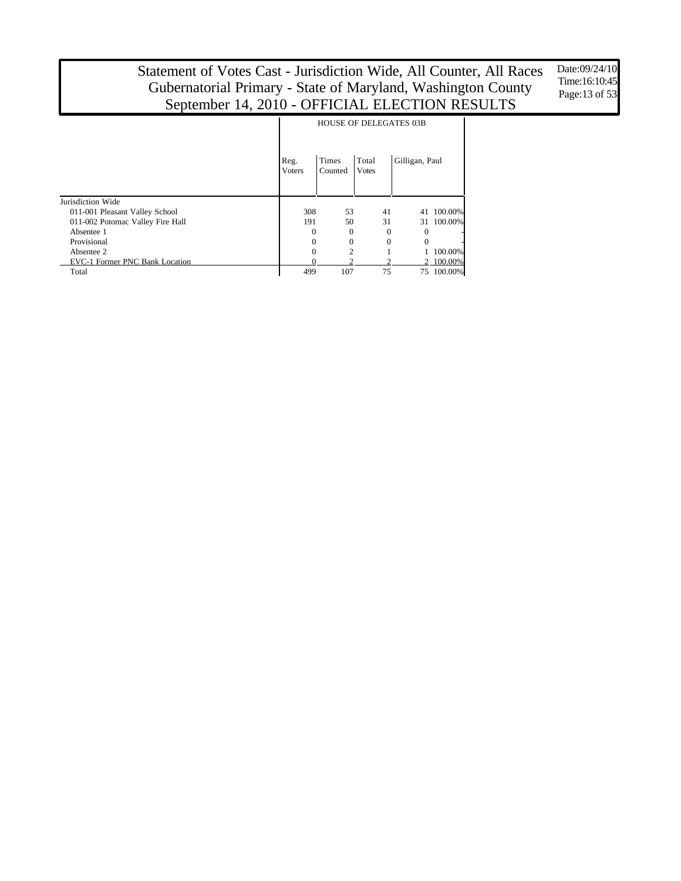# Statement of Votes Cast - Jurisdiction Wide, All Counter, All Races
# Gubernatorial Primary - State of Maryland, Washington County
# September 14, 2010 - OFFICIAL ELECTION RESULTS

Date:09/24/10
Time:16:10:45

| | HOUSE OF DELEGATES 03B | | | | |
|---|---|---|---|---|---|
| | Reg. Voters | Times Counted | Total Votes | Gilligan, Paul | |
| Jurisdiction Wide | | | | | |
| 011-001 Pleasant Valley School | 308 | 53 | 41 | 41 | 100.00% |
| 011-002 Potomac Valley Fire Hall | 191 | 50 | 31 | 31 | 100.00% |
| Absentee 1 | 0 | 0 | 0 | 0 | - |
| Provisional | 0 | 0 | 0 | 0 | - |
| Absentee 2 | 0 | 2 | 1 | 1 | 100.00% |
| EVC-1 Former PNC Bank Location | 0 | 2 | 2 | 2 | 100.00% |
| Total | 499 | 107 | 75 | 75 | 100.00% |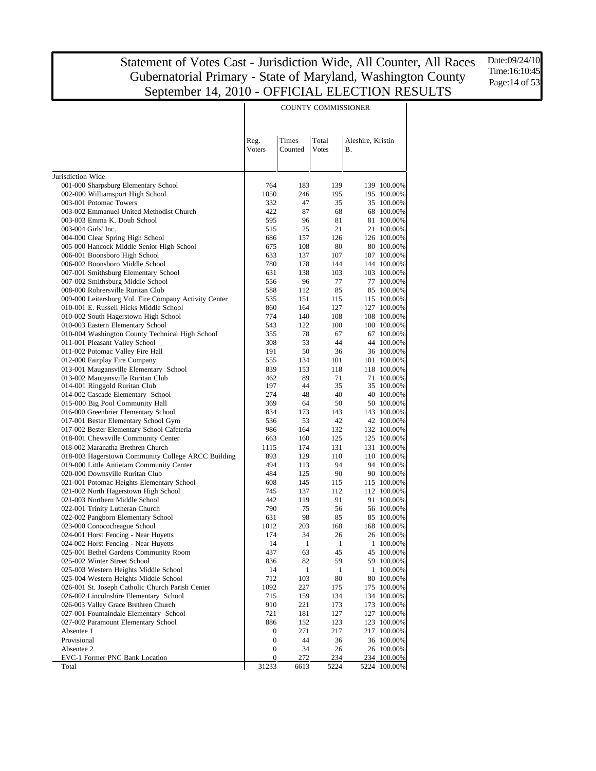# Statement of Votes Cast - Jurisdiction Wide, All Counter, All Races
## Gubernatorial Primary - State of Maryland, Washington County
## September 14, 2010 - OFFICIAL ELECTION RESULTS

Date:09/24/10
Time:16:10:45

| | COUNTY COMMISSIONER | | | | |
|---|---|---|---|---|---|
| | Reg. Voters | Times Counted | Total Votes | Aleshire, Kristin B. | |
| Jurisdiction Wide | | | | | |
| 001-000 Sharpsburg Elementary School | 764 | 183 | 139 | 139 | 100.00% |
| 002-000 Williamsport High School | 1050 | 246 | 195 | 195 | 100.00% |
| 003-001 Potomac Towers | 332 | 47 | 35 | 35 | 100.00% |
| 003-002 Emmanuel United Methodist Church | 422 | 87 | 68 | 68 | 100.00% |
| 003-003 Emma K. Doub School | 595 | 96 | 81 | 81 | 100.00% |
| 003-004 Girls' Inc. | 515 | 25 | 21 | 21 | 100.00% |
| 004-000 Clear Spring High School | 686 | 157 | 126 | 126 | 100.00% |
| 005-000 Hancock Middle Senior High School | 675 | 108 | 80 | 80 | 100.00% |
| 006-001 Boonsboro High School | 633 | 137 | 107 | 107 | 100.00% |
| 006-002 Boonsboro Middle School | 780 | 178 | 144 | 144 | 100.00% |
| 007-001 Smithsburg Elementary School | 631 | 138 | 103 | 103 | 100.00% |
| 007-002 Smithsburg Middle School | 556 | 96 | 77 | 77 | 100.00% |
| 008-000 Rohrersville Ruritan Club | 588 | 112 | 85 | 85 | 100.00% |
| 009-000 Leitersburg Vol. Fire Company Activity Center | 535 | 151 | 115 | 115 | 100.00% |
| 010-001 E. Russell Hicks Middle School | 860 | 164 | 127 | 127 | 100.00% |
| 010-002 South Hagerstown High School | 774 | 140 | 108 | 108 | 100.00% |
| 010-003 Eastern Elementary School | 543 | 122 | 100 | 100 | 100.00% |
| 010-004 Washington County Technical High School | 355 | 78 | 67 | 67 | 100.00% |
| 011-001 Pleasant Valley School | 308 | 53 | 44 | 44 | 100.00% |
| 011-002 Potomac Valley Fire Hall | 191 | 50 | 36 | 36 | 100.00% |
| 012-000 Fairplay Fire Company | 555 | 134 | 101 | 101 | 100.00% |
| 013-001 Maugansville Elementary School | 839 | 153 | 118 | 118 | 100.00% |
| 013-002 Maugansville Ruritan Club | 462 | 89 | 71 | 71 | 100.00% |
| 014-001 Ringgold Ruritan Club | 197 | 44 | 35 | 35 | 100.00% |
| 014-002 Cascade Elementary School | 274 | 48 | 40 | 40 | 100.00% |
| 015-000 Big Pool Community Hall | 369 | 64 | 50 | 50 | 100.00% |
| 016-000 Greenbrier Elementary School | 834 | 173 | 143 | 143 | 100.00% |
| 017-001 Bester Elementary School Gym | 536 | 53 | 42 | 42 | 100.00% |
| 017-002 Bester Elementary School Cafeteria | 986 | 164 | 132 | 132 | 100.00% |
| 018-001 Chewsville Community Center | 663 | 160 | 125 | 125 | 100.00% |
| 018-002 Maranatha Brethren Church | 1115 | 174 | 131 | 131 | 100.00% |
| 018-003 Hagerstown Community College ARCC Building | 893 | 129 | 110 | 110 | 100.00% |
| 019-000 Little Antietam Community Center | 494 | 113 | 94 | 94 | 100.00% |
| 020-000 Downsville Ruritan Club | 484 | 125 | 90 | 90 | 100.00% |
| 021-001 Potomac Heights Elementary School | 608 | 145 | 115 | 115 | 100.00% |
| 021-002 North Hagerstown High School | 745 | 137 | 112 | 112 | 100.00% |
| 021-003 Northern Middle School | 442 | 119 | 91 | 91 | 100.00% |
| 022-001 Trinity Lutheran Church | 790 | 75 | 56 | 56 | 100.00% |
| 022-002 Pangborn Elementary School | 631 | 98 | 85 | 85 | 100.00% |
| 023-000 Conococheague School | 1012 | 203 | 168 | 168 | 100.00% |
| 024-001 Horst Fencing - Near Huyetts | 174 | 34 | 26 | 26 | 100.00% |
| 024-002 Horst Fencing - Near Huyetts | 14 | 1 | 1 | 1 | 100.00% |
| 025-001 Bethel Gardens Community Room | 437 | 63 | 45 | 45 | 100.00% |
| 025-002 Winter Street School | 836 | 82 | 59 | 59 | 100.00% |
| 025-003 Western Heights Middle School | 14 | 1 | 1 | 1 | 100.00% |
| 025-004 Western Heights Middle School | 712 | 103 | 80 | 80 | 100.00% |
| 026-001 St. Joseph Catholic Church Parish Center | 1092 | 227 | 175 | 175 | 100.00% |
| 026-002 Lincolnshire Elementary School | 715 | 159 | 134 | 134 | 100.00% |
| 026-003 Valley Grace Brethren Church | 910 | 221 | 173 | 173 | 100.00% |
| 027-001 Fountaindale Elementary School | 721 | 181 | 127 | 127 | 100.00% |
| 027-002 Paramount Elementary School | 886 | 152 | 123 | 123 | 100.00% |
| Absentee 1 | 0 | 271 | 217 | 217 | 100.00% |
| Provisional | 0 | 44 | 36 | 36 | 100.00% |
| Absentee 2 | 0 | 34 | 26 | 26 | 100.00% |
| EVC-1 Former PNC Bank Location | 0 | 272 | 234 | 234 | 100.00% |
| Total | 31233 | 6613 | 5224 | 5224 | 100.00% |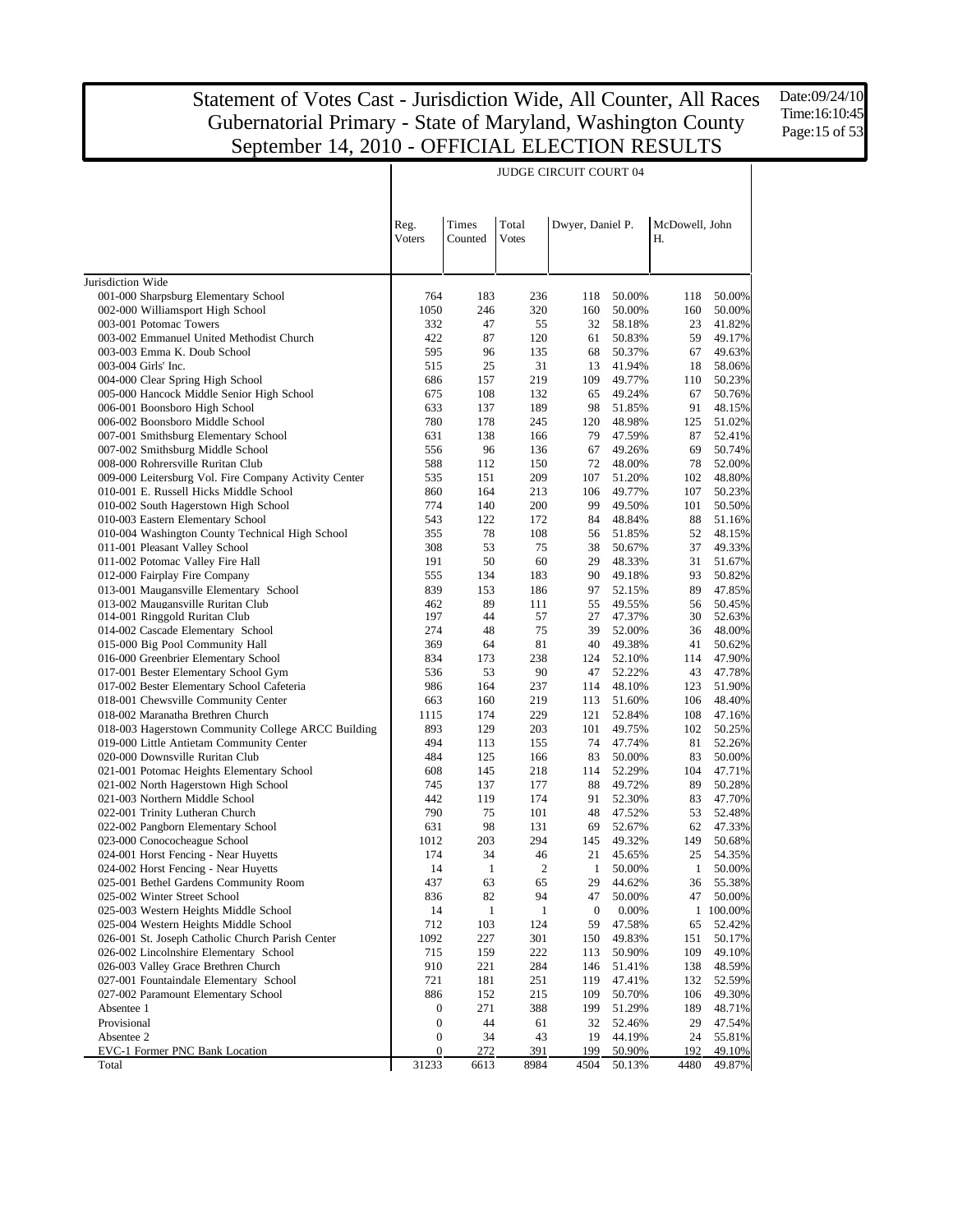# Statement of Votes Cast - Jurisdiction Wide, All Counter, All Races
# Gubernatorial Primary - State of Maryland, Washington County
# September 14, 2010 - OFFICIAL ELECTION RESULTS

Date:09/24/10
Time:16:10:45

| | JUDGE CIRCUIT COURT 04 | | | | | | |
|---|---|---|---|---|---|---|---|
| | Reg. Voters | Times Counted | Total Votes | Dwyer, Daniel P. | | McDowell, John H. | |
| Jurisdiction Wide | | | | | | | |
| 001-000 Sharpsburg Elementary School | 764 | 183 | 236 | 118 | 50.00% | 118 | 50.00% |
| 002-000 Williamsport High School | 1050 | 246 | 320 | 160 | 50.00% | 160 | 50.00% |
| 003-001 Potomac Towers | 332 | 47 | 55 | 32 | 58.18% | 23 | 41.82% |
| 003-002 Emmanuel United Methodist Church | 422 | 87 | 120 | 61 | 50.83% | 59 | 49.17% |
| 003-003 Emma K. Doub School | 595 | 96 | 135 | 68 | 50.37% | 67 | 49.63% |
| 003-004 Girls' Inc. | 515 | 25 | 31 | 13 | 41.94% | 18 | 58.06% |
| 004-000 Clear Spring High School | 686 | 157 | 219 | 109 | 49.77% | 110 | 50.23% |
| 005-000 Hancock Middle Senior High School | 675 | 108 | 132 | 65 | 49.24% | 67 | 50.76% |
| 006-001 Boonsboro High School | 633 | 137 | 189 | 98 | 51.85% | 91 | 48.15% |
| 006-002 Boonsboro Middle School | 780 | 178 | 245 | 120 | 48.98% | 125 | 51.02% |
| 007-001 Smithsburg Elementary School | 631 | 138 | 166 | 79 | 47.59% | 87 | 52.41% |
| 007-002 Smithsburg Middle School | 556 | 96 | 136 | 67 | 49.26% | 69 | 50.74% |
| 008-000 Rohrersville Ruritan Club | 588 | 112 | 150 | 72 | 48.00% | 78 | 52.00% |
| 009-000 Leitersburg Vol. Fire Company Activity Center | 535 | 151 | 209 | 107 | 51.20% | 102 | 48.80% |
| 010-001 E. Russell Hicks Middle School | 860 | 164 | 213 | 106 | 49.77% | 107 | 50.23% |
| 010-002 South Hagerstown High School | 774 | 140 | 200 | 99 | 49.50% | 101 | 50.50% |
| 010-003 Eastern Elementary School | 543 | 122 | 172 | 84 | 48.84% | 88 | 51.16% |
| 010-004 Washington County Technical High School | 355 | 78 | 108 | 56 | 51.85% | 52 | 48.15% |
| 011-001 Pleasant Valley School | 308 | 53 | 75 | 38 | 50.67% | 37 | 49.33% |
| 011-002 Potomac Valley Fire Hall | 191 | 50 | 60 | 29 | 48.33% | 31 | 51.67% |
| 012-000 Fairplay Fire Company | 555 | 134 | 183 | 90 | 49.18% | 93 | 50.82% |
| 013-001 Maugansville Elementary School | 839 | 153 | 186 | 97 | 52.15% | 89 | 47.85% |
| 013-002 Maugansville Ruritan Club | 462 | 89 | 111 | 55 | 49.55% | 56 | 50.45% |
| 014-001 Ringgold Ruritan Club | 197 | 44 | 57 | 27 | 47.37% | 30 | 52.63% |
| 014-002 Cascade Elementary School | 274 | 48 | 75 | 39 | 52.00% | 36 | 48.00% |
| 015-000 Big Pool Community Hall | 369 | 64 | 81 | 40 | 49.38% | 41 | 50.62% |
| 016-000 Greenbrier Elementary School | 834 | 173 | 238 | 124 | 52.10% | 114 | 47.90% |
| 017-001 Bester Elementary School Gym | 536 | 53 | 90 | 47 | 52.22% | 43 | 47.78% |
| 017-002 Bester Elementary School Cafeteria | 986 | 164 | 237 | 114 | 48.10% | 123 | 51.90% |
| 018-001 Chewsville Community Center | 663 | 160 | 219 | 113 | 51.60% | 106 | 48.40% |
| 018-002 Maranatha Brethren Church | 1115 | 174 | 229 | 121 | 52.84% | 108 | 47.16% |
| 018-003 Hagerstown Community College ARCC Building | 893 | 129 | 203 | 101 | 49.75% | 102 | 50.25% |
| 019-000 Little Antietam Community Center | 494 | 113 | 155 | 74 | 47.74% | 81 | 52.26% |
| 020-000 Downsville Ruritan Club | 484 | 125 | 166 | 83 | 50.00% | 83 | 50.00% |
| 021-001 Potomac Heights Elementary School | 608 | 145 | 218 | 114 | 52.29% | 104 | 47.71% |
| 021-002 North Hagerstown High School | 745 | 137 | 177 | 88 | 49.72% | 89 | 50.28% |
| 021-003 Northern Middle School | 442 | 119 | 174 | 91 | 52.30% | 83 | 47.70% |
| 022-001 Trinity Lutheran Church | 790 | 75 | 101 | 48 | 47.52% | 53 | 52.48% |
| 022-002 Pangborn Elementary School | 631 | 98 | 131 | 69 | 52.67% | 62 | 47.33% |
| 023-000 Conococheague School | 1012 | 203 | 294 | 145 | 49.32% | 149 | 50.68% |
| 024-001 Horst Fencing - Near Huyetts | 174 | 34 | 46 | 21 | 45.65% | 25 | 54.35% |
| 024-002 Horst Fencing - Near Huyetts | 14 | 1 | 2 | 1 | 50.00% | 1 | 50.00% |
| 025-001 Bethel Gardens Community Room | 437 | 63 | 65 | 29 | 44.62% | 36 | 55.38% |
| 025-002 Winter Street School | 836 | 82 | 94 | 47 | 50.00% | 47 | 50.00% |
| 025-003 Western Heights Middle School | 14 | 1 | 1 | 0 | 0.00% | 1 | 100.00% |
| 025-004 Western Heights Middle School | 712 | 103 | 124 | 59 | 47.58% | 65 | 52.42% |
| 026-001 St. Joseph Catholic Church Parish Center | 1092 | 227 | 301 | 150 | 49.83% | 151 | 50.17% |
| 026-002 Lincolnshire Elementary School | 715 | 159 | 222 | 113 | 50.90% | 109 | 49.10% |
| 026-003 Valley Grace Brethren Church | 910 | 221 | 284 | 146 | 51.41% | 138 | 48.59% |
| 027-001 Fountaindale Elementary School | 721 | 181 | 251 | 119 | 47.41% | 132 | 52.59% |
| 027-002 Paramount Elementary School | 886 | 152 | 215 | 109 | 50.70% | 106 | 49.30% |
| Absentee 1 | 0 | 271 | 388 | 199 | 51.29% | 189 | 48.71% |
| Provisional | 0 | 44 | 61 | 32 | 52.46% | 29 | 47.54% |
| Absentee 2 | 0 | 34 | 43 | 19 | 44.19% | 24 | 55.81% |
| EVC-1 Former PNC Bank Location | 0 | 272 | 391 | 199 | 50.90% | 192 | 49.10% |
| Total | 31233 | 6613 | 8984 | 4504 | 50.13% | 4480 | 49.87% |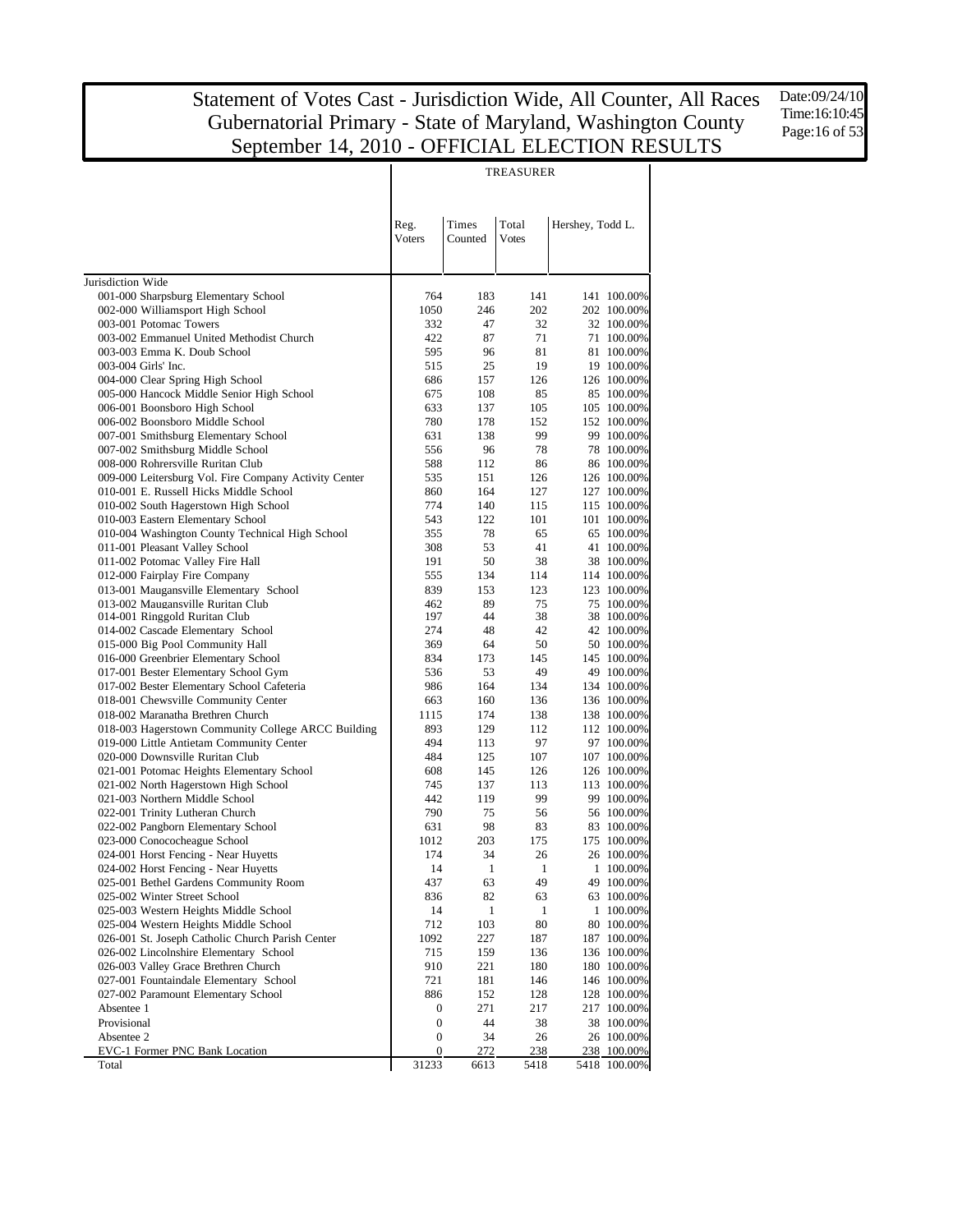# Statement of Votes Cast - Jurisdiction Wide, All Counter, All Races
# Gubernatorial Primary - State of Maryland, Washington County
# September 14, 2010 - OFFICIAL ELECTION RESULTS

Date:09/24/10
Time:16:10:45

| | TREASURER | | | | |
|---|---|---|---|---|---|
| | Reg. Voters | Times Counted | Total Votes | Hershey, Todd L. | |
| Jurisdiction Wide | | | | | |
| 001-000 Sharpsburg Elementary School | 764 | 183 | 141 | 141 | 100.00% |
| 002-000 Williamsport High School | 1050 | 246 | 202 | 202 | 100.00% |
| 003-001 Potomac Towers | 332 | 47 | 32 | 32 | 100.00% |
| 003-002 Emmanuel United Methodist Church | 422 | 87 | 71 | 71 | 100.00% |
| 003-003 Emma K. Doub School | 595 | 96 | 81 | 81 | 100.00% |
| 003-004 Girls' Inc. | 515 | 25 | 19 | 19 | 100.00% |
| 004-000 Clear Spring High School | 686 | 157 | 126 | 126 | 100.00% |
| 005-000 Hancock Middle Senior High School | 675 | 108 | 85 | 85 | 100.00% |
| 006-001 Boonsboro High School | 633 | 137 | 105 | 105 | 100.00% |
| 006-002 Boonsboro Middle School | 780 | 178 | 152 | 152 | 100.00% |
| 007-001 Smithsburg Elementary School | 631 | 138 | 99 | 99 | 100.00% |
| 007-002 Smithsburg Middle School | 556 | 96 | 78 | 78 | 100.00% |
| 008-000 Rohrersville Ruritan Club | 588 | 112 | 86 | 86 | 100.00% |
| 009-000 Leitersburg Vol. Fire Company Activity Center | 535 | 151 | 126 | 126 | 100.00% |
| 010-001 E. Russell Hicks Middle School | 860 | 164 | 127 | 127 | 100.00% |
| 010-002 South Hagerstown High School | 774 | 140 | 115 | 115 | 100.00% |
| 010-003 Eastern Elementary School | 543 | 122 | 101 | 101 | 100.00% |
| 010-004 Washington County Technical High School | 355 | 78 | 65 | 65 | 100.00% |
| 011-001 Pleasant Valley School | 308 | 53 | 41 | 41 | 100.00% |
| 011-002 Potomac Valley Fire Hall | 191 | 50 | 38 | 38 | 100.00% |
| 012-000 Fairplay Fire Company | 555 | 134 | 114 | 114 | 100.00% |
| 013-001 Maugansville Elementary School | 839 | 153 | 123 | 123 | 100.00% |
| 013-002 Maugansville Ruritan Club | 462 | 89 | 75 | 75 | 100.00% |
| 014-001 Ringgold Ruritan Club | 197 | 44 | 38 | 38 | 100.00% |
| 014-002 Cascade Elementary School | 274 | 48 | 42 | 42 | 100.00% |
| 015-000 Big Pool Community Hall | 369 | 64 | 50 | 50 | 100.00% |
| 016-000 Greenbrier Elementary School | 834 | 173 | 145 | 145 | 100.00% |
| 017-001 Bester Elementary School Gym | 536 | 53 | 49 | 49 | 100.00% |
| 017-002 Bester Elementary School Cafeteria | 986 | 164 | 134 | 134 | 100.00% |
| 018-001 Chewsville Community Center | 663 | 160 | 136 | 136 | 100.00% |
| 018-002 Maranatha Brethren Church | 1115 | 174 | 138 | 138 | 100.00% |
| 018-003 Hagerstown Community College ARCC Building | 893 | 129 | 112 | 112 | 100.00% |
| 019-000 Little Antietam Community Center | 494 | 113 | 97 | 97 | 100.00% |
| 020-000 Downsville Ruritan Club | 484 | 125 | 107 | 107 | 100.00% |
| 021-001 Potomac Heights Elementary School | 608 | 145 | 126 | 126 | 100.00% |
| 021-002 North Hagerstown High School | 745 | 137 | 113 | 113 | 100.00% |
| 021-003 Northern Middle School | 442 | 119 | 99 | 99 | 100.00% |
| 022-001 Trinity Lutheran Church | 790 | 75 | 56 | 56 | 100.00% |
| 022-002 Pangborn Elementary School | 631 | 98 | 83 | 83 | 100.00% |
| 023-000 Conococheague School | 1012 | 203 | 175 | 175 | 100.00% |
| 024-001 Horst Fencing - Near Huyetts | 174 | 34 | 26 | 26 | 100.00% |
| 024-002 Horst Fencing - Near Huyetts | 14 | 1 | 1 | 1 | 100.00% |
| 025-001 Bethel Gardens Community Room | 437 | 63 | 49 | 49 | 100.00% |
| 025-002 Winter Street School | 836 | 82 | 63 | 63 | 100.00% |
| 025-003 Western Heights Middle School | 14 | 1 | 1 | 1 | 100.00% |
| 025-004 Western Heights Middle School | 712 | 103 | 80 | 80 | 100.00% |
| 026-001 St. Joseph Catholic Church Parish Center | 1092 | 227 | 187 | 187 | 100.00% |
| 026-002 Lincolnshire Elementary School | 715 | 159 | 136 | 136 | 100.00% |
| 026-003 Valley Grace Brethren Church | 910 | 221 | 180 | 180 | 100.00% |
| 027-001 Fountaindale Elementary School | 721 | 181 | 146 | 146 | 100.00% |
| 027-002 Paramount Elementary School | 886 | 152 | 128 | 128 | 100.00% |
| Absentee 1 | 0 | 271 | 217 | 217 | 100.00% |
| Provisional | 0 | 44 | 38 | 38 | 100.00% |
| Absentee 2 | 0 | 34 | 26 | 26 | 100.00% |
| EVC-1 Former PNC Bank Location | 0 | 272 | 238 | 238 | 100.00% |
| Total | 31233 | 6613 | 5418 | 5418 | 100.00% |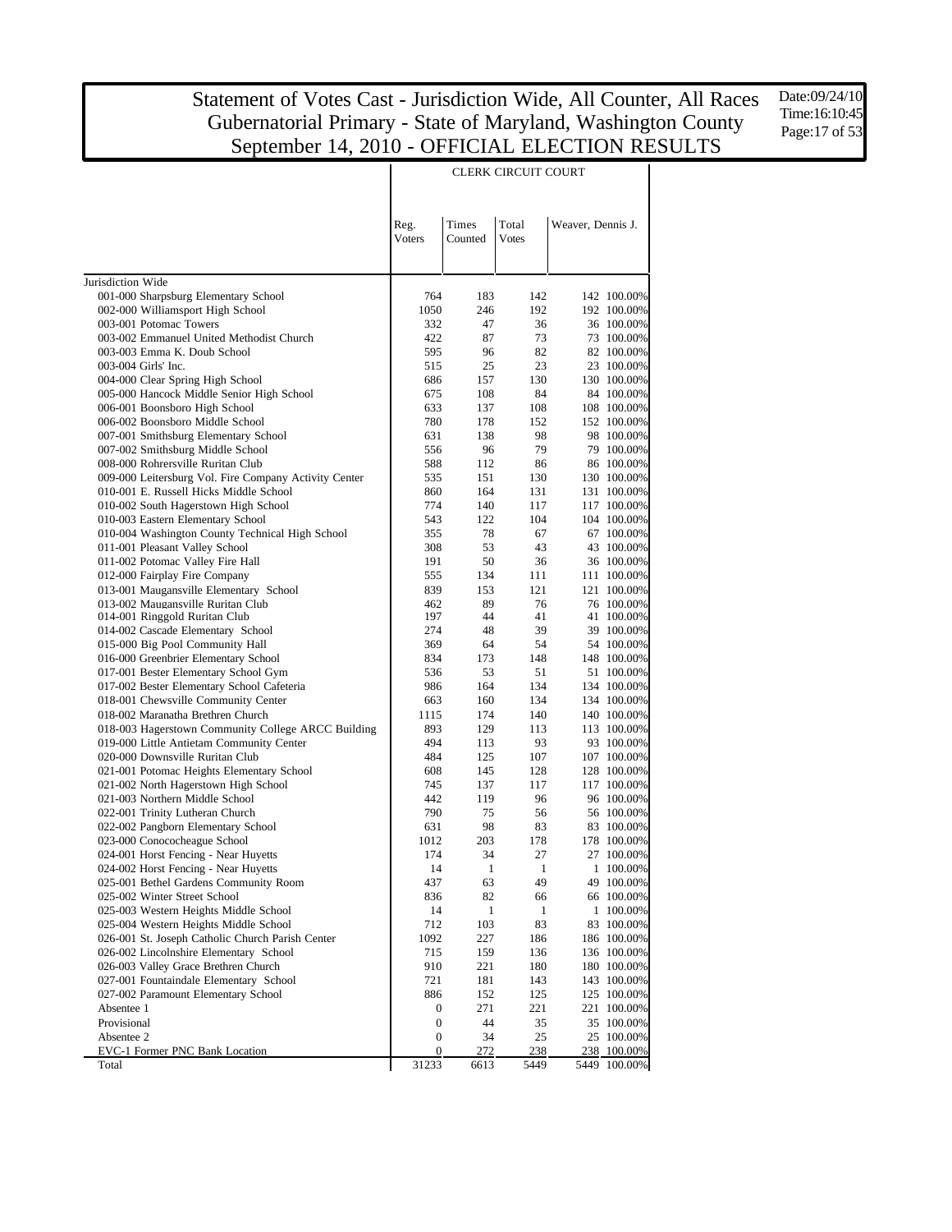# Statement of Votes Cast - Jurisdiction Wide, All Counter, All Races
## Gubernatorial Primary - State of Maryland, Washington County
## September 14, 2010 - OFFICIAL ELECTION RESULTS

Date:09/24/10
Time:16:10:45

| | CLERK CIRCUIT COURT | | | | |
|---|---|---|---|---|---|
| | Reg. Voters | Times Counted | Total Votes | Weaver, Dennis J. | |
| Jurisdiction Wide | | | | | |
| 001-000 Sharpsburg Elementary School | 764 | 183 | 142 | 142 | 100.00% |
| 002-000 Williamsport High School | 1050 | 246 | 192 | 192 | 100.00% |
| 003-001 Potomac Towers | 332 | 47 | 36 | 36 | 100.00% |
| 003-002 Emmanuel United Methodist Church | 422 | 87 | 73 | 73 | 100.00% |
| 003-003 Emma K. Doub School | 595 | 96 | 82 | 82 | 100.00% |
| 003-004 Girls' Inc. | 515 | 25 | 23 | 23 | 100.00% |
| 004-000 Clear Spring High School | 686 | 157 | 130 | 130 | 100.00% |
| 005-000 Hancock Middle Senior High School | 675 | 108 | 84 | 84 | 100.00% |
| 006-001 Boonsboro High School | 633 | 137 | 108 | 108 | 100.00% |
| 006-002 Boonsboro Middle School | 780 | 178 | 152 | 152 | 100.00% |
| 007-001 Smithsburg Elementary School | 631 | 138 | 98 | 98 | 100.00% |
| 007-002 Smithsburg Middle School | 556 | 96 | 79 | 79 | 100.00% |
| 008-000 Rohrersville Ruritan Club | 588 | 112 | 86 | 86 | 100.00% |
| 009-000 Leitersburg Vol. Fire Company Activity Center | 535 | 151 | 130 | 130 | 100.00% |
| 010-001 E. Russell Hicks Middle School | 860 | 164 | 131 | 131 | 100.00% |
| 010-002 South Hagerstown High School | 774 | 140 | 117 | 117 | 100.00% |
| 010-003 Eastern Elementary School | 543 | 122 | 104 | 104 | 100.00% |
| 010-004 Washington County Technical High School | 355 | 78 | 67 | 67 | 100.00% |
| 011-001 Pleasant Valley School | 308 | 53 | 43 | 43 | 100.00% |
| 011-002 Potomac Valley Fire Hall | 191 | 50 | 36 | 36 | 100.00% |
| 012-000 Fairplay Fire Company | 555 | 134 | 111 | 111 | 100.00% |
| 013-001 Maugansville Elementary School | 839 | 153 | 121 | 121 | 100.00% |
| 013-002 Maugansville Ruritan Club | 462 | 89 | 76 | 76 | 100.00% |
| 014-001 Ringgold Ruritan Club | 197 | 44 | 41 | 41 | 100.00% |
| 014-002 Cascade Elementary School | 274 | 48 | 39 | 39 | 100.00% |
| 015-000 Big Pool Community Hall | 369 | 64 | 54 | 54 | 100.00% |
| 016-000 Greenbrier Elementary School | 834 | 173 | 148 | 148 | 100.00% |
| 017-001 Bester Elementary School Gym | 536 | 53 | 51 | 51 | 100.00% |
| 017-002 Bester Elementary School Cafeteria | 986 | 164 | 134 | 134 | 100.00% |
| 018-001 Chewsville Community Center | 663 | 160 | 134 | 134 | 100.00% |
| 018-002 Maranatha Brethren Church | 1115 | 174 | 140 | 140 | 100.00% |
| 018-003 Hagerstown Community College ARCC Building | 893 | 129 | 113 | 113 | 100.00% |
| 019-000 Little Antietam Community Center | 494 | 113 | 93 | 93 | 100.00% |
| 020-000 Downsville Ruritan Club | 484 | 125 | 107 | 107 | 100.00% |
| 021-001 Potomac Heights Elementary School | 608 | 145 | 128 | 128 | 100.00% |
| 021-002 North Hagerstown High School | 745 | 137 | 117 | 117 | 100.00% |
| 021-003 Northern Middle School | 442 | 119 | 96 | 96 | 100.00% |
| 022-001 Trinity Lutheran Church | 790 | 75 | 56 | 56 | 100.00% |
| 022-002 Pangborn Elementary School | 631 | 98 | 83 | 83 | 100.00% |
| 023-000 Conococheague School | 1012 | 203 | 178 | 178 | 100.00% |
| 024-001 Horst Fencing - Near Huyetts | 174 | 34 | 27 | 27 | 100.00% |
| 024-002 Horst Fencing - Near Huyetts | 14 | 1 | 1 | 1 | 100.00% |
| 025-001 Bethel Gardens Community Room | 437 | 63 | 49 | 49 | 100.00% |
| 025-002 Winter Street School | 836 | 82 | 66 | 66 | 100.00% |
| 025-003 Western Heights Middle School | 14 | 1 | 1 | 1 | 100.00% |
| 025-004 Western Heights Middle School | 712 | 103 | 83 | 83 | 100.00% |
| 026-001 St. Joseph Catholic Church Parish Center | 1092 | 227 | 186 | 186 | 100.00% |
| 026-002 Lincolnshire Elementary School | 715 | 159 | 136 | 136 | 100.00% |
| 026-003 Valley Grace Brethren Church | 910 | 221 | 180 | 180 | 100.00% |
| 027-001 Fountaindale Elementary School | 721 | 181 | 143 | 143 | 100.00% |
| 027-002 Paramount Elementary School | 886 | 152 | 125 | 125 | 100.00% |
| Absentee 1 | 0 | 271 | 221 | 221 | 100.00% |
| Provisional | 0 | 44 | 35 | 35 | 100.00% |
| Absentee 2 | 0 | 34 | 25 | 25 | 100.00% |
| EVC-1 Former PNC Bank Location | 0 | 272 | 238 | 238 | 100.00% |
| Total | 31233 | 6613 | 5449 | 5449 | 100.00% |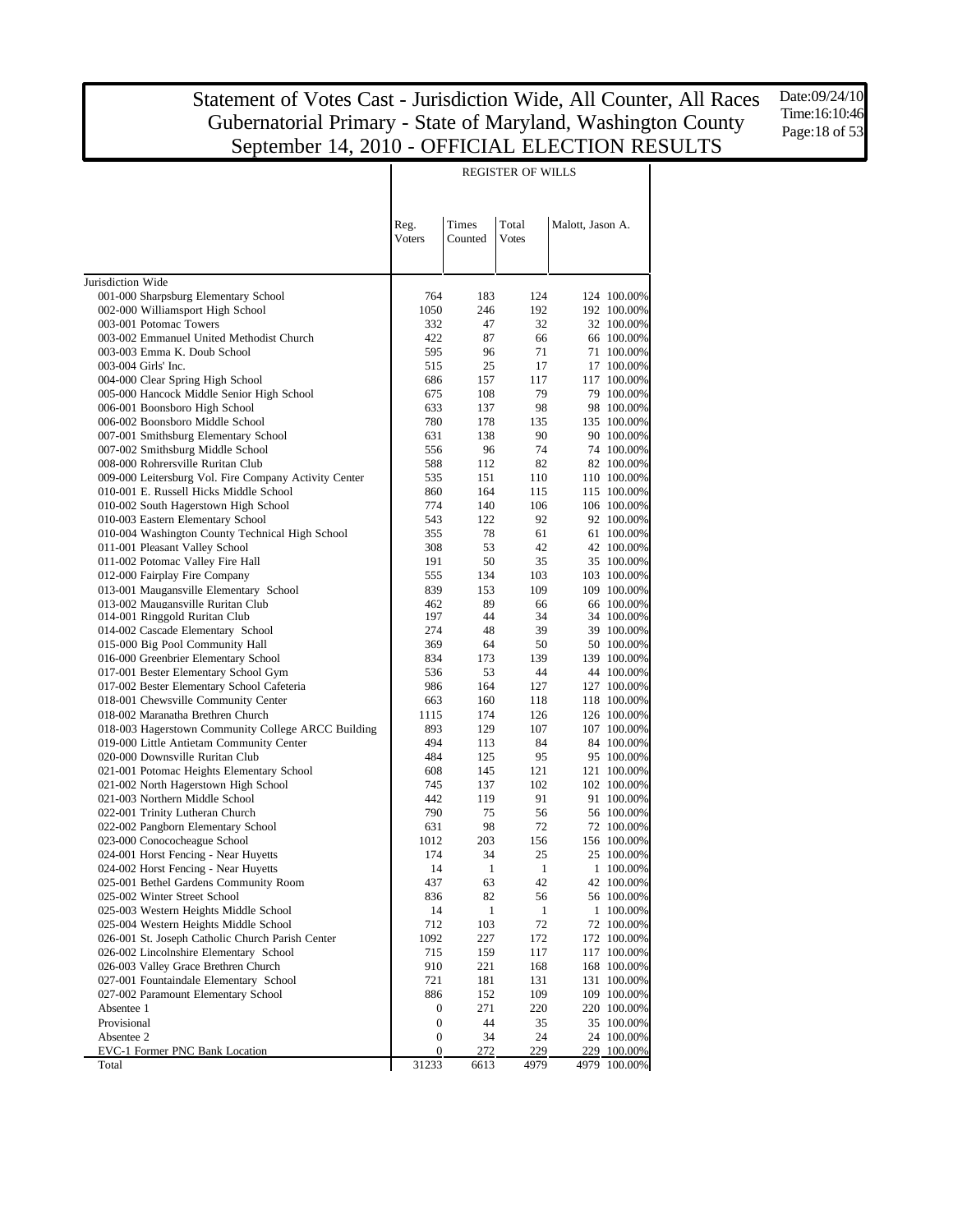# Statement of Votes Cast - Jurisdiction Wide, All Counter, All Races
## Gubernatorial Primary - State of Maryland, Washington County
## September 14, 2010 - OFFICIAL ELECTION RESULTS

Date:09/24/10
Time:16:10:46

| | Reg. Voters | Times Counted | Total Votes | Malott, Jason A. | |
|---|---|---|---|---|---|
| | REGISTER OF WILLS | | | | |
| Jurisdiction Wide | | | | | |
| 001-000 Sharpsburg Elementary School | 764 | 183 | 124 | 124 | 100.00% |
| 002-000 Williamsport High School | 1050 | 246 | 192 | 192 | 100.00% |
| 003-001 Potomac Towers | 332 | 47 | 32 | 32 | 100.00% |
| 003-002 Emmanuel United Methodist Church | 422 | 87 | 66 | 66 | 100.00% |
| 003-003 Emma K. Doub School | 595 | 96 | 71 | 71 | 100.00% |
| 003-004 Girls' Inc. | 515 | 25 | 17 | 17 | 100.00% |
| 004-000 Clear Spring High School | 686 | 157 | 117 | 117 | 100.00% |
| 005-000 Hancock Middle Senior High School | 675 | 108 | 79 | 79 | 100.00% |
| 006-001 Boonsboro High School | 633 | 137 | 98 | 98 | 100.00% |
| 006-002 Boonsboro Middle School | 780 | 178 | 135 | 135 | 100.00% |
| 007-001 Smithsburg Elementary School | 631 | 138 | 90 | 90 | 100.00% |
| 007-002 Smithsburg Middle School | 556 | 96 | 74 | 74 | 100.00% |
| 008-000 Rohrersville Ruritan Club | 588 | 112 | 82 | 82 | 100.00% |
| 009-000 Leitersburg Vol. Fire Company Activity Center | 535 | 151 | 110 | 110 | 100.00% |
| 010-001 E. Russell Hicks Middle School | 860 | 164 | 115 | 115 | 100.00% |
| 010-002 South Hagerstown High School | 774 | 140 | 106 | 106 | 100.00% |
| 010-003 Eastern Elementary School | 543 | 122 | 92 | 92 | 100.00% |
| 010-004 Washington County Technical High School | 355 | 78 | 61 | 61 | 100.00% |
| 011-001 Pleasant Valley School | 308 | 53 | 42 | 42 | 100.00% |
| 011-002 Potomac Valley Fire Hall | 191 | 50 | 35 | 35 | 100.00% |
| 012-000 Fairplay Fire Company | 555 | 134 | 103 | 103 | 100.00% |
| 013-001 Maugansville Elementary School | 839 | 153 | 109 | 109 | 100.00% |
| 013-002 Maugansville Ruritan Club | 462 | 89 | 66 | 66 | 100.00% |
| 014-001 Ringgold Ruritan Club | 197 | 44 | 34 | 34 | 100.00% |
| 014-002 Cascade Elementary School | 274 | 48 | 39 | 39 | 100.00% |
| 015-000 Big Pool Community Hall | 369 | 64 | 50 | 50 | 100.00% |
| 016-000 Greenbrier Elementary School | 834 | 173 | 139 | 139 | 100.00% |
| 017-001 Bester Elementary School Gym | 536 | 53 | 44 | 44 | 100.00% |
| 017-002 Bester Elementary School Cafeteria | 986 | 164 | 127 | 127 | 100.00% |
| 018-001 Chewsville Community Center | 663 | 160 | 118 | 118 | 100.00% |
| 018-002 Maranatha Brethren Church | 1115 | 174 | 126 | 126 | 100.00% |
| 018-003 Hagerstown Community College ARCC Building | 893 | 129 | 107 | 107 | 100.00% |
| 019-000 Little Antietam Community Center | 494 | 113 | 84 | 84 | 100.00% |
| 020-000 Downsville Ruritan Club | 484 | 125 | 95 | 95 | 100.00% |
| 021-001 Potomac Heights Elementary School | 608 | 145 | 121 | 121 | 100.00% |
| 021-002 North Hagerstown High School | 745 | 137 | 102 | 102 | 100.00% |
| 021-003 Northern Middle School | 442 | 119 | 91 | 91 | 100.00% |
| 022-001 Trinity Lutheran Church | 790 | 75 | 56 | 56 | 100.00% |
| 022-002 Pangborn Elementary School | 631 | 98 | 72 | 72 | 100.00% |
| 023-000 Conococheague School | 1012 | 203 | 156 | 156 | 100.00% |
| 024-001 Horst Fencing - Near Huyetts | 174 | 34 | 25 | 25 | 100.00% |
| 024-002 Horst Fencing - Near Huyetts | 14 | 1 | 1 | 1 | 100.00% |
| 025-001 Bethel Gardens Community Room | 437 | 63 | 42 | 42 | 100.00% |
| 025-002 Winter Street School | 836 | 82 | 56 | 56 | 100.00% |
| 025-003 Western Heights Middle School | 14 | 1 | 1 | 1 | 100.00% |
| 025-004 Western Heights Middle School | 712 | 103 | 72 | 72 | 100.00% |
| 026-001 St. Joseph Catholic Church Parish Center | 1092 | 227 | 172 | 172 | 100.00% |
| 026-002 Lincolnshire Elementary School | 715 | 159 | 117 | 117 | 100.00% |
| 026-003 Valley Grace Brethren Church | 910 | 221 | 168 | 168 | 100.00% |
| 027-001 Fountaindale Elementary School | 721 | 181 | 131 | 131 | 100.00% |
| 027-002 Paramount Elementary School | 886 | 152 | 109 | 109 | 100.00% |
| Absentee 1 | 0 | 271 | 220 | 220 | 100.00% |
| Provisional | 0 | 44 | 35 | 35 | 100.00% |
| Absentee 2 | 0 | 34 | 24 | 24 | 100.00% |
| EVC-1 Former PNC Bank Location | 0 | 272 | 229 | 229 | 100.00% |
| Total | 31233 | 6613 | 4979 | 4979 | 100.00% |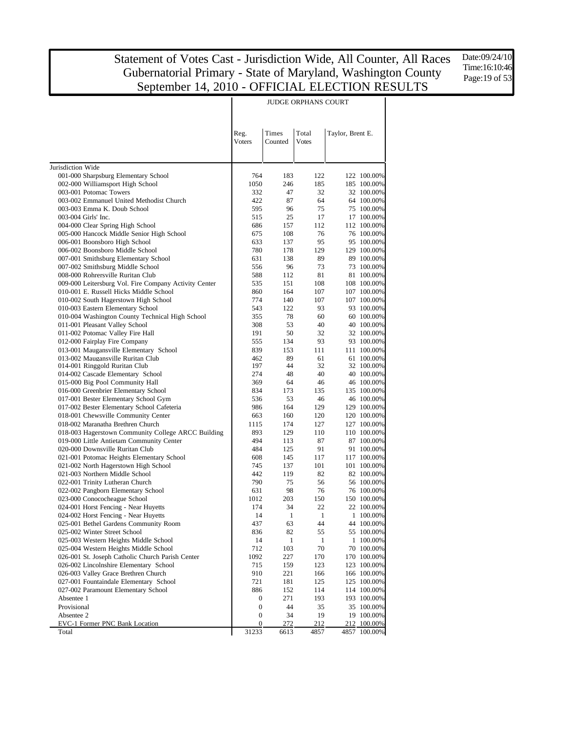# Statement of Votes Cast - Jurisdiction Wide, All Counter, All Races
# Gubernatorial Primary - State of Maryland, Washington County
# September 14, 2010 - OFFICIAL ELECTION RESULTS

Date:09/24/10
Time:16:10:46

| | JUDGE ORPHANS COURT | | | | |
|---|---|---|---|---|---|
| | Reg. Voters | Times Counted | Total Votes | Taylor, Brent E. | |
| Jurisdiction Wide | | | | | |
| 001-000 Sharpsburg Elementary School | 764 | 183 | 122 | 122 | 100.00% |
| 002-000 Williamsport High School | 1050 | 246 | 185 | 185 | 100.00% |
| 003-001 Potomac Towers | 332 | 47 | 32 | 32 | 100.00% |
| 003-002 Emmanuel United Methodist Church | 422 | 87 | 64 | 64 | 100.00% |
| 003-003 Emma K. Doub School | 595 | 96 | 75 | 75 | 100.00% |
| 003-004 Girls' Inc. | 515 | 25 | 17 | 17 | 100.00% |
| 004-000 Clear Spring High School | 686 | 157 | 112 | 112 | 100.00% |
| 005-000 Hancock Middle Senior High School | 675 | 108 | 76 | 76 | 100.00% |
| 006-001 Boonsboro High School | 633 | 137 | 95 | 95 | 100.00% |
| 006-002 Boonsboro Middle School | 780 | 178 | 129 | 129 | 100.00% |
| 007-001 Smithsburg Elementary School | 631 | 138 | 89 | 89 | 100.00% |
| 007-002 Smithsburg Middle School | 556 | 96 | 73 | 73 | 100.00% |
| 008-000 Rohrersville Ruritan Club | 588 | 112 | 81 | 81 | 100.00% |
| 009-000 Leitersburg Vol. Fire Company Activity Center | 535 | 151 | 108 | 108 | 100.00% |
| 010-001 E. Russell Hicks Middle School | 860 | 164 | 107 | 107 | 100.00% |
| 010-002 South Hagerstown High School | 774 | 140 | 107 | 107 | 100.00% |
| 010-003 Eastern Elementary School | 543 | 122 | 93 | 93 | 100.00% |
| 010-004 Washington County Technical High School | 355 | 78 | 60 | 60 | 100.00% |
| 011-001 Pleasant Valley School | 308 | 53 | 40 | 40 | 100.00% |
| 011-002 Potomac Valley Fire Hall | 191 | 50 | 32 | 32 | 100.00% |
| 012-000 Fairplay Fire Company | 555 | 134 | 93 | 93 | 100.00% |
| 013-001 Maugansville Elementary School | 839 | 153 | 111 | 111 | 100.00% |
| 013-002 Maugansville Ruritan Club | 462 | 89 | 61 | 61 | 100.00% |
| 014-001 Ringgold Ruritan Club | 197 | 44 | 32 | 32 | 100.00% |
| 014-002 Cascade Elementary School | 274 | 48 | 40 | 40 | 100.00% |
| 015-000 Big Pool Community Hall | 369 | 64 | 46 | 46 | 100.00% |
| 016-000 Greenbrier Elementary School | 834 | 173 | 135 | 135 | 100.00% |
| 017-001 Bester Elementary School Gym | 536 | 53 | 46 | 46 | 100.00% |
| 017-002 Bester Elementary School Cafeteria | 986 | 164 | 129 | 129 | 100.00% |
| 018-001 Chewsville Community Center | 663 | 160 | 120 | 120 | 100.00% |
| 018-002 Maranatha Brethren Church | 1115 | 174 | 127 | 127 | 100.00% |
| 018-003 Hagerstown Community College ARCC Building | 893 | 129 | 110 | 110 | 100.00% |
| 019-000 Little Antietam Community Center | 494 | 113 | 87 | 87 | 100.00% |
| 020-000 Downsville Ruritan Club | 484 | 125 | 91 | 91 | 100.00% |
| 021-001 Potomac Heights Elementary School | 608 | 145 | 117 | 117 | 100.00% |
| 021-002 North Hagerstown High School | 745 | 137 | 101 | 101 | 100.00% |
| 021-003 Northern Middle School | 442 | 119 | 82 | 82 | 100.00% |
| 022-001 Trinity Lutheran Church | 790 | 75 | 56 | 56 | 100.00% |
| 022-002 Pangborn Elementary School | 631 | 98 | 76 | 76 | 100.00% |
| 023-000 Conococheague School | 1012 | 203 | 150 | 150 | 100.00% |
| 024-001 Horst Fencing - Near Huyetts | 174 | 34 | 22 | 22 | 100.00% |
| 024-002 Horst Fencing - Near Huyetts | 14 | 1 | 1 | 1 | 100.00% |
| 025-001 Bethel Gardens Community Room | 437 | 63 | 44 | 44 | 100.00% |
| 025-002 Winter Street School | 836 | 82 | 55 | 55 | 100.00% |
| 025-003 Western Heights Middle School | 14 | 1 | 1 | 1 | 100.00% |
| 025-004 Western Heights Middle School | 712 | 103 | 70 | 70 | 100.00% |
| 026-001 St. Joseph Catholic Church Parish Center | 1092 | 227 | 170 | 170 | 100.00% |
| 026-002 Lincolnshire Elementary School | 715 | 159 | 123 | 123 | 100.00% |
| 026-003 Valley Grace Brethren Church | 910 | 221 | 166 | 166 | 100.00% |
| 027-001 Fountaindale Elementary School | 721 | 181 | 125 | 125 | 100.00% |
| 027-002 Paramount Elementary School | 886 | 152 | 114 | 114 | 100.00% |
| Absentee 1 | 0 | 271 | 193 | 193 | 100.00% |
| Provisional | 0 | 44 | 35 | 35 | 100.00% |
| Absentee 2 | 0 | 34 | 19 | 19 | 100.00% |
| EVC-1 Former PNC Bank Location | 0 | 272 | 212 | 212 | 100.00% |
| Total | 31233 | 6613 | 4857 | 4857 | 100.00% |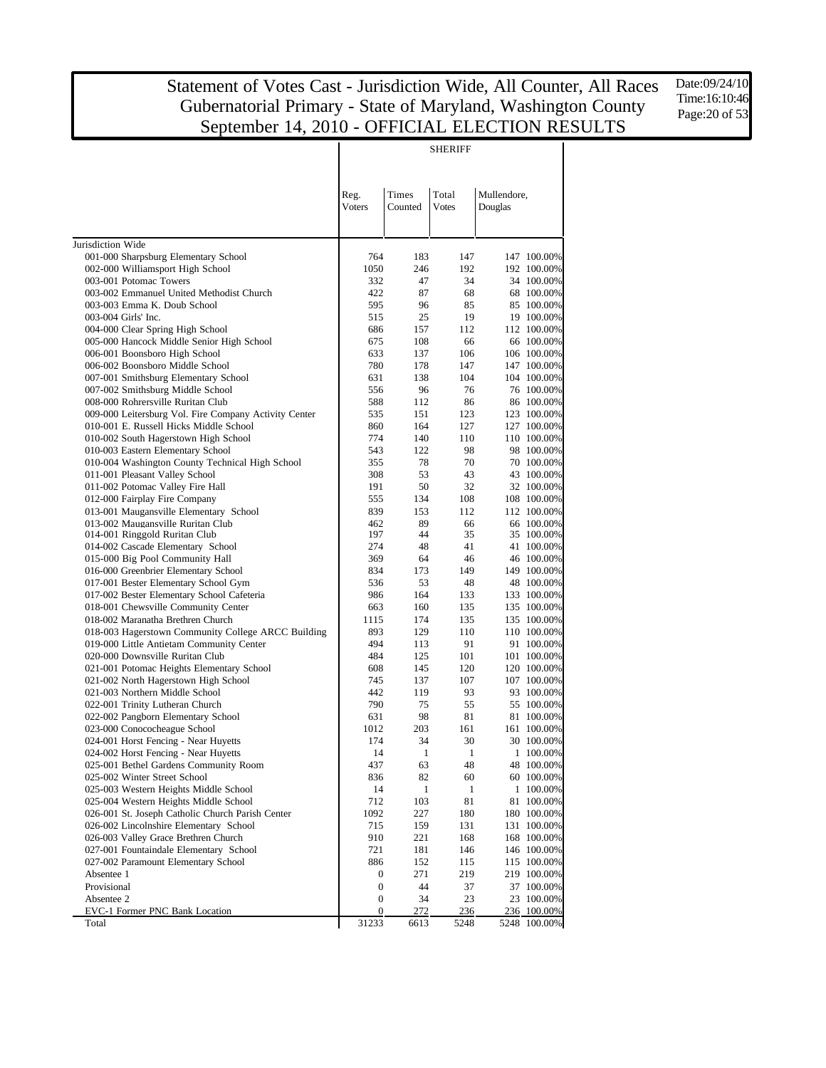# Statement of Votes Cast - Jurisdiction Wide, All Counter, All Races
## Gubernatorial Primary - State of Maryland, Washington County
## September 14, 2010 - OFFICIAL ELECTION RESULTS

Date:09/24/10
Time:16:10:46

**SHERIFF**

| | Reg. Voters | Times Counted | Total Votes | Mullendore, Douglas | |
|---|---|---|---|---|---|
| Jurisdiction Wide | | | | | |
| 001-000 Sharpsburg Elementary School | 764 | 183 | 147 | 147 | 100.00% |
| 002-000 Williamsport High School | 1050 | 246 | 192 | 192 | 100.00% |
| 003-001 Potomac Towers | 332 | 47 | 34 | 34 | 100.00% |
| 003-002 Emmanuel United Methodist Church | 422 | 87 | 68 | 68 | 100.00% |
| 003-003 Emma K. Doub School | 595 | 96 | 85 | 85 | 100.00% |
| 003-004 Girls' Inc. | 515 | 25 | 19 | 19 | 100.00% |
| 004-000 Clear Spring High School | 686 | 157 | 112 | 112 | 100.00% |
| 005-000 Hancock Middle Senior High School | 675 | 108 | 66 | 66 | 100.00% |
| 006-001 Boonsboro High School | 633 | 137 | 106 | 106 | 100.00% |
| 006-002 Boonsboro Middle School | 780 | 178 | 147 | 147 | 100.00% |
| 007-001 Smithsburg Elementary School | 631 | 138 | 104 | 104 | 100.00% |
| 007-002 Smithsburg Middle School | 556 | 96 | 76 | 76 | 100.00% |
| 008-000 Rohrersville Ruritan Club | 588 | 112 | 86 | 86 | 100.00% |
| 009-000 Leitersburg Vol. Fire Company Activity Center | 535 | 151 | 123 | 123 | 100.00% |
| 010-001 E. Russell Hicks Middle School | 860 | 164 | 127 | 127 | 100.00% |
| 010-002 South Hagerstown High School | 774 | 140 | 110 | 110 | 100.00% |
| 010-003 Eastern Elementary School | 543 | 122 | 98 | 98 | 100.00% |
| 010-004 Washington County Technical High School | 355 | 78 | 70 | 70 | 100.00% |
| 011-001 Pleasant Valley School | 308 | 53 | 43 | 43 | 100.00% |
| 011-002 Potomac Valley Fire Hall | 191 | 50 | 32 | 32 | 100.00% |
| 012-000 Fairplay Fire Company | 555 | 134 | 108 | 108 | 100.00% |
| 013-001 Maugansville Elementary School | 839 | 153 | 112 | 112 | 100.00% |
| 013-002 Maugansville Ruritan Club | 462 | 89 | 66 | 66 | 100.00% |
| 014-001 Ringgold Ruritan Club | 197 | 44 | 35 | 35 | 100.00% |
| 014-002 Cascade Elementary School | 274 | 48 | 41 | 41 | 100.00% |
| 015-000 Big Pool Community Hall | 369 | 64 | 46 | 46 | 100.00% |
| 016-000 Greenbrier Elementary School | 834 | 173 | 149 | 149 | 100.00% |
| 017-001 Bester Elementary School Gym | 536 | 53 | 48 | 48 | 100.00% |
| 017-002 Bester Elementary School Cafeteria | 986 | 164 | 133 | 133 | 100.00% |
| 018-001 Chewsville Community Center | 663 | 160 | 135 | 135 | 100.00% |
| 018-002 Maranatha Brethren Church | 1115 | 174 | 135 | 135 | 100.00% |
| 018-003 Hagerstown Community College ARCC Building | 893 | 129 | 110 | 110 | 100.00% |
| 019-000 Little Antietam Community Center | 494 | 113 | 91 | 91 | 100.00% |
| 020-000 Downsville Ruritan Club | 484 | 125 | 101 | 101 | 100.00% |
| 021-001 Potomac Heights Elementary School | 608 | 145 | 120 | 120 | 100.00% |
| 021-002 North Hagerstown High School | 745 | 137 | 107 | 107 | 100.00% |
| 021-003 Northern Middle School | 442 | 119 | 93 | 93 | 100.00% |
| 022-001 Trinity Lutheran Church | 790 | 75 | 55 | 55 | 100.00% |
| 022-002 Pangborn Elementary School | 631 | 98 | 81 | 81 | 100.00% |
| 023-000 Conococheague School | 1012 | 203 | 161 | 161 | 100.00% |
| 024-001 Horst Fencing - Near Huyetts | 174 | 34 | 30 | 30 | 100.00% |
| 024-002 Horst Fencing - Near Huyetts | 14 | 1 | 1 | 1 | 100.00% |
| 025-001 Bethel Gardens Community Room | 437 | 63 | 48 | 48 | 100.00% |
| 025-002 Winter Street School | 836 | 82 | 60 | 60 | 100.00% |
| 025-003 Western Heights Middle School | 14 | 1 | 1 | 1 | 100.00% |
| 025-004 Western Heights Middle School | 712 | 103 | 81 | 81 | 100.00% |
| 026-001 St. Joseph Catholic Church Parish Center | 1092 | 227 | 180 | 180 | 100.00% |
| 026-002 Lincolnshire Elementary School | 715 | 159 | 131 | 131 | 100.00% |
| 026-003 Valley Grace Brethren Church | 910 | 221 | 168 | 168 | 100.00% |
| 027-001 Fountaindale Elementary School | 721 | 181 | 146 | 146 | 100.00% |
| 027-002 Paramount Elementary School | 886 | 152 | 115 | 115 | 100.00% |
| Absentee 1 | 0 | 271 | 219 | 219 | 100.00% |
| Provisional | 0 | 44 | 37 | 37 | 100.00% |
| Absentee 2 | 0 | 34 | 23 | 23 | 100.00% |
| EVC-1 Former PNC Bank Location | 0 | 272 | 236 | 236 | 100.00% |
| Total | 31233 | 6613 | 5248 | 5248 | 100.00% |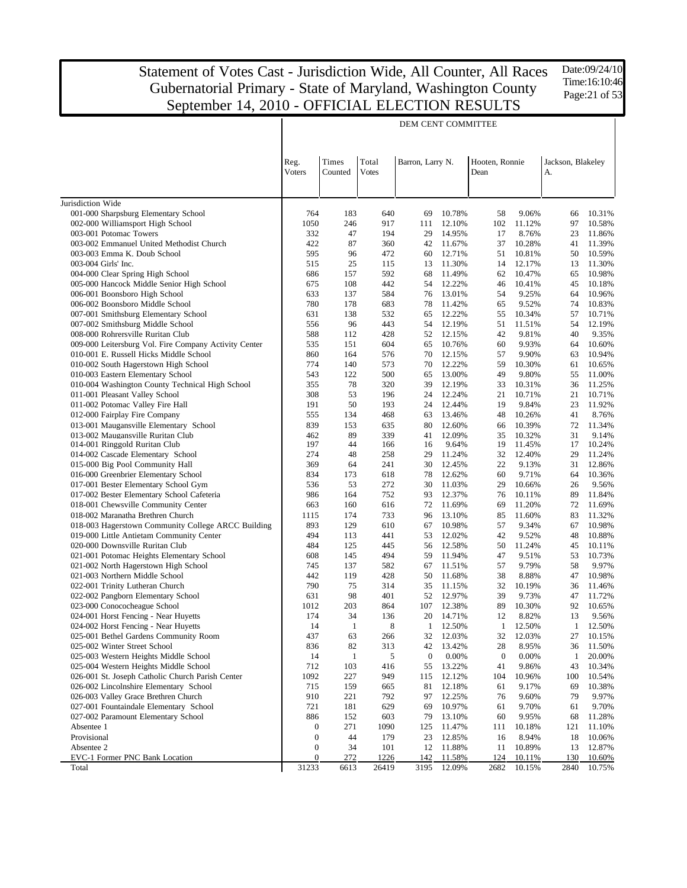# Statement of Votes Cast - Jurisdiction Wide, All Counter, All Races
# Gubernatorial Primary - State of Maryland, Washington County
# September 14, 2010 - OFFICIAL ELECTION RESULTS

Date:09/24/10
Time:16:10:46

DEM CENT COMMITTEE

| | Reg. Voters | Times Counted | Total Votes | Barron, Larry N. | | Hooten, Ronnie Dean | | Jackson, Blakeley A. | |
|---|---|---|---|---|---|---|---|---|---|
| Jurisdiction Wide | | | | | | | | | |
| 001-000 Sharpsburg Elementary School | 764 | 183 | 640 | 69 | 10.78% | 58 | 9.06% | 66 | 10.31% |
| 002-000 Williamsport High School | 1050 | 246 | 917 | 111 | 12.10% | 102 | 11.12% | 97 | 10.58% |
| 003-001 Potomac Towers | 332 | 47 | 194 | 29 | 14.95% | 17 | 8.76% | 23 | 11.86% |
| 003-002 Emmanuel United Methodist Church | 422 | 87 | 360 | 42 | 11.67% | 37 | 10.28% | 41 | 11.39% |
| 003-003 Emma K. Doub School | 595 | 96 | 472 | 60 | 12.71% | 51 | 10.81% | 50 | 10.59% |
| 003-004 Girls' Inc. | 515 | 25 | 115 | 13 | 11.30% | 14 | 12.17% | 13 | 11.30% |
| 004-000 Clear Spring High School | 686 | 157 | 592 | 68 | 11.49% | 62 | 10.47% | 65 | 10.98% |
| 005-000 Hancock Middle Senior High School | 675 | 108 | 442 | 54 | 12.22% | 46 | 10.41% | 45 | 10.18% |
| 006-001 Boonsboro High School | 633 | 137 | 584 | 76 | 13.01% | 54 | 9.25% | 64 | 10.96% |
| 006-002 Boonsboro Middle School | 780 | 178 | 683 | 78 | 11.42% | 65 | 9.52% | 74 | 10.83% |
| 007-001 Smithsburg Elementary School | 631 | 138 | 532 | 65 | 12.22% | 55 | 10.34% | 57 | 10.71% |
| 007-002 Smithsburg Middle School | 556 | 96 | 443 | 54 | 12.19% | 51 | 11.51% | 54 | 12.19% |
| 008-000 Rohrersville Ruritan Club | 588 | 112 | 428 | 52 | 12.15% | 42 | 9.81% | 40 | 9.35% |
| 009-000 Leitersburg Vol. Fire Company Activity Center | 535 | 151 | 604 | 65 | 10.76% | 60 | 9.93% | 64 | 10.60% |
| 010-001 E. Russell Hicks Middle School | 860 | 164 | 576 | 70 | 12.15% | 57 | 9.90% | 63 | 10.94% |
| 010-002 South Hagerstown High School | 774 | 140 | 573 | 70 | 12.22% | 59 | 10.30% | 61 | 10.65% |
| 010-003 Eastern Elementary School | 543 | 122 | 500 | 65 | 13.00% | 49 | 9.80% | 55 | 11.00% |
| 010-004 Washington County Technical High School | 355 | 78 | 320 | 39 | 12.19% | 33 | 10.31% | 36 | 11.25% |
| 011-001 Pleasant Valley School | 308 | 53 | 196 | 24 | 12.24% | 21 | 10.71% | 21 | 10.71% |
| 011-002 Potomac Valley Fire Hall | 191 | 50 | 193 | 24 | 12.44% | 19 | 9.84% | 23 | 11.92% |
| 012-000 Fairplay Fire Company | 555 | 134 | 468 | 63 | 13.46% | 48 | 10.26% | 41 | 8.76% |
| 013-001 Maugansville Elementary School | 839 | 153 | 635 | 80 | 12.60% | 66 | 10.39% | 72 | 11.34% |
| 013-002 Maugansville Ruritan Club | 462 | 89 | 339 | 41 | 12.09% | 35 | 10.32% | 31 | 9.14% |
| 014-001 Ringgold Ruritan Club | 197 | 44 | 166 | 16 | 9.64% | 19 | 11.45% | 17 | 10.24% |
| 014-002 Cascade Elementary School | 274 | 48 | 258 | 29 | 11.24% | 32 | 12.40% | 29 | 11.24% |
| 015-000 Big Pool Community Hall | 369 | 64 | 241 | 30 | 12.45% | 22 | 9.13% | 31 | 12.86% |
| 016-000 Greenbrier Elementary School | 834 | 173 | 618 | 78 | 12.62% | 60 | 9.71% | 64 | 10.36% |
| 017-001 Bester Elementary School Gym | 536 | 53 | 272 | 30 | 11.03% | 29 | 10.66% | 26 | 9.56% |
| 017-002 Bester Elementary School Cafeteria | 986 | 164 | 752 | 93 | 12.37% | 76 | 10.11% | 89 | 11.84% |
| 018-001 Chewsville Community Center | 663 | 160 | 616 | 72 | 11.69% | 69 | 11.20% | 72 | 11.69% |
| 018-002 Maranatha Brethren Church | 1115 | 174 | 733 | 96 | 13.10% | 85 | 11.60% | 83 | 11.32% |
| 018-003 Hagerstown Community College ARCC Building | 893 | 129 | 610 | 67 | 10.98% | 57 | 9.34% | 67 | 10.98% |
| 019-000 Little Antietam Community Center | 494 | 113 | 441 | 53 | 12.02% | 42 | 9.52% | 48 | 10.88% |
| 020-000 Downsville Ruritan Club | 484 | 125 | 445 | 56 | 12.58% | 50 | 11.24% | 45 | 10.11% |
| 021-001 Potomac Heights Elementary School | 608 | 145 | 494 | 59 | 11.94% | 47 | 9.51% | 53 | 10.73% |
| 021-002 North Hagerstown High School | 745 | 137 | 582 | 67 | 11.51% | 57 | 9.79% | 58 | 9.97% |
| 021-003 Northern Middle School | 442 | 119 | 428 | 50 | 11.68% | 38 | 8.88% | 47 | 10.98% |
| 022-001 Trinity Lutheran Church | 790 | 75 | 314 | 35 | 11.15% | 32 | 10.19% | 36 | 11.46% |
| 022-002 Pangborn Elementary School | 631 | 98 | 401 | 52 | 12.97% | 39 | 9.73% | 47 | 11.72% |
| 023-000 Conococheague School | 1012 | 203 | 864 | 107 | 12.38% | 89 | 10.30% | 92 | 10.65% |
| 024-001 Horst Fencing - Near Huyetts | 174 | 34 | 136 | 20 | 14.71% | 12 | 8.82% | 13 | 9.56% |
| 024-002 Horst Fencing - Near Huyetts | 14 | 1 | 8 | 1 | 12.50% | 1 | 12.50% | 1 | 12.50% |
| 025-001 Bethel Gardens Community Room | 437 | 63 | 266 | 32 | 12.03% | 32 | 12.03% | 27 | 10.15% |
| 025-002 Winter Street School | 836 | 82 | 313 | 42 | 13.42% | 28 | 8.95% | 36 | 11.50% |
| 025-003 Western Heights Middle School | 14 | 1 | 5 | 0 | 0.00% | 0 | 0.00% | 1 | 20.00% |
| 025-004 Western Heights Middle School | 712 | 103 | 416 | 55 | 13.22% | 41 | 9.86% | 43 | 10.34% |
| 026-001 St. Joseph Catholic Church Parish Center | 1092 | 227 | 949 | 115 | 12.12% | 104 | 10.96% | 100 | 10.54% |
| 026-002 Lincolnshire Elementary School | 715 | 159 | 665 | 81 | 12.18% | 61 | 9.17% | 69 | 10.38% |
| 026-003 Valley Grace Brethren Church | 910 | 221 | 792 | 97 | 12.25% | 76 | 9.60% | 79 | 9.97% |
| 027-001 Fountaindale Elementary School | 721 | 181 | 629 | 69 | 10.97% | 61 | 9.70% | 61 | 9.70% |
| 027-002 Paramount Elementary School | 886 | 152 | 603 | 79 | 13.10% | 60 | 9.95% | 68 | 11.28% |
| Absentee 1 | 0 | 271 | 1090 | 125 | 11.47% | 111 | 10.18% | 121 | 11.10% |
| Provisional | 0 | 44 | 179 | 23 | 12.85% | 16 | 8.94% | 18 | 10.06% |
| Absentee 2 | 0 | 34 | 101 | 12 | 11.88% | 11 | 10.89% | 13 | 12.87% |
| EVC-1 Former PNC Bank Location | 0 | 272 | 1226 | 142 | 11.58% | 124 | 10.11% | 130 | 10.60% |
| Total | 31233 | 6613 | 26419 | 3195 | 12.09% | 2682 | 10.15% | 2840 | 10.75% |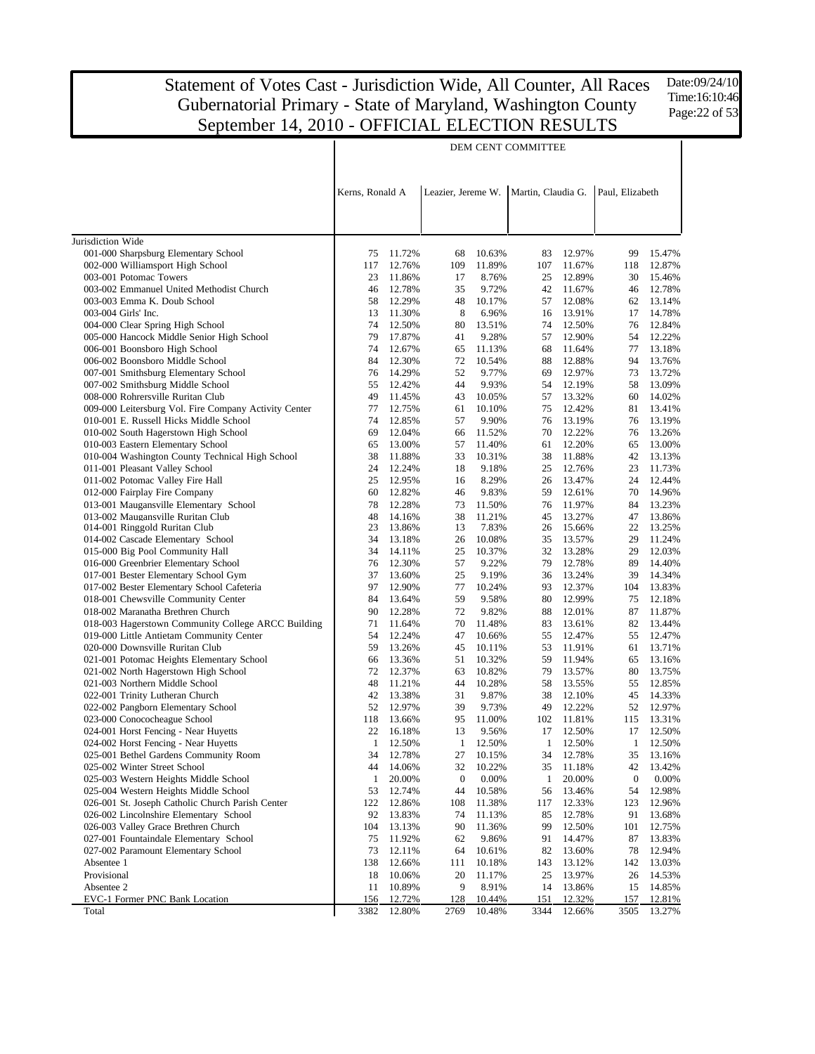# Statement of Votes Cast - Jurisdiction Wide, All Counter, All Races
## Gubernatorial Primary - State of Maryland, Washington County
## September 14, 2010 - OFFICIAL ELECTION RESULTS

Date:09/24/10
Time:16:10:46

| | DEM CENT COMMITTEE | | | | | | | |
|---|---|---|---|---|---|---|---|---|
| | Kerns, Ronald A | | Leazier, Jereme W. | | Martin, Claudia G. | | Paul, Elizabeth | |
| Jurisdiction Wide | | | | | | | | |
| 001-000 Sharpsburg Elementary School | 75 | 11.72% | 68 | 10.63% | 83 | 12.97% | 99 | 15.47% |
| 002-000 Williamsport High School | 117 | 12.76% | 109 | 11.89% | 107 | 11.67% | 118 | 12.87% |
| 003-001 Potomac Towers | 23 | 11.86% | 17 | 8.76% | 25 | 12.89% | 30 | 15.46% |
| 003-002 Emmanuel United Methodist Church | 46 | 12.78% | 35 | 9.72% | 42 | 11.67% | 46 | 12.78% |
| 003-003 Emma K. Doub School | 58 | 12.29% | 48 | 10.17% | 57 | 12.08% | 62 | 13.14% |
| 003-004 Girls' Inc. | 13 | 11.30% | 8 | 6.96% | 16 | 13.91% | 17 | 14.78% |
| 004-000 Clear Spring High School | 74 | 12.50% | 80 | 13.51% | 74 | 12.50% | 76 | 12.84% |
| 005-000 Hancock Middle Senior High School | 79 | 17.87% | 41 | 9.28% | 57 | 12.90% | 54 | 12.22% |
| 006-001 Boonsboro High School | 74 | 12.67% | 65 | 11.13% | 68 | 11.64% | 77 | 13.18% |
| 006-002 Boonsboro Middle School | 84 | 12.30% | 72 | 10.54% | 88 | 12.88% | 94 | 13.76% |
| 007-001 Smithsburg Elementary School | 76 | 14.29% | 52 | 9.77% | 69 | 12.97% | 73 | 13.72% |
| 007-002 Smithsburg Middle School | 55 | 12.42% | 44 | 9.93% | 54 | 12.19% | 58 | 13.09% |
| 008-000 Rohrersville Ruritan Club | 49 | 11.45% | 43 | 10.05% | 57 | 13.32% | 60 | 14.02% |
| 009-000 Leitersburg Vol. Fire Company Activity Center | 77 | 12.75% | 61 | 10.10% | 75 | 12.42% | 81 | 13.41% |
| 010-001 E. Russell Hicks Middle School | 74 | 12.85% | 57 | 9.90% | 76 | 13.19% | 76 | 13.19% |
| 010-002 South Hagerstown High School | 69 | 12.04% | 66 | 11.52% | 70 | 12.22% | 76 | 13.26% |
| 010-003 Eastern Elementary School | 65 | 13.00% | 57 | 11.40% | 61 | 12.20% | 65 | 13.00% |
| 010-004 Washington County Technical High School | 38 | 11.88% | 33 | 10.31% | 38 | 11.88% | 42 | 13.13% |
| 011-001 Pleasant Valley School | 24 | 12.24% | 18 | 9.18% | 25 | 12.76% | 23 | 11.73% |
| 011-002 Potomac Valley Fire Hall | 25 | 12.95% | 16 | 8.29% | 26 | 13.47% | 24 | 12.44% |
| 012-000 Fairplay Fire Company | 60 | 12.82% | 46 | 9.83% | 59 | 12.61% | 70 | 14.96% |
| 013-001 Maugansville Elementary School | 78 | 12.28% | 73 | 11.50% | 76 | 11.97% | 84 | 13.23% |
| 013-002 Maugansville Ruritan Club | 48 | 14.16% | 38 | 11.21% | 45 | 13.27% | 47 | 13.86% |
| 014-001 Ringgold Ruritan Club | 23 | 13.86% | 13 | 7.83% | 26 | 15.66% | 22 | 13.25% |
| 014-002 Cascade Elementary School | 34 | 13.18% | 26 | 10.08% | 35 | 13.57% | 29 | 11.24% |
| 015-000 Big Pool Community Hall | 34 | 14.11% | 25 | 10.37% | 32 | 13.28% | 29 | 12.03% |
| 016-000 Greenbrier Elementary School | 76 | 12.30% | 57 | 9.22% | 79 | 12.78% | 89 | 14.40% |
| 017-001 Bester Elementary School Gym | 37 | 13.60% | 25 | 9.19% | 36 | 13.24% | 39 | 14.34% |
| 017-002 Bester Elementary School Cafeteria | 97 | 12.90% | 77 | 10.24% | 93 | 12.37% | 104 | 13.83% |
| 018-001 Chewsville Community Center | 84 | 13.64% | 59 | 9.58% | 80 | 12.99% | 75 | 12.18% |
| 018-002 Maranatha Brethren Church | 90 | 12.28% | 72 | 9.82% | 88 | 12.01% | 87 | 11.87% |
| 018-003 Hagerstown Community College ARCC Building | 71 | 11.64% | 70 | 11.48% | 83 | 13.61% | 82 | 13.44% |
| 019-000 Little Antietam Community Center | 54 | 12.24% | 47 | 10.66% | 55 | 12.47% | 55 | 12.47% |
| 020-000 Downsville Ruritan Club | 59 | 13.26% | 45 | 10.11% | 53 | 11.91% | 61 | 13.71% |
| 021-001 Potomac Heights Elementary School | 66 | 13.36% | 51 | 10.32% | 59 | 11.94% | 65 | 13.16% |
| 021-002 North Hagerstown High School | 72 | 12.37% | 63 | 10.82% | 79 | 13.57% | 80 | 13.75% |
| 021-003 Northern Middle School | 48 | 11.21% | 44 | 10.28% | 58 | 13.55% | 55 | 12.85% |
| 022-001 Trinity Lutheran Church | 42 | 13.38% | 31 | 9.87% | 38 | 12.10% | 45 | 14.33% |
| 022-002 Pangborn Elementary School | 52 | 12.97% | 39 | 9.73% | 49 | 12.22% | 52 | 12.97% |
| 023-000 Conococheague School | 118 | 13.66% | 95 | 11.00% | 102 | 11.81% | 115 | 13.31% |
| 024-001 Horst Fencing - Near Huyetts | 22 | 16.18% | 13 | 9.56% | 17 | 12.50% | 17 | 12.50% |
| 024-002 Horst Fencing - Near Huyetts | 1 | 12.50% | 1 | 12.50% | 1 | 12.50% | 1 | 12.50% |
| 025-001 Bethel Gardens Community Room | 34 | 12.78% | 27 | 10.15% | 34 | 12.78% | 35 | 13.16% |
| 025-002 Winter Street School | 44 | 14.06% | 32 | 10.22% | 35 | 11.18% | 42 | 13.42% |
| 025-003 Western Heights Middle School | 1 | 20.00% | 0 | 0.00% | 1 | 20.00% | 0 | 0.00% |
| 025-004 Western Heights Middle School | 53 | 12.74% | 44 | 10.58% | 56 | 13.46% | 54 | 12.98% |
| 026-001 St. Joseph Catholic Church Parish Center | 122 | 12.86% | 108 | 11.38% | 117 | 12.33% | 123 | 12.96% |
| 026-002 Lincolnshire Elementary School | 92 | 13.83% | 74 | 11.13% | 85 | 12.78% | 91 | 13.68% |
| 026-003 Valley Grace Brethren Church | 104 | 13.13% | 90 | 11.36% | 99 | 12.50% | 101 | 12.75% |
| 027-001 Fountaindale Elementary School | 75 | 11.92% | 62 | 9.86% | 91 | 14.47% | 87 | 13.83% |
| 027-002 Paramount Elementary School | 73 | 12.11% | 64 | 10.61% | 82 | 13.60% | 78 | 12.94% |
| Absentee 1 | 138 | 12.66% | 111 | 10.18% | 143 | 13.12% | 142 | 13.03% |
| Provisional | 18 | 10.06% | 20 | 11.17% | 25 | 13.97% | 26 | 14.53% |
| Absentee 2 | 11 | 10.89% | 9 | 8.91% | 14 | 13.86% | 15 | 14.85% |
| EVC-1 Former PNC Bank Location | 156 | 12.72% | 128 | 10.44% | 151 | 12.32% | 157 | 12.81% |
| Total | 3382 | 12.80% | 2769 | 10.48% | 3344 | 12.66% | 3505 | 13.27% |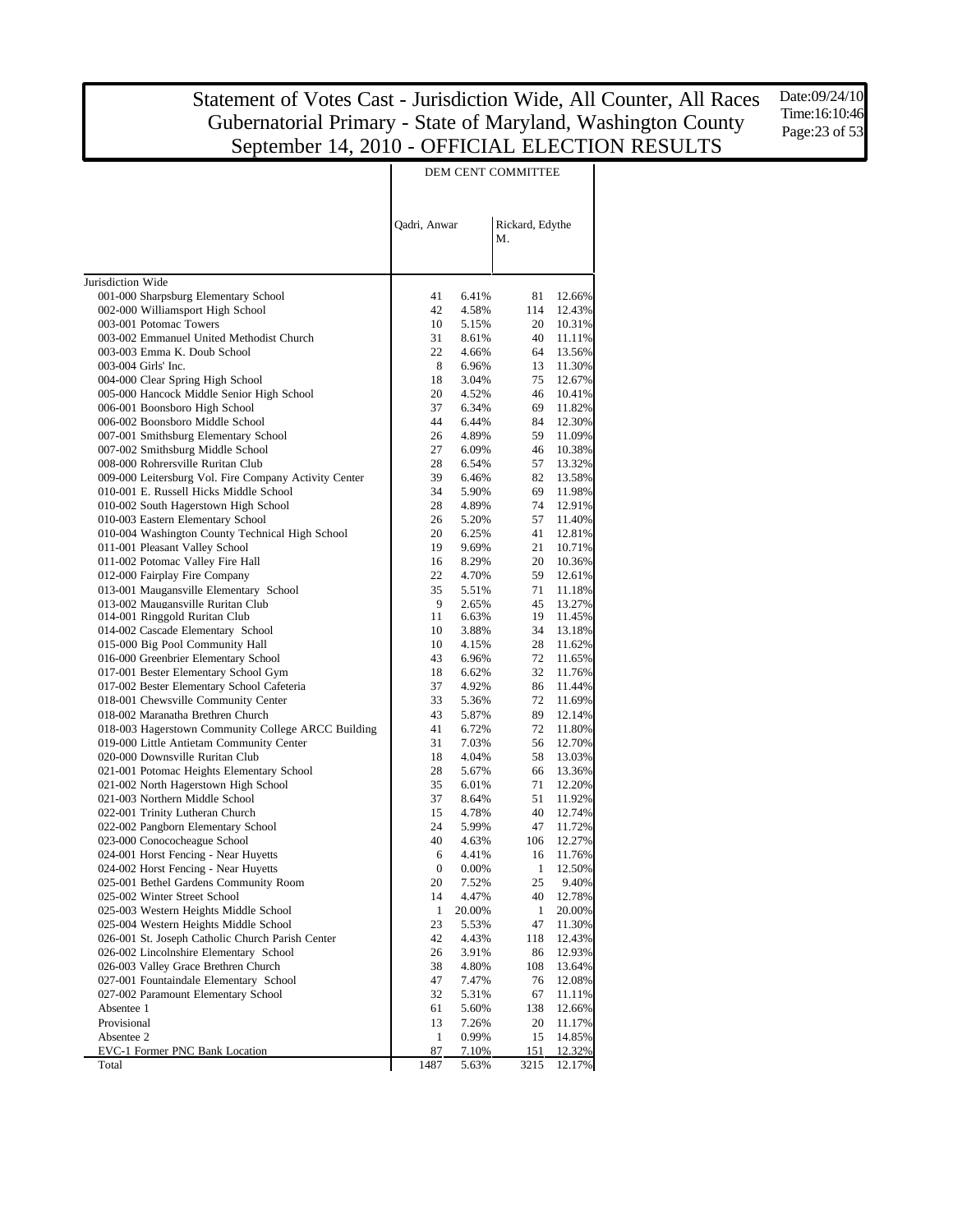# Statement of Votes Cast - Jurisdiction Wide, All Counter, All Races
## Gubernatorial Primary - State of Maryland, Washington County
## September 14, 2010 - OFFICIAL ELECTION RESULTS

Date:09/24/10
Time:16:10:46

| | DEM CENT COMMITTEE | | | |
|---|---|---|---|---|
| | Qadri, Anwar | | Rickard, Edythe M. | |
| Jurisdiction Wide | | | | |
| 001-000 Sharpsburg Elementary School | 41 | 6.41% | 81 | 12.66% |
| 002-000 Williamsport High School | 42 | 4.58% | 114 | 12.43% |
| 003-001 Potomac Towers | 10 | 5.15% | 20 | 10.31% |
| 003-002 Emmanuel United Methodist Church | 31 | 8.61% | 40 | 11.11% |
| 003-003 Emma K. Doub School | 22 | 4.66% | 64 | 13.56% |
| 003-004 Girls' Inc. | 8 | 6.96% | 13 | 11.30% |
| 004-000 Clear Spring High School | 18 | 3.04% | 75 | 12.67% |
| 005-000 Hancock Middle Senior High School | 20 | 4.52% | 46 | 10.41% |
| 006-001 Boonsboro High School | 37 | 6.34% | 69 | 11.82% |
| 006-002 Boonsboro Middle School | 44 | 6.44% | 84 | 12.30% |
| 007-001 Smithsburg Elementary School | 26 | 4.89% | 59 | 11.09% |
| 007-002 Smithsburg Middle School | 27 | 6.09% | 46 | 10.38% |
| 008-000 Rohrersville Ruritan Club | 28 | 6.54% | 57 | 13.32% |
| 009-000 Leitersburg Vol. Fire Company Activity Center | 39 | 6.46% | 82 | 13.58% |
| 010-001 E. Russell Hicks Middle School | 34 | 5.90% | 69 | 11.98% |
| 010-002 South Hagerstown High School | 28 | 4.89% | 74 | 12.91% |
| 010-003 Eastern Elementary School | 26 | 5.20% | 57 | 11.40% |
| 010-004 Washington County Technical High School | 20 | 6.25% | 41 | 12.81% |
| 011-001 Pleasant Valley School | 19 | 9.69% | 21 | 10.71% |
| 011-002 Potomac Valley Fire Hall | 16 | 8.29% | 20 | 10.36% |
| 012-000 Fairplay Fire Company | 22 | 4.70% | 59 | 12.61% |
| 013-001 Maugansville Elementary School | 35 | 5.51% | 71 | 11.18% |
| 013-002 Maugansville Ruritan Club | 9 | 2.65% | 45 | 13.27% |
| 014-001 Ringgold Ruritan Club | 11 | 6.63% | 19 | 11.45% |
| 014-002 Cascade Elementary School | 10 | 3.88% | 34 | 13.18% |
| 015-000 Big Pool Community Hall | 10 | 4.15% | 28 | 11.62% |
| 016-000 Greenbrier Elementary School | 43 | 6.96% | 72 | 11.65% |
| 017-001 Bester Elementary School Gym | 18 | 6.62% | 32 | 11.76% |
| 017-002 Bester Elementary School Cafeteria | 37 | 4.92% | 86 | 11.44% |
| 018-001 Chewsville Community Center | 33 | 5.36% | 72 | 11.69% |
| 018-002 Maranatha Brethren Church | 43 | 5.87% | 89 | 12.14% |
| 018-003 Hagerstown Community College ARCC Building | 41 | 6.72% | 72 | 11.80% |
| 019-000 Little Antietam Community Center | 31 | 7.03% | 56 | 12.70% |
| 020-000 Downsville Ruritan Club | 18 | 4.04% | 58 | 13.03% |
| 021-001 Potomac Heights Elementary School | 28 | 5.67% | 66 | 13.36% |
| 021-002 North Hagerstown High School | 35 | 6.01% | 71 | 12.20% |
| 021-003 Northern Middle School | 37 | 8.64% | 51 | 11.92% |
| 022-001 Trinity Lutheran Church | 15 | 4.78% | 40 | 12.74% |
| 022-002 Pangborn Elementary School | 24 | 5.99% | 47 | 11.72% |
| 023-000 Conococheague School | 40 | 4.63% | 106 | 12.27% |
| 024-001 Horst Fencing - Near Huyetts | 6 | 4.41% | 16 | 11.76% |
| 024-002 Horst Fencing - Near Huyetts | 0 | 0.00% | 1 | 12.50% |
| 025-001 Bethel Gardens Community Room | 20 | 7.52% | 25 | 9.40% |
| 025-002 Winter Street School | 14 | 4.47% | 40 | 12.78% |
| 025-003 Western Heights Middle School | 1 | 20.00% | 1 | 20.00% |
| 025-004 Western Heights Middle School | 23 | 5.53% | 47 | 11.30% |
| 026-001 St. Joseph Catholic Church Parish Center | 42 | 4.43% | 118 | 12.43% |
| 026-002 Lincolnshire Elementary School | 26 | 3.91% | 86 | 12.93% |
| 026-003 Valley Grace Brethren Church | 38 | 4.80% | 108 | 13.64% |
| 027-001 Fountaindale Elementary School | 47 | 7.47% | 76 | 12.08% |
| 027-002 Paramount Elementary School | 32 | 5.31% | 67 | 11.11% |
| Absentee 1 | 61 | 5.60% | 138 | 12.66% |
| Provisional | 13 | 7.26% | 20 | 11.17% |
| Absentee 2 | 1 | 0.99% | 15 | 14.85% |
| EVC-1 Former PNC Bank Location | 87 | 7.10% | 151 | 12.32% |
| Total | 1487 | 5.63% | 3215 | 12.17% |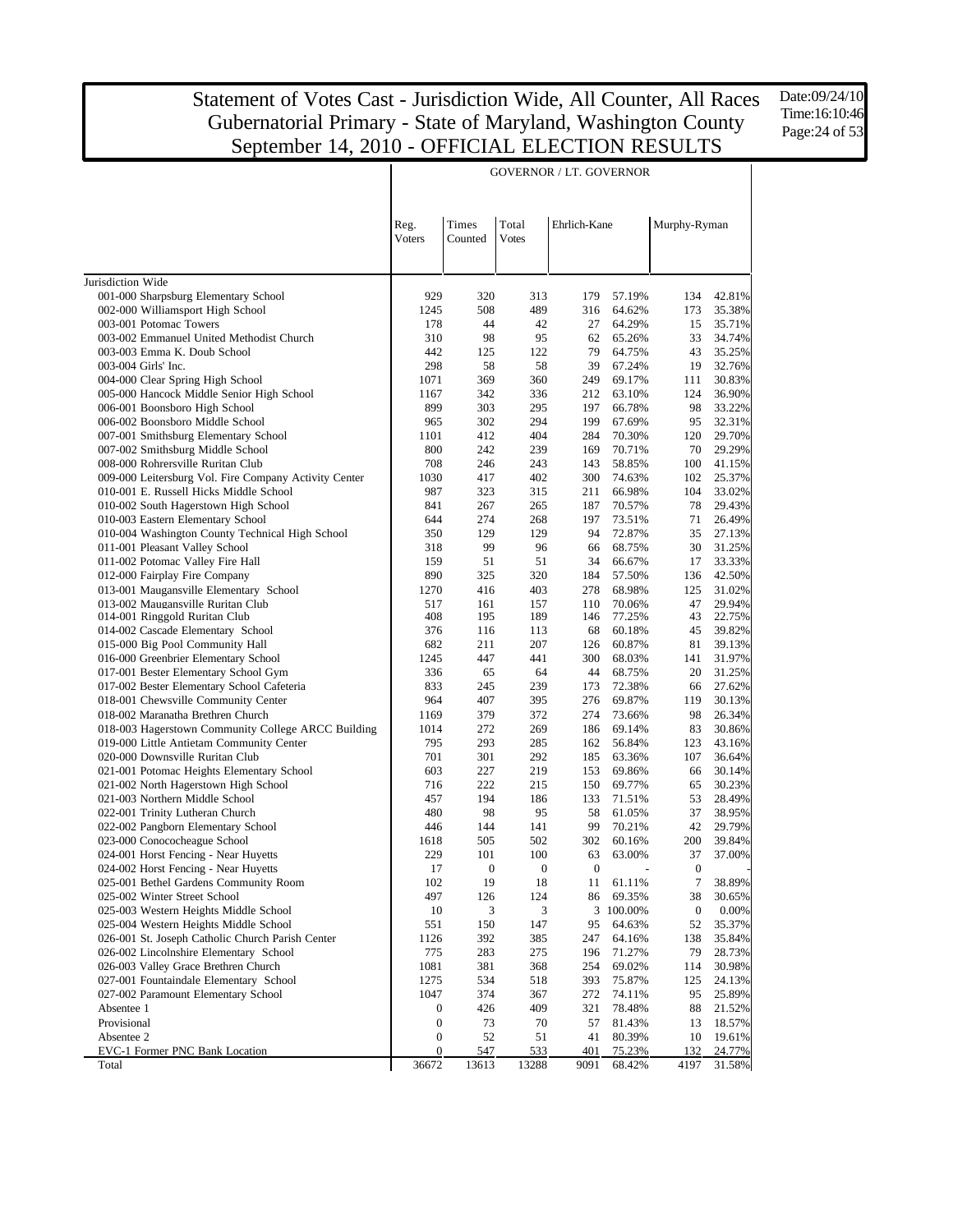# Statement of Votes Cast - Jurisdiction Wide, All Counter, All Races
## Gubernatorial Primary - State of Maryland, Washington County
## September 14, 2010 - OFFICIAL ELECTION RESULTS

Date:09/24/10
Time:16:10:46

GOVERNOR / LT. GOVERNOR

| | Reg. Voters | Times Counted | Total Votes | Ehrlich-Kane | | Murphy-Ryman | |
|---|---|---|---|---|---|---|---|
| Jurisdiction Wide | | | | | | | |
| 001-000 Sharpsburg Elementary School | 929 | 320 | 313 | 179 | 57.19% | 134 | 42.81% |
| 002-000 Williamsport High School | 1245 | 508 | 489 | 316 | 64.62% | 173 | 35.38% |
| 003-001 Potomac Towers | 178 | 44 | 42 | 27 | 64.29% | 15 | 35.71% |
| 003-002 Emmanuel United Methodist Church | 310 | 98 | 95 | 62 | 65.26% | 33 | 34.74% |
| 003-003 Emma K. Doub School | 442 | 125 | 122 | 79 | 64.75% | 43 | 35.25% |
| 003-004 Girls' Inc. | 298 | 58 | 58 | 39 | 67.24% | 19 | 32.76% |
| 004-000 Clear Spring High School | 1071 | 369 | 360 | 249 | 69.17% | 111 | 30.83% |
| 005-000 Hancock Middle Senior High School | 1167 | 342 | 336 | 212 | 63.10% | 124 | 36.90% |
| 006-001 Boonsboro High School | 899 | 303 | 295 | 197 | 66.78% | 98 | 33.22% |
| 006-002 Boonsboro Middle School | 965 | 302 | 294 | 199 | 67.69% | 95 | 32.31% |
| 007-001 Smithsburg Elementary School | 1101 | 412 | 404 | 284 | 70.30% | 120 | 29.70% |
| 007-002 Smithsburg Middle School | 800 | 242 | 239 | 169 | 70.71% | 70 | 29.29% |
| 008-000 Rohrersville Ruritan Club | 708 | 246 | 243 | 143 | 58.85% | 100 | 41.15% |
| 009-000 Leitersburg Vol. Fire Company Activity Center | 1030 | 417 | 402 | 300 | 74.63% | 102 | 25.37% |
| 010-001 E. Russell Hicks Middle School | 987 | 323 | 315 | 211 | 66.98% | 104 | 33.02% |
| 010-002 South Hagerstown High School | 841 | 267 | 265 | 187 | 70.57% | 78 | 29.43% |
| 010-003 Eastern Elementary School | 644 | 274 | 268 | 197 | 73.51% | 71 | 26.49% |
| 010-004 Washington County Technical High School | 350 | 129 | 129 | 94 | 72.87% | 35 | 27.13% |
| 011-001 Pleasant Valley School | 318 | 99 | 96 | 66 | 68.75% | 30 | 31.25% |
| 011-002 Potomac Valley Fire Hall | 159 | 51 | 51 | 34 | 66.67% | 17 | 33.33% |
| 012-000 Fairplay Fire Company | 890 | 325 | 320 | 184 | 57.50% | 136 | 42.50% |
| 013-001 Maugansville Elementary School | 1270 | 416 | 403 | 278 | 68.98% | 125 | 31.02% |
| 013-002 Maugansville Ruritan Club | 517 | 161 | 157 | 110 | 70.06% | 47 | 29.94% |
| 014-001 Ringgold Ruritan Club | 408 | 195 | 189 | 146 | 77.25% | 43 | 22.75% |
| 014-002 Cascade Elementary School | 376 | 116 | 113 | 68 | 60.18% | 45 | 39.82% |
| 015-000 Big Pool Community Hall | 682 | 211 | 207 | 126 | 60.87% | 81 | 39.13% |
| 016-000 Greenbrier Elementary School | 1245 | 447 | 441 | 300 | 68.03% | 141 | 31.97% |
| 017-001 Bester Elementary School Gym | 336 | 65 | 64 | 44 | 68.75% | 20 | 31.25% |
| 017-002 Bester Elementary School Cafeteria | 833 | 245 | 239 | 173 | 72.38% | 66 | 27.62% |
| 018-001 Chewsville Community Center | 964 | 407 | 395 | 276 | 69.87% | 119 | 30.13% |
| 018-002 Maranatha Brethren Church | 1169 | 379 | 372 | 274 | 73.66% | 98 | 26.34% |
| 018-003 Hagerstown Community College ARCC Building | 1014 | 272 | 269 | 186 | 69.14% | 83 | 30.86% |
| 019-000 Little Antietam Community Center | 795 | 293 | 285 | 162 | 56.84% | 123 | 43.16% |
| 020-000 Downsville Ruritan Club | 701 | 301 | 292 | 185 | 63.36% | 107 | 36.64% |
| 021-001 Potomac Heights Elementary School | 603 | 227 | 219 | 153 | 69.86% | 66 | 30.14% |
| 021-002 North Hagerstown High School | 716 | 222 | 215 | 150 | 69.77% | 65 | 30.23% |
| 021-003 Northern Middle School | 457 | 194 | 186 | 133 | 71.51% | 53 | 28.49% |
| 022-001 Trinity Lutheran Church | 480 | 98 | 95 | 58 | 61.05% | 37 | 38.95% |
| 022-002 Pangborn Elementary School | 446 | 144 | 141 | 99 | 70.21% | 42 | 29.79% |
| 023-000 Conococheague School | 1618 | 505 | 502 | 302 | 60.16% | 200 | 39.84% |
| 024-001 Horst Fencing - Near Huyetts | 229 | 101 | 100 | 63 | 63.00% | 37 | 37.00% |
| 024-002 Horst Fencing - Near Huyetts | 17 | 0 | 0 | 0 | - | 0 | - |
| 025-001 Bethel Gardens Community Room | 102 | 19 | 18 | 11 | 61.11% | 7 | 38.89% |
| 025-002 Winter Street School | 497 | 126 | 124 | 86 | 69.35% | 38 | 30.65% |
| 025-003 Western Heights Middle School | 10 | 3 | 3 | 3 | 100.00% | 0 | 0.00% |
| 025-004 Western Heights Middle School | 551 | 150 | 147 | 95 | 64.63% | 52 | 35.37% |
| 026-001 St. Joseph Catholic Church Parish Center | 1126 | 392 | 385 | 247 | 64.16% | 138 | 35.84% |
| 026-002 Lincolnshire Elementary School | 775 | 283 | 275 | 196 | 71.27% | 79 | 28.73% |
| 026-003 Valley Grace Brethren Church | 1081 | 381 | 368 | 254 | 69.02% | 114 | 30.98% |
| 027-001 Fountaindale Elementary School | 1275 | 534 | 518 | 393 | 75.87% | 125 | 24.13% |
| 027-002 Paramount Elementary School | 1047 | 374 | 367 | 272 | 74.11% | 95 | 25.89% |
| Absentee 1 | 0 | 426 | 409 | 321 | 78.48% | 88 | 21.52% |
| Provisional | 0 | 73 | 70 | 57 | 81.43% | 13 | 18.57% |
| Absentee 2 | 0 | 52 | 51 | 41 | 80.39% | 10 | 19.61% |
| EVC-1 Former PNC Bank Location | 0 | 547 | 533 | 401 | 75.23% | 132 | 24.77% |
| Total | 36672 | 13613 | 13288 | 9091 | 68.42% | 4197 | 31.58% |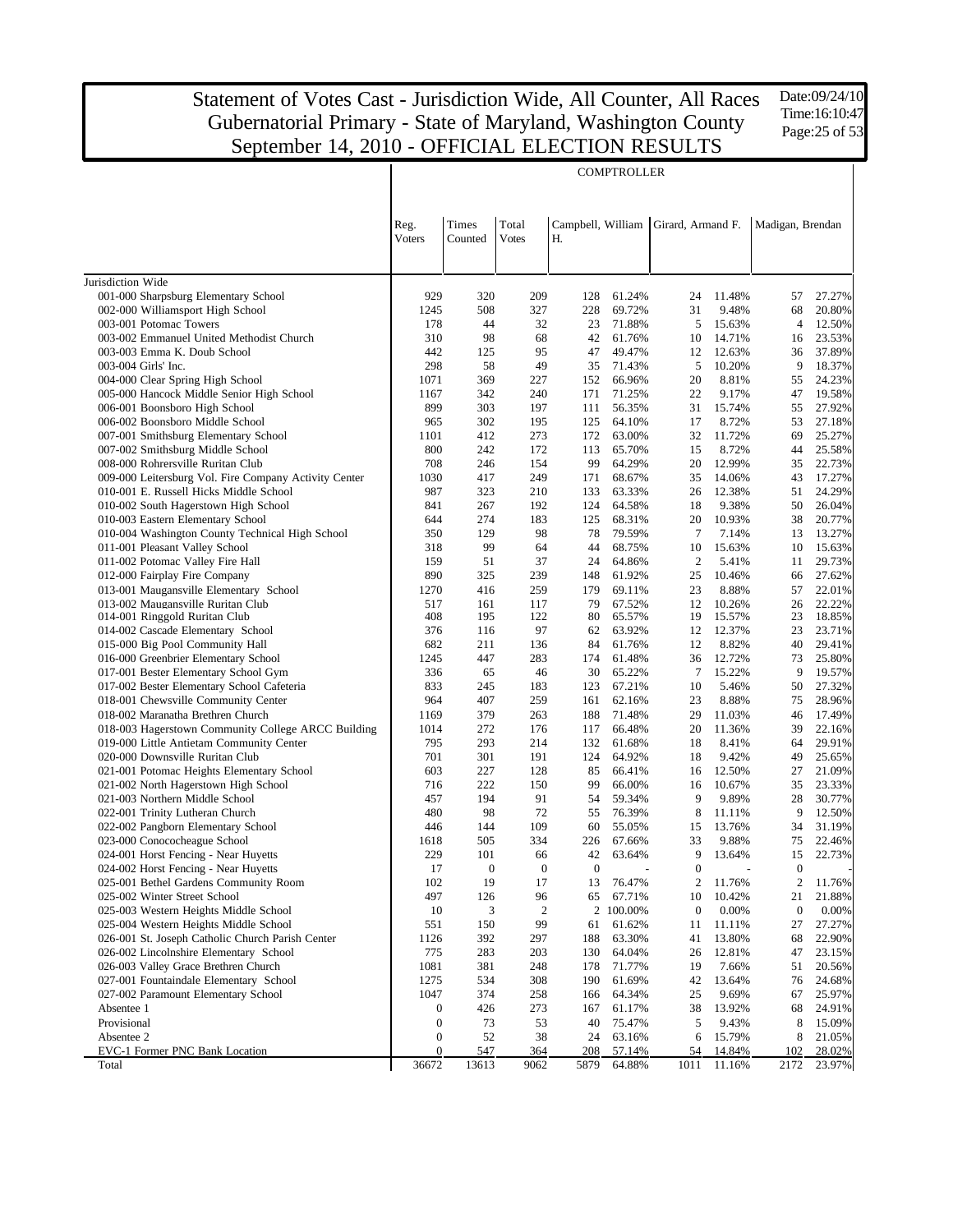# Statement of Votes Cast - Jurisdiction Wide, All Counter, All Races
## Gubernatorial Primary - State of Maryland, Washington County
## September 14, 2010 - OFFICIAL ELECTION RESULTS

Date:09/24/10
Time:16:10:47

COMPTROLLER

| | Reg. Voters | Times Counted | Total Votes | Campbell, William H. | | Girard, Armand F. | | Madigan, Brendan | |
|---|---|---|---|---|---|---|---|---|---|
| Jurisdiction Wide | | | | | | | | | |
| 001-000 Sharpsburg Elementary School | 929 | 320 | 209 | 128 | 61.24% | 24 | 11.48% | 57 | 27.27% |
| 002-000 Williamsport High School | 1245 | 508 | 327 | 228 | 69.72% | 31 | 9.48% | 68 | 20.80% |
| 003-001 Potomac Towers | 178 | 44 | 32 | 23 | 71.88% | 5 | 15.63% | 4 | 12.50% |
| 003-002 Emmanuel United Methodist Church | 310 | 98 | 68 | 42 | 61.76% | 10 | 14.71% | 16 | 23.53% |
| 003-003 Emma K. Doub School | 442 | 125 | 95 | 47 | 49.47% | 12 | 12.63% | 36 | 37.89% |
| 003-004 Girls' Inc. | 298 | 58 | 49 | 35 | 71.43% | 5 | 10.20% | 9 | 18.37% |
| 004-000 Clear Spring High School | 1071 | 369 | 227 | 152 | 66.96% | 20 | 8.81% | 55 | 24.23% |
| 005-000 Hancock Middle Senior High School | 1167 | 342 | 240 | 171 | 71.25% | 22 | 9.17% | 47 | 19.58% |
| 006-001 Boonsboro High School | 899 | 303 | 197 | 111 | 56.35% | 31 | 15.74% | 55 | 27.92% |
| 006-002 Boonsboro Middle School | 965 | 302 | 195 | 125 | 64.10% | 17 | 8.72% | 53 | 27.18% |
| 007-001 Smithsburg Elementary School | 1101 | 412 | 273 | 172 | 63.00% | 32 | 11.72% | 69 | 25.27% |
| 007-002 Smithsburg Middle School | 800 | 242 | 172 | 113 | 65.70% | 15 | 8.72% | 44 | 25.58% |
| 008-000 Rohrersville Ruritan Club | 708 | 246 | 154 | 99 | 64.29% | 20 | 12.99% | 35 | 22.73% |
| 009-000 Leitersburg Vol. Fire Company Activity Center | 1030 | 417 | 249 | 171 | 68.67% | 35 | 14.06% | 43 | 17.27% |
| 010-001 E. Russell Hicks Middle School | 987 | 323 | 210 | 133 | 63.33% | 26 | 12.38% | 51 | 24.29% |
| 010-002 South Hagerstown High School | 841 | 267 | 192 | 124 | 64.58% | 18 | 9.38% | 50 | 26.04% |
| 010-003 Eastern Elementary School | 644 | 274 | 183 | 125 | 68.31% | 20 | 10.93% | 38 | 20.77% |
| 010-004 Washington County Technical High School | 350 | 129 | 98 | 78 | 79.59% | 7 | 7.14% | 13 | 13.27% |
| 011-001 Pleasant Valley School | 318 | 99 | 64 | 44 | 68.75% | 10 | 15.63% | 10 | 15.63% |
| 011-002 Potomac Valley Fire Hall | 159 | 51 | 37 | 24 | 64.86% | 2 | 5.41% | 11 | 29.73% |
| 012-000 Fairplay Fire Company | 890 | 325 | 239 | 148 | 61.92% | 25 | 10.46% | 66 | 27.62% |
| 013-001 Maugansville Elementary School | 1270 | 416 | 259 | 179 | 69.11% | 23 | 8.88% | 57 | 22.01% |
| 013-002 Maugansville Ruritan Club | 517 | 161 | 117 | 79 | 67.52% | 12 | 10.26% | 26 | 22.22% |
| 014-001 Ringgold Ruritan Club | 408 | 195 | 122 | 80 | 65.57% | 19 | 15.57% | 23 | 18.85% |
| 014-002 Cascade Elementary School | 376 | 116 | 97 | 62 | 63.92% | 12 | 12.37% | 23 | 23.71% |
| 015-000 Big Pool Community Hall | 682 | 211 | 136 | 84 | 61.76% | 12 | 8.82% | 40 | 29.41% |
| 016-000 Greenbrier Elementary School | 1245 | 447 | 283 | 174 | 61.48% | 36 | 12.72% | 73 | 25.80% |
| 017-001 Bester Elementary School Gym | 336 | 65 | 46 | 30 | 65.22% | 7 | 15.22% | 9 | 19.57% |
| 017-002 Bester Elementary School Cafeteria | 833 | 245 | 183 | 123 | 67.21% | 10 | 5.46% | 50 | 27.32% |
| 018-001 Chewsville Community Center | 964 | 407 | 259 | 161 | 62.16% | 23 | 8.88% | 75 | 28.96% |
| 018-002 Maranatha Brethren Church | 1169 | 379 | 263 | 188 | 71.48% | 29 | 11.03% | 46 | 17.49% |
| 018-003 Hagerstown Community College ARCC Building | 1014 | 272 | 176 | 117 | 66.48% | 20 | 11.36% | 39 | 22.16% |
| 019-000 Little Antietam Community Center | 795 | 293 | 214 | 132 | 61.68% | 18 | 8.41% | 64 | 29.91% |
| 020-000 Downsville Ruritan Club | 701 | 301 | 191 | 124 | 64.92% | 18 | 9.42% | 49 | 25.65% |
| 021-001 Potomac Heights Elementary School | 603 | 227 | 128 | 85 | 66.41% | 16 | 12.50% | 27 | 21.09% |
| 021-002 North Hagerstown High School | 716 | 222 | 150 | 99 | 66.00% | 16 | 10.67% | 35 | 23.33% |
| 021-003 Northern Middle School | 457 | 194 | 91 | 54 | 59.34% | 9 | 9.89% | 28 | 30.77% |
| 022-001 Trinity Lutheran Church | 480 | 98 | 72 | 55 | 76.39% | 8 | 11.11% | 9 | 12.50% |
| 022-002 Pangborn Elementary School | 446 | 144 | 109 | 60 | 55.05% | 15 | 13.76% | 34 | 31.19% |
| 023-000 Conococheague School | 1618 | 505 | 334 | 226 | 67.66% | 33 | 9.88% | 75 | 22.46% |
| 024-001 Horst Fencing - Near Huyetts | 229 | 101 | 66 | 42 | 63.64% | 9 | 13.64% | 15 | 22.73% |
| 024-002 Horst Fencing - Near Huyetts | 17 | 0 | 0 | 0 | - | 0 | - | 0 | - |
| 025-001 Bethel Gardens Community Room | 102 | 19 | 17 | 13 | 76.47% | 2 | 11.76% | 2 | 11.76% |
| 025-002 Winter Street School | 497 | 126 | 96 | 65 | 67.71% | 10 | 10.42% | 21 | 21.88% |
| 025-003 Western Heights Middle School | 10 | 3 | 2 | 2 | 100.00% | 0 | 0.00% | 0 | 0.00% |
| 025-004 Western Heights Middle School | 551 | 150 | 99 | 61 | 61.62% | 11 | 11.11% | 27 | 27.27% |
| 026-001 St. Joseph Catholic Church Parish Center | 1126 | 392 | 297 | 188 | 63.30% | 41 | 13.80% | 68 | 22.90% |
| 026-002 Lincolnshire Elementary School | 775 | 283 | 203 | 130 | 64.04% | 26 | 12.81% | 47 | 23.15% |
| 026-003 Valley Grace Brethren Church | 1081 | 381 | 248 | 178 | 71.77% | 19 | 7.66% | 51 | 20.56% |
| 027-001 Fountaindale Elementary School | 1275 | 534 | 308 | 190 | 61.69% | 42 | 13.64% | 76 | 24.68% |
| 027-002 Paramount Elementary School | 1047 | 374 | 258 | 166 | 64.34% | 25 | 9.69% | 67 | 25.97% |
| Absentee 1 | 0 | 426 | 273 | 167 | 61.17% | 38 | 13.92% | 68 | 24.91% |
| Provisional | 0 | 73 | 53 | 40 | 75.47% | 5 | 9.43% | 8 | 15.09% |
| Absentee 2 | 0 | 52 | 38 | 24 | 63.16% | 6 | 15.79% | 8 | 21.05% |
| EVC-1 Former PNC Bank Location | 0 | 547 | 364 | 208 | 57.14% | 54 | 14.84% | 102 | 28.02% |
| Total | 36672 | 13613 | 9062 | 5879 | 64.88% | 1011 | 11.16% | 2172 | 23.97% |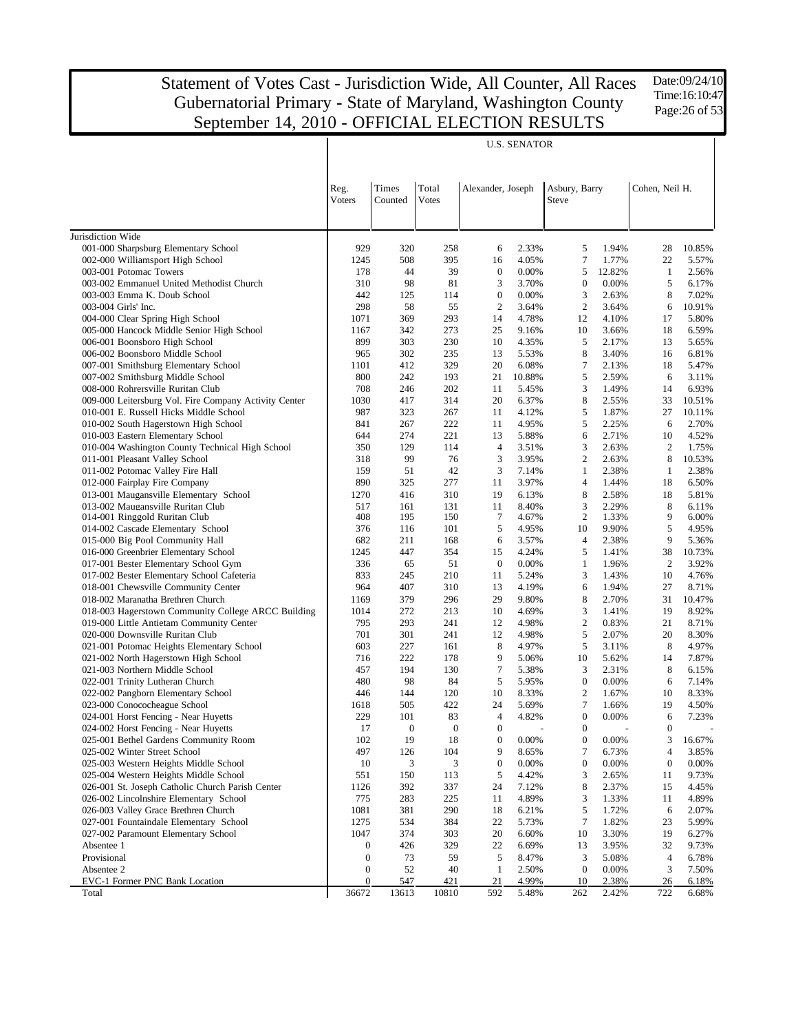# Statement of Votes Cast - Jurisdiction Wide, All Counter, All Races
## Gubernatorial Primary - State of Maryland, Washington County
## September 14, 2010 - OFFICIAL ELECTION RESULTS

Date:09/24/10
Time:16:10:47

| | Reg. Voters | Times Counted | Total Votes | U.S. SENATOR: Alexander, Joseph | | Asbury, Barry Steve | | Cohen, Neil H. | |
|---|---|---|---|---|---|---|---|---|---|
| Jurisdiction Wide | | | | | | | | | |
| 001-000 Sharpsburg Elementary School | 929 | 320 | 258 | 6 | 2.33% | 5 | 1.94% | 28 | 10.85% |
| 002-000 Williamsport High School | 1245 | 508 | 395 | 16 | 4.05% | 7 | 1.77% | 22 | 5.57% |
| 003-001 Potomac Towers | 178 | 44 | 39 | 0 | 0.00% | 5 | 12.82% | 1 | 2.56% |
| 003-002 Emmanuel United Methodist Church | 310 | 98 | 81 | 3 | 3.70% | 0 | 0.00% | 5 | 6.17% |
| 003-003 Emma K. Doub School | 442 | 125 | 114 | 0 | 0.00% | 3 | 2.63% | 8 | 7.02% |
| 003-004 Girls' Inc. | 298 | 58 | 55 | 2 | 3.64% | 2 | 3.64% | 6 | 10.91% |
| 004-000 Clear Spring High School | 1071 | 369 | 293 | 14 | 4.78% | 12 | 4.10% | 17 | 5.80% |
| 005-000 Hancock Middle Senior High School | 1167 | 342 | 273 | 25 | 9.16% | 10 | 3.66% | 18 | 6.59% |
| 006-001 Boonsboro High School | 899 | 303 | 230 | 10 | 4.35% | 5 | 2.17% | 13 | 5.65% |
| 006-002 Boonsboro Middle School | 965 | 302 | 235 | 13 | 5.53% | 8 | 3.40% | 16 | 6.81% |
| 007-001 Smithsburg Elementary School | 1101 | 412 | 329 | 20 | 6.08% | 7 | 2.13% | 18 | 5.47% |
| 007-002 Smithsburg Middle School | 800 | 242 | 193 | 21 | 10.88% | 5 | 2.59% | 6 | 3.11% |
| 008-000 Rohrersville Ruritan Club | 708 | 246 | 202 | 11 | 5.45% | 3 | 1.49% | 14 | 6.93% |
| 009-000 Leitersburg Vol. Fire Company Activity Center | 1030 | 417 | 314 | 20 | 6.37% | 8 | 2.55% | 33 | 10.51% |
| 010-001 E. Russell Hicks Middle School | 987 | 323 | 267 | 11 | 4.12% | 5 | 1.87% | 27 | 10.11% |
| 010-002 South Hagerstown High School | 841 | 267 | 222 | 11 | 4.95% | 5 | 2.25% | 6 | 2.70% |
| 010-003 Eastern Elementary School | 644 | 274 | 221 | 13 | 5.88% | 6 | 2.71% | 10 | 4.52% |
| 010-004 Washington County Technical High School | 350 | 129 | 114 | 4 | 3.51% | 3 | 2.63% | 2 | 1.75% |
| 011-001 Pleasant Valley School | 318 | 99 | 76 | 3 | 3.95% | 2 | 2.63% | 8 | 10.53% |
| 011-002 Potomac Valley Fire Hall | 159 | 51 | 42 | 3 | 7.14% | 1 | 2.38% | 1 | 2.38% |
| 012-000 Fairplay Fire Company | 890 | 325 | 277 | 11 | 3.97% | 4 | 1.44% | 18 | 6.50% |
| 013-001 Maugansville Elementary School | 1270 | 416 | 310 | 19 | 6.13% | 8 | 2.58% | 18 | 5.81% |
| 013-002 Maugansville Ruritan Club | 517 | 161 | 131 | 11 | 8.40% | 3 | 2.29% | 8 | 6.11% |
| 014-001 Ringgold Ruritan Club | 408 | 195 | 150 | 7 | 4.67% | 2 | 1.33% | 9 | 6.00% |
| 014-002 Cascade Elementary School | 376 | 116 | 101 | 5 | 4.95% | 10 | 9.90% | 5 | 4.95% |
| 015-000 Big Pool Community Hall | 682 | 211 | 168 | 6 | 3.57% | 4 | 2.38% | 9 | 5.36% |
| 016-000 Greenbrier Elementary School | 1245 | 447 | 354 | 15 | 4.24% | 5 | 1.41% | 38 | 10.73% |
| 017-001 Bester Elementary School Gym | 336 | 65 | 51 | 0 | 0.00% | 1 | 1.96% | 2 | 3.92% |
| 017-002 Bester Elementary School Cafeteria | 833 | 245 | 210 | 11 | 5.24% | 3 | 1.43% | 10 | 4.76% |
| 018-001 Chewsville Community Center | 964 | 407 | 310 | 13 | 4.19% | 6 | 1.94% | 27 | 8.71% |
| 018-002 Maranatha Brethren Church | 1169 | 379 | 296 | 29 | 9.80% | 8 | 2.70% | 31 | 10.47% |
| 018-003 Hagerstown Community College ARCC Building | 1014 | 272 | 213 | 10 | 4.69% | 3 | 1.41% | 19 | 8.92% |
| 019-000 Little Antietam Community Center | 795 | 293 | 241 | 12 | 4.98% | 2 | 0.83% | 21 | 8.71% |
| 020-000 Downsville Ruritan Club | 701 | 301 | 241 | 12 | 4.98% | 5 | 2.07% | 20 | 8.30% |
| 021-001 Potomac Heights Elementary School | 603 | 227 | 161 | 8 | 4.97% | 5 | 3.11% | 8 | 4.97% |
| 021-002 North Hagerstown High School | 716 | 222 | 178 | 9 | 5.06% | 10 | 5.62% | 14 | 7.87% |
| 021-003 Northern Middle School | 457 | 194 | 130 | 7 | 5.38% | 3 | 2.31% | 8 | 6.15% |
| 022-001 Trinity Lutheran Church | 480 | 98 | 84 | 5 | 5.95% | 0 | 0.00% | 6 | 7.14% |
| 022-002 Pangborn Elementary School | 446 | 144 | 120 | 10 | 8.33% | 2 | 1.67% | 10 | 8.33% |
| 023-000 Conococheague School | 1618 | 505 | 422 | 24 | 5.69% | 7 | 1.66% | 19 | 4.50% |
| 024-001 Horst Fencing - Near Huyetts | 229 | 101 | 83 | 4 | 4.82% | 0 | 0.00% | 6 | 7.23% |
| 024-002 Horst Fencing - Near Huyetts | 17 | 0 | 0 | 0 | - | 0 | - | 0 | - |
| 025-001 Bethel Gardens Community Room | 102 | 19 | 18 | 0 | 0.00% | 0 | 0.00% | 3 | 16.67% |
| 025-002 Winter Street School | 497 | 126 | 104 | 9 | 8.65% | 7 | 6.73% | 4 | 3.85% |
| 025-003 Western Heights Middle School | 10 | 3 | 3 | 0 | 0.00% | 0 | 0.00% | 0 | 0.00% |
| 025-004 Western Heights Middle School | 551 | 150 | 113 | 5 | 4.42% | 3 | 2.65% | 11 | 9.73% |
| 026-001 St. Joseph Catholic Church Parish Center | 1126 | 392 | 337 | 24 | 7.12% | 8 | 2.37% | 15 | 4.45% |
| 026-002 Lincolnshire Elementary School | 775 | 283 | 225 | 11 | 4.89% | 3 | 1.33% | 11 | 4.89% |
| 026-003 Valley Grace Brethren Church | 1081 | 381 | 290 | 18 | 6.21% | 5 | 1.72% | 6 | 2.07% |
| 027-001 Fountaindale Elementary School | 1275 | 534 | 384 | 22 | 5.73% | 7 | 1.82% | 23 | 5.99% |
| 027-002 Paramount Elementary School | 1047 | 374 | 303 | 20 | 6.60% | 10 | 3.30% | 19 | 6.27% |
| Absentee 1 | 0 | 426 | 329 | 22 | 6.69% | 13 | 3.95% | 32 | 9.73% |
| Provisional | 0 | 73 | 59 | 5 | 8.47% | 3 | 5.08% | 4 | 6.78% |
| Absentee 2 | 0 | 52 | 40 | 1 | 2.50% | 0 | 0.00% | 3 | 7.50% |
| EVC-1 Former PNC Bank Location | 0 | 547 | 421 | 21 | 4.99% | 10 | 2.38% | 26 | 6.18% |
| Total | 36672 | 13613 | 10810 | 592 | 5.48% | 262 | 2.42% | 722 | 6.68% |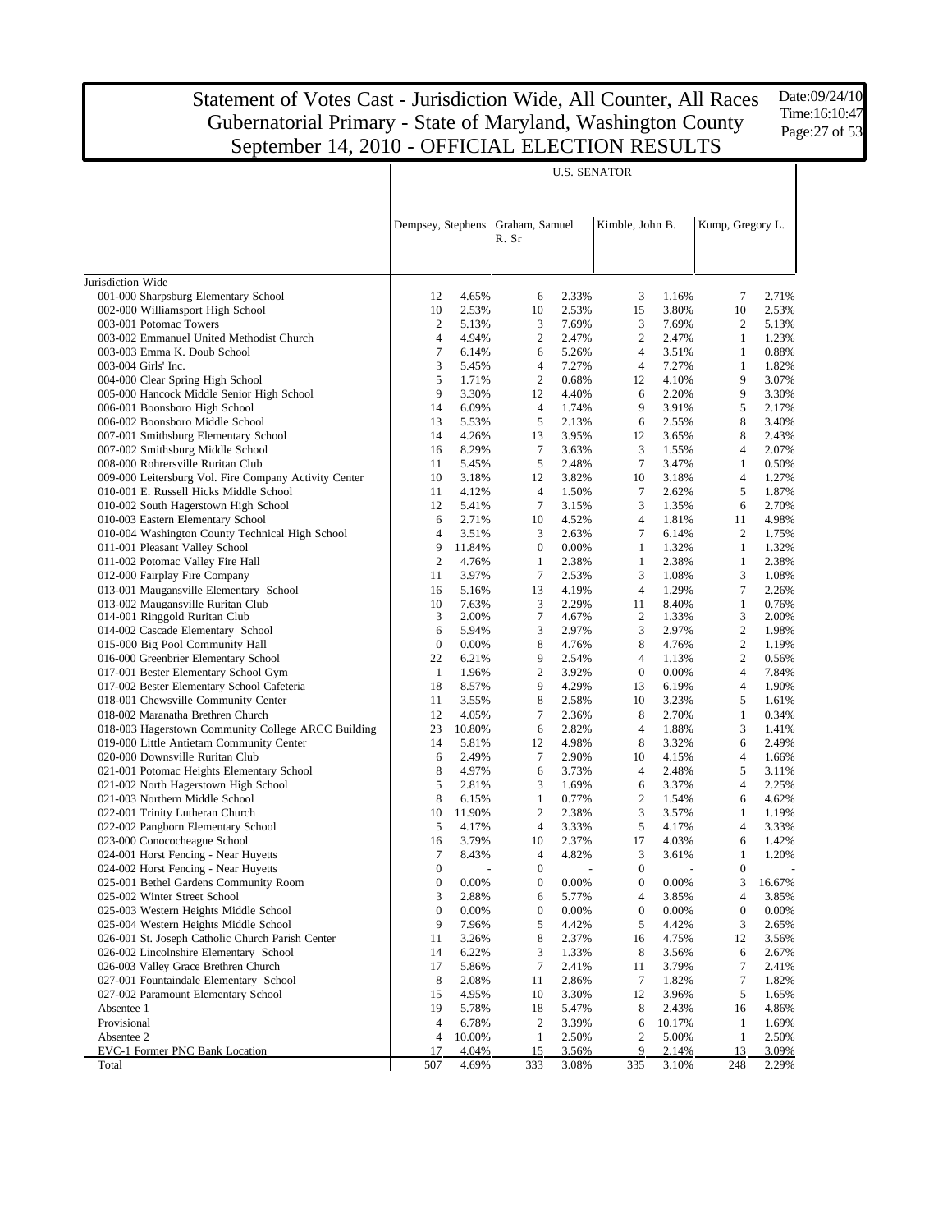# Statement of Votes Cast - Jurisdiction Wide, All Counter, All Races
# Gubernatorial Primary - State of Maryland, Washington County
# September 14, 2010 - OFFICIAL ELECTION RESULTS

Date:09/24/10
Time:16:10:47

| | U.S. SENATOR | | | | | | | |
|---|---|---|---|---|---|---|---|---|
| | Dempsey, Stephens | | Graham, Samuel R. Sr | | Kimble, John B. | | Kump, Gregory L. | |
| Jurisdiction Wide | | | | | | | | |
| 001-000 Sharpsburg Elementary School | 12 | 4.65% | 6 | 2.33% | 3 | 1.16% | 7 | 2.71% |
| 002-000 Williamsport High School | 10 | 2.53% | 10 | 2.53% | 15 | 3.80% | 10 | 2.53% |
| 003-001 Potomac Towers | 2 | 5.13% | 3 | 7.69% | 3 | 7.69% | 2 | 5.13% |
| 003-002 Emmanuel United Methodist Church | 4 | 4.94% | 2 | 2.47% | 2 | 2.47% | 1 | 1.23% |
| 003-003 Emma K. Doub School | 7 | 6.14% | 6 | 5.26% | 4 | 3.51% | 1 | 0.88% |
| 003-004 Girls' Inc. | 3 | 5.45% | 4 | 7.27% | 4 | 7.27% | 1 | 1.82% |
| 004-000 Clear Spring High School | 5 | 1.71% | 2 | 0.68% | 12 | 4.10% | 9 | 3.07% |
| 005-000 Hancock Middle Senior High School | 9 | 3.30% | 12 | 4.40% | 6 | 2.20% | 9 | 3.30% |
| 006-001 Boonsboro High School | 14 | 6.09% | 4 | 1.74% | 9 | 3.91% | 5 | 2.17% |
| 006-002 Boonsboro Middle School | 13 | 5.53% | 5 | 2.13% | 6 | 2.55% | 8 | 3.40% |
| 007-001 Smithsburg Elementary School | 14 | 4.26% | 13 | 3.95% | 12 | 3.65% | 8 | 2.43% |
| 007-002 Smithsburg Middle School | 16 | 8.29% | 7 | 3.63% | 3 | 1.55% | 4 | 2.07% |
| 008-000 Rohrersville Ruritan Club | 11 | 5.45% | 5 | 2.48% | 7 | 3.47% | 1 | 0.50% |
| 009-000 Leitersburg Vol. Fire Company Activity Center | 10 | 3.18% | 12 | 3.82% | 10 | 3.18% | 4 | 1.27% |
| 010-001 E. Russell Hicks Middle School | 11 | 4.12% | 4 | 1.50% | 7 | 2.62% | 5 | 1.87% |
| 010-002 South Hagerstown High School | 12 | 5.41% | 7 | 3.15% | 3 | 1.35% | 6 | 2.70% |
| 010-003 Eastern Elementary School | 6 | 2.71% | 10 | 4.52% | 4 | 1.81% | 11 | 4.98% |
| 010-004 Washington County Technical High School | 4 | 3.51% | 3 | 2.63% | 7 | 6.14% | 2 | 1.75% |
| 011-001 Pleasant Valley School | 9 | 11.84% | 0 | 0.00% | 1 | 1.32% | 1 | 1.32% |
| 011-002 Potomac Valley Fire Hall | 2 | 4.76% | 1 | 2.38% | 1 | 2.38% | 1 | 2.38% |
| 012-000 Fairplay Fire Company | 11 | 3.97% | 7 | 2.53% | 3 | 1.08% | 3 | 1.08% |
| 013-001 Maugansville Elementary School | 16 | 5.16% | 13 | 4.19% | 4 | 1.29% | 7 | 2.26% |
| 013-002 Maugansville Ruritan Club | 10 | 7.63% | 3 | 2.29% | 11 | 8.40% | 1 | 0.76% |
| 014-001 Ringgold Ruritan Club | 3 | 2.00% | 7 | 4.67% | 2 | 1.33% | 3 | 2.00% |
| 014-002 Cascade Elementary School | 6 | 5.94% | 3 | 2.97% | 3 | 2.97% | 2 | 1.98% |
| 015-000 Big Pool Community Hall | 0 | 0.00% | 8 | 4.76% | 8 | 4.76% | 2 | 1.19% |
| 016-000 Greenbrier Elementary School | 22 | 6.21% | 9 | 2.54% | 4 | 1.13% | 2 | 0.56% |
| 017-001 Bester Elementary School Gym | 1 | 1.96% | 2 | 3.92% | 0 | 0.00% | 4 | 7.84% |
| 017-002 Bester Elementary School Cafeteria | 18 | 8.57% | 9 | 4.29% | 13 | 6.19% | 4 | 1.90% |
| 018-001 Chewsville Community Center | 11 | 3.55% | 8 | 2.58% | 10 | 3.23% | 5 | 1.61% |
| 018-002 Maranatha Brethren Church | 12 | 4.05% | 7 | 2.36% | 8 | 2.70% | 1 | 0.34% |
| 018-003 Hagerstown Community College ARCC Building | 23 | 10.80% | 6 | 2.82% | 4 | 1.88% | 3 | 1.41% |
| 019-000 Little Antietam Community Center | 14 | 5.81% | 12 | 4.98% | 8 | 3.32% | 6 | 2.49% |
| 020-000 Downsville Ruritan Club | 6 | 2.49% | 7 | 2.90% | 10 | 4.15% | 4 | 1.66% |
| 021-001 Potomac Heights Elementary School | 8 | 4.97% | 6 | 3.73% | 4 | 2.48% | 5 | 3.11% |
| 021-002 North Hagerstown High School | 5 | 2.81% | 3 | 1.69% | 6 | 3.37% | 4 | 2.25% |
| 021-003 Northern Middle School | 8 | 6.15% | 1 | 0.77% | 2 | 1.54% | 6 | 4.62% |
| 022-001 Trinity Lutheran Church | 10 | 11.90% | 2 | 2.38% | 3 | 3.57% | 1 | 1.19% |
| 022-002 Pangborn Elementary School | 5 | 4.17% | 4 | 3.33% | 5 | 4.17% | 4 | 3.33% |
| 023-000 Conococheague School | 16 | 3.79% | 10 | 2.37% | 17 | 4.03% | 6 | 1.42% |
| 024-001 Horst Fencing - Near Huyetts | 7 | 8.43% | 4 | 4.82% | 3 | 3.61% | 1 | 1.20% |
| 024-002 Horst Fencing - Near Huyetts | 0 | - | 0 | - | 0 | - | 0 | - |
| 025-001 Bethel Gardens Community Room | 0 | 0.00% | 0 | 0.00% | 0 | 0.00% | 3 | 16.67% |
| 025-002 Winter Street School | 3 | 2.88% | 6 | 5.77% | 4 | 3.85% | 4 | 3.85% |
| 025-003 Western Heights Middle School | 0 | 0.00% | 0 | 0.00% | 0 | 0.00% | 0 | 0.00% |
| 025-004 Western Heights Middle School | 9 | 7.96% | 5 | 4.42% | 5 | 4.42% | 3 | 2.65% |
| 026-001 St. Joseph Catholic Church Parish Center | 11 | 3.26% | 8 | 2.37% | 16 | 4.75% | 12 | 3.56% |
| 026-002 Lincolnshire Elementary School | 14 | 6.22% | 3 | 1.33% | 8 | 3.56% | 6 | 2.67% |
| 026-003 Valley Grace Brethren Church | 17 | 5.86% | 7 | 2.41% | 11 | 3.79% | 7 | 2.41% |
| 027-001 Fountaindale Elementary School | 8 | 2.08% | 11 | 2.86% | 7 | 1.82% | 7 | 1.82% |
| 027-002 Paramount Elementary School | 15 | 4.95% | 10 | 3.30% | 12 | 3.96% | 5 | 1.65% |
| Absentee 1 | 19 | 5.78% | 18 | 5.47% | 8 | 2.43% | 16 | 4.86% |
| Provisional | 4 | 6.78% | 2 | 3.39% | 6 | 10.17% | 1 | 1.69% |
| Absentee 2 | 4 | 10.00% | 1 | 2.50% | 2 | 5.00% | 1 | 2.50% |
| EVC-1 Former PNC Bank Location | 17 | 4.04% | 15 | 3.56% | 9 | 2.14% | 13 | 3.09% |
| Total | 507 | 4.69% | 333 | 3.08% | 335 | 3.10% | 248 | 2.29% |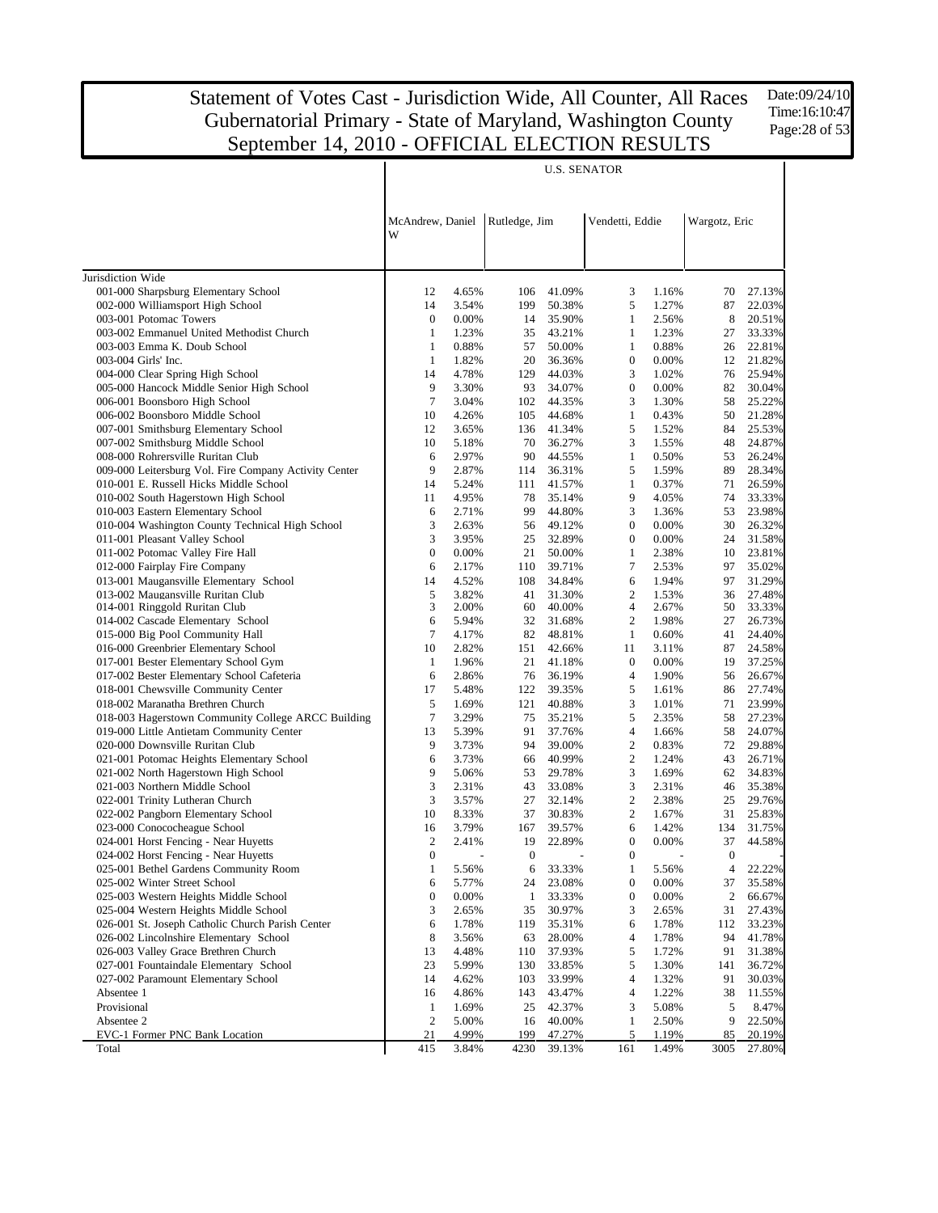# Statement of Votes Cast - Jurisdiction Wide, All Counter, All Races
## Gubernatorial Primary - State of Maryland, Washington County
## September 14, 2010 - OFFICIAL ELECTION RESULTS

Date:09/24/10
Time:16:10:47

| | U.S. SENATOR | | | | | | | |
|---|---|---|---|---|---|---|---|---|
| | McAndrew, Daniel W | | Rutledge, Jim | | Vendetti, Eddie | | Wargotz, Eric | |
| Jurisdiction Wide | | | | | | | | |
| 001-000 Sharpsburg Elementary School | 12 | 4.65% | 106 | 41.09% | 3 | 1.16% | 70 | 27.13% |
| 002-000 Williamsport High School | 14 | 3.54% | 199 | 50.38% | 5 | 1.27% | 87 | 22.03% |
| 003-001 Potomac Towers | 0 | 0.00% | 14 | 35.90% | 1 | 2.56% | 8 | 20.51% |
| 003-002 Emmanuel United Methodist Church | 1 | 1.23% | 35 | 43.21% | 1 | 1.23% | 27 | 33.33% |
| 003-003 Emma K. Doub School | 1 | 0.88% | 57 | 50.00% | 1 | 0.88% | 26 | 22.81% |
| 003-004 Girls' Inc. | 1 | 1.82% | 20 | 36.36% | 0 | 0.00% | 12 | 21.82% |
| 004-000 Clear Spring High School | 14 | 4.78% | 129 | 44.03% | 3 | 1.02% | 76 | 25.94% |
| 005-000 Hancock Middle Senior High School | 9 | 3.30% | 93 | 34.07% | 0 | 0.00% | 82 | 30.04% |
| 006-001 Boonsboro High School | 7 | 3.04% | 102 | 44.35% | 3 | 1.30% | 58 | 25.22% |
| 006-002 Boonsboro Middle School | 10 | 4.26% | 105 | 44.68% | 1 | 0.43% | 50 | 21.28% |
| 007-001 Smithsburg Elementary School | 12 | 3.65% | 136 | 41.34% | 5 | 1.52% | 84 | 25.53% |
| 007-002 Smithsburg Middle School | 10 | 5.18% | 70 | 36.27% | 3 | 1.55% | 48 | 24.87% |
| 008-000 Rohrersville Ruritan Club | 6 | 2.97% | 90 | 44.55% | 1 | 0.50% | 53 | 26.24% |
| 009-000 Leitersburg Vol. Fire Company Activity Center | 9 | 2.87% | 114 | 36.31% | 5 | 1.59% | 89 | 28.34% |
| 010-001 E. Russell Hicks Middle School | 14 | 5.24% | 111 | 41.57% | 1 | 0.37% | 71 | 26.59% |
| 010-002 South Hagerstown High School | 11 | 4.95% | 78 | 35.14% | 9 | 4.05% | 74 | 33.33% |
| 010-003 Eastern Elementary School | 6 | 2.71% | 99 | 44.80% | 3 | 1.36% | 53 | 23.98% |
| 010-004 Washington County Technical High School | 3 | 2.63% | 56 | 49.12% | 0 | 0.00% | 30 | 26.32% |
| 011-001 Pleasant Valley School | 3 | 3.95% | 25 | 32.89% | 0 | 0.00% | 24 | 31.58% |
| 011-002 Potomac Valley Fire Hall | 0 | 0.00% | 21 | 50.00% | 1 | 2.38% | 10 | 23.81% |
| 012-000 Fairplay Fire Company | 6 | 2.17% | 110 | 39.71% | 7 | 2.53% | 97 | 35.02% |
| 013-001 Maugansville Elementary School | 14 | 4.52% | 108 | 34.84% | 6 | 1.94% | 97 | 31.29% |
| 013-002 Maugansville Ruritan Club | 5 | 3.82% | 41 | 31.30% | 2 | 1.53% | 36 | 27.48% |
| 014-001 Ringgold Ruritan Club | 3 | 2.00% | 60 | 40.00% | 4 | 2.67% | 50 | 33.33% |
| 014-002 Cascade Elementary School | 6 | 5.94% | 32 | 31.68% | 2 | 1.98% | 27 | 26.73% |
| 015-000 Big Pool Community Hall | 7 | 4.17% | 82 | 48.81% | 1 | 0.60% | 41 | 24.40% |
| 016-000 Greenbrier Elementary School | 10 | 2.82% | 151 | 42.66% | 11 | 3.11% | 87 | 24.58% |
| 017-001 Bester Elementary School Gym | 1 | 1.96% | 21 | 41.18% | 0 | 0.00% | 19 | 37.25% |
| 017-002 Bester Elementary School Cafeteria | 6 | 2.86% | 76 | 36.19% | 4 | 1.90% | 56 | 26.67% |
| 018-001 Chewsville Community Center | 17 | 5.48% | 122 | 39.35% | 5 | 1.61% | 86 | 27.74% |
| 018-002 Maranatha Brethren Church | 5 | 1.69% | 121 | 40.88% | 3 | 1.01% | 71 | 23.99% |
| 018-003 Hagerstown Community College ARCC Building | 7 | 3.29% | 75 | 35.21% | 5 | 2.35% | 58 | 27.23% |
| 019-000 Little Antietam Community Center | 13 | 5.39% | 91 | 37.76% | 4 | 1.66% | 58 | 24.07% |
| 020-000 Downsville Ruritan Club | 9 | 3.73% | 94 | 39.00% | 2 | 0.83% | 72 | 29.88% |
| 021-001 Potomac Heights Elementary School | 6 | 3.73% | 66 | 40.99% | 2 | 1.24% | 43 | 26.71% |
| 021-002 North Hagerstown High School | 9 | 5.06% | 53 | 29.78% | 3 | 1.69% | 62 | 34.83% |
| 021-003 Northern Middle School | 3 | 2.31% | 43 | 33.08% | 3 | 2.31% | 46 | 35.38% |
| 022-001 Trinity Lutheran Church | 3 | 3.57% | 27 | 32.14% | 2 | 2.38% | 25 | 29.76% |
| 022-002 Pangborn Elementary School | 10 | 8.33% | 37 | 30.83% | 2 | 1.67% | 31 | 25.83% |
| 023-000 Conococheague School | 16 | 3.79% | 167 | 39.57% | 6 | 1.42% | 134 | 31.75% |
| 024-001 Horst Fencing - Near Huyetts | 2 | 2.41% | 19 | 22.89% | 0 | 0.00% | 37 | 44.58% |
| 024-002 Horst Fencing - Near Huyetts | 0 | - | 0 | - | 0 | - | 0 | - |
| 025-001 Bethel Gardens Community Room | 1 | 5.56% | 6 | 33.33% | 1 | 5.56% | 4 | 22.22% |
| 025-002 Winter Street School | 6 | 5.77% | 24 | 23.08% | 0 | 0.00% | 37 | 35.58% |
| 025-003 Western Heights Middle School | 0 | 0.00% | 1 | 33.33% | 0 | 0.00% | 2 | 66.67% |
| 025-004 Western Heights Middle School | 3 | 2.65% | 35 | 30.97% | 3 | 2.65% | 31 | 27.43% |
| 026-001 St. Joseph Catholic Church Parish Center | 6 | 1.78% | 119 | 35.31% | 6 | 1.78% | 112 | 33.23% |
| 026-002 Lincolnshire Elementary School | 8 | 3.56% | 63 | 28.00% | 4 | 1.78% | 94 | 41.78% |
| 026-003 Valley Grace Brethren Church | 13 | 4.48% | 110 | 37.93% | 5 | 1.72% | 91 | 31.38% |
| 027-001 Fountaindale Elementary School | 23 | 5.99% | 130 | 33.85% | 5 | 1.30% | 141 | 36.72% |
| 027-002 Paramount Elementary School | 14 | 4.62% | 103 | 33.99% | 4 | 1.32% | 91 | 30.03% |
| Absentee 1 | 16 | 4.86% | 143 | 43.47% | 4 | 1.22% | 38 | 11.55% |
| Provisional | 1 | 1.69% | 25 | 42.37% | 3 | 5.08% | 5 | 8.47% |
| Absentee 2 | 2 | 5.00% | 16 | 40.00% | 1 | 2.50% | 9 | 22.50% |
| EVC-1 Former PNC Bank Location | 21 | 4.99% | 199 | 47.27% | 5 | 1.19% | 85 | 20.19% |
| Total | 415 | 3.84% | 4230 | 39.13% | 161 | 1.49% | 3005 | 27.80% |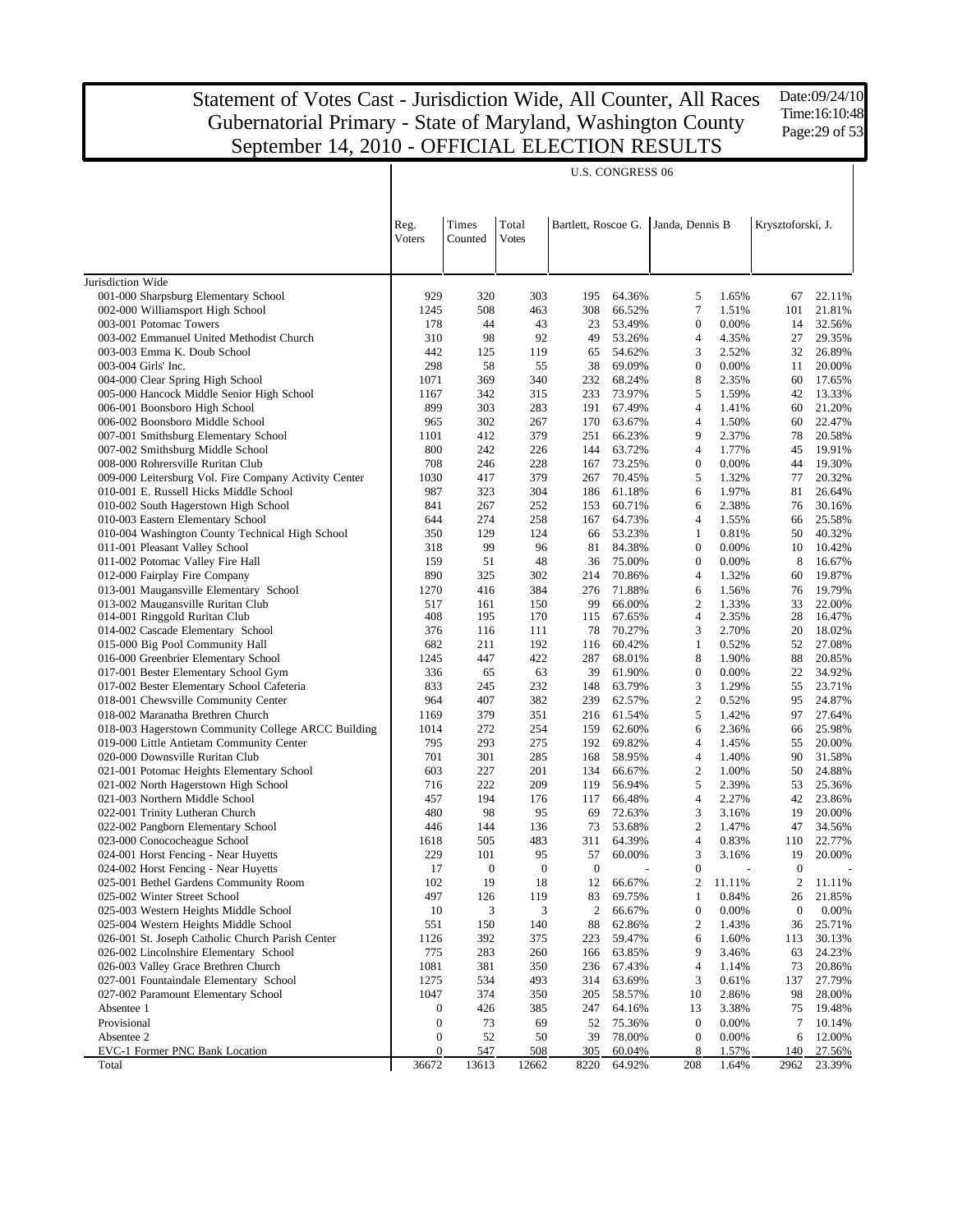# Statement of Votes Cast - Jurisdiction Wide, All Counter, All Races
## Gubernatorial Primary - State of Maryland, Washington County
## September 14, 2010 - OFFICIAL ELECTION RESULTS

Date:09/24/10
Time:16:10:48

U.S. CONGRESS 06

| | Reg. Voters | Times Counted | Total Votes | Bartlett, Roscoe G. | | Janda, Dennis B | | Krysztoforski, J. | |
|---|---|---|---|---|---|---|---|---|---|
| Jurisdiction Wide | | | | | | | | | |
| 001-000 Sharpsburg Elementary School | 929 | 320 | 303 | 195 | 64.36% | 5 | 1.65% | 67 | 22.11% |
| 002-000 Williamsport High School | 1245 | 508 | 463 | 308 | 66.52% | 7 | 1.51% | 101 | 21.81% |
| 003-001 Potomac Towers | 178 | 44 | 43 | 23 | 53.49% | 0 | 0.00% | 14 | 32.56% |
| 003-002 Emmanuel United Methodist Church | 310 | 98 | 92 | 49 | 53.26% | 4 | 4.35% | 27 | 29.35% |
| 003-003 Emma K. Doub School | 442 | 125 | 119 | 65 | 54.62% | 3 | 2.52% | 32 | 26.89% |
| 003-004 Girls' Inc. | 298 | 58 | 55 | 38 | 69.09% | 0 | 0.00% | 11 | 20.00% |
| 004-000 Clear Spring High School | 1071 | 369 | 340 | 232 | 68.24% | 8 | 2.35% | 60 | 17.65% |
| 005-000 Hancock Middle Senior High School | 1167 | 342 | 315 | 233 | 73.97% | 5 | 1.59% | 42 | 13.33% |
| 006-001 Boonsboro High School | 899 | 303 | 283 | 191 | 67.49% | 4 | 1.41% | 60 | 21.20% |
| 006-002 Boonsboro Middle School | 965 | 302 | 267 | 170 | 63.67% | 4 | 1.50% | 60 | 22.47% |
| 007-001 Smithsburg Elementary School | 1101 | 412 | 379 | 251 | 66.23% | 9 | 2.37% | 78 | 20.58% |
| 007-002 Smithsburg Middle School | 800 | 242 | 226 | 144 | 63.72% | 4 | 1.77% | 45 | 19.91% |
| 008-000 Rohrersville Ruritan Club | 708 | 246 | 228 | 167 | 73.25% | 0 | 0.00% | 44 | 19.30% |
| 009-000 Leitersburg Vol. Fire Company Activity Center | 1030 | 417 | 379 | 267 | 70.45% | 5 | 1.32% | 77 | 20.32% |
| 010-001 E. Russell Hicks Middle School | 987 | 323 | 304 | 186 | 61.18% | 6 | 1.97% | 81 | 26.64% |
| 010-002 South Hagerstown High School | 841 | 267 | 252 | 153 | 60.71% | 6 | 2.38% | 76 | 30.16% |
| 010-003 Eastern Elementary School | 644 | 274 | 258 | 167 | 64.73% | 4 | 1.55% | 66 | 25.58% |
| 010-004 Washington County Technical High School | 350 | 129 | 124 | 66 | 53.23% | 1 | 0.81% | 50 | 40.32% |
| 011-001 Pleasant Valley School | 318 | 99 | 96 | 81 | 84.38% | 0 | 0.00% | 10 | 10.42% |
| 011-002 Potomac Valley Fire Hall | 159 | 51 | 48 | 36 | 75.00% | 0 | 0.00% | 8 | 16.67% |
| 012-000 Fairplay Fire Company | 890 | 325 | 302 | 214 | 70.86% | 4 | 1.32% | 60 | 19.87% |
| 013-001 Maugansville Elementary School | 1270 | 416 | 384 | 276 | 71.88% | 6 | 1.56% | 76 | 19.79% |
| 013-002 Maugansville Ruritan Club | 517 | 161 | 150 | 99 | 66.00% | 2 | 1.33% | 33 | 22.00% |
| 014-001 Ringgold Ruritan Club | 408 | 195 | 170 | 115 | 67.65% | 4 | 2.35% | 28 | 16.47% |
| 014-002 Cascade Elementary School | 376 | 116 | 111 | 78 | 70.27% | 3 | 2.70% | 20 | 18.02% |
| 015-000 Big Pool Community Hall | 682 | 211 | 192 | 116 | 60.42% | 1 | 0.52% | 52 | 27.08% |
| 016-000 Greenbrier Elementary School | 1245 | 447 | 422 | 287 | 68.01% | 8 | 1.90% | 88 | 20.85% |
| 017-001 Bester Elementary School Gym | 336 | 65 | 63 | 39 | 61.90% | 0 | 0.00% | 22 | 34.92% |
| 017-002 Bester Elementary School Cafeteria | 833 | 245 | 232 | 148 | 63.79% | 3 | 1.29% | 55 | 23.71% |
| 018-001 Chewsville Community Center | 964 | 407 | 382 | 239 | 62.57% | 2 | 0.52% | 95 | 24.87% |
| 018-002 Maranatha Brethren Church | 1169 | 379 | 351 | 216 | 61.54% | 5 | 1.42% | 97 | 27.64% |
| 018-003 Hagerstown Community College ARCC Building | 1014 | 272 | 254 | 159 | 62.60% | 6 | 2.36% | 66 | 25.98% |
| 019-000 Little Antietam Community Center | 795 | 293 | 275 | 192 | 69.82% | 4 | 1.45% | 55 | 20.00% |
| 020-000 Downsville Ruritan Club | 701 | 301 | 285 | 168 | 58.95% | 4 | 1.40% | 90 | 31.58% |
| 021-001 Potomac Heights Elementary School | 603 | 227 | 201 | 134 | 66.67% | 2 | 1.00% | 50 | 24.88% |
| 021-002 North Hagerstown High School | 716 | 222 | 209 | 119 | 56.94% | 5 | 2.39% | 53 | 25.36% |
| 021-003 Northern Middle School | 457 | 194 | 176 | 117 | 66.48% | 4 | 2.27% | 42 | 23.86% |
| 022-001 Trinity Lutheran Church | 480 | 98 | 95 | 69 | 72.63% | 3 | 3.16% | 19 | 20.00% |
| 022-002 Pangborn Elementary School | 446 | 144 | 136 | 73 | 53.68% | 2 | 1.47% | 47 | 34.56% |
| 023-000 Conococheague School | 1618 | 505 | 483 | 311 | 64.39% | 4 | 0.83% | 110 | 22.77% |
| 024-001 Horst Fencing - Near Huyetts | 229 | 101 | 95 | 57 | 60.00% | 3 | 3.16% | 19 | 20.00% |
| 024-002 Horst Fencing - Near Huyetts | 17 | 0 | 0 | 0 | - | 0 | - | 0 | - |
| 025-001 Bethel Gardens Community Room | 102 | 19 | 18 | 12 | 66.67% | 2 | 11.11% | 2 | 11.11% |
| 025-002 Winter Street School | 497 | 126 | 119 | 83 | 69.75% | 1 | 0.84% | 26 | 21.85% |
| 025-003 Western Heights Middle School | 10 | 3 | 3 | 2 | 66.67% | 0 | 0.00% | 0 | 0.00% |
| 025-004 Western Heights Middle School | 551 | 150 | 140 | 88 | 62.86% | 2 | 1.43% | 36 | 25.71% |
| 026-001 St. Joseph Catholic Church Parish Center | 1126 | 392 | 375 | 223 | 59.47% | 6 | 1.60% | 113 | 30.13% |
| 026-002 Lincolnshire Elementary School | 775 | 283 | 260 | 166 | 63.85% | 9 | 3.46% | 63 | 24.23% |
| 026-003 Valley Grace Brethren Church | 1081 | 381 | 350 | 236 | 67.43% | 4 | 1.14% | 73 | 20.86% |
| 027-001 Fountaindale Elementary School | 1275 | 534 | 493 | 314 | 63.69% | 3 | 0.61% | 137 | 27.79% |
| 027-002 Paramount Elementary School | 1047 | 374 | 350 | 205 | 58.57% | 10 | 2.86% | 98 | 28.00% |
| Absentee 1 | 0 | 426 | 385 | 247 | 64.16% | 13 | 3.38% | 75 | 19.48% |
| Provisional | 0 | 73 | 69 | 52 | 75.36% | 0 | 0.00% | 7 | 10.14% |
| Absentee 2 | 0 | 52 | 50 | 39 | 78.00% | 0 | 0.00% | 6 | 12.00% |
| EVC-1 Former PNC Bank Location | 0 | 547 | 508 | 305 | 60.04% | 8 | 1.57% | 140 | 27.56% |
| Total | 36672 | 13613 | 12662 | 8220 | 64.92% | 208 | 1.64% | 2962 | 23.39% |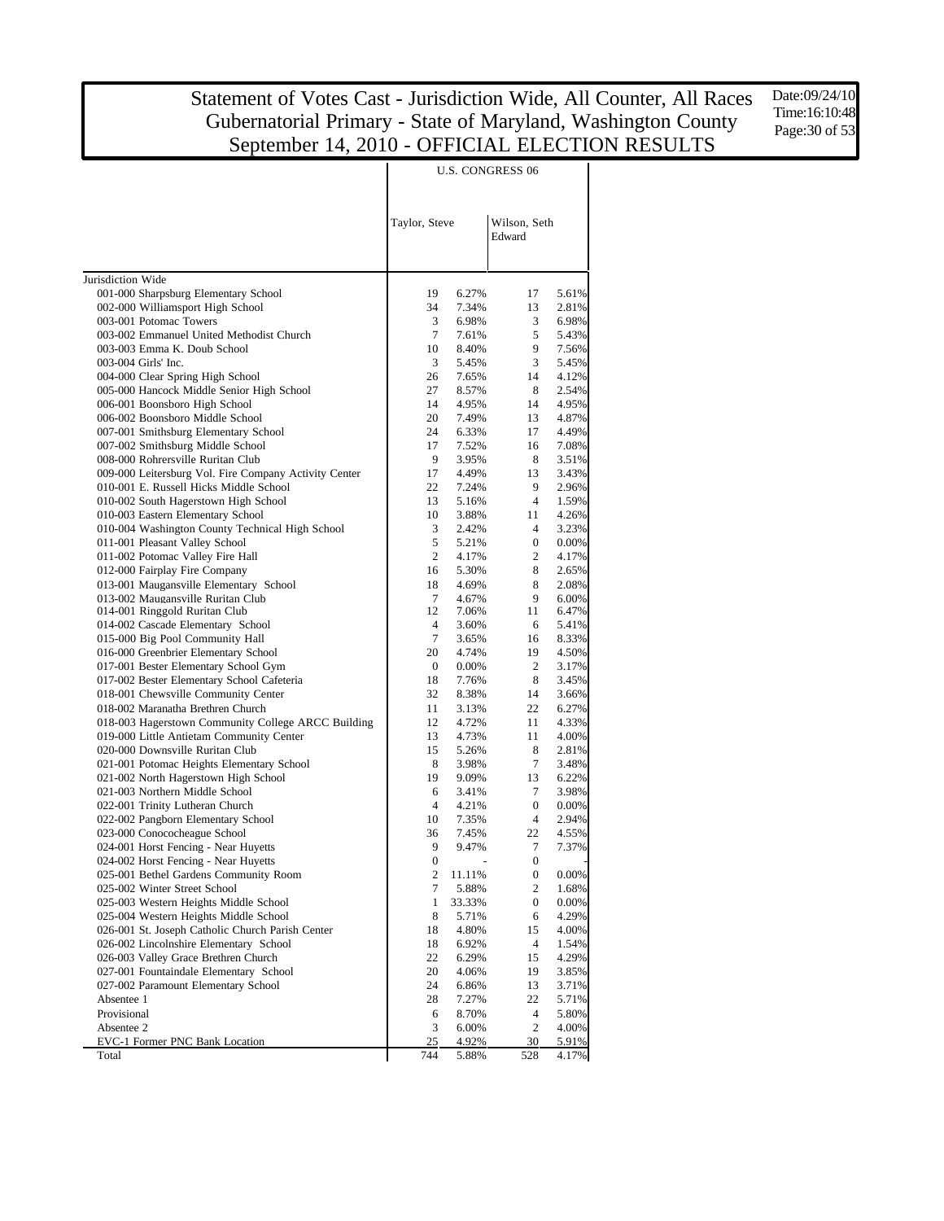# Statement of Votes Cast - Jurisdiction Wide, All Counter, All Races
## Gubernatorial Primary - State of Maryland, Washington County
## September 14, 2010 - OFFICIAL ELECTION RESULTS

Date:09/24/10
Time:16:10:48

| | U.S. CONGRESS 06 | | | |
|---|---|---|---|---|
| | Taylor, Steve | | Wilson, Seth Edward | |
| Jurisdiction Wide | | | | |
| 001-000 Sharpsburg Elementary School | 19 | 6.27% | 17 | 5.61% |
| 002-000 Williamsport High School | 34 | 7.34% | 13 | 2.81% |
| 003-001 Potomac Towers | 3 | 6.98% | 3 | 6.98% |
| 003-002 Emmanuel United Methodist Church | 7 | 7.61% | 5 | 5.43% |
| 003-003 Emma K. Doub School | 10 | 8.40% | 9 | 7.56% |
| 003-004 Girls' Inc. | 3 | 5.45% | 3 | 5.45% |
| 004-000 Clear Spring High School | 26 | 7.65% | 14 | 4.12% |
| 005-000 Hancock Middle Senior High School | 27 | 8.57% | 8 | 2.54% |
| 006-001 Boonsboro High School | 14 | 4.95% | 14 | 4.95% |
| 006-002 Boonsboro Middle School | 20 | 7.49% | 13 | 4.87% |
| 007-001 Smithsburg Elementary School | 24 | 6.33% | 17 | 4.49% |
| 007-002 Smithsburg Middle School | 17 | 7.52% | 16 | 7.08% |
| 008-000 Rohrersville Ruritan Club | 9 | 3.95% | 8 | 3.51% |
| 009-000 Leitersburg Vol. Fire Company Activity Center | 17 | 4.49% | 13 | 3.43% |
| 010-001 E. Russell Hicks Middle School | 22 | 7.24% | 9 | 2.96% |
| 010-002 South Hagerstown High School | 13 | 5.16% | 4 | 1.59% |
| 010-003 Eastern Elementary School | 10 | 3.88% | 11 | 4.26% |
| 010-004 Washington County Technical High School | 3 | 2.42% | 4 | 3.23% |
| 011-001 Pleasant Valley School | 5 | 5.21% | 0 | 0.00% |
| 011-002 Potomac Valley Fire Hall | 2 | 4.17% | 2 | 4.17% |
| 012-000 Fairplay Fire Company | 16 | 5.30% | 8 | 2.65% |
| 013-001 Maugansville Elementary School | 18 | 4.69% | 8 | 2.08% |
| 013-002 Maugansville Ruritan Club | 7 | 4.67% | 9 | 6.00% |
| 014-001 Ringgold Ruritan Club | 12 | 7.06% | 11 | 6.47% |
| 014-002 Cascade Elementary School | 4 | 3.60% | 6 | 5.41% |
| 015-000 Big Pool Community Hall | 7 | 3.65% | 16 | 8.33% |
| 016-000 Greenbrier Elementary School | 20 | 4.74% | 19 | 4.50% |
| 017-001 Bester Elementary School Gym | 0 | 0.00% | 2 | 3.17% |
| 017-002 Bester Elementary School Cafeteria | 18 | 7.76% | 8 | 3.45% |
| 018-001 Chewsville Community Center | 32 | 8.38% | 14 | 3.66% |
| 018-002 Maranatha Brethren Church | 11 | 3.13% | 22 | 6.27% |
| 018-003 Hagerstown Community College ARCC Building | 12 | 4.72% | 11 | 4.33% |
| 019-000 Little Antietam Community Center | 13 | 4.73% | 11 | 4.00% |
| 020-000 Downsville Ruritan Club | 15 | 5.26% | 8 | 2.81% |
| 021-001 Potomac Heights Elementary School | 8 | 3.98% | 7 | 3.48% |
| 021-002 North Hagerstown High School | 19 | 9.09% | 13 | 6.22% |
| 021-003 Northern Middle School | 6 | 3.41% | 7 | 3.98% |
| 022-001 Trinity Lutheran Church | 4 | 4.21% | 0 | 0.00% |
| 022-002 Pangborn Elementary School | 10 | 7.35% | 4 | 2.94% |
| 023-000 Conococheague School | 36 | 7.45% | 22 | 4.55% |
| 024-001 Horst Fencing - Near Huyetts | 9 | 9.47% | 7 | 7.37% |
| 024-002 Horst Fencing - Near Huyetts | 0 | - | 0 | - |
| 025-001 Bethel Gardens Community Room | 2 | 11.11% | 0 | 0.00% |
| 025-002 Winter Street School | 7 | 5.88% | 2 | 1.68% |
| 025-003 Western Heights Middle School | 1 | 33.33% | 0 | 0.00% |
| 025-004 Western Heights Middle School | 8 | 5.71% | 6 | 4.29% |
| 026-001 St. Joseph Catholic Church Parish Center | 18 | 4.80% | 15 | 4.00% |
| 026-002 Lincolnshire Elementary School | 18 | 6.92% | 4 | 1.54% |
| 026-003 Valley Grace Brethren Church | 22 | 6.29% | 15 | 4.29% |
| 027-001 Fountaindale Elementary School | 20 | 4.06% | 19 | 3.85% |
| 027-002 Paramount Elementary School | 24 | 6.86% | 13 | 3.71% |
| Absentee 1 | 28 | 7.27% | 22 | 5.71% |
| Provisional | 6 | 8.70% | 4 | 5.80% |
| Absentee 2 | 3 | 6.00% | 2 | 4.00% |
| EVC-1 Former PNC Bank Location | 25 | 4.92% | 30 | 5.91% |
| Total | 744 | 5.88% | 528 | 4.17% |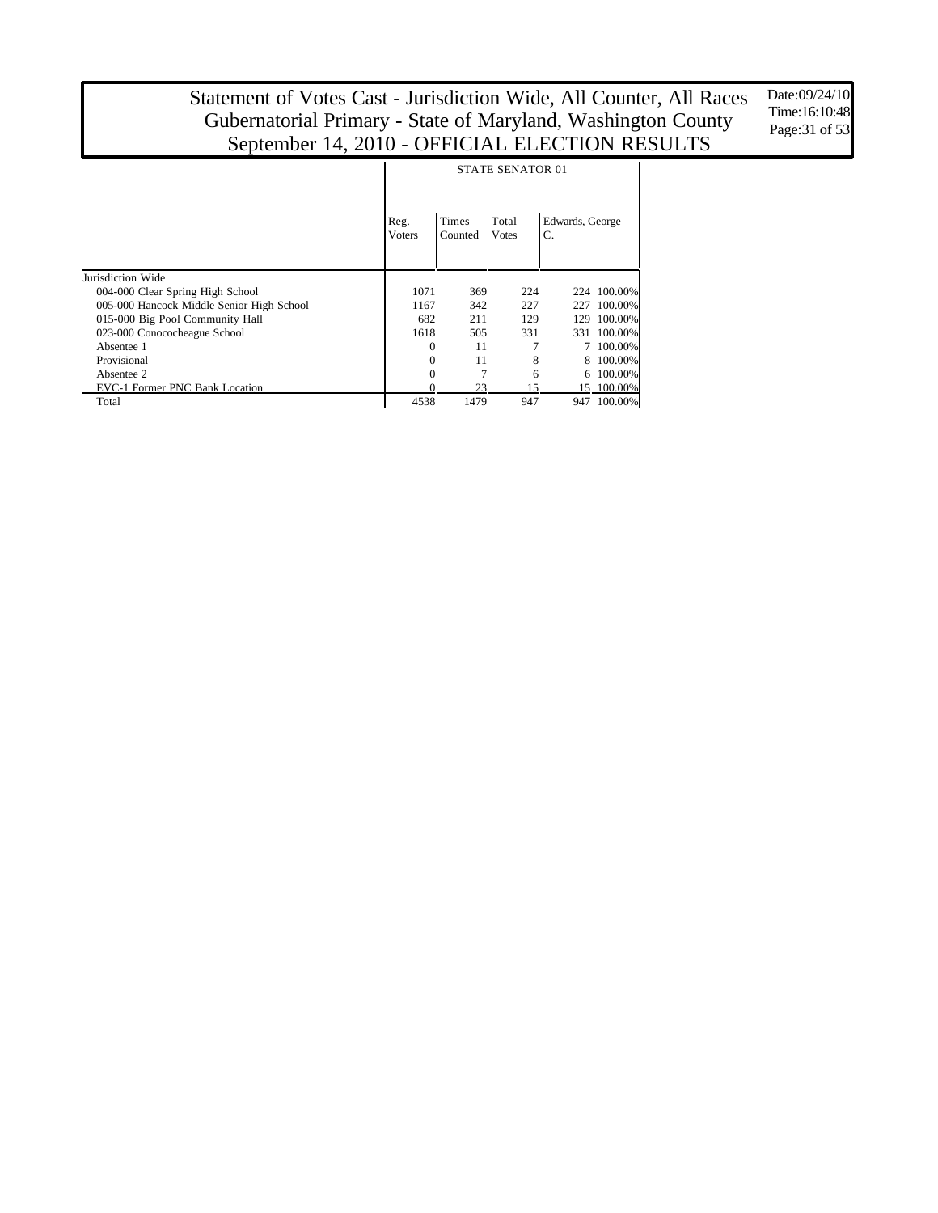# Statement of Votes Cast - Jurisdiction Wide, All Counter, All Races
## Gubernatorial Primary - State of Maryland, Washington County
## September 14, 2010 - OFFICIAL ELECTION RESULTS

Date:09/24/10
Time:16:10:48

| | STATE SENATOR 01 | | | | |
|---|---|---|---|---|---|
| | Reg. Voters | Times Counted | Total Votes | Edwards, George C. | |
| Jurisdiction Wide | | | | | |
| 004-000 Clear Spring High School | 1071 | 369 | 224 | 224 | 100.00% |
| 005-000 Hancock Middle Senior High School | 1167 | 342 | 227 | 227 | 100.00% |
| 015-000 Big Pool Community Hall | 682 | 211 | 129 | 129 | 100.00% |
| 023-000 Conococheague School | 1618 | 505 | 331 | 331 | 100.00% |
| Absentee 1 | 0 | 11 | 7 | 7 | 100.00% |
| Provisional | 0 | 11 | 8 | 8 | 100.00% |
| Absentee 2 | 0 | 7 | 6 | 6 | 100.00% |
| EVC-1 Former PNC Bank Location | 0 | 23 | 15 | 15 | 100.00% |
| Total | 4538 | 1479 | 947 | 947 | 100.00% |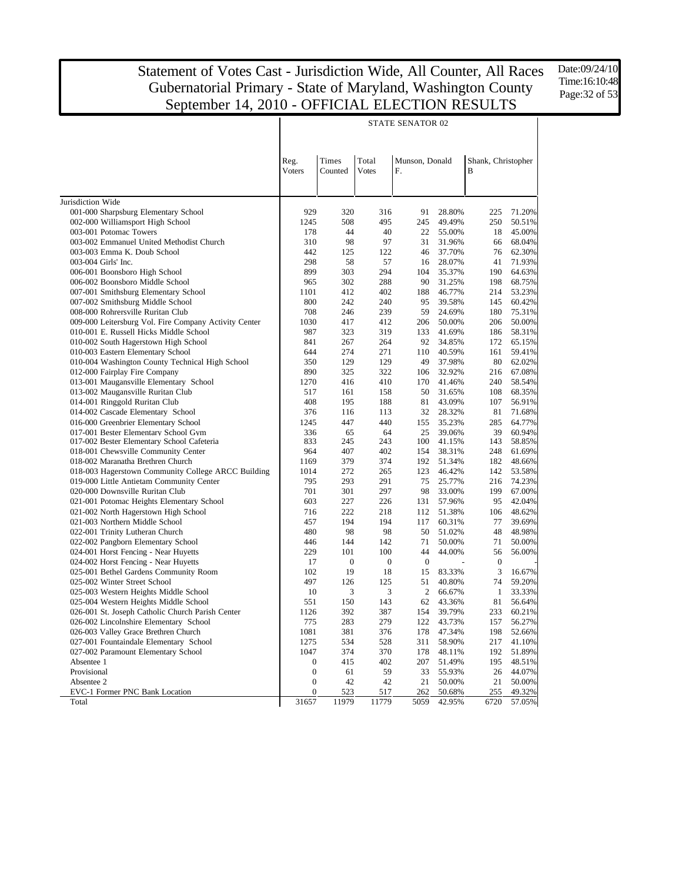# Statement of Votes Cast - Jurisdiction Wide, All Counter, All Races
# Gubernatorial Primary - State of Maryland, Washington County
# September 14, 2010 - OFFICIAL ELECTION RESULTS

Date:09/24/10
Time:16:10:48

| | STATE SENATOR 02 | | | | | | |
|---|---|---|---|---|---|---|---|
| | Reg. Voters | Times Counted | Total Votes | Munson, Donald F. | | Shank, Christopher B | |
| Jurisdiction Wide | | | | | | | |
| 001-000 Sharpsburg Elementary School | 929 | 320 | 316 | 91 | 28.80% | 225 | 71.20% |
| 002-000 Williamsport High School | 1245 | 508 | 495 | 245 | 49.49% | 250 | 50.51% |
| 003-001 Potomac Towers | 178 | 44 | 40 | 22 | 55.00% | 18 | 45.00% |
| 003-002 Emmanuel United Methodist Church | 310 | 98 | 97 | 31 | 31.96% | 66 | 68.04% |
| 003-003 Emma K. Doub School | 442 | 125 | 122 | 46 | 37.70% | 76 | 62.30% |
| 003-004 Girls' Inc. | 298 | 58 | 57 | 16 | 28.07% | 41 | 71.93% |
| 006-001 Boonsboro High School | 899 | 303 | 294 | 104 | 35.37% | 190 | 64.63% |
| 006-002 Boonsboro Middle School | 965 | 302 | 288 | 90 | 31.25% | 198 | 68.75% |
| 007-001 Smithsburg Elementary School | 1101 | 412 | 402 | 188 | 46.77% | 214 | 53.23% |
| 007-002 Smithsburg Middle School | 800 | 242 | 240 | 95 | 39.58% | 145 | 60.42% |
| 008-000 Rohrersville Ruritan Club | 708 | 246 | 239 | 59 | 24.69% | 180 | 75.31% |
| 009-000 Leitersburg Vol. Fire Company Activity Center | 1030 | 417 | 412 | 206 | 50.00% | 206 | 50.00% |
| 010-001 E. Russell Hicks Middle School | 987 | 323 | 319 | 133 | 41.69% | 186 | 58.31% |
| 010-002 South Hagerstown High School | 841 | 267 | 264 | 92 | 34.85% | 172 | 65.15% |
| 010-003 Eastern Elementary School | 644 | 274 | 271 | 110 | 40.59% | 161 | 59.41% |
| 010-004 Washington County Technical High School | 350 | 129 | 129 | 49 | 37.98% | 80 | 62.02% |
| 012-000 Fairplay Fire Company | 890 | 325 | 322 | 106 | 32.92% | 216 | 67.08% |
| 013-001 Maugansville Elementary School | 1270 | 416 | 410 | 170 | 41.46% | 240 | 58.54% |
| 013-002 Maugansville Ruritan Club | 517 | 161 | 158 | 50 | 31.65% | 108 | 68.35% |
| 014-001 Ringgold Ruritan Club | 408 | 195 | 188 | 81 | 43.09% | 107 | 56.91% |
| 014-002 Cascade Elementary School | 376 | 116 | 113 | 32 | 28.32% | 81 | 71.68% |
| 016-000 Greenbrier Elementary School | 1245 | 447 | 440 | 155 | 35.23% | 285 | 64.77% |
| 017-001 Bester Elementary School Gym | 336 | 65 | 64 | 25 | 39.06% | 39 | 60.94% |
| 017-002 Bester Elementary School Cafeteria | 833 | 245 | 243 | 100 | 41.15% | 143 | 58.85% |
| 018-001 Chewsville Community Center | 964 | 407 | 402 | 154 | 38.31% | 248 | 61.69% |
| 018-002 Maranatha Brethren Church | 1169 | 379 | 374 | 192 | 51.34% | 182 | 48.66% |
| 018-003 Hagerstown Community College ARCC Building | 1014 | 272 | 265 | 123 | 46.42% | 142 | 53.58% |
| 019-000 Little Antietam Community Center | 795 | 293 | 291 | 75 | 25.77% | 216 | 74.23% |
| 020-000 Downsville Ruritan Club | 701 | 301 | 297 | 98 | 33.00% | 199 | 67.00% |
| 021-001 Potomac Heights Elementary School | 603 | 227 | 226 | 131 | 57.96% | 95 | 42.04% |
| 021-002 North Hagerstown High School | 716 | 222 | 218 | 112 | 51.38% | 106 | 48.62% |
| 021-003 Northern Middle School | 457 | 194 | 194 | 117 | 60.31% | 77 | 39.69% |
| 022-001 Trinity Lutheran Church | 480 | 98 | 98 | 50 | 51.02% | 48 | 48.98% |
| 022-002 Pangborn Elementary School | 446 | 144 | 142 | 71 | 50.00% | 71 | 50.00% |
| 024-001 Horst Fencing - Near Huyetts | 229 | 101 | 100 | 44 | 44.00% | 56 | 56.00% |
| 024-002 Horst Fencing - Near Huyetts | 17 | 0 | 0 | 0 | - | 0 | - |
| 025-001 Bethel Gardens Community Room | 102 | 19 | 18 | 15 | 83.33% | 3 | 16.67% |
| 025-002 Winter Street School | 497 | 126 | 125 | 51 | 40.80% | 74 | 59.20% |
| 025-003 Western Heights Middle School | 10 | 3 | 3 | 2 | 66.67% | 1 | 33.33% |
| 025-004 Western Heights Middle School | 551 | 150 | 143 | 62 | 43.36% | 81 | 56.64% |
| 026-001 St. Joseph Catholic Church Parish Center | 1126 | 392 | 387 | 154 | 39.79% | 233 | 60.21% |
| 026-002 Lincolnshire Elementary School | 775 | 283 | 279 | 122 | 43.73% | 157 | 56.27% |
| 026-003 Valley Grace Brethren Church | 1081 | 381 | 376 | 178 | 47.34% | 198 | 52.66% |
| 027-001 Fountaindale Elementary School | 1275 | 534 | 528 | 311 | 58.90% | 217 | 41.10% |
| 027-002 Paramount Elementary School | 1047 | 374 | 370 | 178 | 48.11% | 192 | 51.89% |
| Absentee 1 | 0 | 415 | 402 | 207 | 51.49% | 195 | 48.51% |
| Provisional | 0 | 61 | 59 | 33 | 55.93% | 26 | 44.07% |
| Absentee 2 | 0 | 42 | 42 | 21 | 50.00% | 21 | 50.00% |
| EVC-1 Former PNC Bank Location | 0 | 523 | 517 | 262 | 50.68% | 255 | 49.32% |
| Total | 31657 | 11979 | 11779 | 5059 | 42.95% | 6720 | 57.05% |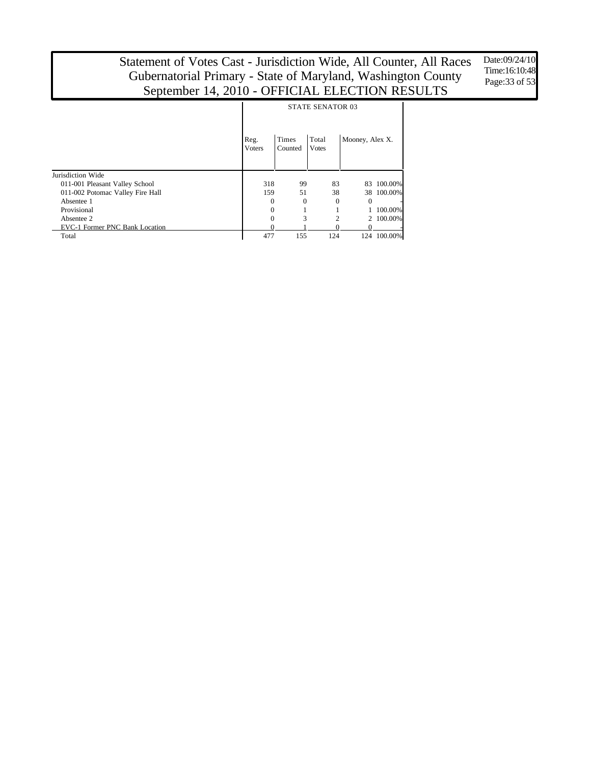# Statement of Votes Cast - Jurisdiction Wide, All Counter, All Races
# Gubernatorial Primary - State of Maryland, Washington County
# September 14, 2010 - OFFICIAL ELECTION RESULTS

Date:09/24/10
Time:16:10:48

| | STATE SENATOR 03 | | | | |
|---|---|---|---|---|---|
| | Reg. Voters | Times Counted | Total Votes | Mooney, Alex X. | |
| Jurisdiction Wide | | | | | |
| 011-001 Pleasant Valley School | 318 | 99 | 83 | 83 | 100.00% |
| 011-002 Potomac Valley Fire Hall | 159 | 51 | 38 | 38 | 100.00% |
| Absentee 1 | 0 | 0 | 0 | 0 | - |
| Provisional | 0 | 1 | 1 | 1 | 100.00% |
| Absentee 2 | 0 | 3 | 2 | 2 | 100.00% |
| EVC-1 Former PNC Bank Location | 0 | 1 | 0 | 0 | - |
| Total | 477 | 155 | 124 | 124 | 100.00% |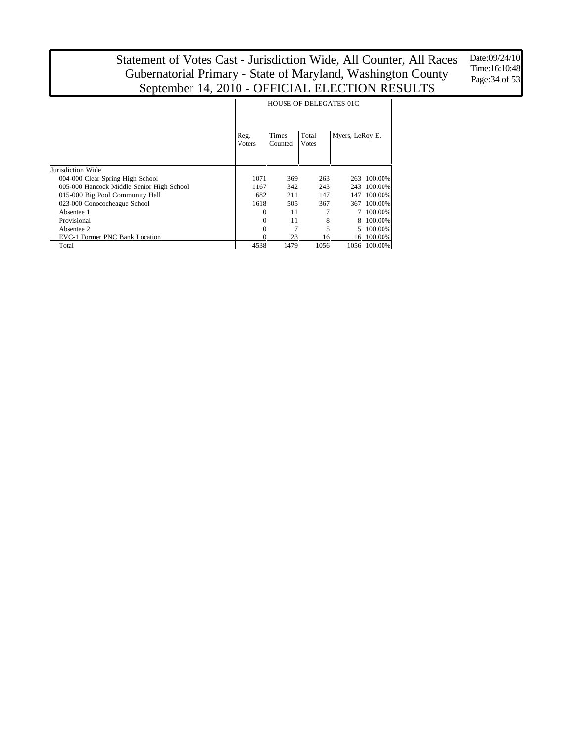# Statement of Votes Cast - Jurisdiction Wide, All Counter, All Races
## Gubernatorial Primary - State of Maryland, Washington County
## September 14, 2010 - OFFICIAL ELECTION RESULTS

Date:09/24/10
Time:16:10:48

| | HOUSE OF DELEGATES 01C | | | | |
|---|---|---|---|---|---|
| | Reg. Voters | Times Counted | Total Votes | Myers, LeRoy E. | |
| Jurisdiction Wide | | | | | |
| 004-000 Clear Spring High School | 1071 | 369 | 263 | 263 | 100.00% |
| 005-000 Hancock Middle Senior High School | 1167 | 342 | 243 | 243 | 100.00% |
| 015-000 Big Pool Community Hall | 682 | 211 | 147 | 147 | 100.00% |
| 023-000 Conococheague School | 1618 | 505 | 367 | 367 | 100.00% |
| Absentee 1 | 0 | 11 | 7 | 7 | 100.00% |
| Provisional | 0 | 11 | 8 | 8 | 100.00% |
| Absentee 2 | 0 | 7 | 5 | 5 | 100.00% |
| EVC-1 Former PNC Bank Location | 0 | 23 | 16 | 16 | 100.00% |
| Total | 4538 | 1479 | 1056 | 1056 | 100.00% |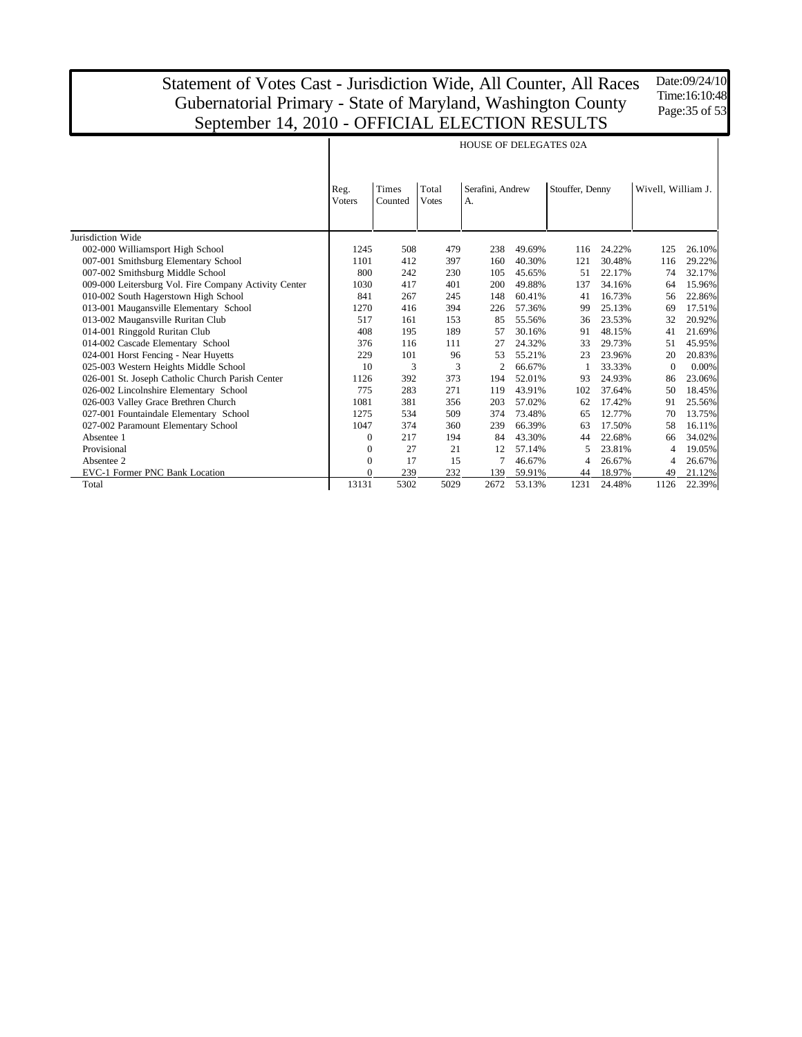# Statement of Votes Cast - Jurisdiction Wide, All Counter, All Races
# Gubernatorial Primary - State of Maryland, Washington County
# September 14, 2010 - OFFICIAL ELECTION RESULTS

Date:09/24/10
Time:16:10:48

| | HOUSE OF DELEGATES 02A | | | | | | | | |
|---|---|---|---|---|---|---|---|---|---|
| | Reg. Voters | Times Counted | Total Votes | Serafini, Andrew A. | | Stouffer, Denny | | Wivell, William J. | |
| Jurisdiction Wide | | | | | | | | | |
| 002-000 Williamsport High School | 1245 | 508 | 479 | 238 | 49.69% | 116 | 24.22% | 125 | 26.10% |
| 007-001 Smithsburg Elementary School | 1101 | 412 | 397 | 160 | 40.30% | 121 | 30.48% | 116 | 29.22% |
| 007-002 Smithsburg Middle School | 800 | 242 | 230 | 105 | 45.65% | 51 | 22.17% | 74 | 32.17% |
| 009-000 Leitersburg Vol. Fire Company Activity Center | 1030 | 417 | 401 | 200 | 49.88% | 137 | 34.16% | 64 | 15.96% |
| 010-002 South Hagerstown High School | 841 | 267 | 245 | 148 | 60.41% | 41 | 16.73% | 56 | 22.86% |
| 013-001 Maugansville Elementary School | 1270 | 416 | 394 | 226 | 57.36% | 99 | 25.13% | 69 | 17.51% |
| 013-002 Maugansville Ruritan Club | 517 | 161 | 153 | 85 | 55.56% | 36 | 23.53% | 32 | 20.92% |
| 014-001 Ringgold Ruritan Club | 408 | 195 | 189 | 57 | 30.16% | 91 | 48.15% | 41 | 21.69% |
| 014-002 Cascade Elementary School | 376 | 116 | 111 | 27 | 24.32% | 33 | 29.73% | 51 | 45.95% |
| 024-001 Horst Fencing - Near Huyetts | 229 | 101 | 96 | 53 | 55.21% | 23 | 23.96% | 20 | 20.83% |
| 025-003 Western Heights Middle School | 10 | 3 | 3 | 2 | 66.67% | 1 | 33.33% | 0 | 0.00% |
| 026-001 St. Joseph Catholic Church Parish Center | 1126 | 392 | 373 | 194 | 52.01% | 93 | 24.93% | 86 | 23.06% |
| 026-002 Lincolnshire Elementary School | 775 | 283 | 271 | 119 | 43.91% | 102 | 37.64% | 50 | 18.45% |
| 026-003 Valley Grace Brethren Church | 1081 | 381 | 356 | 203 | 57.02% | 62 | 17.42% | 91 | 25.56% |
| 027-001 Fountaindale Elementary School | 1275 | 534 | 509 | 374 | 73.48% | 65 | 12.77% | 70 | 13.75% |
| 027-002 Paramount Elementary School | 1047 | 374 | 360 | 239 | 66.39% | 63 | 17.50% | 58 | 16.11% |
| Absentee 1 | 0 | 217 | 194 | 84 | 43.30% | 44 | 22.68% | 66 | 34.02% |
| Provisional | 0 | 27 | 21 | 12 | 57.14% | 5 | 23.81% | 4 | 19.05% |
| Absentee 2 | 0 | 17 | 15 | 7 | 46.67% | 4 | 26.67% | 4 | 26.67% |
| EVC-1 Former PNC Bank Location | 0 | 239 | 232 | 139 | 59.91% | 44 | 18.97% | 49 | 21.12% |
| Total | 13131 | 5302 | 5029 | 2672 | 53.13% | 1231 | 24.48% | 1126 | 22.39% |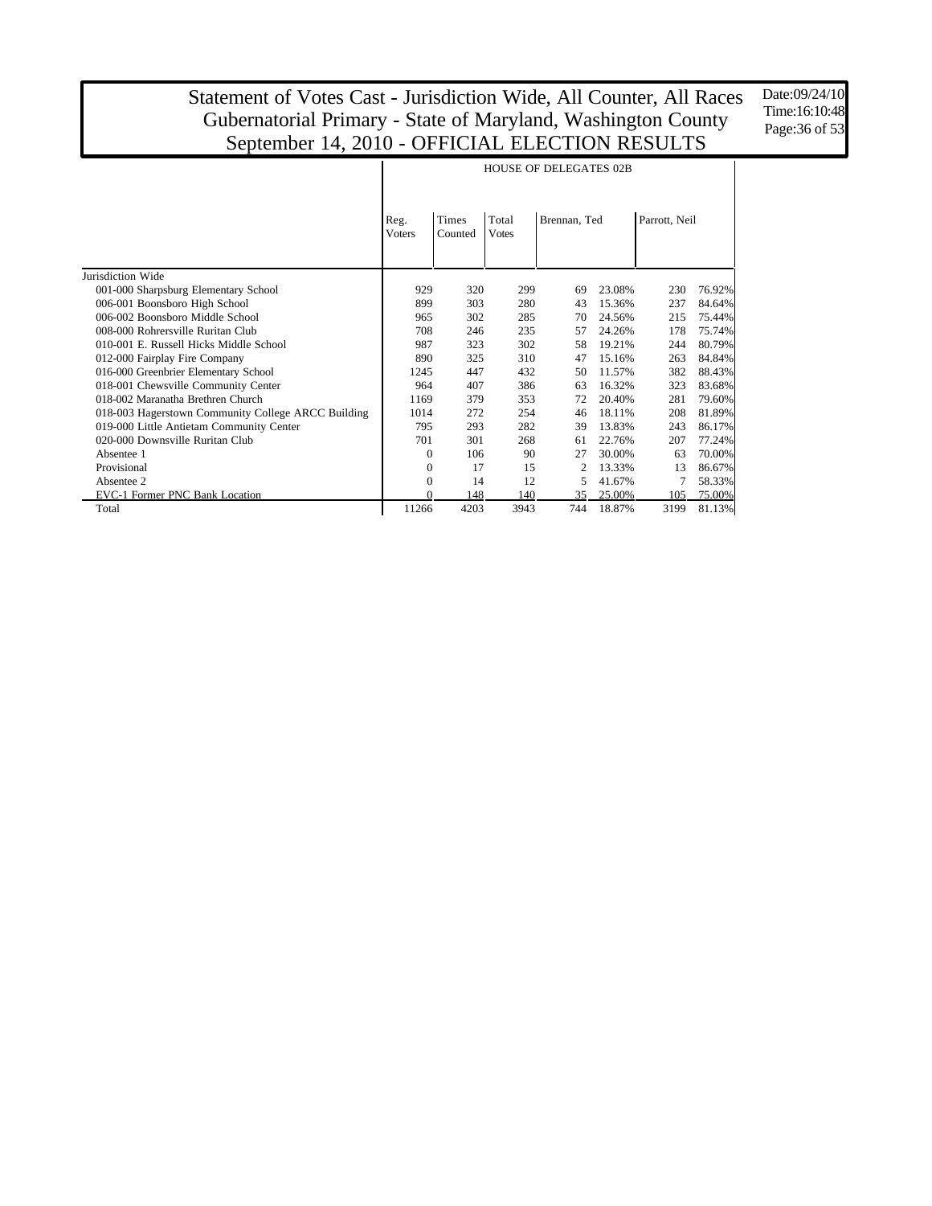# Statement of Votes Cast - Jurisdiction Wide, All Counter, All Races
## Gubernatorial Primary - State of Maryland, Washington County
## September 14, 2010 - OFFICIAL ELECTION RESULTS

Date:09/24/10
Time:16:10:48

| | HOUSE OF DELEGATES 02B | | | | | | |
|---|---|---|---|---|---|---|---|
| | Reg. Voters | Times Counted | Total Votes | Brennan, Ted | | Parrott, Neil | |
| Jurisdiction Wide | | | | | | | |
| 001-000 Sharpsburg Elementary School | 929 | 320 | 299 | 69 | 23.08% | 230 | 76.92% |
| 006-001 Boonsboro High School | 899 | 303 | 280 | 43 | 15.36% | 237 | 84.64% |
| 006-002 Boonsboro Middle School | 965 | 302 | 285 | 70 | 24.56% | 215 | 75.44% |
| 008-000 Rohrersville Ruritan Club | 708 | 246 | 235 | 57 | 24.26% | 178 | 75.74% |
| 010-001 E. Russell Hicks Middle School | 987 | 323 | 302 | 58 | 19.21% | 244 | 80.79% |
| 012-000 Fairplay Fire Company | 890 | 325 | 310 | 47 | 15.16% | 263 | 84.84% |
| 016-000 Greenbrier Elementary School | 1245 | 447 | 432 | 50 | 11.57% | 382 | 88.43% |
| 018-001 Chewsville Community Center | 964 | 407 | 386 | 63 | 16.32% | 323 | 83.68% |
| 018-002 Maranatha Brethren Church | 1169 | 379 | 353 | 72 | 20.40% | 281 | 79.60% |
| 018-003 Hagerstown Community College ARCC Building | 1014 | 272 | 254 | 46 | 18.11% | 208 | 81.89% |
| 019-000 Little Antietam Community Center | 795 | 293 | 282 | 39 | 13.83% | 243 | 86.17% |
| 020-000 Downsville Ruritan Club | 701 | 301 | 268 | 61 | 22.76% | 207 | 77.24% |
| Absentee 1 | 0 | 106 | 90 | 27 | 30.00% | 63 | 70.00% |
| Provisional | 0 | 17 | 15 | 2 | 13.33% | 13 | 86.67% |
| Absentee 2 | 0 | 14 | 12 | 5 | 41.67% | 7 | 58.33% |
| EVC-1 Former PNC Bank Location | 0 | 148 | 140 | 35 | 25.00% | 105 | 75.00% |
| Total | 11266 | 4203 | 3943 | 744 | 18.87% | 3199 | 81.13% |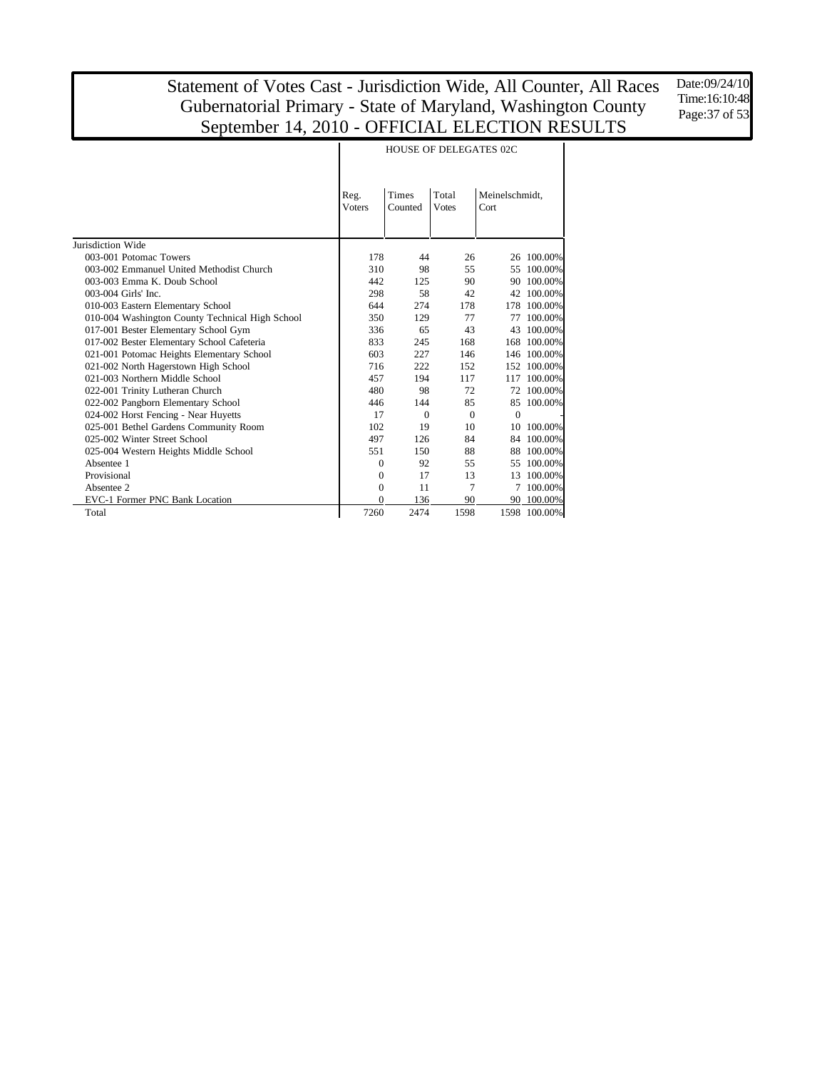# Statement of Votes Cast - Jurisdiction Wide, All Counter, All Races
## Gubernatorial Primary - State of Maryland, Washington County
## September 14, 2010 - OFFICIAL ELECTION RESULTS

Date:09/24/10
Time:16:10:48

| | HOUSE OF DELEGATES 02C | | | | |
|---|---|---|---|---|---|
| | Reg. Voters | Times Counted | Total Votes | Meinelschmidt, Cort | |
| Jurisdiction Wide | | | | | |
| 003-001 Potomac Towers | 178 | 44 | 26 | 26 | 100.00% |
| 003-002 Emmanuel United Methodist Church | 310 | 98 | 55 | 55 | 100.00% |
| 003-003 Emma K. Doub School | 442 | 125 | 90 | 90 | 100.00% |
| 003-004 Girls' Inc. | 298 | 58 | 42 | 42 | 100.00% |
| 010-003 Eastern Elementary School | 644 | 274 | 178 | 178 | 100.00% |
| 010-004 Washington County Technical High School | 350 | 129 | 77 | 77 | 100.00% |
| 017-001 Bester Elementary School Gym | 336 | 65 | 43 | 43 | 100.00% |
| 017-002 Bester Elementary School Cafeteria | 833 | 245 | 168 | 168 | 100.00% |
| 021-001 Potomac Heights Elementary School | 603 | 227 | 146 | 146 | 100.00% |
| 021-002 North Hagerstown High School | 716 | 222 | 152 | 152 | 100.00% |
| 021-003 Northern Middle School | 457 | 194 | 117 | 117 | 100.00% |
| 022-001 Trinity Lutheran Church | 480 | 98 | 72 | 72 | 100.00% |
| 022-002 Pangborn Elementary School | 446 | 144 | 85 | 85 | 100.00% |
| 024-002 Horst Fencing - Near Huyetts | 17 | 0 | 0 | 0 | - |
| 025-001 Bethel Gardens Community Room | 102 | 19 | 10 | 10 | 100.00% |
| 025-002 Winter Street School | 497 | 126 | 84 | 84 | 100.00% |
| 025-004 Western Heights Middle School | 551 | 150 | 88 | 88 | 100.00% |
| Absentee 1 | 0 | 92 | 55 | 55 | 100.00% |
| Provisional | 0 | 17 | 13 | 13 | 100.00% |
| Absentee 2 | 0 | 11 | 7 | 7 | 100.00% |
| EVC-1 Former PNC Bank Location | 0 | 136 | 90 | 90 | 100.00% |
| Total | 7260 | 2474 | 1598 | 1598 | 100.00% |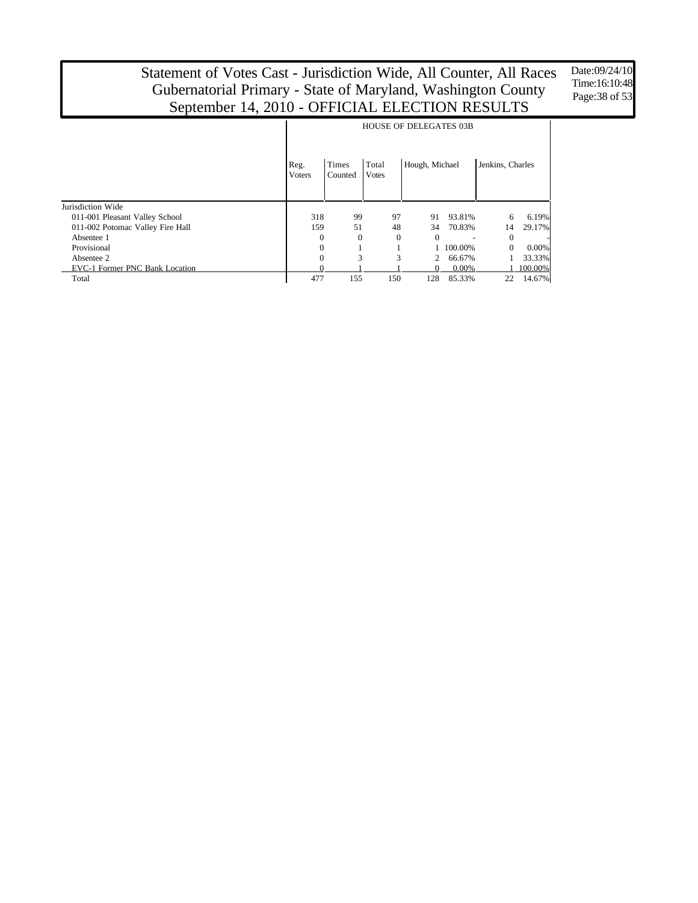# Statement of Votes Cast - Jurisdiction Wide, All Counter, All Races
## Gubernatorial Primary - State of Maryland, Washington County
## September 14, 2010 - OFFICIAL ELECTION RESULTS

Date:09/24/10
Time:16:10:48

| | HOUSE OF DELEGATES 03B | | | | | | |
|---|---|---|---|---|---|---|---|
| | Reg. Voters | Times Counted | Total Votes | Hough, Michael | | Jenkins, Charles | |
| Jurisdiction Wide | | | | | | | |
| 011-001 Pleasant Valley School | 318 | 99 | 97 | 91 | 93.81% | 6 | 6.19% |
| 011-002 Potomac Valley Fire Hall | 159 | 51 | 48 | 34 | 70.83% | 14 | 29.17% |
| Absentee 1 | 0 | 0 | 0 | 0 | - | 0 | - |
| Provisional | 0 | 1 | 1 | 1 | 100.00% | 0 | 0.00% |
| Absentee 2 | 0 | 3 | 3 | 2 | 66.67% | 1 | 33.33% |
| EVC-1 Former PNC Bank Location | 0 | 1 | 1 | 0 | 0.00% | 1 | 100.00% |
| Total | 477 | 155 | 150 | 128 | 85.33% | 22 | 14.67% |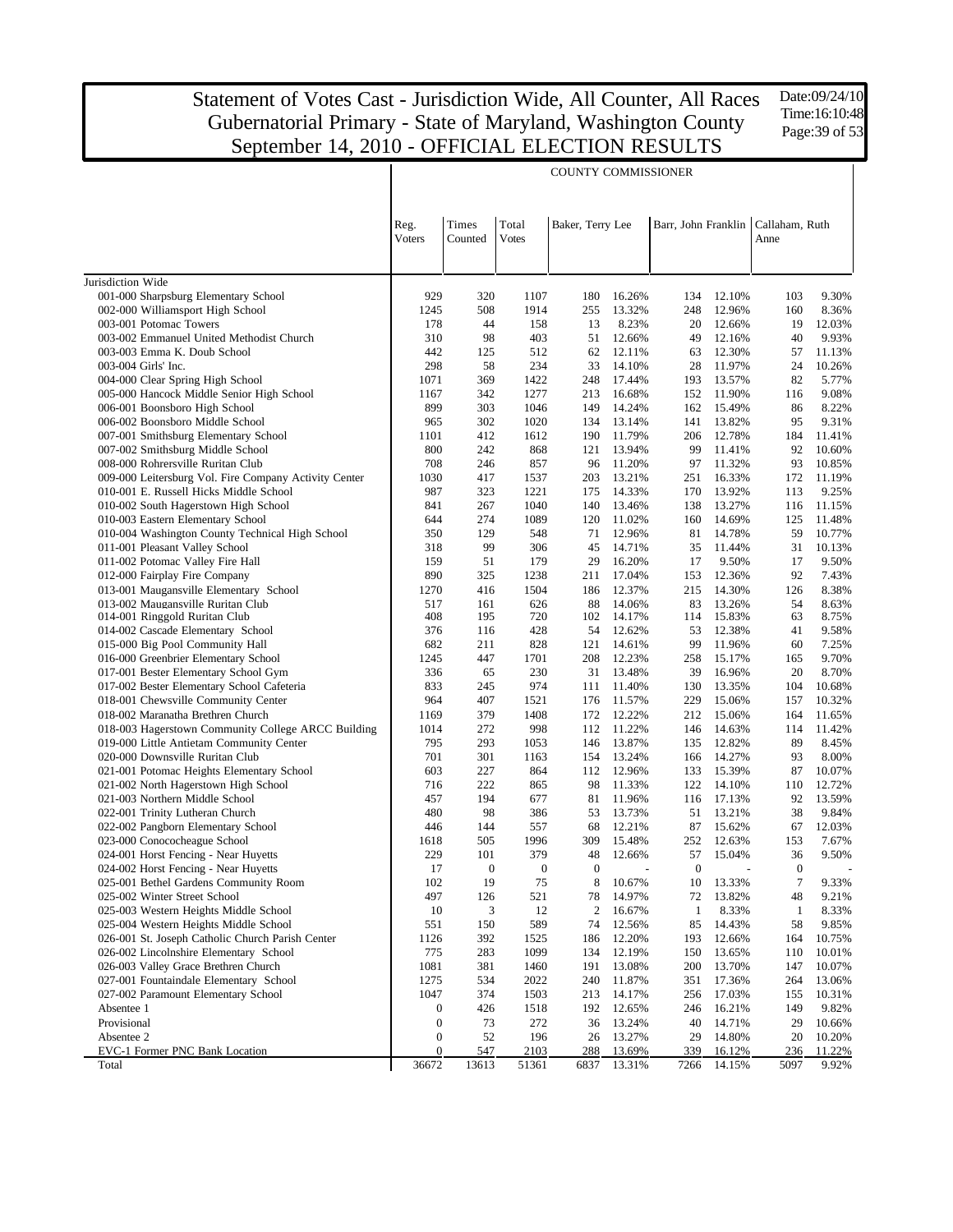# Statement of Votes Cast - Jurisdiction Wide, All Counter, All Races
## Gubernatorial Primary - State of Maryland, Washington County
## September 14, 2010 - OFFICIAL ELECTION RESULTS

Date:09/24/10
Time:16:10:48

**COUNTY COMMISSIONER**

| | Reg. Voters | Times Counted | Total Votes | Baker, Terry Lee | | Barr, John Franklin | | Callaham, Ruth Anne | |
|---|---|---|---|---|---|---|---|---|---|
| Jurisdiction Wide | | | | | | | | | |
| 001-000 Sharpsburg Elementary School | 929 | 320 | 1107 | 180 | 16.26% | 134 | 12.10% | 103 | 9.30% |
| 002-000 Williamsport High School | 1245 | 508 | 1914 | 255 | 13.32% | 248 | 12.96% | 160 | 8.36% |
| 003-001 Potomac Towers | 178 | 44 | 158 | 13 | 8.23% | 20 | 12.66% | 19 | 12.03% |
| 003-002 Emmanuel United Methodist Church | 310 | 98 | 403 | 51 | 12.66% | 49 | 12.16% | 40 | 9.93% |
| 003-003 Emma K. Doub School | 442 | 125 | 512 | 62 | 12.11% | 63 | 12.30% | 57 | 11.13% |
| 003-004 Girls' Inc. | 298 | 58 | 234 | 33 | 14.10% | 28 | 11.97% | 24 | 10.26% |
| 004-000 Clear Spring High School | 1071 | 369 | 1422 | 248 | 17.44% | 193 | 13.57% | 82 | 5.77% |
| 005-000 Hancock Middle Senior High School | 1167 | 342 | 1277 | 213 | 16.68% | 152 | 11.90% | 116 | 9.08% |
| 006-001 Boonsboro High School | 899 | 303 | 1046 | 149 | 14.24% | 162 | 15.49% | 86 | 8.22% |
| 006-002 Boonsboro Middle School | 965 | 302 | 1020 | 134 | 13.14% | 141 | 13.82% | 95 | 9.31% |
| 007-001 Smithsburg Elementary School | 1101 | 412 | 1612 | 190 | 11.79% | 206 | 12.78% | 184 | 11.41% |
| 007-002 Smithsburg Middle School | 800 | 242 | 868 | 121 | 13.94% | 99 | 11.41% | 92 | 10.60% |
| 008-000 Rohrersville Ruritan Club | 708 | 246 | 857 | 96 | 11.20% | 97 | 11.32% | 93 | 10.85% |
| 009-000 Leitersburg Vol. Fire Company Activity Center | 1030 | 417 | 1537 | 203 | 13.21% | 251 | 16.33% | 172 | 11.19% |
| 010-001 E. Russell Hicks Middle School | 987 | 323 | 1221 | 175 | 14.33% | 170 | 13.92% | 113 | 9.25% |
| 010-002 South Hagerstown High School | 841 | 267 | 1040 | 140 | 13.46% | 138 | 13.27% | 116 | 11.15% |
| 010-003 Eastern Elementary School | 644 | 274 | 1089 | 120 | 11.02% | 160 | 14.69% | 125 | 11.48% |
| 010-004 Washington County Technical High School | 350 | 129 | 548 | 71 | 12.96% | 81 | 14.78% | 59 | 10.77% |
| 011-001 Pleasant Valley School | 318 | 99 | 306 | 45 | 14.71% | 35 | 11.44% | 31 | 10.13% |
| 011-002 Potomac Valley Fire Hall | 159 | 51 | 179 | 29 | 16.20% | 17 | 9.50% | 17 | 9.50% |
| 012-000 Fairplay Fire Company | 890 | 325 | 1238 | 211 | 17.04% | 153 | 12.36% | 92 | 7.43% |
| 013-001 Maugansville Elementary School | 1270 | 416 | 1504 | 186 | 12.37% | 215 | 14.30% | 126 | 8.38% |
| 013-002 Maugansville Ruritan Club | 517 | 161 | 626 | 88 | 14.06% | 83 | 13.26% | 54 | 8.63% |
| 014-001 Ringgold Ruritan Club | 408 | 195 | 720 | 102 | 14.17% | 114 | 15.83% | 63 | 8.75% |
| 014-002 Cascade Elementary School | 376 | 116 | 428 | 54 | 12.62% | 53 | 12.38% | 41 | 9.58% |
| 015-000 Big Pool Community Hall | 682 | 211 | 828 | 121 | 14.61% | 99 | 11.96% | 60 | 7.25% |
| 016-000 Greenbrier Elementary School | 1245 | 447 | 1701 | 208 | 12.23% | 258 | 15.17% | 165 | 9.70% |
| 017-001 Bester Elementary School Gym | 336 | 65 | 230 | 31 | 13.48% | 39 | 16.96% | 20 | 8.70% |
| 017-002 Bester Elementary School Cafeteria | 833 | 245 | 974 | 111 | 11.40% | 130 | 13.35% | 104 | 10.68% |
| 018-001 Chewsville Community Center | 964 | 407 | 1521 | 176 | 11.57% | 229 | 15.06% | 157 | 10.32% |
| 018-002 Maranatha Brethren Church | 1169 | 379 | 1408 | 172 | 12.22% | 212 | 15.06% | 164 | 11.65% |
| 018-003 Hagerstown Community College ARCC Building | 1014 | 272 | 998 | 112 | 11.22% | 146 | 14.63% | 114 | 11.42% |
| 019-000 Little Antietam Community Center | 795 | 293 | 1053 | 146 | 13.87% | 135 | 12.82% | 89 | 8.45% |
| 020-000 Downsville Ruritan Club | 701 | 301 | 1163 | 154 | 13.24% | 166 | 14.27% | 93 | 8.00% |
| 021-001 Potomac Heights Elementary School | 603 | 227 | 864 | 112 | 12.96% | 133 | 15.39% | 87 | 10.07% |
| 021-002 North Hagerstown High School | 716 | 222 | 865 | 98 | 11.33% | 122 | 14.10% | 110 | 12.72% |
| 021-003 Northern Middle School | 457 | 194 | 677 | 81 | 11.96% | 116 | 17.13% | 92 | 13.59% |
| 022-001 Trinity Lutheran Church | 480 | 98 | 386 | 53 | 13.73% | 51 | 13.21% | 38 | 9.84% |
| 022-002 Pangborn Elementary School | 446 | 144 | 557 | 68 | 12.21% | 87 | 15.62% | 67 | 12.03% |
| 023-000 Conococheague School | 1618 | 505 | 1996 | 309 | 15.48% | 252 | 12.63% | 153 | 7.67% |
| 024-001 Horst Fencing - Near Huyetts | 229 | 101 | 379 | 48 | 12.66% | 57 | 15.04% | 36 | 9.50% |
| 024-002 Horst Fencing - Near Huyetts | 17 | 0 | 0 | 0 | - | 0 | - | 0 | - |
| 025-001 Bethel Gardens Community Room | 102 | 19 | 75 | 8 | 10.67% | 10 | 13.33% | 7 | 9.33% |
| 025-002 Winter Street School | 497 | 126 | 521 | 78 | 14.97% | 72 | 13.82% | 48 | 9.21% |
| 025-003 Western Heights Middle School | 10 | 3 | 12 | 2 | 16.67% | 1 | 8.33% | 1 | 8.33% |
| 025-004 Western Heights Middle School | 551 | 150 | 589 | 74 | 12.56% | 85 | 14.43% | 58 | 9.85% |
| 026-001 St. Joseph Catholic Church Parish Center | 1126 | 392 | 1525 | 186 | 12.20% | 193 | 12.66% | 164 | 10.75% |
| 026-002 Lincolnshire Elementary School | 775 | 283 | 1099 | 134 | 12.19% | 150 | 13.65% | 110 | 10.01% |
| 026-003 Valley Grace Brethren Church | 1081 | 381 | 1460 | 191 | 13.08% | 200 | 13.70% | 147 | 10.07% |
| 027-001 Fountaindale Elementary School | 1275 | 534 | 2022 | 240 | 11.87% | 351 | 17.36% | 264 | 13.06% |
| 027-002 Paramount Elementary School | 1047 | 374 | 1503 | 213 | 14.17% | 256 | 17.03% | 155 | 10.31% |
| Absentee 1 | 0 | 426 | 1518 | 192 | 12.65% | 246 | 16.21% | 149 | 9.82% |
| Provisional | 0 | 73 | 272 | 36 | 13.24% | 40 | 14.71% | 29 | 10.66% |
| Absentee 2 | 0 | 52 | 196 | 26 | 13.27% | 29 | 14.80% | 20 | 10.20% |
| EVC-1 Former PNC Bank Location | 0 | 547 | 2103 | 288 | 13.69% | 339 | 16.12% | 236 | 11.22% |
| Total | 36672 | 13613 | 51361 | 6837 | 13.31% | 7266 | 14.15% | 5097 | 9.92% |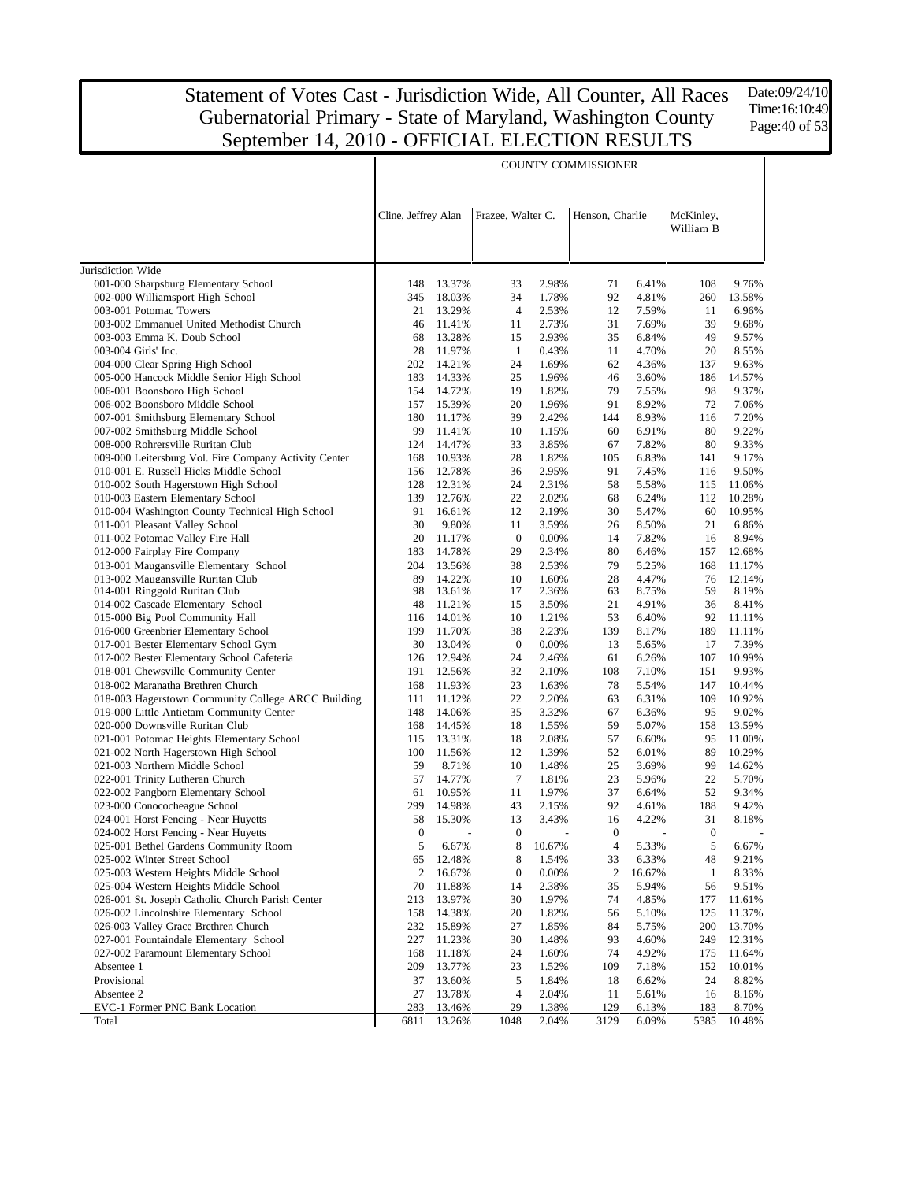# Statement of Votes Cast - Jurisdiction Wide, All Counter, All Races
# Gubernatorial Primary - State of Maryland, Washington County
# September 14, 2010 - OFFICIAL ELECTION RESULTS

Date:09/24/10
Time:16:10:49

| | COUNTY COMMISSIONER | | | | | | | |
|---|---|---|---|---|---|---|---|---|
| | Cline, Jeffrey Alan | | Frazee, Walter C. | | Henson, Charlie | | McKinley, William B | |
| Jurisdiction Wide | | | | | | | | |
| 001-000 Sharpsburg Elementary School | 148 | 13.37% | 33 | 2.98% | 71 | 6.41% | 108 | 9.76% |
| 002-000 Williamsport High School | 345 | 18.03% | 34 | 1.78% | 92 | 4.81% | 260 | 13.58% |
| 003-001 Potomac Towers | 21 | 13.29% | 4 | 2.53% | 12 | 7.59% | 11 | 6.96% |
| 003-002 Emmanuel United Methodist Church | 46 | 11.41% | 11 | 2.73% | 31 | 7.69% | 39 | 9.68% |
| 003-003 Emma K. Doub School | 68 | 13.28% | 15 | 2.93% | 35 | 6.84% | 49 | 9.57% |
| 003-004 Girls' Inc. | 28 | 11.97% | 1 | 0.43% | 11 | 4.70% | 20 | 8.55% |
| 004-000 Clear Spring High School | 202 | 14.21% | 24 | 1.69% | 62 | 4.36% | 137 | 9.63% |
| 005-000 Hancock Middle Senior High School | 183 | 14.33% | 25 | 1.96% | 46 | 3.60% | 186 | 14.57% |
| 006-001 Boonsboro High School | 154 | 14.72% | 19 | 1.82% | 79 | 7.55% | 98 | 9.37% |
| 006-002 Boonsboro Middle School | 157 | 15.39% | 20 | 1.96% | 91 | 8.92% | 72 | 7.06% |
| 007-001 Smithsburg Elementary School | 180 | 11.17% | 39 | 2.42% | 144 | 8.93% | 116 | 7.20% |
| 007-002 Smithsburg Middle School | 99 | 11.41% | 10 | 1.15% | 60 | 6.91% | 80 | 9.22% |
| 008-000 Rohrersville Ruritan Club | 124 | 14.47% | 33 | 3.85% | 67 | 7.82% | 80 | 9.33% |
| 009-000 Leitersburg Vol. Fire Company Activity Center | 168 | 10.93% | 28 | 1.82% | 105 | 6.83% | 141 | 9.17% |
| 010-001 E. Russell Hicks Middle School | 156 | 12.78% | 36 | 2.95% | 91 | 7.45% | 116 | 9.50% |
| 010-002 South Hagerstown High School | 128 | 12.31% | 24 | 2.31% | 58 | 5.58% | 115 | 11.06% |
| 010-003 Eastern Elementary School | 139 | 12.76% | 22 | 2.02% | 68 | 6.24% | 112 | 10.28% |
| 010-004 Washington County Technical High School | 91 | 16.61% | 12 | 2.19% | 30 | 5.47% | 60 | 10.95% |
| 011-001 Pleasant Valley School | 30 | 9.80% | 11 | 3.59% | 26 | 8.50% | 21 | 6.86% |
| 011-002 Potomac Valley Fire Hall | 20 | 11.17% | 0 | 0.00% | 14 | 7.82% | 16 | 8.94% |
| 012-000 Fairplay Fire Company | 183 | 14.78% | 29 | 2.34% | 80 | 6.46% | 157 | 12.68% |
| 013-001 Maugansville Elementary School | 204 | 13.56% | 38 | 2.53% | 79 | 5.25% | 168 | 11.17% |
| 013-002 Maugansville Ruritan Club | 89 | 14.22% | 10 | 1.60% | 28 | 4.47% | 76 | 12.14% |
| 014-001 Ringgold Ruritan Club | 98 | 13.61% | 17 | 2.36% | 63 | 8.75% | 59 | 8.19% |
| 014-002 Cascade Elementary School | 48 | 11.21% | 15 | 3.50% | 21 | 4.91% | 36 | 8.41% |
| 015-000 Big Pool Community Hall | 116 | 14.01% | 10 | 1.21% | 53 | 6.40% | 92 | 11.11% |
| 016-000 Greenbrier Elementary School | 199 | 11.70% | 38 | 2.23% | 139 | 8.17% | 189 | 11.11% |
| 017-001 Bester Elementary School Gym | 30 | 13.04% | 0 | 0.00% | 13 | 5.65% | 17 | 7.39% |
| 017-002 Bester Elementary School Cafeteria | 126 | 12.94% | 24 | 2.46% | 61 | 6.26% | 107 | 10.99% |
| 018-001 Chewsville Community Center | 191 | 12.56% | 32 | 2.10% | 108 | 7.10% | 151 | 9.93% |
| 018-002 Maranatha Brethren Church | 168 | 11.93% | 23 | 1.63% | 78 | 5.54% | 147 | 10.44% |
| 018-003 Hagerstown Community College ARCC Building | 111 | 11.12% | 22 | 2.20% | 63 | 6.31% | 109 | 10.92% |
| 019-000 Little Antietam Community Center | 148 | 14.06% | 35 | 3.32% | 67 | 6.36% | 95 | 9.02% |
| 020-000 Downsville Ruritan Club | 168 | 14.45% | 18 | 1.55% | 59 | 5.07% | 158 | 13.59% |
| 021-001 Potomac Heights Elementary School | 115 | 13.31% | 18 | 2.08% | 57 | 6.60% | 95 | 11.00% |
| 021-002 North Hagerstown High School | 100 | 11.56% | 12 | 1.39% | 52 | 6.01% | 89 | 10.29% |
| 021-003 Northern Middle School | 59 | 8.71% | 10 | 1.48% | 25 | 3.69% | 99 | 14.62% |
| 022-001 Trinity Lutheran Church | 57 | 14.77% | 7 | 1.81% | 23 | 5.96% | 22 | 5.70% |
| 022-002 Pangborn Elementary School | 61 | 10.95% | 11 | 1.97% | 37 | 6.64% | 52 | 9.34% |
| 023-000 Conococheague School | 299 | 14.98% | 43 | 2.15% | 92 | 4.61% | 188 | 9.42% |
| 024-001 Horst Fencing - Near Huyetts | 58 | 15.30% | 13 | 3.43% | 16 | 4.22% | 31 | 8.18% |
| 024-002 Horst Fencing - Near Huyetts | 0 | - | 0 | - | 0 | - | 0 | - |
| 025-001 Bethel Gardens Community Room | 5 | 6.67% | 8 | 10.67% | 4 | 5.33% | 5 | 6.67% |
| 025-002 Winter Street School | 65 | 12.48% | 8 | 1.54% | 33 | 6.33% | 48 | 9.21% |
| 025-003 Western Heights Middle School | 2 | 16.67% | 0 | 0.00% | 2 | 16.67% | 1 | 8.33% |
| 025-004 Western Heights Middle School | 70 | 11.88% | 14 | 2.38% | 35 | 5.94% | 56 | 9.51% |
| 026-001 St. Joseph Catholic Church Parish Center | 213 | 13.97% | 30 | 1.97% | 74 | 4.85% | 177 | 11.61% |
| 026-002 Lincolnshire Elementary School | 158 | 14.38% | 20 | 1.82% | 56 | 5.10% | 125 | 11.37% |
| 026-003 Valley Grace Brethren Church | 232 | 15.89% | 27 | 1.85% | 84 | 5.75% | 200 | 13.70% |
| 027-001 Fountaindale Elementary School | 227 | 11.23% | 30 | 1.48% | 93 | 4.60% | 249 | 12.31% |
| 027-002 Paramount Elementary School | 168 | 11.18% | 24 | 1.60% | 74 | 4.92% | 175 | 11.64% |
| Absentee 1 | 209 | 13.77% | 23 | 1.52% | 109 | 7.18% | 152 | 10.01% |
| Provisional | 37 | 13.60% | 5 | 1.84% | 18 | 6.62% | 24 | 8.82% |
| Absentee 2 | 27 | 13.78% | 4 | 2.04% | 11 | 5.61% | 16 | 8.16% |
| EVC-1 Former PNC Bank Location | 283 | 13.46% | 29 | 1.38% | 129 | 6.13% | 183 | 8.70% |
| Total | 6811 | 13.26% | 1048 | 2.04% | 3129 | 6.09% | 5385 | 10.48% |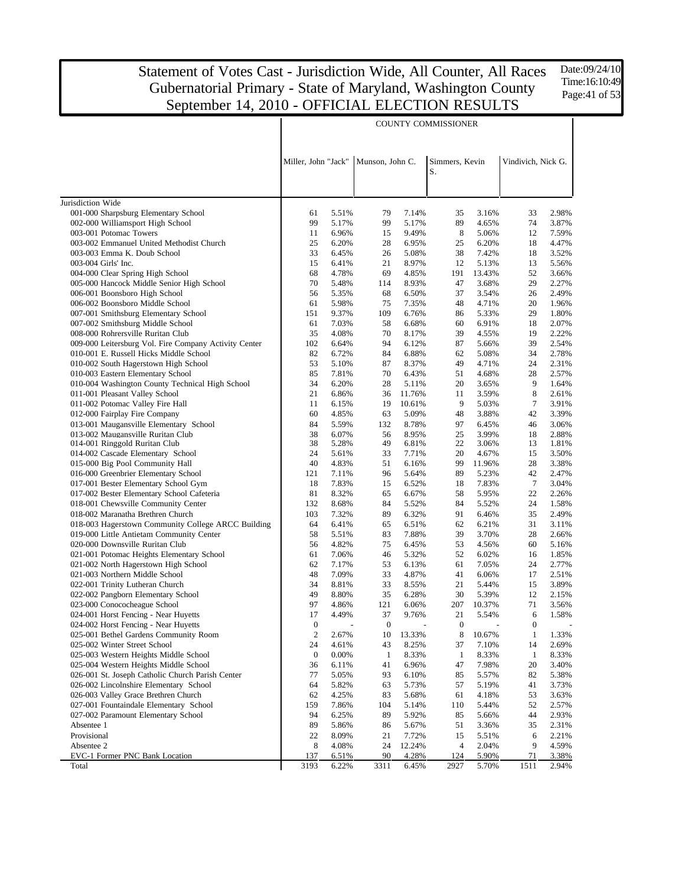# Statement of Votes Cast - Jurisdiction Wide, All Counter, All Races
# Gubernatorial Primary - State of Maryland, Washington County
# September 14, 2010 - OFFICIAL ELECTION RESULTS

Date:09/24/10
Time:16:10:49

| | COUNTY COMMISSIONER | | | | | | | |
|---|---|---|---|---|---|---|---|---|
| | Miller, John "Jack" | | Munson, John C. | | Simmers, Kevin S. | | Vindivich, Nick G. | |
| Jurisdiction Wide | | | | | | | | |
| 001-000 Sharpsburg Elementary School | 61 | 5.51% | 79 | 7.14% | 35 | 3.16% | 33 | 2.98% |
| 002-000 Williamsport High School | 99 | 5.17% | 99 | 5.17% | 89 | 4.65% | 74 | 3.87% |
| 003-001 Potomac Towers | 11 | 6.96% | 15 | 9.49% | 8 | 5.06% | 12 | 7.59% |
| 003-002 Emmanuel United Methodist Church | 25 | 6.20% | 28 | 6.95% | 25 | 6.20% | 18 | 4.47% |
| 003-003 Emma K. Doub School | 33 | 6.45% | 26 | 5.08% | 38 | 7.42% | 18 | 3.52% |
| 003-004 Girls' Inc. | 15 | 6.41% | 21 | 8.97% | 12 | 5.13% | 13 | 5.56% |
| 004-000 Clear Spring High School | 68 | 4.78% | 69 | 4.85% | 191 | 13.43% | 52 | 3.66% |
| 005-000 Hancock Middle Senior High School | 70 | 5.48% | 114 | 8.93% | 47 | 3.68% | 29 | 2.27% |
| 006-001 Boonsboro High School | 56 | 5.35% | 68 | 6.50% | 37 | 3.54% | 26 | 2.49% |
| 006-002 Boonsboro Middle School | 61 | 5.98% | 75 | 7.35% | 48 | 4.71% | 20 | 1.96% |
| 007-001 Smithsburg Elementary School | 151 | 9.37% | 109 | 6.76% | 86 | 5.33% | 29 | 1.80% |
| 007-002 Smithsburg Middle School | 61 | 7.03% | 58 | 6.68% | 60 | 6.91% | 18 | 2.07% |
| 008-000 Rohrersville Ruritan Club | 35 | 4.08% | 70 | 8.17% | 39 | 4.55% | 19 | 2.22% |
| 009-000 Leitersburg Vol. Fire Company Activity Center | 102 | 6.64% | 94 | 6.12% | 87 | 5.66% | 39 | 2.54% |
| 010-001 E. Russell Hicks Middle School | 82 | 6.72% | 84 | 6.88% | 62 | 5.08% | 34 | 2.78% |
| 010-002 South Hagerstown High School | 53 | 5.10% | 87 | 8.37% | 49 | 4.71% | 24 | 2.31% |
| 010-003 Eastern Elementary School | 85 | 7.81% | 70 | 6.43% | 51 | 4.68% | 28 | 2.57% |
| 010-004 Washington County Technical High School | 34 | 6.20% | 28 | 5.11% | 20 | 3.65% | 9 | 1.64% |
| 011-001 Pleasant Valley School | 21 | 6.86% | 36 | 11.76% | 11 | 3.59% | 8 | 2.61% |
| 011-002 Potomac Valley Fire Hall | 11 | 6.15% | 19 | 10.61% | 9 | 5.03% | 7 | 3.91% |
| 012-000 Fairplay Fire Company | 60 | 4.85% | 63 | 5.09% | 48 | 3.88% | 42 | 3.39% |
| 013-001 Maugansville Elementary School | 84 | 5.59% | 132 | 8.78% | 97 | 6.45% | 46 | 3.06% |
| 013-002 Maugansville Ruritan Club | 38 | 6.07% | 56 | 8.95% | 25 | 3.99% | 18 | 2.88% |
| 014-001 Ringgold Ruritan Club | 38 | 5.28% | 49 | 6.81% | 22 | 3.06% | 13 | 1.81% |
| 014-002 Cascade Elementary School | 24 | 5.61% | 33 | 7.71% | 20 | 4.67% | 15 | 3.50% |
| 015-000 Big Pool Community Hall | 40 | 4.83% | 51 | 6.16% | 99 | 11.96% | 28 | 3.38% |
| 016-000 Greenbrier Elementary School | 121 | 7.11% | 96 | 5.64% | 89 | 5.23% | 42 | 2.47% |
| 017-001 Bester Elementary School Gym | 18 | 7.83% | 15 | 6.52% | 18 | 7.83% | 7 | 3.04% |
| 017-002 Bester Elementary School Cafeteria | 81 | 8.32% | 65 | 6.67% | 58 | 5.95% | 22 | 2.26% |
| 018-001 Chewsville Community Center | 132 | 8.68% | 84 | 5.52% | 84 | 5.52% | 24 | 1.58% |
| 018-002 Maranatha Brethren Church | 103 | 7.32% | 89 | 6.32% | 91 | 6.46% | 35 | 2.49% |
| 018-003 Hagerstown Community College ARCC Building | 64 | 6.41% | 65 | 6.51% | 62 | 6.21% | 31 | 3.11% |
| 019-000 Little Antietam Community Center | 58 | 5.51% | 83 | 7.88% | 39 | 3.70% | 28 | 2.66% |
| 020-000 Downsville Ruritan Club | 56 | 4.82% | 75 | 6.45% | 53 | 4.56% | 60 | 5.16% |
| 021-001 Potomac Heights Elementary School | 61 | 7.06% | 46 | 5.32% | 52 | 6.02% | 16 | 1.85% |
| 021-002 North Hagerstown High School | 62 | 7.17% | 53 | 6.13% | 61 | 7.05% | 24 | 2.77% |
| 021-003 Northern Middle School | 48 | 7.09% | 33 | 4.87% | 41 | 6.06% | 17 | 2.51% |
| 022-001 Trinity Lutheran Church | 34 | 8.81% | 33 | 8.55% | 21 | 5.44% | 15 | 3.89% |
| 022-002 Pangborn Elementary School | 49 | 8.80% | 35 | 6.28% | 30 | 5.39% | 12 | 2.15% |
| 023-000 Conococheague School | 97 | 4.86% | 121 | 6.06% | 207 | 10.37% | 71 | 3.56% |
| 024-001 Horst Fencing - Near Huyetts | 17 | 4.49% | 37 | 9.76% | 21 | 5.54% | 6 | 1.58% |
| 024-002 Horst Fencing - Near Huyetts | 0 | - | 0 | - | 0 | - | 0 | - |
| 025-001 Bethel Gardens Community Room | 2 | 2.67% | 10 | 13.33% | 8 | 10.67% | 1 | 1.33% |
| 025-002 Winter Street School | 24 | 4.61% | 43 | 8.25% | 37 | 7.10% | 14 | 2.69% |
| 025-003 Western Heights Middle School | 0 | 0.00% | 1 | 8.33% | 1 | 8.33% | 1 | 8.33% |
| 025-004 Western Heights Middle School | 36 | 6.11% | 41 | 6.96% | 47 | 7.98% | 20 | 3.40% |
| 026-001 St. Joseph Catholic Church Parish Center | 77 | 5.05% | 93 | 6.10% | 85 | 5.57% | 82 | 5.38% |
| 026-002 Lincolnshire Elementary School | 64 | 5.82% | 63 | 5.73% | 57 | 5.19% | 41 | 3.73% |
| 026-003 Valley Grace Brethren Church | 62 | 4.25% | 83 | 5.68% | 61 | 4.18% | 53 | 3.63% |
| 027-001 Fountaindale Elementary School | 159 | 7.86% | 104 | 5.14% | 110 | 5.44% | 52 | 2.57% |
| 027-002 Paramount Elementary School | 94 | 6.25% | 89 | 5.92% | 85 | 5.66% | 44 | 2.93% |
| Absentee 1 | 89 | 5.86% | 86 | 5.67% | 51 | 3.36% | 35 | 2.31% |
| Provisional | 22 | 8.09% | 21 | 7.72% | 15 | 5.51% | 6 | 2.21% |
| Absentee 2 | 8 | 4.08% | 24 | 12.24% | 4 | 2.04% | 9 | 4.59% |
| EVC-1 Former PNC Bank Location | 137 | 6.51% | 90 | 4.28% | 124 | 5.90% | 71 | 3.38% |
| Total | 3193 | 6.22% | 3311 | 6.45% | 2927 | 5.70% | 1511 | 2.94% |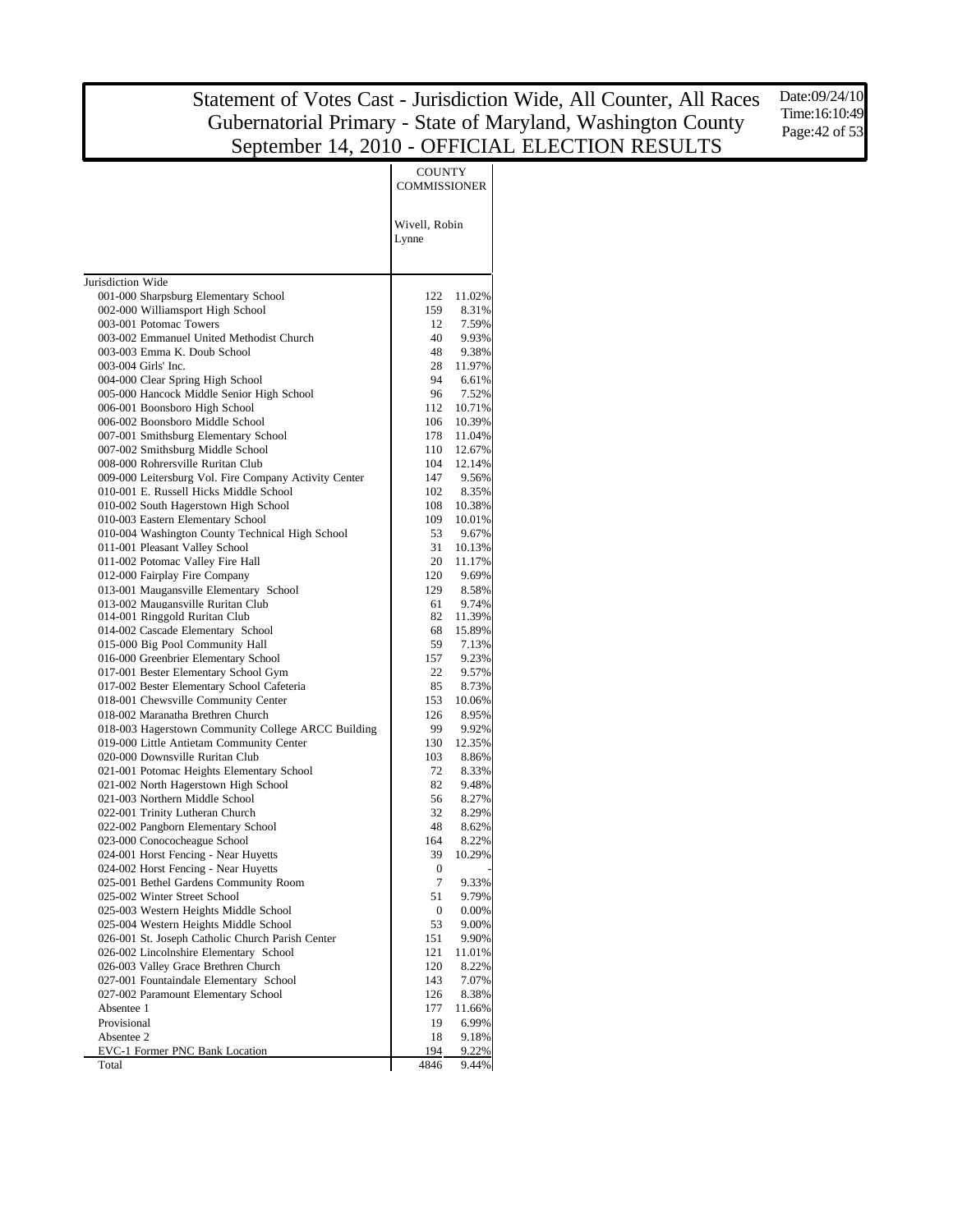# Statement of Votes Cast - Jurisdiction Wide, All Counter, All Races
## Gubernatorial Primary - State of Maryland, Washington County
## September 14, 2010 - OFFICIAL ELECTION RESULTS

Date:09/24/10
Time:16:10:49

| | COUNTY COMMISSIONER | |
|---|---|---|
| | Wivell, Robin Lynne | |
| Jurisdiction Wide | | |
| 001-000 Sharpsburg Elementary School | 122 | 11.02% |
| 002-000 Williamsport High School | 159 | 8.31% |
| 003-001 Potomac Towers | 12 | 7.59% |
| 003-002 Emmanuel United Methodist Church | 40 | 9.93% |
| 003-003 Emma K. Doub School | 48 | 9.38% |
| 003-004 Girls' Inc. | 28 | 11.97% |
| 004-000 Clear Spring High School | 94 | 6.61% |
| 005-000 Hancock Middle Senior High School | 96 | 7.52% |
| 006-001 Boonsboro High School | 112 | 10.71% |
| 006-002 Boonsboro Middle School | 106 | 10.39% |
| 007-001 Smithsburg Elementary School | 178 | 11.04% |
| 007-002 Smithsburg Middle School | 110 | 12.67% |
| 008-000 Rohrersville Ruritan Club | 104 | 12.14% |
| 009-000 Leitersburg Vol. Fire Company Activity Center | 147 | 9.56% |
| 010-001 E. Russell Hicks Middle School | 102 | 8.35% |
| 010-002 South Hagerstown High School | 108 | 10.38% |
| 010-003 Eastern Elementary School | 109 | 10.01% |
| 010-004 Washington County Technical High School | 53 | 9.67% |
| 011-001 Pleasant Valley School | 31 | 10.13% |
| 011-002 Potomac Valley Fire Hall | 20 | 11.17% |
| 012-000 Fairplay Fire Company | 120 | 9.69% |
| 013-001 Maugansville Elementary School | 129 | 8.58% |
| 013-002 Maugansville Ruritan Club | 61 | 9.74% |
| 014-001 Ringgold Ruritan Club | 82 | 11.39% |
| 014-002 Cascade Elementary School | 68 | 15.89% |
| 015-000 Big Pool Community Hall | 59 | 7.13% |
| 016-000 Greenbrier Elementary School | 157 | 9.23% |
| 017-001 Bester Elementary School Gym | 22 | 9.57% |
| 017-002 Bester Elementary School Cafeteria | 85 | 8.73% |
| 018-001 Chewsville Community Center | 153 | 10.06% |
| 018-002 Maranatha Brethren Church | 126 | 8.95% |
| 018-003 Hagerstown Community College ARCC Building | 99 | 9.92% |
| 019-000 Little Antietam Community Center | 130 | 12.35% |
| 020-000 Downsville Ruritan Club | 103 | 8.86% |
| 021-001 Potomac Heights Elementary School | 72 | 8.33% |
| 021-002 North Hagerstown High School | 82 | 9.48% |
| 021-003 Northern Middle School | 56 | 8.27% |
| 022-001 Trinity Lutheran Church | 32 | 8.29% |
| 022-002 Pangborn Elementary School | 48 | 8.62% |
| 023-000 Conococheague School | 164 | 8.22% |
| 024-001 Horst Fencing - Near Huyetts | 39 | 10.29% |
| 024-002 Horst Fencing - Near Huyetts | 0 | - |
| 025-001 Bethel Gardens Community Room | 7 | 9.33% |
| 025-002 Winter Street School | 51 | 9.79% |
| 025-003 Western Heights Middle School | 0 | 0.00% |
| 025-004 Western Heights Middle School | 53 | 9.00% |
| 026-001 St. Joseph Catholic Church Parish Center | 151 | 9.90% |
| 026-002 Lincolnshire Elementary School | 121 | 11.01% |
| 026-003 Valley Grace Brethren Church | 120 | 8.22% |
| 027-001 Fountaindale Elementary School | 143 | 7.07% |
| 027-002 Paramount Elementary School | 126 | 8.38% |
| Absentee 1 | 177 | 11.66% |
| Provisional | 19 | 6.99% |
| Absentee 2 | 18 | 9.18% |
| EVC-1 Former PNC Bank Location | 194 | 9.22% |
| Total | 4846 | 9.44% |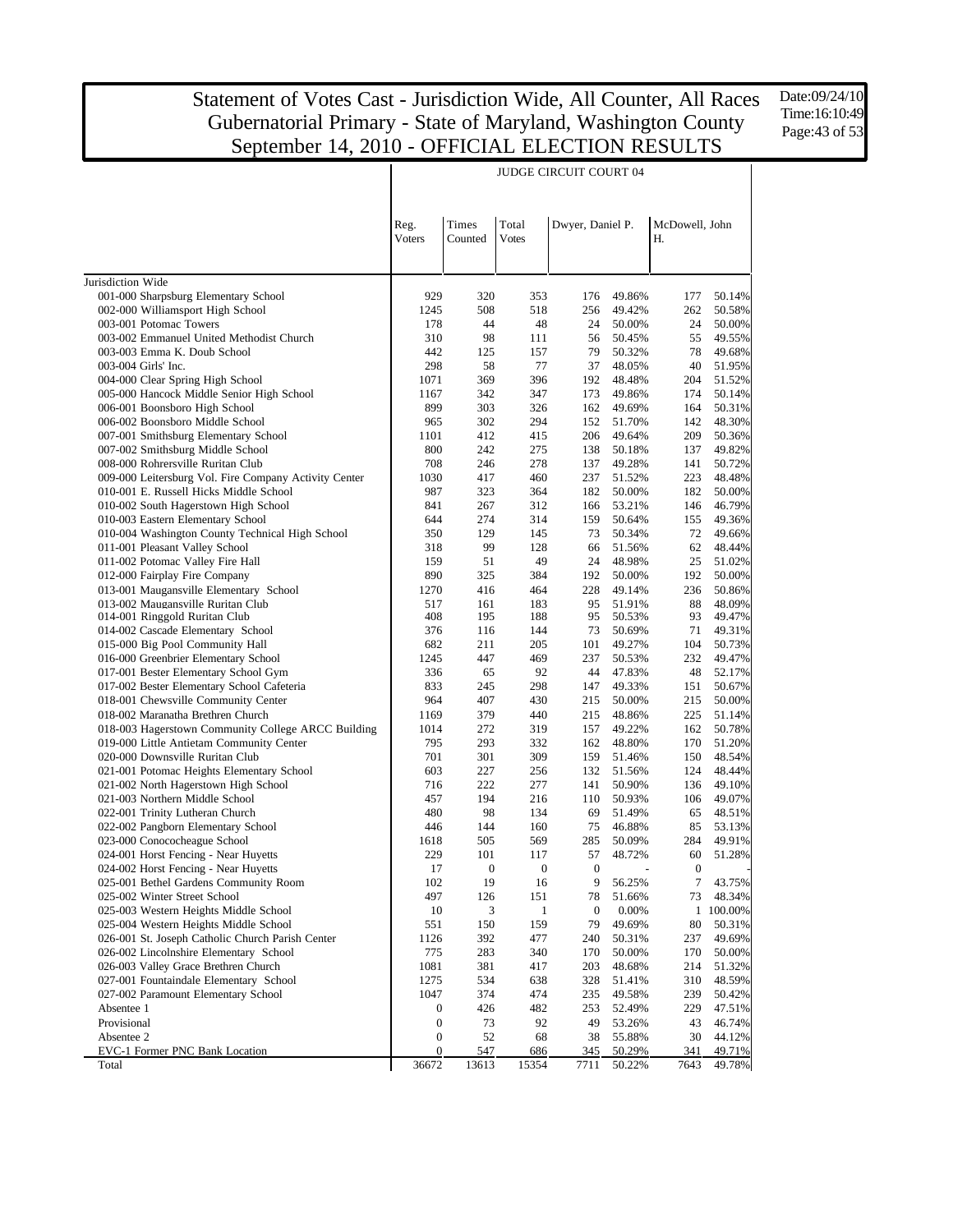# Statement of Votes Cast - Jurisdiction Wide, All Counter, All Races
# Gubernatorial Primary - State of Maryland, Washington County
# September 14, 2010 - OFFICIAL ELECTION RESULTS

Date:09/24/10
Time:16:10:49

| | JUDGE CIRCUIT COURT 04 | | | | | | |
|---|---|---|---|---|---|---|---|
| | Reg. Voters | Times Counted | Total Votes | Dwyer, Daniel P. | | McDowell, John H. | |
| Jurisdiction Wide | | | | | | | |
| 001-000 Sharpsburg Elementary School | 929 | 320 | 353 | 176 | 49.86% | 177 | 50.14% |
| 002-000 Williamsport High School | 1245 | 508 | 518 | 256 | 49.42% | 262 | 50.58% |
| 003-001 Potomac Towers | 178 | 44 | 48 | 24 | 50.00% | 24 | 50.00% |
| 003-002 Emmanuel United Methodist Church | 310 | 98 | 111 | 56 | 50.45% | 55 | 49.55% |
| 003-003 Emma K. Doub School | 442 | 125 | 157 | 79 | 50.32% | 78 | 49.68% |
| 003-004 Girls' Inc. | 298 | 58 | 77 | 37 | 48.05% | 40 | 51.95% |
| 004-000 Clear Spring High School | 1071 | 369 | 396 | 192 | 48.48% | 204 | 51.52% |
| 005-000 Hancock Middle Senior High School | 1167 | 342 | 347 | 173 | 49.86% | 174 | 50.14% |
| 006-001 Boonsboro High School | 899 | 303 | 326 | 162 | 49.69% | 164 | 50.31% |
| 006-002 Boonsboro Middle School | 965 | 302 | 294 | 152 | 51.70% | 142 | 48.30% |
| 007-001 Smithsburg Elementary School | 1101 | 412 | 415 | 206 | 49.64% | 209 | 50.36% |
| 007-002 Smithsburg Middle School | 800 | 242 | 275 | 138 | 50.18% | 137 | 49.82% |
| 008-000 Rohrersville Ruritan Club | 708 | 246 | 278 | 137 | 49.28% | 141 | 50.72% |
| 009-000 Leitersburg Vol. Fire Company Activity Center | 1030 | 417 | 460 | 237 | 51.52% | 223 | 48.48% |
| 010-001 E. Russell Hicks Middle School | 987 | 323 | 364 | 182 | 50.00% | 182 | 50.00% |
| 010-002 South Hagerstown High School | 841 | 267 | 312 | 166 | 53.21% | 146 | 46.79% |
| 010-003 Eastern Elementary School | 644 | 274 | 314 | 159 | 50.64% | 155 | 49.36% |
| 010-004 Washington County Technical High School | 350 | 129 | 145 | 73 | 50.34% | 72 | 49.66% |
| 011-001 Pleasant Valley School | 318 | 99 | 128 | 66 | 51.56% | 62 | 48.44% |
| 011-002 Potomac Valley Fire Hall | 159 | 51 | 49 | 24 | 48.98% | 25 | 51.02% |
| 012-000 Fairplay Fire Company | 890 | 325 | 384 | 192 | 50.00% | 192 | 50.00% |
| 013-001 Maugansville Elementary School | 1270 | 416 | 464 | 228 | 49.14% | 236 | 50.86% |
| 013-002 Maugansville Ruritan Club | 517 | 161 | 183 | 95 | 51.91% | 88 | 48.09% |
| 014-001 Ringgold Ruritan Club | 408 | 195 | 188 | 95 | 50.53% | 93 | 49.47% |
| 014-002 Cascade Elementary School | 376 | 116 | 144 | 73 | 50.69% | 71 | 49.31% |
| 015-000 Big Pool Community Hall | 682 | 211 | 205 | 101 | 49.27% | 104 | 50.73% |
| 016-000 Greenbrier Elementary School | 1245 | 447 | 469 | 237 | 50.53% | 232 | 49.47% |
| 017-001 Bester Elementary School Gym | 336 | 65 | 92 | 44 | 47.83% | 48 | 52.17% |
| 017-002 Bester Elementary School Cafeteria | 833 | 245 | 298 | 147 | 49.33% | 151 | 50.67% |
| 018-001 Chewsville Community Center | 964 | 407 | 430 | 215 | 50.00% | 215 | 50.00% |
| 018-002 Maranatha Brethren Church | 1169 | 379 | 440 | 215 | 48.86% | 225 | 51.14% |
| 018-003 Hagerstown Community College ARCC Building | 1014 | 272 | 319 | 157 | 49.22% | 162 | 50.78% |
| 019-000 Little Antietam Community Center | 795 | 293 | 332 | 162 | 48.80% | 170 | 51.20% |
| 020-000 Downsville Ruritan Club | 701 | 301 | 309 | 159 | 51.46% | 150 | 48.54% |
| 021-001 Potomac Heights Elementary School | 603 | 227 | 256 | 132 | 51.56% | 124 | 48.44% |
| 021-002 North Hagerstown High School | 716 | 222 | 277 | 141 | 50.90% | 136 | 49.10% |
| 021-003 Northern Middle School | 457 | 194 | 216 | 110 | 50.93% | 106 | 49.07% |
| 022-001 Trinity Lutheran Church | 480 | 98 | 134 | 69 | 51.49% | 65 | 48.51% |
| 022-002 Pangborn Elementary School | 446 | 144 | 160 | 75 | 46.88% | 85 | 53.13% |
| 023-000 Conococheague School | 1618 | 505 | 569 | 285 | 50.09% | 284 | 49.91% |
| 024-001 Horst Fencing - Near Huyetts | 229 | 101 | 117 | 57 | 48.72% | 60 | 51.28% |
| 024-002 Horst Fencing - Near Huyetts | 17 | 0 | 0 | 0 | - | 0 | - |
| 025-001 Bethel Gardens Community Room | 102 | 19 | 16 | 9 | 56.25% | 7 | 43.75% |
| 025-002 Winter Street School | 497 | 126 | 151 | 78 | 51.66% | 73 | 48.34% |
| 025-003 Western Heights Middle School | 10 | 3 | 1 | 0 | 0.00% | 1 | 100.00% |
| 025-004 Western Heights Middle School | 551 | 150 | 159 | 79 | 49.69% | 80 | 50.31% |
| 026-001 St. Joseph Catholic Church Parish Center | 1126 | 392 | 477 | 240 | 50.31% | 237 | 49.69% |
| 026-002 Lincolnshire Elementary School | 775 | 283 | 340 | 170 | 50.00% | 170 | 50.00% |
| 026-003 Valley Grace Brethren Church | 1081 | 381 | 417 | 203 | 48.68% | 214 | 51.32% |
| 027-001 Fountaindale Elementary School | 1275 | 534 | 638 | 328 | 51.41% | 310 | 48.59% |
| 027-002 Paramount Elementary School | 1047 | 374 | 474 | 235 | 49.58% | 239 | 50.42% |
| Absentee 1 | 0 | 426 | 482 | 253 | 52.49% | 229 | 47.51% |
| Provisional | 0 | 73 | 92 | 49 | 53.26% | 43 | 46.74% |
| Absentee 2 | 0 | 52 | 68 | 38 | 55.88% | 30 | 44.12% |
| EVC-1 Former PNC Bank Location | 0 | 547 | 686 | 345 | 50.29% | 341 | 49.71% |
| Total | 36672 | 13613 | 15354 | 7711 | 50.22% | 7643 | 49.78% |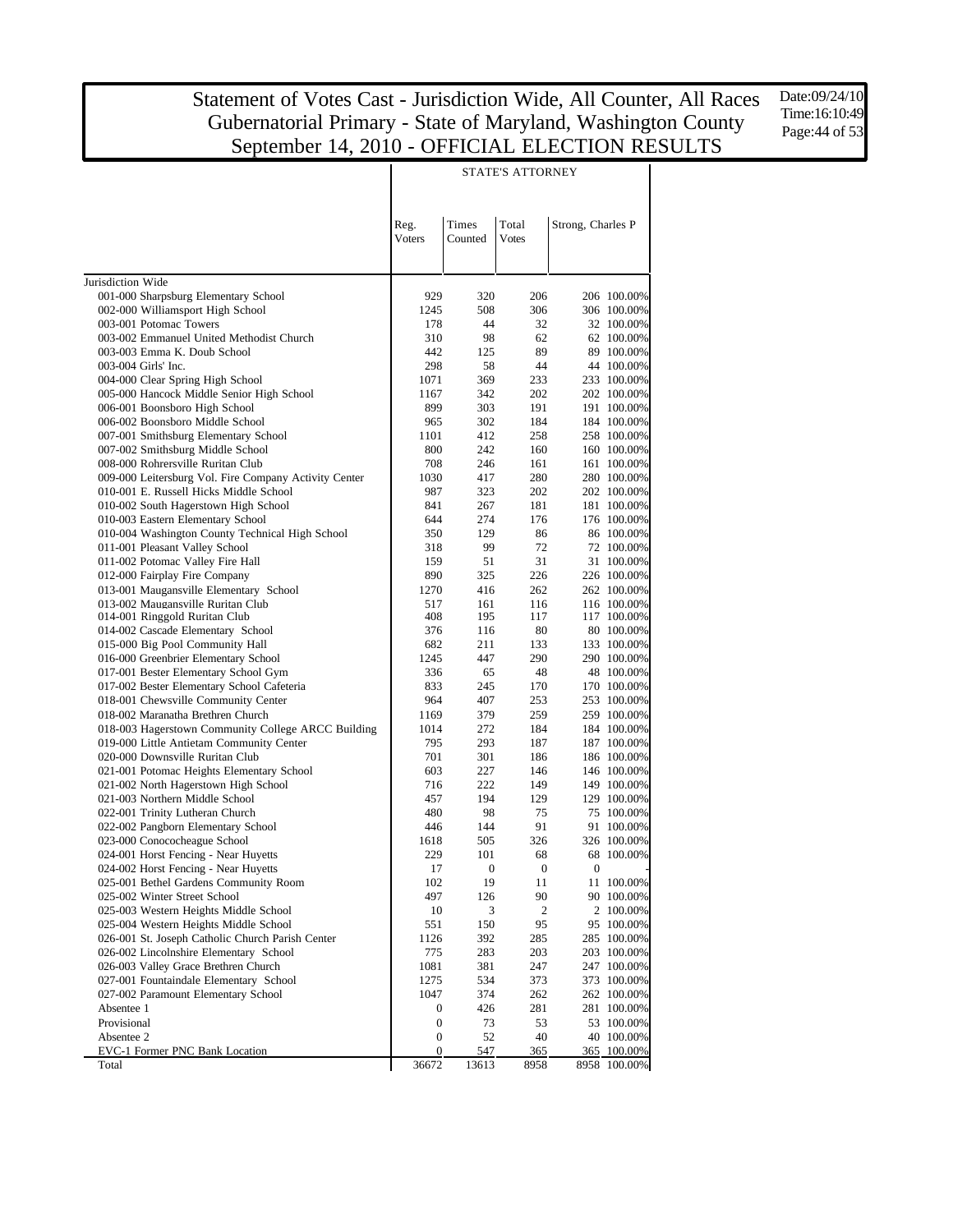# Statement of Votes Cast - Jurisdiction Wide, All Counter, All Races
## Gubernatorial Primary - State of Maryland, Washington County
## September 14, 2010 - OFFICIAL ELECTION RESULTS

Date:09/24/10
Time:16:10:49

| | STATE'S ATTORNEY | | | | |
|---|---|---|---|---|---|
| | Reg. Voters | Times Counted | Total Votes | Strong, Charles P | |
| Jurisdiction Wide | | | | | |
| 001-000 Sharpsburg Elementary School | 929 | 320 | 206 | 206 | 100.00% |
| 002-000 Williamsport High School | 1245 | 508 | 306 | 306 | 100.00% |
| 003-001 Potomac Towers | 178 | 44 | 32 | 32 | 100.00% |
| 003-002 Emmanuel United Methodist Church | 310 | 98 | 62 | 62 | 100.00% |
| 003-003 Emma K. Doub School | 442 | 125 | 89 | 89 | 100.00% |
| 003-004 Girls' Inc. | 298 | 58 | 44 | 44 | 100.00% |
| 004-000 Clear Spring High School | 1071 | 369 | 233 | 233 | 100.00% |
| 005-000 Hancock Middle Senior High School | 1167 | 342 | 202 | 202 | 100.00% |
| 006-001 Boonsboro High School | 899 | 303 | 191 | 191 | 100.00% |
| 006-002 Boonsboro Middle School | 965 | 302 | 184 | 184 | 100.00% |
| 007-001 Smithsburg Elementary School | 1101 | 412 | 258 | 258 | 100.00% |
| 007-002 Smithsburg Middle School | 800 | 242 | 160 | 160 | 100.00% |
| 008-000 Rohrersville Ruritan Club | 708 | 246 | 161 | 161 | 100.00% |
| 009-000 Leitersburg Vol. Fire Company Activity Center | 1030 | 417 | 280 | 280 | 100.00% |
| 010-001 E. Russell Hicks Middle School | 987 | 323 | 202 | 202 | 100.00% |
| 010-002 South Hagerstown High School | 841 | 267 | 181 | 181 | 100.00% |
| 010-003 Eastern Elementary School | 644 | 274 | 176 | 176 | 100.00% |
| 010-004 Washington County Technical High School | 350 | 129 | 86 | 86 | 100.00% |
| 011-001 Pleasant Valley School | 318 | 99 | 72 | 72 | 100.00% |
| 011-002 Potomac Valley Fire Hall | 159 | 51 | 31 | 31 | 100.00% |
| 012-000 Fairplay Fire Company | 890 | 325 | 226 | 226 | 100.00% |
| 013-001 Maugansville Elementary School | 1270 | 416 | 262 | 262 | 100.00% |
| 013-002 Maugansville Ruritan Club | 517 | 161 | 116 | 116 | 100.00% |
| 014-001 Ringgold Ruritan Club | 408 | 195 | 117 | 117 | 100.00% |
| 014-002 Cascade Elementary School | 376 | 116 | 80 | 80 | 100.00% |
| 015-000 Big Pool Community Hall | 682 | 211 | 133 | 133 | 100.00% |
| 016-000 Greenbrier Elementary School | 1245 | 447 | 290 | 290 | 100.00% |
| 017-001 Bester Elementary School Gym | 336 | 65 | 48 | 48 | 100.00% |
| 017-002 Bester Elementary School Cafeteria | 833 | 245 | 170 | 170 | 100.00% |
| 018-001 Chewsville Community Center | 964 | 407 | 253 | 253 | 100.00% |
| 018-002 Maranatha Brethren Church | 1169 | 379 | 259 | 259 | 100.00% |
| 018-003 Hagerstown Community College ARCC Building | 1014 | 272 | 184 | 184 | 100.00% |
| 019-000 Little Antietam Community Center | 795 | 293 | 187 | 187 | 100.00% |
| 020-000 Downsville Ruritan Club | 701 | 301 | 186 | 186 | 100.00% |
| 021-001 Potomac Heights Elementary School | 603 | 227 | 146 | 146 | 100.00% |
| 021-002 North Hagerstown High School | 716 | 222 | 149 | 149 | 100.00% |
| 021-003 Northern Middle School | 457 | 194 | 129 | 129 | 100.00% |
| 022-001 Trinity Lutheran Church | 480 | 98 | 75 | 75 | 100.00% |
| 022-002 Pangborn Elementary School | 446 | 144 | 91 | 91 | 100.00% |
| 023-000 Conococheague School | 1618 | 505 | 326 | 326 | 100.00% |
| 024-001 Horst Fencing - Near Huyetts | 229 | 101 | 68 | 68 | 100.00% |
| 024-002 Horst Fencing - Near Huyetts | 17 | 0 | 0 | 0 | - |
| 025-001 Bethel Gardens Community Room | 102 | 19 | 11 | 11 | 100.00% |
| 025-002 Winter Street School | 497 | 126 | 90 | 90 | 100.00% |
| 025-003 Western Heights Middle School | 10 | 3 | 2 | 2 | 100.00% |
| 025-004 Western Heights Middle School | 551 | 150 | 95 | 95 | 100.00% |
| 026-001 St. Joseph Catholic Church Parish Center | 1126 | 392 | 285 | 285 | 100.00% |
| 026-002 Lincolnshire Elementary School | 775 | 283 | 203 | 203 | 100.00% |
| 026-003 Valley Grace Brethren Church | 1081 | 381 | 247 | 247 | 100.00% |
| 027-001 Fountaindale Elementary School | 1275 | 534 | 373 | 373 | 100.00% |
| 027-002 Paramount Elementary School | 1047 | 374 | 262 | 262 | 100.00% |
| Absentee 1 | 0 | 426 | 281 | 281 | 100.00% |
| Provisional | 0 | 73 | 53 | 53 | 100.00% |
| Absentee 2 | 0 | 52 | 40 | 40 | 100.00% |
| EVC-1 Former PNC Bank Location | 0 | 547 | 365 | 365 | 100.00% |
| Total | 36672 | 13613 | 8958 | 8958 | 100.00% |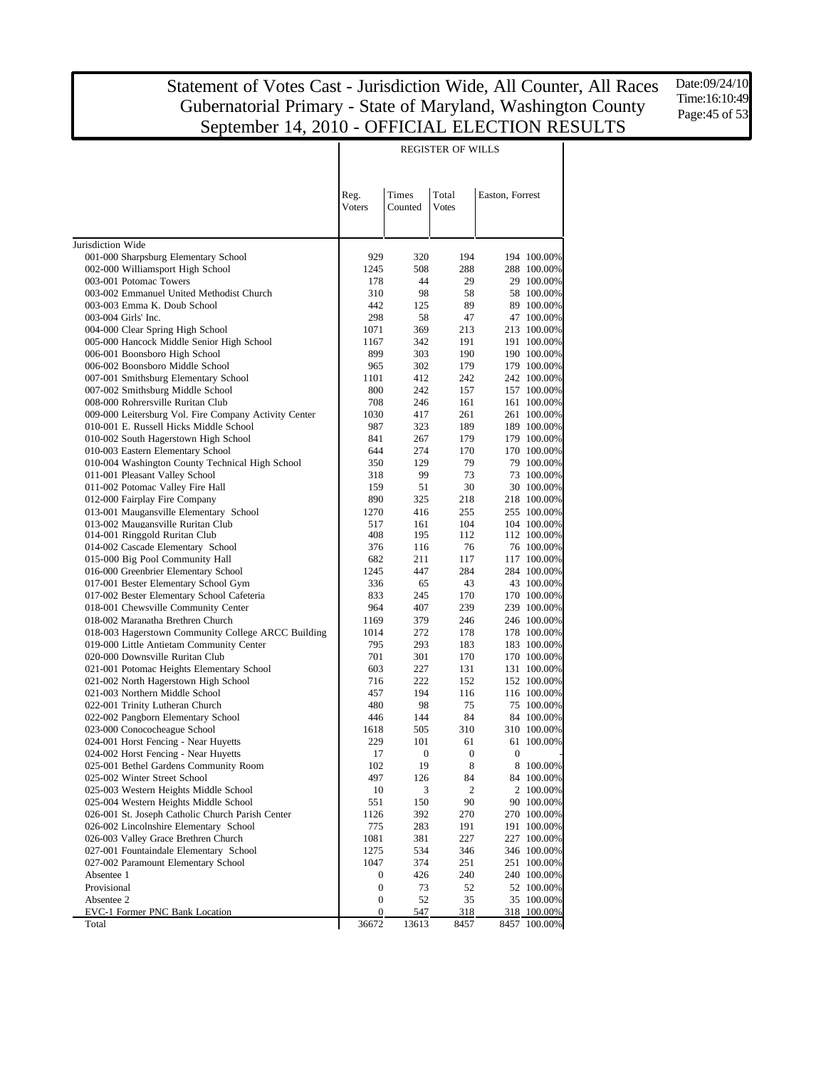# Statement of Votes Cast - Jurisdiction Wide, All Counter, All Races
## Gubernatorial Primary - State of Maryland, Washington County
## September 14, 2010 - OFFICIAL ELECTION RESULTS

Date:09/24/10
Time:16:10:49

| | REGISTER OF WILLS | | | | |
|---|---|---|---|---|---|
| | Reg. Voters | Times Counted | Total Votes | Easton, Forrest | |
| Jurisdiction Wide | | | | | |
| 001-000 Sharpsburg Elementary School | 929 | 320 | 194 | 194 | 100.00% |
| 002-000 Williamsport High School | 1245 | 508 | 288 | 288 | 100.00% |
| 003-001 Potomac Towers | 178 | 44 | 29 | 29 | 100.00% |
| 003-002 Emmanuel United Methodist Church | 310 | 98 | 58 | 58 | 100.00% |
| 003-003 Emma K. Doub School | 442 | 125 | 89 | 89 | 100.00% |
| 003-004 Girls' Inc. | 298 | 58 | 47 | 47 | 100.00% |
| 004-000 Clear Spring High School | 1071 | 369 | 213 | 213 | 100.00% |
| 005-000 Hancock Middle Senior High School | 1167 | 342 | 191 | 191 | 100.00% |
| 006-001 Boonsboro High School | 899 | 303 | 190 | 190 | 100.00% |
| 006-002 Boonsboro Middle School | 965 | 302 | 179 | 179 | 100.00% |
| 007-001 Smithsburg Elementary School | 1101 | 412 | 242 | 242 | 100.00% |
| 007-002 Smithsburg Middle School | 800 | 242 | 157 | 157 | 100.00% |
| 008-000 Rohrersville Ruritan Club | 708 | 246 | 161 | 161 | 100.00% |
| 009-000 Leitersburg Vol. Fire Company Activity Center | 1030 | 417 | 261 | 261 | 100.00% |
| 010-001 E. Russell Hicks Middle School | 987 | 323 | 189 | 189 | 100.00% |
| 010-002 South Hagerstown High School | 841 | 267 | 179 | 179 | 100.00% |
| 010-003 Eastern Elementary School | 644 | 274 | 170 | 170 | 100.00% |
| 010-004 Washington County Technical High School | 350 | 129 | 79 | 79 | 100.00% |
| 011-001 Pleasant Valley School | 318 | 99 | 73 | 73 | 100.00% |
| 011-002 Potomac Valley Fire Hall | 159 | 51 | 30 | 30 | 100.00% |
| 012-000 Fairplay Fire Company | 890 | 325 | 218 | 218 | 100.00% |
| 013-001 Maugansville Elementary School | 1270 | 416 | 255 | 255 | 100.00% |
| 013-002 Maugansville Ruritan Club | 517 | 161 | 104 | 104 | 100.00% |
| 014-001 Ringgold Ruritan Club | 408 | 195 | 112 | 112 | 100.00% |
| 014-002 Cascade Elementary School | 376 | 116 | 76 | 76 | 100.00% |
| 015-000 Big Pool Community Hall | 682 | 211 | 117 | 117 | 100.00% |
| 016-000 Greenbrier Elementary School | 1245 | 447 | 284 | 284 | 100.00% |
| 017-001 Bester Elementary School Gym | 336 | 65 | 43 | 43 | 100.00% |
| 017-002 Bester Elementary School Cafeteria | 833 | 245 | 170 | 170 | 100.00% |
| 018-001 Chewsville Community Center | 964 | 407 | 239 | 239 | 100.00% |
| 018-002 Maranatha Brethren Church | 1169 | 379 | 246 | 246 | 100.00% |
| 018-003 Hagerstown Community College ARCC Building | 1014 | 272 | 178 | 178 | 100.00% |
| 019-000 Little Antietam Community Center | 795 | 293 | 183 | 183 | 100.00% |
| 020-000 Downsville Ruritan Club | 701 | 301 | 170 | 170 | 100.00% |
| 021-001 Potomac Heights Elementary School | 603 | 227 | 131 | 131 | 100.00% |
| 021-002 North Hagerstown High School | 716 | 222 | 152 | 152 | 100.00% |
| 021-003 Northern Middle School | 457 | 194 | 116 | 116 | 100.00% |
| 022-001 Trinity Lutheran Church | 480 | 98 | 75 | 75 | 100.00% |
| 022-002 Pangborn Elementary School | 446 | 144 | 84 | 84 | 100.00% |
| 023-000 Conococheague School | 1618 | 505 | 310 | 310 | 100.00% |
| 024-001 Horst Fencing - Near Huyetts | 229 | 101 | 61 | 61 | 100.00% |
| 024-002 Horst Fencing - Near Huyetts | 17 | 0 | 0 | 0 | - |
| 025-001 Bethel Gardens Community Room | 102 | 19 | 8 | 8 | 100.00% |
| 025-002 Winter Street School | 497 | 126 | 84 | 84 | 100.00% |
| 025-003 Western Heights Middle School | 10 | 3 | 2 | 2 | 100.00% |
| 025-004 Western Heights Middle School | 551 | 150 | 90 | 90 | 100.00% |
| 026-001 St. Joseph Catholic Church Parish Center | 1126 | 392 | 270 | 270 | 100.00% |
| 026-002 Lincolnshire Elementary School | 775 | 283 | 191 | 191 | 100.00% |
| 026-003 Valley Grace Brethren Church | 1081 | 381 | 227 | 227 | 100.00% |
| 027-001 Fountaindale Elementary School | 1275 | 534 | 346 | 346 | 100.00% |
| 027-002 Paramount Elementary School | 1047 | 374 | 251 | 251 | 100.00% |
| Absentee 1 | 0 | 426 | 240 | 240 | 100.00% |
| Provisional | 0 | 73 | 52 | 52 | 100.00% |
| Absentee 2 | 0 | 52 | 35 | 35 | 100.00% |
| EVC-1 Former PNC Bank Location | 0 | 547 | 318 | 318 | 100.00% |
| Total | 36672 | 13613 | 8457 | 8457 | 100.00% |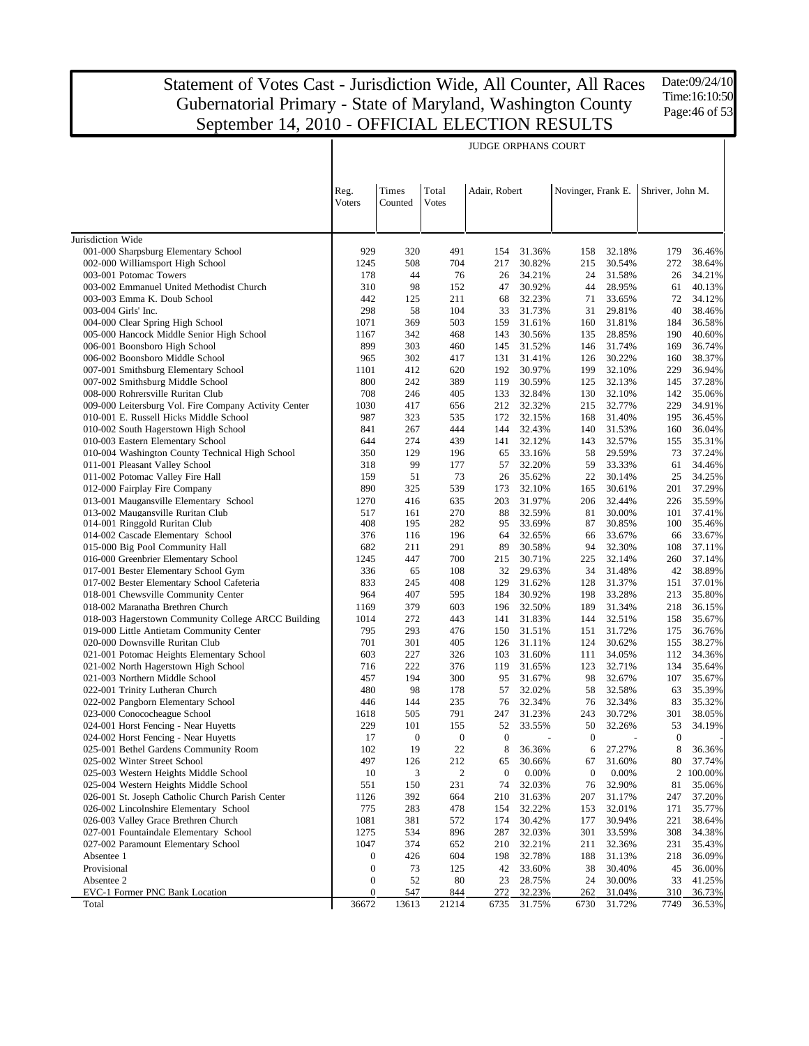# Statement of Votes Cast - Jurisdiction Wide, All Counter, All Races
## Gubernatorial Primary - State of Maryland, Washington County
## September 14, 2010 - OFFICIAL ELECTION RESULTS

Date:09/24/10
Time:16:10:50

| | Reg. Voters | Times Counted | Total Votes | Adair, Robert | | Novinger, Frank E. | | Shriver, John M. | |
|---|---|---|---|---|---|---|---|---|---|
| | | | | **JUDGE ORPHANS COURT** | | | | | |
| Jurisdiction Wide | | | | | | | | | |
| 001-000 Sharpsburg Elementary School | 929 | 320 | 491 | 154 | 31.36% | 158 | 32.18% | 179 | 36.46% |
| 002-000 Williamsport High School | 1245 | 508 | 704 | 217 | 30.82% | 215 | 30.54% | 272 | 38.64% |
| 003-001 Potomac Towers | 178 | 44 | 76 | 26 | 34.21% | 24 | 31.58% | 26 | 34.21% |
| 003-002 Emmanuel United Methodist Church | 310 | 98 | 152 | 47 | 30.92% | 44 | 28.95% | 61 | 40.13% |
| 003-003 Emma K. Doub School | 442 | 125 | 211 | 68 | 32.23% | 71 | 33.65% | 72 | 34.12% |
| 003-004 Girls' Inc. | 298 | 58 | 104 | 33 | 31.73% | 31 | 29.81% | 40 | 38.46% |
| 004-000 Clear Spring High School | 1071 | 369 | 503 | 159 | 31.61% | 160 | 31.81% | 184 | 36.58% |
| 005-000 Hancock Middle Senior High School | 1167 | 342 | 468 | 143 | 30.56% | 135 | 28.85% | 190 | 40.60% |
| 006-001 Boonsboro High School | 899 | 303 | 460 | 145 | 31.52% | 146 | 31.74% | 169 | 36.74% |
| 006-002 Boonsboro Middle School | 965 | 302 | 417 | 131 | 31.41% | 126 | 30.22% | 160 | 38.37% |
| 007-001 Smithsburg Elementary School | 1101 | 412 | 620 | 192 | 30.97% | 199 | 32.10% | 229 | 36.94% |
| 007-002 Smithsburg Middle School | 800 | 242 | 389 | 119 | 30.59% | 125 | 32.13% | 145 | 37.28% |
| 008-000 Rohrersville Ruritan Club | 708 | 246 | 405 | 133 | 32.84% | 130 | 32.10% | 142 | 35.06% |
| 009-000 Leitersburg Vol. Fire Company Activity Center | 1030 | 417 | 656 | 212 | 32.32% | 215 | 32.77% | 229 | 34.91% |
| 010-001 E. Russell Hicks Middle School | 987 | 323 | 535 | 172 | 32.15% | 168 | 31.40% | 195 | 36.45% |
| 010-002 South Hagerstown High School | 841 | 267 | 444 | 144 | 32.43% | 140 | 31.53% | 160 | 36.04% |
| 010-003 Eastern Elementary School | 644 | 274 | 439 | 141 | 32.12% | 143 | 32.57% | 155 | 35.31% |
| 010-004 Washington County Technical High School | 350 | 129 | 196 | 65 | 33.16% | 58 | 29.59% | 73 | 37.24% |
| 011-001 Pleasant Valley School | 318 | 99 | 177 | 57 | 32.20% | 59 | 33.33% | 61 | 34.46% |
| 011-002 Potomac Valley Fire Hall | 159 | 51 | 73 | 26 | 35.62% | 22 | 30.14% | 25 | 34.25% |
| 012-000 Fairplay Fire Company | 890 | 325 | 539 | 173 | 32.10% | 165 | 30.61% | 201 | 37.29% |
| 013-001 Maugansville Elementary School | 1270 | 416 | 635 | 203 | 31.97% | 206 | 32.44% | 226 | 35.59% |
| 013-002 Maugansville Ruritan Club | 517 | 161 | 270 | 88 | 32.59% | 81 | 30.00% | 101 | 37.41% |
| 014-001 Ringgold Ruritan Club | 408 | 195 | 282 | 95 | 33.69% | 87 | 30.85% | 100 | 35.46% |
| 014-002 Cascade Elementary School | 376 | 116 | 196 | 64 | 32.65% | 66 | 33.67% | 66 | 33.67% |
| 015-000 Big Pool Community Hall | 682 | 211 | 291 | 89 | 30.58% | 94 | 32.30% | 108 | 37.11% |
| 016-000 Greenbrier Elementary School | 1245 | 447 | 700 | 215 | 30.71% | 225 | 32.14% | 260 | 37.14% |
| 017-001 Bester Elementary School Gym | 336 | 65 | 108 | 32 | 29.63% | 34 | 31.48% | 42 | 38.89% |
| 017-002 Bester Elementary School Cafeteria | 833 | 245 | 408 | 129 | 31.62% | 128 | 31.37% | 151 | 37.01% |
| 018-001 Chewsville Community Center | 964 | 407 | 595 | 184 | 30.92% | 198 | 33.28% | 213 | 35.80% |
| 018-002 Maranatha Brethren Church | 1169 | 379 | 603 | 196 | 32.50% | 189 | 31.34% | 218 | 36.15% |
| 018-003 Hagerstown Community College ARCC Building | 1014 | 272 | 443 | 141 | 31.83% | 144 | 32.51% | 158 | 35.67% |
| 019-000 Little Antietam Community Center | 795 | 293 | 476 | 150 | 31.51% | 151 | 31.72% | 175 | 36.76% |
| 020-000 Downsville Ruritan Club | 701 | 301 | 405 | 126 | 31.11% | 124 | 30.62% | 155 | 38.27% |
| 021-001 Potomac Heights Elementary School | 603 | 227 | 326 | 103 | 31.60% | 111 | 34.05% | 112 | 34.36% |
| 021-002 North Hagerstown High School | 716 | 222 | 376 | 119 | 31.65% | 123 | 32.71% | 134 | 35.64% |
| 021-003 Northern Middle School | 457 | 194 | 300 | 95 | 31.67% | 98 | 32.67% | 107 | 35.67% |
| 022-001 Trinity Lutheran Church | 480 | 98 | 178 | 57 | 32.02% | 58 | 32.58% | 63 | 35.39% |
| 022-002 Pangborn Elementary School | 446 | 144 | 235 | 76 | 32.34% | 76 | 32.34% | 83 | 35.32% |
| 023-000 Conococheague School | 1618 | 505 | 791 | 247 | 31.23% | 243 | 30.72% | 301 | 38.05% |
| 024-001 Horst Fencing - Near Huyetts | 229 | 101 | 155 | 52 | 33.55% | 50 | 32.26% | 53 | 34.19% |
| 024-002 Horst Fencing - Near Huyetts | 17 | 0 | 0 | 0 | - | 0 | - | 0 | - |
| 025-001 Bethel Gardens Community Room | 102 | 19 | 22 | 8 | 36.36% | 6 | 27.27% | 8 | 36.36% |
| 025-002 Winter Street School | 497 | 126 | 212 | 65 | 30.66% | 67 | 31.60% | 80 | 37.74% |
| 025-003 Western Heights Middle School | 10 | 3 | 2 | 0 | 0.00% | 0 | 0.00% | 2 | 100.00% |
| 025-004 Western Heights Middle School | 551 | 150 | 231 | 74 | 32.03% | 76 | 32.90% | 81 | 35.06% |
| 026-001 St. Joseph Catholic Church Parish Center | 1126 | 392 | 664 | 210 | 31.63% | 207 | 31.17% | 247 | 37.20% |
| 026-002 Lincolnshire Elementary School | 775 | 283 | 478 | 154 | 32.22% | 153 | 32.01% | 171 | 35.77% |
| 026-003 Valley Grace Brethren Church | 1081 | 381 | 572 | 174 | 30.42% | 177 | 30.94% | 221 | 38.64% |
| 027-001 Fountaindale Elementary School | 1275 | 534 | 896 | 287 | 32.03% | 301 | 33.59% | 308 | 34.38% |
| 027-002 Paramount Elementary School | 1047 | 374 | 652 | 210 | 32.21% | 211 | 32.36% | 231 | 35.43% |
| Absentee 1 | 0 | 426 | 604 | 198 | 32.78% | 188 | 31.13% | 218 | 36.09% |
| Provisional | 0 | 73 | 125 | 42 | 33.60% | 38 | 30.40% | 45 | 36.00% |
| Absentee 2 | 0 | 52 | 80 | 23 | 28.75% | 24 | 30.00% | 33 | 41.25% |
| EVC-1 Former PNC Bank Location | 0 | 547 | 844 | 272 | 32.23% | 262 | 31.04% | 310 | 36.73% |
| Total | 36672 | 13613 | 21214 | 6735 | 31.75% | 6730 | 31.72% | 7749 | 36.53% |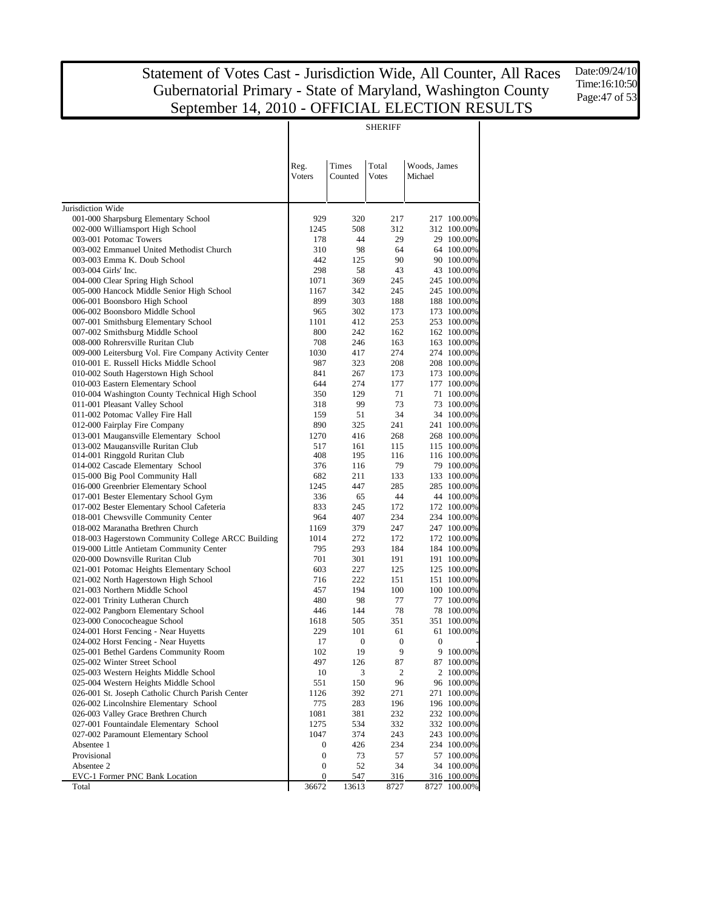# Statement of Votes Cast - Jurisdiction Wide, All Counter, All Races
# Gubernatorial Primary - State of Maryland, Washington County
# September 14, 2010 - OFFICIAL ELECTION RESULTS

Date:09/24/10
Time:16:10:50

| | Reg. Voters | Times Counted | Total Votes | SHERIFF Woods, James Michael | |
|---|---|---|---|---|---|
| Jurisdiction Wide | | | | | |
| 001-000 Sharpsburg Elementary School | 929 | 320 | 217 | 217 | 100.00% |
| 002-000 Williamsport High School | 1245 | 508 | 312 | 312 | 100.00% |
| 003-001 Potomac Towers | 178 | 44 | 29 | 29 | 100.00% |
| 003-002 Emmanuel United Methodist Church | 310 | 98 | 64 | 64 | 100.00% |
| 003-003 Emma K. Doub School | 442 | 125 | 90 | 90 | 100.00% |
| 003-004 Girls' Inc. | 298 | 58 | 43 | 43 | 100.00% |
| 004-000 Clear Spring High School | 1071 | 369 | 245 | 245 | 100.00% |
| 005-000 Hancock Middle Senior High School | 1167 | 342 | 245 | 245 | 100.00% |
| 006-001 Boonsboro High School | 899 | 303 | 188 | 188 | 100.00% |
| 006-002 Boonsboro Middle School | 965 | 302 | 173 | 173 | 100.00% |
| 007-001 Smithsburg Elementary School | 1101 | 412 | 253 | 253 | 100.00% |
| 007-002 Smithsburg Middle School | 800 | 242 | 162 | 162 | 100.00% |
| 008-000 Rohrersville Ruritan Club | 708 | 246 | 163 | 163 | 100.00% |
| 009-000 Leitersburg Vol. Fire Company Activity Center | 1030 | 417 | 274 | 274 | 100.00% |
| 010-001 E. Russell Hicks Middle School | 987 | 323 | 208 | 208 | 100.00% |
| 010-002 South Hagerstown High School | 841 | 267 | 173 | 173 | 100.00% |
| 010-003 Eastern Elementary School | 644 | 274 | 177 | 177 | 100.00% |
| 010-004 Washington County Technical High School | 350 | 129 | 71 | 71 | 100.00% |
| 011-001 Pleasant Valley School | 318 | 99 | 73 | 73 | 100.00% |
| 011-002 Potomac Valley Fire Hall | 159 | 51 | 34 | 34 | 100.00% |
| 012-000 Fairplay Fire Company | 890 | 325 | 241 | 241 | 100.00% |
| 013-001 Maugansville Elementary School | 1270 | 416 | 268 | 268 | 100.00% |
| 013-002 Maugansville Ruritan Club | 517 | 161 | 115 | 115 | 100.00% |
| 014-001 Ringgold Ruritan Club | 408 | 195 | 116 | 116 | 100.00% |
| 014-002 Cascade Elementary School | 376 | 116 | 79 | 79 | 100.00% |
| 015-000 Big Pool Community Hall | 682 | 211 | 133 | 133 | 100.00% |
| 016-000 Greenbrier Elementary School | 1245 | 447 | 285 | 285 | 100.00% |
| 017-001 Bester Elementary School Gym | 336 | 65 | 44 | 44 | 100.00% |
| 017-002 Bester Elementary School Cafeteria | 833 | 245 | 172 | 172 | 100.00% |
| 018-001 Chewsville Community Center | 964 | 407 | 234 | 234 | 100.00% |
| 018-002 Maranatha Brethren Church | 1169 | 379 | 247 | 247 | 100.00% |
| 018-003 Hagerstown Community College ARCC Building | 1014 | 272 | 172 | 172 | 100.00% |
| 019-000 Little Antietam Community Center | 795 | 293 | 184 | 184 | 100.00% |
| 020-000 Downsville Ruritan Club | 701 | 301 | 191 | 191 | 100.00% |
| 021-001 Potomac Heights Elementary School | 603 | 227 | 125 | 125 | 100.00% |
| 021-002 North Hagerstown High School | 716 | 222 | 151 | 151 | 100.00% |
| 021-003 Northern Middle School | 457 | 194 | 100 | 100 | 100.00% |
| 022-001 Trinity Lutheran Church | 480 | 98 | 77 | 77 | 100.00% |
| 022-002 Pangborn Elementary School | 446 | 144 | 78 | 78 | 100.00% |
| 023-000 Conococheague School | 1618 | 505 | 351 | 351 | 100.00% |
| 024-001 Horst Fencing - Near Huyetts | 229 | 101 | 61 | 61 | 100.00% |
| 024-002 Horst Fencing - Near Huyetts | 17 | 0 | 0 | 0 | - |
| 025-001 Bethel Gardens Community Room | 102 | 19 | 9 | 9 | 100.00% |
| 025-002 Winter Street School | 497 | 126 | 87 | 87 | 100.00% |
| 025-003 Western Heights Middle School | 10 | 3 | 2 | 2 | 100.00% |
| 025-004 Western Heights Middle School | 551 | 150 | 96 | 96 | 100.00% |
| 026-001 St. Joseph Catholic Church Parish Center | 1126 | 392 | 271 | 271 | 100.00% |
| 026-002 Lincolnshire Elementary School | 775 | 283 | 196 | 196 | 100.00% |
| 026-003 Valley Grace Brethren Church | 1081 | 381 | 232 | 232 | 100.00% |
| 027-001 Fountaindale Elementary School | 1275 | 534 | 332 | 332 | 100.00% |
| 027-002 Paramount Elementary School | 1047 | 374 | 243 | 243 | 100.00% |
| Absentee 1 | 0 | 426 | 234 | 234 | 100.00% |
| Provisional | 0 | 73 | 57 | 57 | 100.00% |
| Absentee 2 | 0 | 52 | 34 | 34 | 100.00% |
| EVC-1 Former PNC Bank Location | 0 | 547 | 316 | 316 | 100.00% |
| Total | 36672 | 13613 | 8727 | 8727 | 100.00% |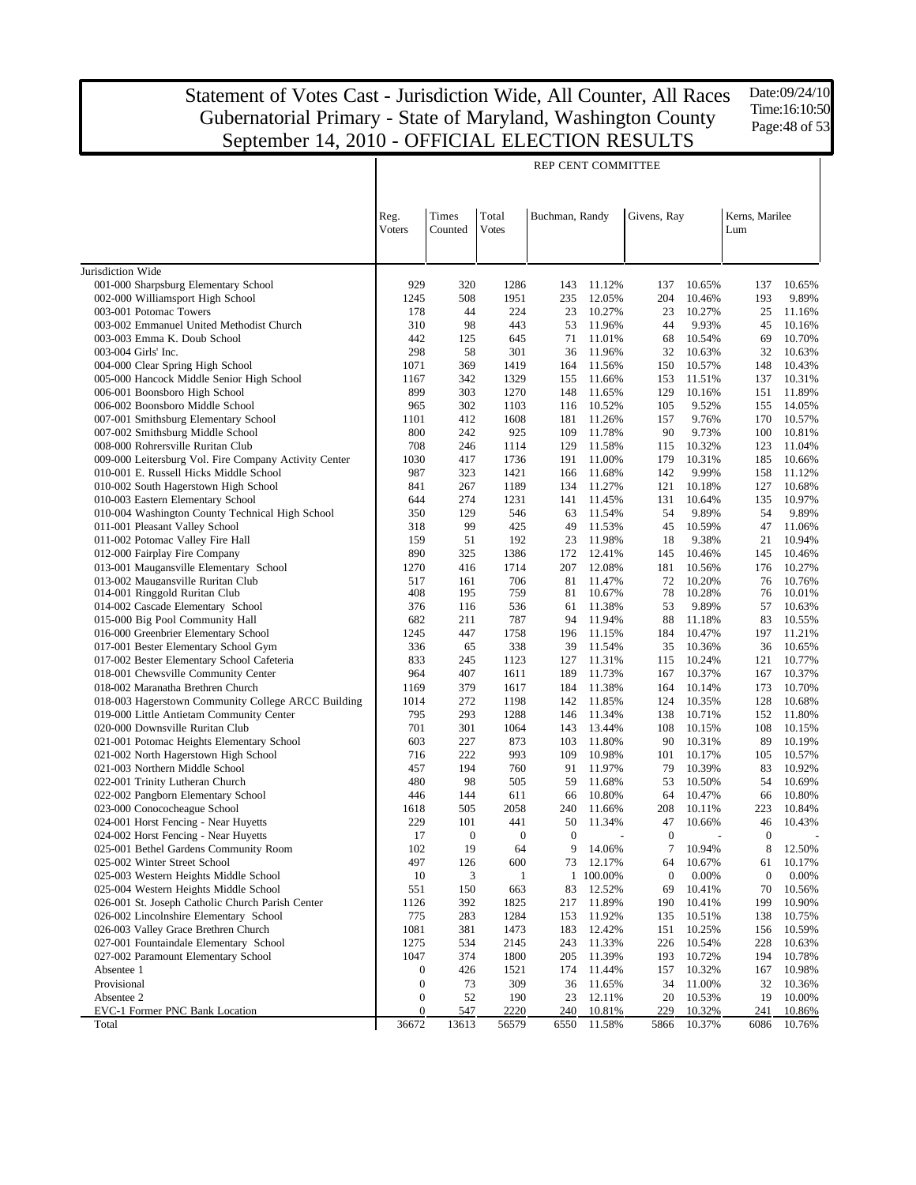# Statement of Votes Cast - Jurisdiction Wide, All Counter, All Races
## Gubernatorial Primary - State of Maryland, Washington County
## September 14, 2010 - OFFICIAL ELECTION RESULTS

Date:09/24/10
Time:16:10:50

REP CENT COMMITTEE

| | Reg. Voters | Times Counted | Total Votes | Buchman, Randy | | Givens, Ray | | Kerns, Marilee Lum | |
|---|---|---|---|---|---|---|---|---|---|
| Jurisdiction Wide | | | | | | | | | |
| 001-000 Sharpsburg Elementary School | 929 | 320 | 1286 | 143 | 11.12% | 137 | 10.65% | 137 | 10.65% |
| 002-000 Williamsport High School | 1245 | 508 | 1951 | 235 | 12.05% | 204 | 10.46% | 193 | 9.89% |
| 003-001 Potomac Towers | 178 | 44 | 224 | 23 | 10.27% | 23 | 10.27% | 25 | 11.16% |
| 003-002 Emmanuel United Methodist Church | 310 | 98 | 443 | 53 | 11.96% | 44 | 9.93% | 45 | 10.16% |
| 003-003 Emma K. Doub School | 442 | 125 | 645 | 71 | 11.01% | 68 | 10.54% | 69 | 10.70% |
| 003-004 Girls' Inc. | 298 | 58 | 301 | 36 | 11.96% | 32 | 10.63% | 32 | 10.63% |
| 004-000 Clear Spring High School | 1071 | 369 | 1419 | 164 | 11.56% | 150 | 10.57% | 148 | 10.43% |
| 005-000 Hancock Middle Senior High School | 1167 | 342 | 1329 | 155 | 11.66% | 153 | 11.51% | 137 | 10.31% |
| 006-001 Boonsboro High School | 899 | 303 | 1270 | 148 | 11.65% | 129 | 10.16% | 151 | 11.89% |
| 006-002 Boonsboro Middle School | 965 | 302 | 1103 | 116 | 10.52% | 105 | 9.52% | 155 | 14.05% |
| 007-001 Smithsburg Elementary School | 1101 | 412 | 1608 | 181 | 11.26% | 157 | 9.76% | 170 | 10.57% |
| 007-002 Smithsburg Middle School | 800 | 242 | 925 | 109 | 11.78% | 90 | 9.73% | 100 | 10.81% |
| 008-000 Rohrersville Ruritan Club | 708 | 246 | 1114 | 129 | 11.58% | 115 | 10.32% | 123 | 11.04% |
| 009-000 Leitersburg Vol. Fire Company Activity Center | 1030 | 417 | 1736 | 191 | 11.00% | 179 | 10.31% | 185 | 10.66% |
| 010-001 E. Russell Hicks Middle School | 987 | 323 | 1421 | 166 | 11.68% | 142 | 9.99% | 158 | 11.12% |
| 010-002 South Hagerstown High School | 841 | 267 | 1189 | 134 | 11.27% | 121 | 10.18% | 127 | 10.68% |
| 010-003 Eastern Elementary School | 644 | 274 | 1231 | 141 | 11.45% | 131 | 10.64% | 135 | 10.97% |
| 010-004 Washington County Technical High School | 350 | 129 | 546 | 63 | 11.54% | 54 | 9.89% | 54 | 9.89% |
| 011-001 Pleasant Valley School | 318 | 99 | 425 | 49 | 11.53% | 45 | 10.59% | 47 | 11.06% |
| 011-002 Potomac Valley Fire Hall | 159 | 51 | 192 | 23 | 11.98% | 18 | 9.38% | 21 | 10.94% |
| 012-000 Fairplay Fire Company | 890 | 325 | 1386 | 172 | 12.41% | 145 | 10.46% | 145 | 10.46% |
| 013-001 Maugansville Elementary School | 1270 | 416 | 1714 | 207 | 12.08% | 181 | 10.56% | 176 | 10.27% |
| 013-002 Maugansville Ruritan Club | 517 | 161 | 706 | 81 | 11.47% | 72 | 10.20% | 76 | 10.76% |
| 014-001 Ringgold Ruritan Club | 408 | 195 | 759 | 81 | 10.67% | 78 | 10.28% | 76 | 10.01% |
| 014-002 Cascade Elementary School | 376 | 116 | 536 | 61 | 11.38% | 53 | 9.89% | 57 | 10.63% |
| 015-000 Big Pool Community Hall | 682 | 211 | 787 | 94 | 11.94% | 88 | 11.18% | 83 | 10.55% |
| 016-000 Greenbrier Elementary School | 1245 | 447 | 1758 | 196 | 11.15% | 184 | 10.47% | 197 | 11.21% |
| 017-001 Bester Elementary School Gym | 336 | 65 | 338 | 39 | 11.54% | 35 | 10.36% | 36 | 10.65% |
| 017-002 Bester Elementary School Cafeteria | 833 | 245 | 1123 | 127 | 11.31% | 115 | 10.24% | 121 | 10.77% |
| 018-001 Chewsville Community Center | 964 | 407 | 1611 | 189 | 11.73% | 167 | 10.37% | 167 | 10.37% |
| 018-002 Maranatha Brethren Church | 1169 | 379 | 1617 | 184 | 11.38% | 164 | 10.14% | 173 | 10.70% |
| 018-003 Hagerstown Community College ARCC Building | 1014 | 272 | 1198 | 142 | 11.85% | 124 | 10.35% | 128 | 10.68% |
| 019-000 Little Antietam Community Center | 795 | 293 | 1288 | 146 | 11.34% | 138 | 10.71% | 152 | 11.80% |
| 020-000 Downsville Ruritan Club | 701 | 301 | 1064 | 143 | 13.44% | 108 | 10.15% | 108 | 10.15% |
| 021-001 Potomac Heights Elementary School | 603 | 227 | 873 | 103 | 11.80% | 90 | 10.31% | 89 | 10.19% |
| 021-002 North Hagerstown High School | 716 | 222 | 993 | 109 | 10.98% | 101 | 10.17% | 105 | 10.57% |
| 021-003 Northern Middle School | 457 | 194 | 760 | 91 | 11.97% | 79 | 10.39% | 83 | 10.92% |
| 022-001 Trinity Lutheran Church | 480 | 98 | 505 | 59 | 11.68% | 53 | 10.50% | 54 | 10.69% |
| 022-002 Pangborn Elementary School | 446 | 144 | 611 | 66 | 10.80% | 64 | 10.47% | 66 | 10.80% |
| 023-000 Conococheague School | 1618 | 505 | 2058 | 240 | 11.66% | 208 | 10.11% | 223 | 10.84% |
| 024-001 Horst Fencing - Near Huyetts | 229 | 101 | 441 | 50 | 11.34% | 47 | 10.66% | 46 | 10.43% |
| 024-002 Horst Fencing - Near Huyetts | 17 | 0 | 0 | 0 | - | 0 | - | 0 | - |
| 025-001 Bethel Gardens Community Room | 102 | 19 | 64 | 9 | 14.06% | 7 | 10.94% | 8 | 12.50% |
| 025-002 Winter Street School | 497 | 126 | 600 | 73 | 12.17% | 64 | 10.67% | 61 | 10.17% |
| 025-003 Western Heights Middle School | 10 | 3 | 1 | 1 | 100.00% | 0 | 0.00% | 0 | 0.00% |
| 025-004 Western Heights Middle School | 551 | 150 | 663 | 83 | 12.52% | 69 | 10.41% | 70 | 10.56% |
| 026-001 St. Joseph Catholic Church Parish Center | 1126 | 392 | 1825 | 217 | 11.89% | 190 | 10.41% | 199 | 10.90% |
| 026-002 Lincolnshire Elementary School | 775 | 283 | 1284 | 153 | 11.92% | 135 | 10.51% | 138 | 10.75% |
| 026-003 Valley Grace Brethren Church | 1081 | 381 | 1473 | 183 | 12.42% | 151 | 10.25% | 156 | 10.59% |
| 027-001 Fountaindale Elementary School | 1275 | 534 | 2145 | 243 | 11.33% | 226 | 10.54% | 228 | 10.63% |
| 027-002 Paramount Elementary School | 1047 | 374 | 1800 | 205 | 11.39% | 193 | 10.72% | 194 | 10.78% |
| Absentee 1 | 0 | 426 | 1521 | 174 | 11.44% | 157 | 10.32% | 167 | 10.98% |
| Provisional | 0 | 73 | 309 | 36 | 11.65% | 34 | 11.00% | 32 | 10.36% |
| Absentee 2 | 0 | 52 | 190 | 23 | 12.11% | 20 | 10.53% | 19 | 10.00% |
| EVC-1 Former PNC Bank Location | 0 | 547 | 2220 | 240 | 10.81% | 229 | 10.32% | 241 | 10.86% |
| Total | 36672 | 13613 | 56579 | 6550 | 11.58% | 5866 | 10.37% | 6086 | 10.76% |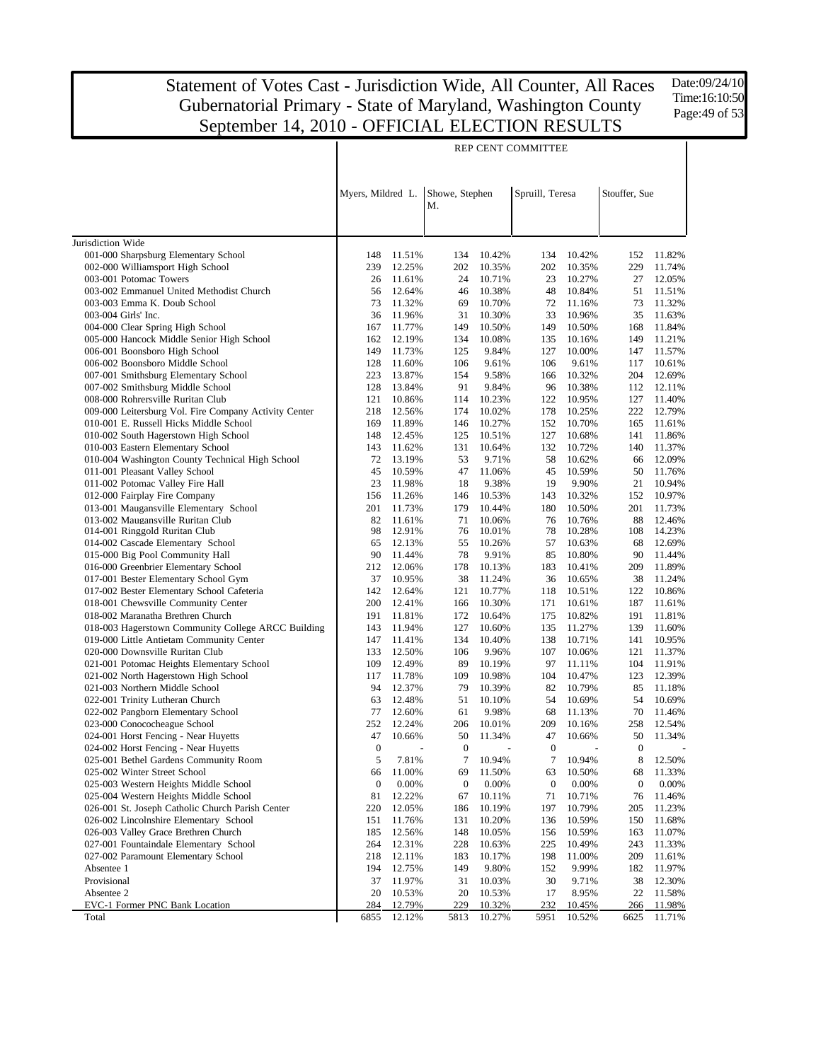# Statement of Votes Cast - Jurisdiction Wide, All Counter, All Races
## Gubernatorial Primary - State of Maryland, Washington County
## September 14, 2010 - OFFICIAL ELECTION RESULTS

Date:09/24/10
Time:16:10:50

| | REP CENT COMMITTEE | | | | | | | |
|---|---|---|---|---|---|---|---|---|
| | Myers, Mildred L. | | Showe, Stephen M. | | Spruill, Teresa | | Stouffer, Sue | |
| **Jurisdiction Wide** | | | | | | | | |
| 001-000 Sharpsburg Elementary School | 148 | 11.51% | 134 | 10.42% | 134 | 10.42% | 152 | 11.82% |
| 002-000 Williamsport High School | 239 | 12.25% | 202 | 10.35% | 202 | 10.35% | 229 | 11.74% |
| 003-001 Potomac Towers | 26 | 11.61% | 24 | 10.71% | 23 | 10.27% | 27 | 12.05% |
| 003-002 Emmanuel United Methodist Church | 56 | 12.64% | 46 | 10.38% | 48 | 10.84% | 51 | 11.51% |
| 003-003 Emma K. Doub School | 73 | 11.32% | 69 | 10.70% | 72 | 11.16% | 73 | 11.32% |
| 003-004 Girls' Inc. | 36 | 11.96% | 31 | 10.30% | 33 | 10.96% | 35 | 11.63% |
| 004-000 Clear Spring High School | 167 | 11.77% | 149 | 10.50% | 149 | 10.50% | 168 | 11.84% |
| 005-000 Hancock Middle Senior High School | 162 | 12.19% | 134 | 10.08% | 135 | 10.16% | 149 | 11.21% |
| 006-001 Boonsboro High School | 149 | 11.73% | 125 | 9.84% | 127 | 10.00% | 147 | 11.57% |
| 006-002 Boonsboro Middle School | 128 | 11.60% | 106 | 9.61% | 106 | 9.61% | 117 | 10.61% |
| 007-001 Smithsburg Elementary School | 223 | 13.87% | 154 | 9.58% | 166 | 10.32% | 204 | 12.69% |
| 007-002 Smithsburg Middle School | 128 | 13.84% | 91 | 9.84% | 96 | 10.38% | 112 | 12.11% |
| 008-000 Rohrersville Ruritan Club | 121 | 10.86% | 114 | 10.23% | 122 | 10.95% | 127 | 11.40% |
| 009-000 Leitersburg Vol. Fire Company Activity Center | 218 | 12.56% | 174 | 10.02% | 178 | 10.25% | 222 | 12.79% |
| 010-001 E. Russell Hicks Middle School | 169 | 11.89% | 146 | 10.27% | 152 | 10.70% | 165 | 11.61% |
| 010-002 South Hagerstown High School | 148 | 12.45% | 125 | 10.51% | 127 | 10.68% | 141 | 11.86% |
| 010-003 Eastern Elementary School | 143 | 11.62% | 131 | 10.64% | 132 | 10.72% | 140 | 11.37% |
| 010-004 Washington County Technical High School | 72 | 13.19% | 53 | 9.71% | 58 | 10.62% | 66 | 12.09% |
| 011-001 Pleasant Valley School | 45 | 10.59% | 47 | 11.06% | 45 | 10.59% | 50 | 11.76% |
| 011-002 Potomac Valley Fire Hall | 23 | 11.98% | 18 | 9.38% | 19 | 9.90% | 21 | 10.94% |
| 012-000 Fairplay Fire Company | 156 | 11.26% | 146 | 10.53% | 143 | 10.32% | 152 | 10.97% |
| 013-001 Maugansville Elementary School | 201 | 11.73% | 179 | 10.44% | 180 | 10.50% | 201 | 11.73% |
| 013-002 Maugansville Ruritan Club | 82 | 11.61% | 71 | 10.06% | 76 | 10.76% | 88 | 12.46% |
| 014-001 Ringgold Ruritan Club | 98 | 12.91% | 76 | 10.01% | 78 | 10.28% | 108 | 14.23% |
| 014-002 Cascade Elementary School | 65 | 12.13% | 55 | 10.26% | 57 | 10.63% | 68 | 12.69% |
| 015-000 Big Pool Community Hall | 90 | 11.44% | 78 | 9.91% | 85 | 10.80% | 90 | 11.44% |
| 016-000 Greenbrier Elementary School | 212 | 12.06% | 178 | 10.13% | 183 | 10.41% | 209 | 11.89% |
| 017-001 Bester Elementary School Gym | 37 | 10.95% | 38 | 11.24% | 36 | 10.65% | 38 | 11.24% |
| 017-002 Bester Elementary School Cafeteria | 142 | 12.64% | 121 | 10.77% | 118 | 10.51% | 122 | 10.86% |
| 018-001 Chewsville Community Center | 200 | 12.41% | 166 | 10.30% | 171 | 10.61% | 187 | 11.61% |
| 018-002 Maranatha Brethren Church | 191 | 11.81% | 172 | 10.64% | 175 | 10.82% | 191 | 11.81% |
| 018-003 Hagerstown Community College ARCC Building | 143 | 11.94% | 127 | 10.60% | 135 | 11.27% | 139 | 11.60% |
| 019-000 Little Antietam Community Center | 147 | 11.41% | 134 | 10.40% | 138 | 10.71% | 141 | 10.95% |
| 020-000 Downsville Ruritan Club | 133 | 12.50% | 106 | 9.96% | 107 | 10.06% | 121 | 11.37% |
| 021-001 Potomac Heights Elementary School | 109 | 12.49% | 89 | 10.19% | 97 | 11.11% | 104 | 11.91% |
| 021-002 North Hagerstown High School | 117 | 11.78% | 109 | 10.98% | 104 | 10.47% | 123 | 12.39% |
| 021-003 Northern Middle School | 94 | 12.37% | 79 | 10.39% | 82 | 10.79% | 85 | 11.18% |
| 022-001 Trinity Lutheran Church | 63 | 12.48% | 51 | 10.10% | 54 | 10.69% | 54 | 10.69% |
| 022-002 Pangborn Elementary School | 77 | 12.60% | 61 | 9.98% | 68 | 11.13% | 70 | 11.46% |
| 023-000 Conococheague School | 252 | 12.24% | 206 | 10.01% | 209 | 10.16% | 258 | 12.54% |
| 024-001 Horst Fencing - Near Huyetts | 47 | 10.66% | 50 | 11.34% | 47 | 10.66% | 50 | 11.34% |
| 024-002 Horst Fencing - Near Huyetts | 0 | - | 0 | - | 0 | - | 0 | - |
| 025-001 Bethel Gardens Community Room | 5 | 7.81% | 7 | 10.94% | 7 | 10.94% | 8 | 12.50% |
| 025-002 Winter Street School | 66 | 11.00% | 69 | 11.50% | 63 | 10.50% | 68 | 11.33% |
| 025-003 Western Heights Middle School | 0 | 0.00% | 0 | 0.00% | 0 | 0.00% | 0 | 0.00% |
| 025-004 Western Heights Middle School | 81 | 12.22% | 67 | 10.11% | 71 | 10.71% | 76 | 11.46% |
| 026-001 St. Joseph Catholic Church Parish Center | 220 | 12.05% | 186 | 10.19% | 197 | 10.79% | 205 | 11.23% |
| 026-002 Lincolnshire Elementary School | 151 | 11.76% | 131 | 10.20% | 136 | 10.59% | 150 | 11.68% |
| 026-003 Valley Grace Brethren Church | 185 | 12.56% | 148 | 10.05% | 156 | 10.59% | 163 | 11.07% |
| 027-001 Fountaindale Elementary School | 264 | 12.31% | 228 | 10.63% | 225 | 10.49% | 243 | 11.33% |
| 027-002 Paramount Elementary School | 218 | 12.11% | 183 | 10.17% | 198 | 11.00% | 209 | 11.61% |
| Absentee 1 | 194 | 12.75% | 149 | 9.80% | 152 | 9.99% | 182 | 11.97% |
| Provisional | 37 | 11.97% | 31 | 10.03% | 30 | 9.71% | 38 | 12.30% |
| Absentee 2 | 20 | 10.53% | 20 | 10.53% | 17 | 8.95% | 22 | 11.58% |
| EVC-1 Former PNC Bank Location | 284 | 12.79% | 229 | 10.32% | 232 | 10.45% | 266 | 11.98% |
| Total | 6855 | 12.12% | 5813 | 10.27% | 5951 | 10.52% | 6625 | 11.71% |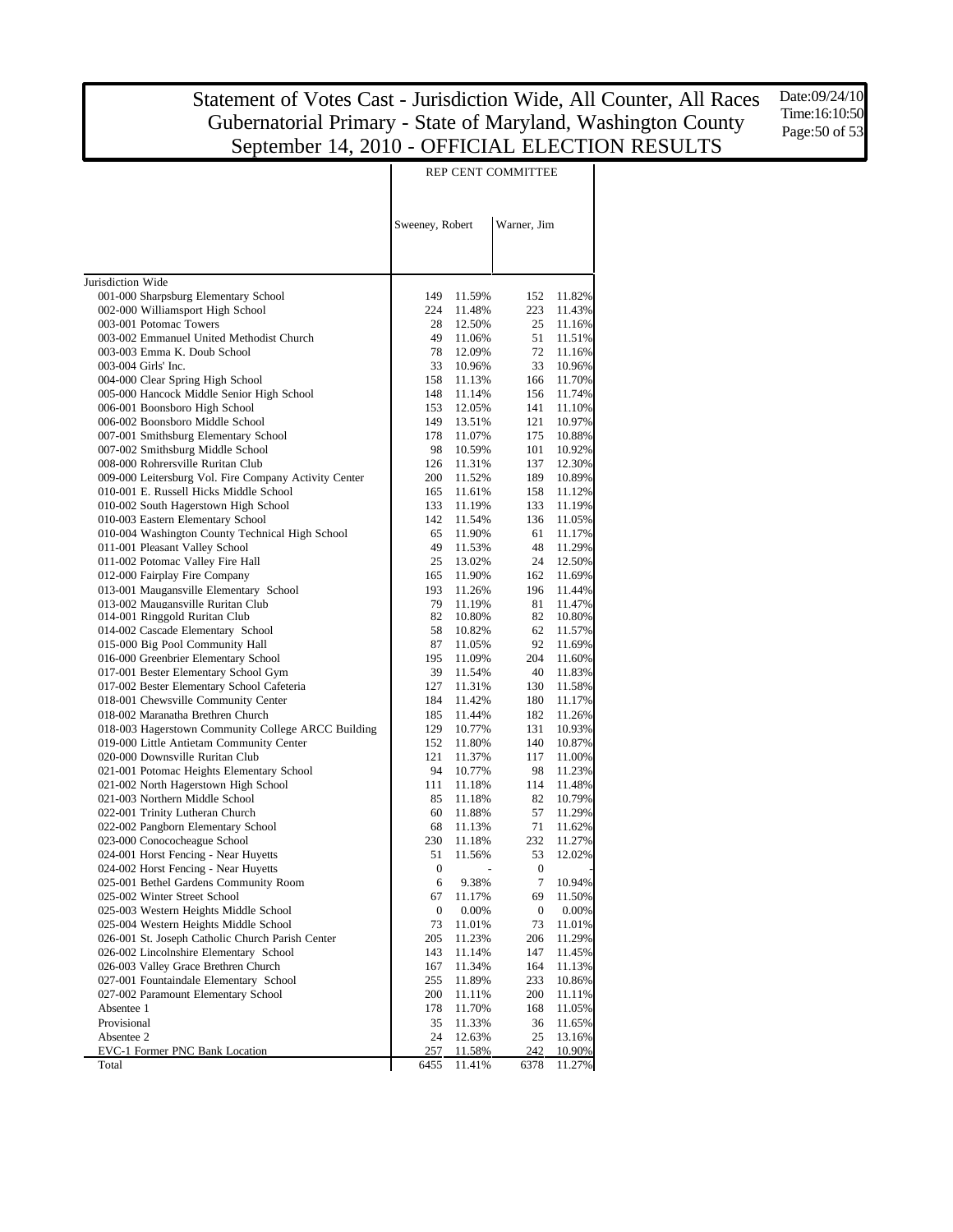# Statement of Votes Cast - Jurisdiction Wide, All Counter, All Races
## Gubernatorial Primary - State of Maryland, Washington County
## September 14, 2010 - OFFICIAL ELECTION RESULTS

Date:09/24/10
Time:16:10:50

| | REP CENT COMMITTEE | | | |
|---|---|---|---|---|
| | Sweeney, Robert | | Warner, Jim | |
| Jurisdiction Wide | | | | |
| 001-000 Sharpsburg Elementary School | 149 | 11.59% | 152 | 11.82% |
| 002-000 Williamsport High School | 224 | 11.48% | 223 | 11.43% |
| 003-001 Potomac Towers | 28 | 12.50% | 25 | 11.16% |
| 003-002 Emmanuel United Methodist Church | 49 | 11.06% | 51 | 11.51% |
| 003-003 Emma K. Doub School | 78 | 12.09% | 72 | 11.16% |
| 003-004 Girls' Inc. | 33 | 10.96% | 33 | 10.96% |
| 004-000 Clear Spring High School | 158 | 11.13% | 166 | 11.70% |
| 005-000 Hancock Middle Senior High School | 148 | 11.14% | 156 | 11.74% |
| 006-001 Boonsboro High School | 153 | 12.05% | 141 | 11.10% |
| 006-002 Boonsboro Middle School | 149 | 13.51% | 121 | 10.97% |
| 007-001 Smithsburg Elementary School | 178 | 11.07% | 175 | 10.88% |
| 007-002 Smithsburg Middle School | 98 | 10.59% | 101 | 10.92% |
| 008-000 Rohrersville Ruritan Club | 126 | 11.31% | 137 | 12.30% |
| 009-000 Leitersburg Vol. Fire Company Activity Center | 200 | 11.52% | 189 | 10.89% |
| 010-001 E. Russell Hicks Middle School | 165 | 11.61% | 158 | 11.12% |
| 010-002 South Hagerstown High School | 133 | 11.19% | 133 | 11.19% |
| 010-003 Eastern Elementary School | 142 | 11.54% | 136 | 11.05% |
| 010-004 Washington County Technical High School | 65 | 11.90% | 61 | 11.17% |
| 011-001 Pleasant Valley School | 49 | 11.53% | 48 | 11.29% |
| 011-002 Potomac Valley Fire Hall | 25 | 13.02% | 24 | 12.50% |
| 012-000 Fairplay Fire Company | 165 | 11.90% | 162 | 11.69% |
| 013-001 Maugansville Elementary School | 193 | 11.26% | 196 | 11.44% |
| 013-002 Maugansville Ruritan Club | 79 | 11.19% | 81 | 11.47% |
| 014-001 Ringgold Ruritan Club | 82 | 10.80% | 82 | 10.80% |
| 014-002 Cascade Elementary School | 58 | 10.82% | 62 | 11.57% |
| 015-000 Big Pool Community Hall | 87 | 11.05% | 92 | 11.69% |
| 016-000 Greenbrier Elementary School | 195 | 11.09% | 204 | 11.60% |
| 017-001 Bester Elementary School Gym | 39 | 11.54% | 40 | 11.83% |
| 017-002 Bester Elementary School Cafeteria | 127 | 11.31% | 130 | 11.58% |
| 018-001 Chewsville Community Center | 184 | 11.42% | 180 | 11.17% |
| 018-002 Maranatha Brethren Church | 185 | 11.44% | 182 | 11.26% |
| 018-003 Hagerstown Community College ARCC Building | 129 | 10.77% | 131 | 10.93% |
| 019-000 Little Antietam Community Center | 152 | 11.80% | 140 | 10.87% |
| 020-000 Downsville Ruritan Club | 121 | 11.37% | 117 | 11.00% |
| 021-001 Potomac Heights Elementary School | 94 | 10.77% | 98 | 11.23% |
| 021-002 North Hagerstown High School | 111 | 11.18% | 114 | 11.48% |
| 021-003 Northern Middle School | 85 | 11.18% | 82 | 10.79% |
| 022-001 Trinity Lutheran Church | 60 | 11.88% | 57 | 11.29% |
| 022-002 Pangborn Elementary School | 68 | 11.13% | 71 | 11.62% |
| 023-000 Conococheague School | 230 | 11.18% | 232 | 11.27% |
| 024-001 Horst Fencing - Near Huyetts | 51 | 11.56% | 53 | 12.02% |
| 024-002 Horst Fencing - Near Huyetts | 0 | - | 0 | - |
| 025-001 Bethel Gardens Community Room | 6 | 9.38% | 7 | 10.94% |
| 025-002 Winter Street School | 67 | 11.17% | 69 | 11.50% |
| 025-003 Western Heights Middle School | 0 | 0.00% | 0 | 0.00% |
| 025-004 Western Heights Middle School | 73 | 11.01% | 73 | 11.01% |
| 026-001 St. Joseph Catholic Church Parish Center | 205 | 11.23% | 206 | 11.29% |
| 026-002 Lincolnshire Elementary School | 143 | 11.14% | 147 | 11.45% |
| 026-003 Valley Grace Brethren Church | 167 | 11.34% | 164 | 11.13% |
| 027-001 Fountaindale Elementary School | 255 | 11.89% | 233 | 10.86% |
| 027-002 Paramount Elementary School | 200 | 11.11% | 200 | 11.11% |
| Absentee 1 | 178 | 11.70% | 168 | 11.05% |
| Provisional | 35 | 11.33% | 36 | 11.65% |
| Absentee 2 | 24 | 12.63% | 25 | 13.16% |
| EVC-1 Former PNC Bank Location | 257 | 11.58% | 242 | 10.90% |
| Total | 6455 | 11.41% | 6378 | 11.27% |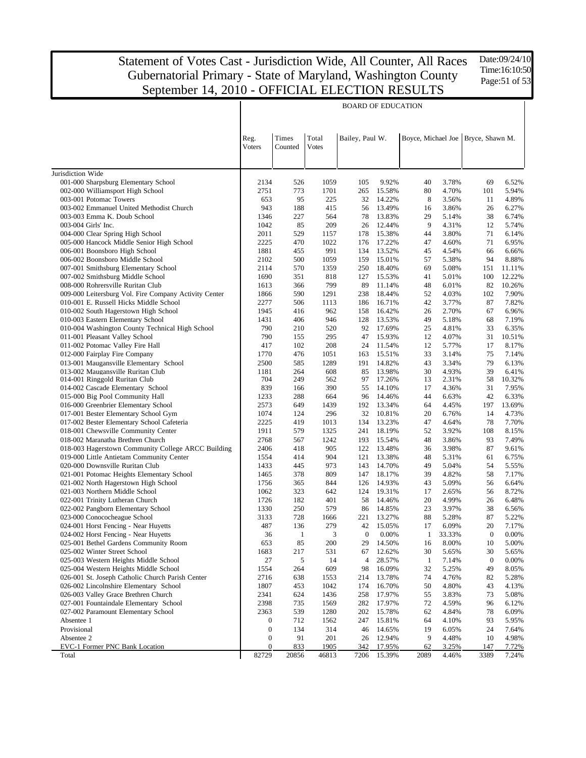# Statement of Votes Cast - Jurisdiction Wide, All Counter, All Races
# Gubernatorial Primary - State of Maryland, Washington County
# September 14, 2010 - OFFICIAL ELECTION RESULTS

Date:09/24/10
Time:16:10:50

| | BOARD OF EDUCATION | | | | | | | | |
|---|---|---|---|---|---|---|---|---|---|
| | Reg. Voters | Times Counted | Total Votes | Bailey, Paul W. | | Boyce, Michael Joe | | Bryce, Shawn M. | |
| Jurisdiction Wide | | | | | | | | | |
| 001-000 Sharpsburg Elementary School | 2134 | 526 | 1059 | 105 | 9.92% | 40 | 3.78% | 69 | 6.52% |
| 002-000 Williamsport High School | 2751 | 773 | 1701 | 265 | 15.58% | 80 | 4.70% | 101 | 5.94% |
| 003-001 Potomac Towers | 653 | 95 | 225 | 32 | 14.22% | 8 | 3.56% | 11 | 4.89% |
| 003-002 Emmanuel United Methodist Church | 943 | 188 | 415 | 56 | 13.49% | 16 | 3.86% | 26 | 6.27% |
| 003-003 Emma K. Doub School | 1346 | 227 | 564 | 78 | 13.83% | 29 | 5.14% | 38 | 6.74% |
| 003-004 Girls' Inc. | 1042 | 85 | 209 | 26 | 12.44% | 9 | 4.31% | 12 | 5.74% |
| 004-000 Clear Spring High School | 2011 | 529 | 1157 | 178 | 15.38% | 44 | 3.80% | 71 | 6.14% |
| 005-000 Hancock Middle Senior High School | 2225 | 470 | 1022 | 176 | 17.22% | 47 | 4.60% | 71 | 6.95% |
| 006-001 Boonsboro High School | 1881 | 455 | 991 | 134 | 13.52% | 45 | 4.54% | 66 | 6.66% |
| 006-002 Boonsboro Middle School | 2102 | 500 | 1059 | 159 | 15.01% | 57 | 5.38% | 94 | 8.88% |
| 007-001 Smithsburg Elementary School | 2114 | 570 | 1359 | 250 | 18.40% | 69 | 5.08% | 151 | 11.11% |
| 007-002 Smithsburg Middle School | 1690 | 351 | 818 | 127 | 15.53% | 41 | 5.01% | 100 | 12.22% |
| 008-000 Rohrersville Ruritan Club | 1613 | 366 | 799 | 89 | 11.14% | 48 | 6.01% | 82 | 10.26% |
| 009-000 Leitersburg Vol. Fire Company Activity Center | 1866 | 590 | 1291 | 238 | 18.44% | 52 | 4.03% | 102 | 7.90% |
| 010-001 E. Russell Hicks Middle School | 2277 | 506 | 1113 | 186 | 16.71% | 42 | 3.77% | 87 | 7.82% |
| 010-002 South Hagerstown High School | 1945 | 416 | 962 | 158 | 16.42% | 26 | 2.70% | 67 | 6.96% |
| 010-003 Eastern Elementary School | 1431 | 406 | 946 | 128 | 13.53% | 49 | 5.18% | 68 | 7.19% |
| 010-004 Washington County Technical High School | 790 | 210 | 520 | 92 | 17.69% | 25 | 4.81% | 33 | 6.35% |
| 011-001 Pleasant Valley School | 790 | 155 | 295 | 47 | 15.93% | 12 | 4.07% | 31 | 10.51% |
| 011-002 Potomac Valley Fire Hall | 417 | 102 | 208 | 24 | 11.54% | 12 | 5.77% | 17 | 8.17% |
| 012-000 Fairplay Fire Company | 1770 | 476 | 1051 | 163 | 15.51% | 33 | 3.14% | 75 | 7.14% |
| 013-001 Maugansville Elementary School | 2500 | 585 | 1289 | 191 | 14.82% | 43 | 3.34% | 79 | 6.13% |
| 013-002 Maugansville Ruritan Club | 1181 | 264 | 608 | 85 | 13.98% | 30 | 4.93% | 39 | 6.41% |
| 014-001 Ringgold Ruritan Club | 704 | 249 | 562 | 97 | 17.26% | 13 | 2.31% | 58 | 10.32% |
| 014-002 Cascade Elementary School | 839 | 166 | 390 | 55 | 14.10% | 17 | 4.36% | 31 | 7.95% |
| 015-000 Big Pool Community Hall | 1233 | 288 | 664 | 96 | 14.46% | 44 | 6.63% | 42 | 6.33% |
| 016-000 Greenbrier Elementary School | 2573 | 649 | 1439 | 192 | 13.34% | 64 | 4.45% | 197 | 13.69% |
| 017-001 Bester Elementary School Gym | 1074 | 124 | 296 | 32 | 10.81% | 20 | 6.76% | 14 | 4.73% |
| 017-002 Bester Elementary School Cafeteria | 2225 | 419 | 1013 | 134 | 13.23% | 47 | 4.64% | 78 | 7.70% |
| 018-001 Chewsville Community Center | 1911 | 579 | 1325 | 241 | 18.19% | 52 | 3.92% | 108 | 8.15% |
| 018-002 Maranatha Brethren Church | 2768 | 567 | 1242 | 193 | 15.54% | 48 | 3.86% | 93 | 7.49% |
| 018-003 Hagerstown Community College ARCC Building | 2406 | 418 | 905 | 122 | 13.48% | 36 | 3.98% | 87 | 9.61% |
| 019-000 Little Antietam Community Center | 1554 | 414 | 904 | 121 | 13.38% | 48 | 5.31% | 61 | 6.75% |
| 020-000 Downsville Ruritan Club | 1433 | 445 | 973 | 143 | 14.70% | 49 | 5.04% | 54 | 5.55% |
| 021-001 Potomac Heights Elementary School | 1465 | 378 | 809 | 147 | 18.17% | 39 | 4.82% | 58 | 7.17% |
| 021-002 North Hagerstown High School | 1756 | 365 | 844 | 126 | 14.93% | 43 | 5.09% | 56 | 6.64% |
| 021-003 Northern Middle School | 1062 | 323 | 642 | 124 | 19.31% | 17 | 2.65% | 56 | 8.72% |
| 022-001 Trinity Lutheran Church | 1726 | 182 | 401 | 58 | 14.46% | 20 | 4.99% | 26 | 6.48% |
| 022-002 Pangborn Elementary School | 1330 | 250 | 579 | 86 | 14.85% | 23 | 3.97% | 38 | 6.56% |
| 023-000 Conococheague School | 3133 | 728 | 1666 | 221 | 13.27% | 88 | 5.28% | 87 | 5.22% |
| 024-001 Horst Fencing - Near Huyetts | 487 | 136 | 279 | 42 | 15.05% | 17 | 6.09% | 20 | 7.17% |
| 024-002 Horst Fencing - Near Huyetts | 36 | 1 | 3 | 0 | 0.00% | 1 | 33.33% | 0 | 0.00% |
| 025-001 Bethel Gardens Community Room | 653 | 85 | 200 | 29 | 14.50% | 16 | 8.00% | 10 | 5.00% |
| 025-002 Winter Street School | 1683 | 217 | 531 | 67 | 12.62% | 30 | 5.65% | 30 | 5.65% |
| 025-003 Western Heights Middle School | 27 | 5 | 14 | 4 | 28.57% | 1 | 7.14% | 0 | 0.00% |
| 025-004 Western Heights Middle School | 1554 | 264 | 609 | 98 | 16.09% | 32 | 5.25% | 49 | 8.05% |
| 026-001 St. Joseph Catholic Church Parish Center | 2716 | 638 | 1553 | 214 | 13.78% | 74 | 4.76% | 82 | 5.28% |
| 026-002 Lincolnshire Elementary School | 1807 | 453 | 1042 | 174 | 16.70% | 50 | 4.80% | 43 | 4.13% |
| 026-003 Valley Grace Brethren Church | 2341 | 624 | 1436 | 258 | 17.97% | 55 | 3.83% | 73 | 5.08% |
| 027-001 Fountaindale Elementary School | 2398 | 735 | 1569 | 282 | 17.97% | 72 | 4.59% | 96 | 6.12% |
| 027-002 Paramount Elementary School | 2363 | 539 | 1280 | 202 | 15.78% | 62 | 4.84% | 78 | 6.09% |
| Absentee 1 | 0 | 712 | 1562 | 247 | 15.81% | 64 | 4.10% | 93 | 5.95% |
| Provisional | 0 | 134 | 314 | 46 | 14.65% | 19 | 6.05% | 24 | 7.64% |
| Absentee 2 | 0 | 91 | 201 | 26 | 12.94% | 9 | 4.48% | 10 | 4.98% |
| EVC-1 Former PNC Bank Location | 0 | 833 | 1905 | 342 | 17.95% | 62 | 3.25% | 147 | 7.72% |
| Total | 82729 | 20856 | 46813 | 7206 | 15.39% | 2089 | 4.46% | 3389 | 7.24% |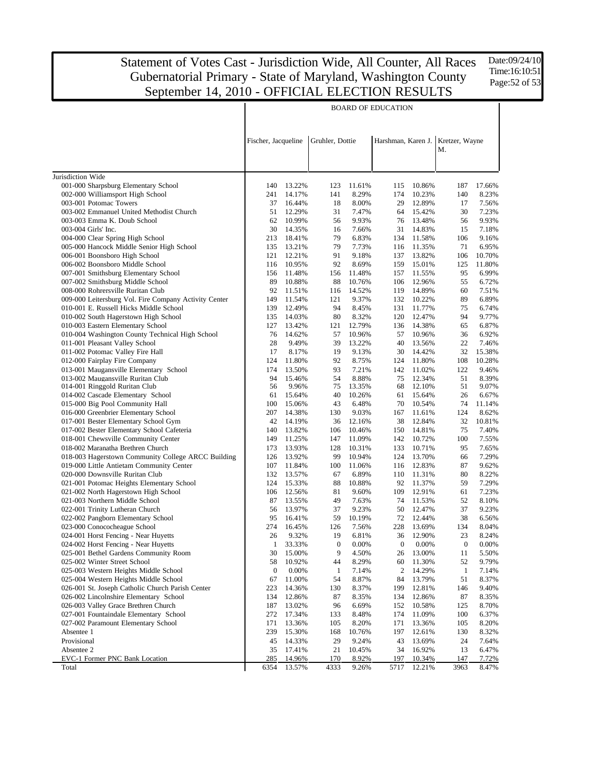# Statement of Votes Cast - Jurisdiction Wide, All Counter, All Races
# Gubernatorial Primary - State of Maryland, Washington County
# September 14, 2010 - OFFICIAL ELECTION RESULTS

Date:09/24/10
Time:16:10:51

| | BOARD OF EDUCATION | | | | | | | |
|---|---|---|---|---|---|---|---|---|
| | Fischer, Jacqueline | | Gruhler, Dottie | | Harshman, Karen J. | | Kretzer, Wayne M. | |
| Jurisdiction Wide | | | | | | | | |
| 001-000 Sharpsburg Elementary School | 140 | 13.22% | 123 | 11.61% | 115 | 10.86% | 187 | 17.66% |
| 002-000 Williamsport High School | 241 | 14.17% | 141 | 8.29% | 174 | 10.23% | 140 | 8.23% |
| 003-001 Potomac Towers | 37 | 16.44% | 18 | 8.00% | 29 | 12.89% | 17 | 7.56% |
| 003-002 Emmanuel United Methodist Church | 51 | 12.29% | 31 | 7.47% | 64 | 15.42% | 30 | 7.23% |
| 003-003 Emma K. Doub School | 62 | 10.99% | 56 | 9.93% | 76 | 13.48% | 56 | 9.93% |
| 003-004 Girls' Inc. | 30 | 14.35% | 16 | 7.66% | 31 | 14.83% | 15 | 7.18% |
| 004-000 Clear Spring High School | 213 | 18.41% | 79 | 6.83% | 134 | 11.58% | 106 | 9.16% |
| 005-000 Hancock Middle Senior High School | 135 | 13.21% | 79 | 7.73% | 116 | 11.35% | 71 | 6.95% |
| 006-001 Boonsboro High School | 121 | 12.21% | 91 | 9.18% | 137 | 13.82% | 106 | 10.70% |
| 006-002 Boonsboro Middle School | 116 | 10.95% | 92 | 8.69% | 159 | 15.01% | 125 | 11.80% |
| 007-001 Smithsburg Elementary School | 156 | 11.48% | 156 | 11.48% | 157 | 11.55% | 95 | 6.99% |
| 007-002 Smithsburg Middle School | 89 | 10.88% | 88 | 10.76% | 106 | 12.96% | 55 | 6.72% |
| 008-000 Rohrersville Ruritan Club | 92 | 11.51% | 116 | 14.52% | 119 | 14.89% | 60 | 7.51% |
| 009-000 Leitersburg Vol. Fire Company Activity Center | 149 | 11.54% | 121 | 9.37% | 132 | 10.22% | 89 | 6.89% |
| 010-001 E. Russell Hicks Middle School | 139 | 12.49% | 94 | 8.45% | 131 | 11.77% | 75 | 6.74% |
| 010-002 South Hagerstown High School | 135 | 14.03% | 80 | 8.32% | 120 | 12.47% | 94 | 9.77% |
| 010-003 Eastern Elementary School | 127 | 13.42% | 121 | 12.79% | 136 | 14.38% | 65 | 6.87% |
| 010-004 Washington County Technical High School | 76 | 14.62% | 57 | 10.96% | 57 | 10.96% | 36 | 6.92% |
| 011-001 Pleasant Valley School | 28 | 9.49% | 39 | 13.22% | 40 | 13.56% | 22 | 7.46% |
| 011-002 Potomac Valley Fire Hall | 17 | 8.17% | 19 | 9.13% | 30 | 14.42% | 32 | 15.38% |
| 012-000 Fairplay Fire Company | 124 | 11.80% | 92 | 8.75% | 124 | 11.80% | 108 | 10.28% |
| 013-001 Maugansville Elementary School | 174 | 13.50% | 93 | 7.21% | 142 | 11.02% | 122 | 9.46% |
| 013-002 Maugansville Ruritan Club | 94 | 15.46% | 54 | 8.88% | 75 | 12.34% | 51 | 8.39% |
| 014-001 Ringgold Ruritan Club | 56 | 9.96% | 75 | 13.35% | 68 | 12.10% | 51 | 9.07% |
| 014-002 Cascade Elementary School | 61 | 15.64% | 40 | 10.26% | 61 | 15.64% | 26 | 6.67% |
| 015-000 Big Pool Community Hall | 100 | 15.06% | 43 | 6.48% | 70 | 10.54% | 74 | 11.14% |
| 016-000 Greenbrier Elementary School | 207 | 14.38% | 130 | 9.03% | 167 | 11.61% | 124 | 8.62% |
| 017-001 Bester Elementary School Gym | 42 | 14.19% | 36 | 12.16% | 38 | 12.84% | 32 | 10.81% |
| 017-002 Bester Elementary School Cafeteria | 140 | 13.82% | 106 | 10.46% | 150 | 14.81% | 75 | 7.40% |
| 018-001 Chewsville Community Center | 149 | 11.25% | 147 | 11.09% | 142 | 10.72% | 100 | 7.55% |
| 018-002 Maranatha Brethren Church | 173 | 13.93% | 128 | 10.31% | 133 | 10.71% | 95 | 7.65% |
| 018-003 Hagerstown Community College ARCC Building | 126 | 13.92% | 99 | 10.94% | 124 | 13.70% | 66 | 7.29% |
| 019-000 Little Antietam Community Center | 107 | 11.84% | 100 | 11.06% | 116 | 12.83% | 87 | 9.62% |
| 020-000 Downsville Ruritan Club | 132 | 13.57% | 67 | 6.89% | 110 | 11.31% | 80 | 8.22% |
| 021-001 Potomac Heights Elementary School | 124 | 15.33% | 88 | 10.88% | 92 | 11.37% | 59 | 7.29% |
| 021-002 North Hagerstown High School | 106 | 12.56% | 81 | 9.60% | 109 | 12.91% | 61 | 7.23% |
| 021-003 Northern Middle School | 87 | 13.55% | 49 | 7.63% | 74 | 11.53% | 52 | 8.10% |
| 022-001 Trinity Lutheran Church | 56 | 13.97% | 37 | 9.23% | 50 | 12.47% | 37 | 9.23% |
| 022-002 Pangborn Elementary School | 95 | 16.41% | 59 | 10.19% | 72 | 12.44% | 38 | 6.56% |
| 023-000 Conococheague School | 274 | 16.45% | 126 | 7.56% | 228 | 13.69% | 134 | 8.04% |
| 024-001 Horst Fencing - Near Huyetts | 26 | 9.32% | 19 | 6.81% | 36 | 12.90% | 23 | 8.24% |
| 024-002 Horst Fencing - Near Huyetts | 1 | 33.33% | 0 | 0.00% | 0 | 0.00% | 0 | 0.00% |
| 025-001 Bethel Gardens Community Room | 30 | 15.00% | 9 | 4.50% | 26 | 13.00% | 11 | 5.50% |
| 025-002 Winter Street School | 58 | 10.92% | 44 | 8.29% | 60 | 11.30% | 52 | 9.79% |
| 025-003 Western Heights Middle School | 0 | 0.00% | 1 | 7.14% | 2 | 14.29% | 1 | 7.14% |
| 025-004 Western Heights Middle School | 67 | 11.00% | 54 | 8.87% | 84 | 13.79% | 51 | 8.37% |
| 026-001 St. Joseph Catholic Church Parish Center | 223 | 14.36% | 130 | 8.37% | 199 | 12.81% | 146 | 9.40% |
| 026-002 Lincolnshire Elementary School | 134 | 12.86% | 87 | 8.35% | 134 | 12.86% | 87 | 8.35% |
| 026-003 Valley Grace Brethren Church | 187 | 13.02% | 96 | 6.69% | 152 | 10.58% | 125 | 8.70% |
| 027-001 Fountaindale Elementary School | 272 | 17.34% | 133 | 8.48% | 174 | 11.09% | 100 | 6.37% |
| 027-002 Paramount Elementary School | 171 | 13.36% | 105 | 8.20% | 171 | 13.36% | 105 | 8.20% |
| Absentee 1 | 239 | 15.30% | 168 | 10.76% | 197 | 12.61% | 130 | 8.32% |
| Provisional | 45 | 14.33% | 29 | 9.24% | 43 | 13.69% | 24 | 7.64% |
| Absentee 2 | 35 | 17.41% | 21 | 10.45% | 34 | 16.92% | 13 | 6.47% |
| EVC-1 Former PNC Bank Location | 285 | 14.96% | 170 | 8.92% | 197 | 10.34% | 147 | 7.72% |
| Total | 6354 | 13.57% | 4333 | 9.26% | 5717 | 12.21% | 3963 | 8.47% |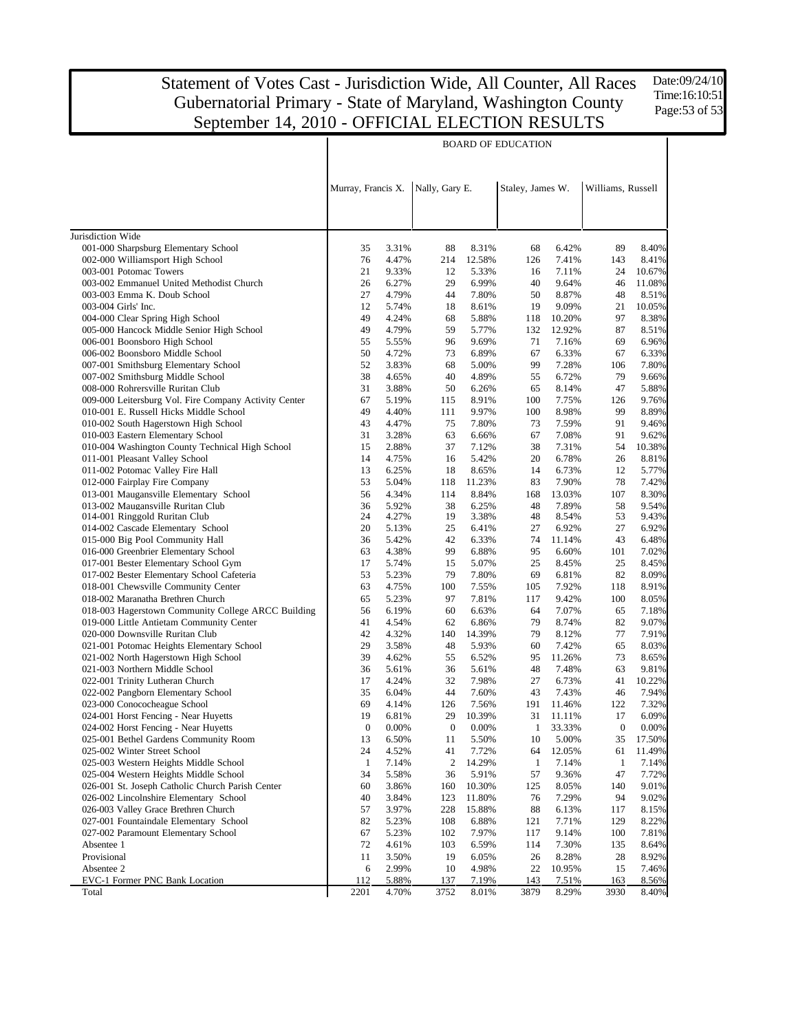# Statement of Votes Cast - Jurisdiction Wide, All Counter, All Races
# Gubernatorial Primary - State of Maryland, Washington County
# September 14, 2010 - OFFICIAL ELECTION RESULTS

Date:09/24/10
Time:16:10:51

| | BOARD OF EDUCATION | | | | | | | |
|---|---|---|---|---|---|---|---|---|
| | Murray, Francis X. | | Nally, Gary E. | | Staley, James W. | | Williams, Russell | |
| Jurisdiction Wide | | | | | | | | |
| 001-000 Sharpsburg Elementary School | 35 | 3.31% | 88 | 8.31% | 68 | 6.42% | 89 | 8.40% |
| 002-000 Williamsport High School | 76 | 4.47% | 214 | 12.58% | 126 | 7.41% | 143 | 8.41% |
| 003-001 Potomac Towers | 21 | 9.33% | 12 | 5.33% | 16 | 7.11% | 24 | 10.67% |
| 003-002 Emmanuel United Methodist Church | 26 | 6.27% | 29 | 6.99% | 40 | 9.64% | 46 | 11.08% |
| 003-003 Emma K. Doub School | 27 | 4.79% | 44 | 7.80% | 50 | 8.87% | 48 | 8.51% |
| 003-004 Girls' Inc. | 12 | 5.74% | 18 | 8.61% | 19 | 9.09% | 21 | 10.05% |
| 004-000 Clear Spring High School | 49 | 4.24% | 68 | 5.88% | 118 | 10.20% | 97 | 8.38% |
| 005-000 Hancock Middle Senior High School | 49 | 4.79% | 59 | 5.77% | 132 | 12.92% | 87 | 8.51% |
| 006-001 Boonsboro High School | 55 | 5.55% | 96 | 9.69% | 71 | 7.16% | 69 | 6.96% |
| 006-002 Boonsboro Middle School | 50 | 4.72% | 73 | 6.89% | 67 | 6.33% | 67 | 6.33% |
| 007-001 Smithsburg Elementary School | 52 | 3.83% | 68 | 5.00% | 99 | 7.28% | 106 | 7.80% |
| 007-002 Smithsburg Middle School | 38 | 4.65% | 40 | 4.89% | 55 | 6.72% | 79 | 9.66% |
| 008-000 Rohrersville Ruritan Club | 31 | 3.88% | 50 | 6.26% | 65 | 8.14% | 47 | 5.88% |
| 009-000 Leitersburg Vol. Fire Company Activity Center | 67 | 5.19% | 115 | 8.91% | 100 | 7.75% | 126 | 9.76% |
| 010-001 E. Russell Hicks Middle School | 49 | 4.40% | 111 | 9.97% | 100 | 8.98% | 99 | 8.89% |
| 010-002 South Hagerstown High School | 43 | 4.47% | 75 | 7.80% | 73 | 7.59% | 91 | 9.46% |
| 010-003 Eastern Elementary School | 31 | 3.28% | 63 | 6.66% | 67 | 7.08% | 91 | 9.62% |
| 010-004 Washington County Technical High School | 15 | 2.88% | 37 | 7.12% | 38 | 7.31% | 54 | 10.38% |
| 011-001 Pleasant Valley School | 14 | 4.75% | 16 | 5.42% | 20 | 6.78% | 26 | 8.81% |
| 011-002 Potomac Valley Fire Hall | 13 | 6.25% | 18 | 8.65% | 14 | 6.73% | 12 | 5.77% |
| 012-000 Fairplay Fire Company | 53 | 5.04% | 118 | 11.23% | 83 | 7.90% | 78 | 7.42% |
| 013-001 Maugansville Elementary School | 56 | 4.34% | 114 | 8.84% | 168 | 13.03% | 107 | 8.30% |
| 013-002 Maugansville Ruritan Club | 36 | 5.92% | 38 | 6.25% | 48 | 7.89% | 58 | 9.54% |
| 014-001 Ringgold Ruritan Club | 24 | 4.27% | 19 | 3.38% | 48 | 8.54% | 53 | 9.43% |
| 014-002 Cascade Elementary School | 20 | 5.13% | 25 | 6.41% | 27 | 6.92% | 27 | 6.92% |
| 015-000 Big Pool Community Hall | 36 | 5.42% | 42 | 6.33% | 74 | 11.14% | 43 | 6.48% |
| 016-000 Greenbrier Elementary School | 63 | 4.38% | 99 | 6.88% | 95 | 6.60% | 101 | 7.02% |
| 017-001 Bester Elementary School Gym | 17 | 5.74% | 15 | 5.07% | 25 | 8.45% | 25 | 8.45% |
| 017-002 Bester Elementary School Cafeteria | 53 | 5.23% | 79 | 7.80% | 69 | 6.81% | 82 | 8.09% |
| 018-001 Chewsville Community Center | 63 | 4.75% | 100 | 7.55% | 105 | 7.92% | 118 | 8.91% |
| 018-002 Maranatha Brethren Church | 65 | 5.23% | 97 | 7.81% | 117 | 9.42% | 100 | 8.05% |
| 018-003 Hagerstown Community College ARCC Building | 56 | 6.19% | 60 | 6.63% | 64 | 7.07% | 65 | 7.18% |
| 019-000 Little Antietam Community Center | 41 | 4.54% | 62 | 6.86% | 79 | 8.74% | 82 | 9.07% |
| 020-000 Downsville Ruritan Club | 42 | 4.32% | 140 | 14.39% | 79 | 8.12% | 77 | 7.91% |
| 021-001 Potomac Heights Elementary School | 29 | 3.58% | 48 | 5.93% | 60 | 7.42% | 65 | 8.03% |
| 021-002 North Hagerstown High School | 39 | 4.62% | 55 | 6.52% | 95 | 11.26% | 73 | 8.65% |
| 021-003 Northern Middle School | 36 | 5.61% | 36 | 5.61% | 48 | 7.48% | 63 | 9.81% |
| 022-001 Trinity Lutheran Church | 17 | 4.24% | 32 | 7.98% | 27 | 6.73% | 41 | 10.22% |
| 022-002 Pangborn Elementary School | 35 | 6.04% | 44 | 7.60% | 43 | 7.43% | 46 | 7.94% |
| 023-000 Conococheague School | 69 | 4.14% | 126 | 7.56% | 191 | 11.46% | 122 | 7.32% |
| 024-001 Horst Fencing - Near Huyetts | 19 | 6.81% | 29 | 10.39% | 31 | 11.11% | 17 | 6.09% |
| 024-002 Horst Fencing - Near Huyetts | 0 | 0.00% | 0 | 0.00% | 1 | 33.33% | 0 | 0.00% |
| 025-001 Bethel Gardens Community Room | 13 | 6.50% | 11 | 5.50% | 10 | 5.00% | 35 | 17.50% |
| 025-002 Winter Street School | 24 | 4.52% | 41 | 7.72% | 64 | 12.05% | 61 | 11.49% |
| 025-003 Western Heights Middle School | 1 | 7.14% | 2 | 14.29% | 1 | 7.14% | 1 | 7.14% |
| 025-004 Western Heights Middle School | 34 | 5.58% | 36 | 5.91% | 57 | 9.36% | 47 | 7.72% |
| 026-001 St. Joseph Catholic Church Parish Center | 60 | 3.86% | 160 | 10.30% | 125 | 8.05% | 140 | 9.01% |
| 026-002 Lincolnshire Elementary School | 40 | 3.84% | 123 | 11.80% | 76 | 7.29% | 94 | 9.02% |
| 026-003 Valley Grace Brethren Church | 57 | 3.97% | 228 | 15.88% | 88 | 6.13% | 117 | 8.15% |
| 027-001 Fountaindale Elementary School | 82 | 5.23% | 108 | 6.88% | 121 | 7.71% | 129 | 8.22% |
| 027-002 Paramount Elementary School | 67 | 5.23% | 102 | 7.97% | 117 | 9.14% | 100 | 7.81% |
| Absentee 1 | 72 | 4.61% | 103 | 6.59% | 114 | 7.30% | 135 | 8.64% |
| Provisional | 11 | 3.50% | 19 | 6.05% | 26 | 8.28% | 28 | 8.92% |
| Absentee 2 | 6 | 2.99% | 10 | 4.98% | 22 | 10.95% | 15 | 7.46% |
| EVC-1 Former PNC Bank Location | 112 | 5.88% | 137 | 7.19% | 143 | 7.51% | 163 | 8.56% |
| Total | 2201 | 4.70% | 3752 | 8.01% | 3879 | 8.29% | 3930 | 8.40% |